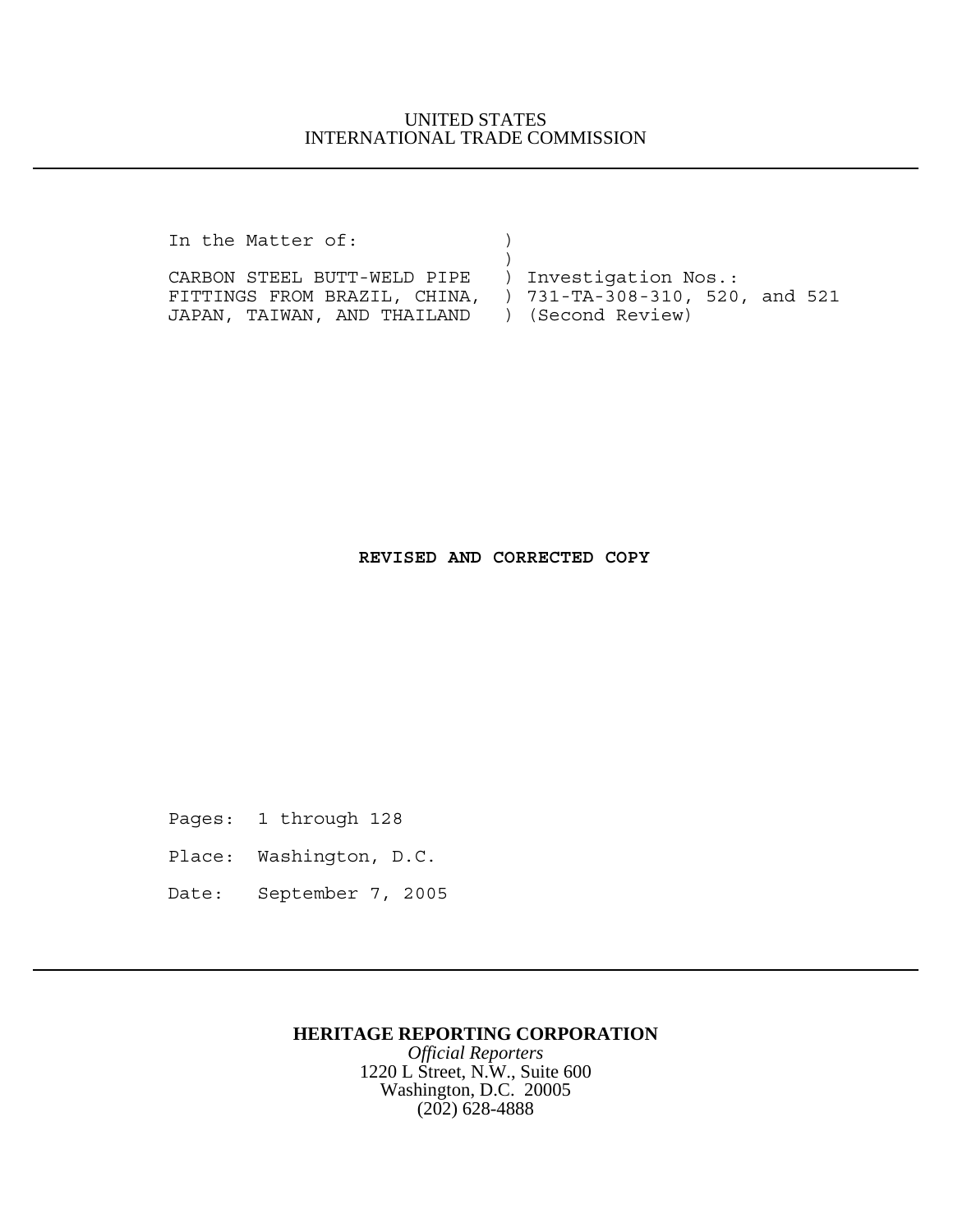UNITED STATES
INTERNATIONAL TRADE COMMISSION

---

```
In the Matter of:              )
                               )
CARBON STEEL BUTT-WELD PIPE    ) Investigation Nos.:
FITTINGS FROM BRAZIL, CHINA,   ) 731-TA-308-310, 520, and 521
JAPAN, TAIWAN, AND THAILAND    ) (Second Review)
```

**REVISED AND CORRECTED COPY**

Pages: 1 through 128

Place: Washington, D.C.

Date: September 7, 2005

---

**HERITAGE REPORTING CORPORATION**
*Official Reporters*
1220 L Street, N.W., Suite 600
Washington, D.C. 20005
(202) 628-4888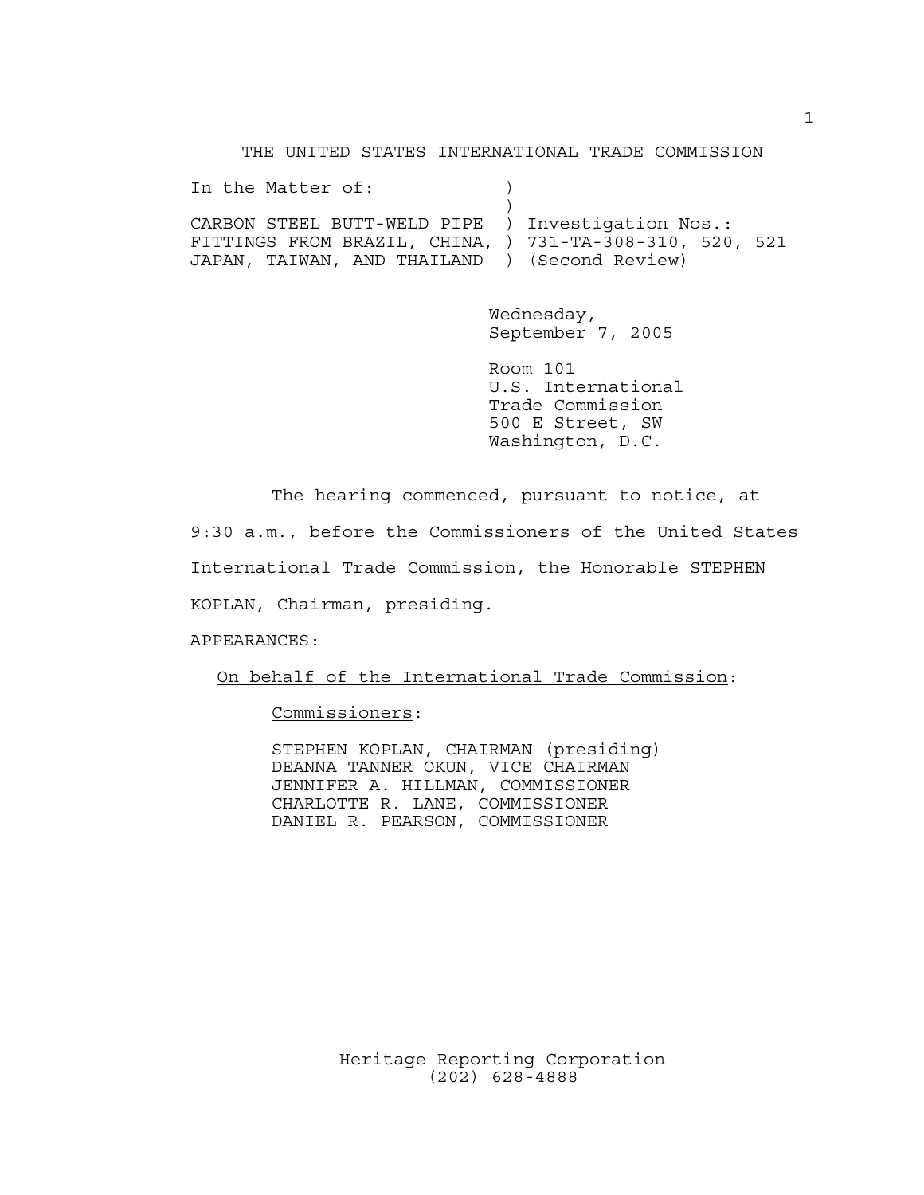THE UNITED STATES INTERNATIONAL TRADE COMMISSION

In the Matter of: )
)
CARBON STEEL BUTT-WELD PIPE ) Investigation Nos.:
FITTINGS FROM BRAZIL, CHINA, ) 731-TA-308-310, 520, 521
JAPAN, TAIWAN, AND THAILAND ) (Second Review)

Wednesday,
September 7, 2005

Room 101
U.S. International
Trade Commission
500 E Street, SW
Washington, D.C.

The hearing commenced, pursuant to notice, at 9:30 a.m., before the Commissioners of the United States International Trade Commission, the Honorable STEPHEN KOPLAN, Chairman, presiding.

APPEARANCES:

On behalf of the International Trade Commission:

Commissioners:

STEPHEN KOPLAN, CHAIRMAN (presiding)
DEANNA TANNER OKUN, VICE CHAIRMAN
JENNIFER A. HILLMAN, COMMISSIONER
CHARLOTTE R. LANE, COMMISSIONER
DANIEL R. PEARSON, COMMISSIONER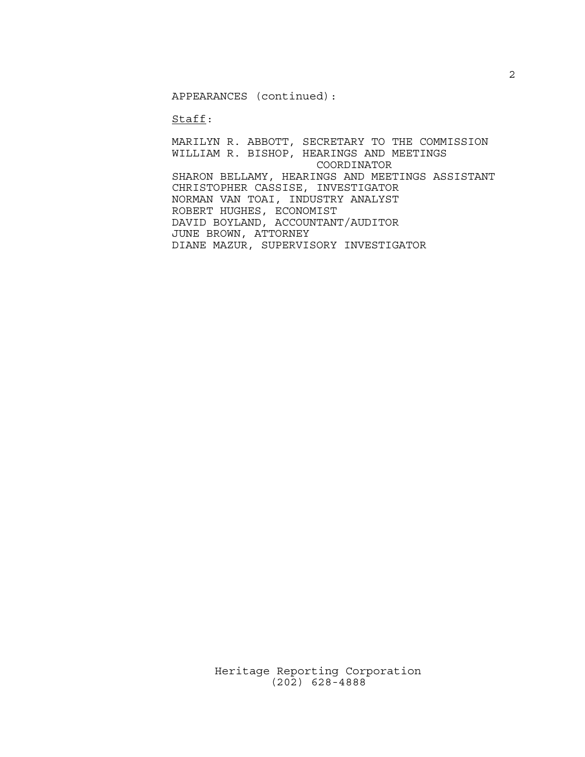APPEARANCES (continued):

Staff:

MARILYN R. ABBOTT, SECRETARY TO THE COMMISSION
WILLIAM R. BISHOP, HEARINGS AND MEETINGS COORDINATOR
SHARON BELLAMY, HEARINGS AND MEETINGS ASSISTANT
CHRISTOPHER CASSISE, INVESTIGATOR
NORMAN VAN TOAI, INDUSTRY ANALYST
ROBERT HUGHES, ECONOMIST
DAVID BOYLAND, ACCOUNTANT/AUDITOR
JUNE BROWN, ATTORNEY
DIANE MAZUR, SUPERVISORY INVESTIGATOR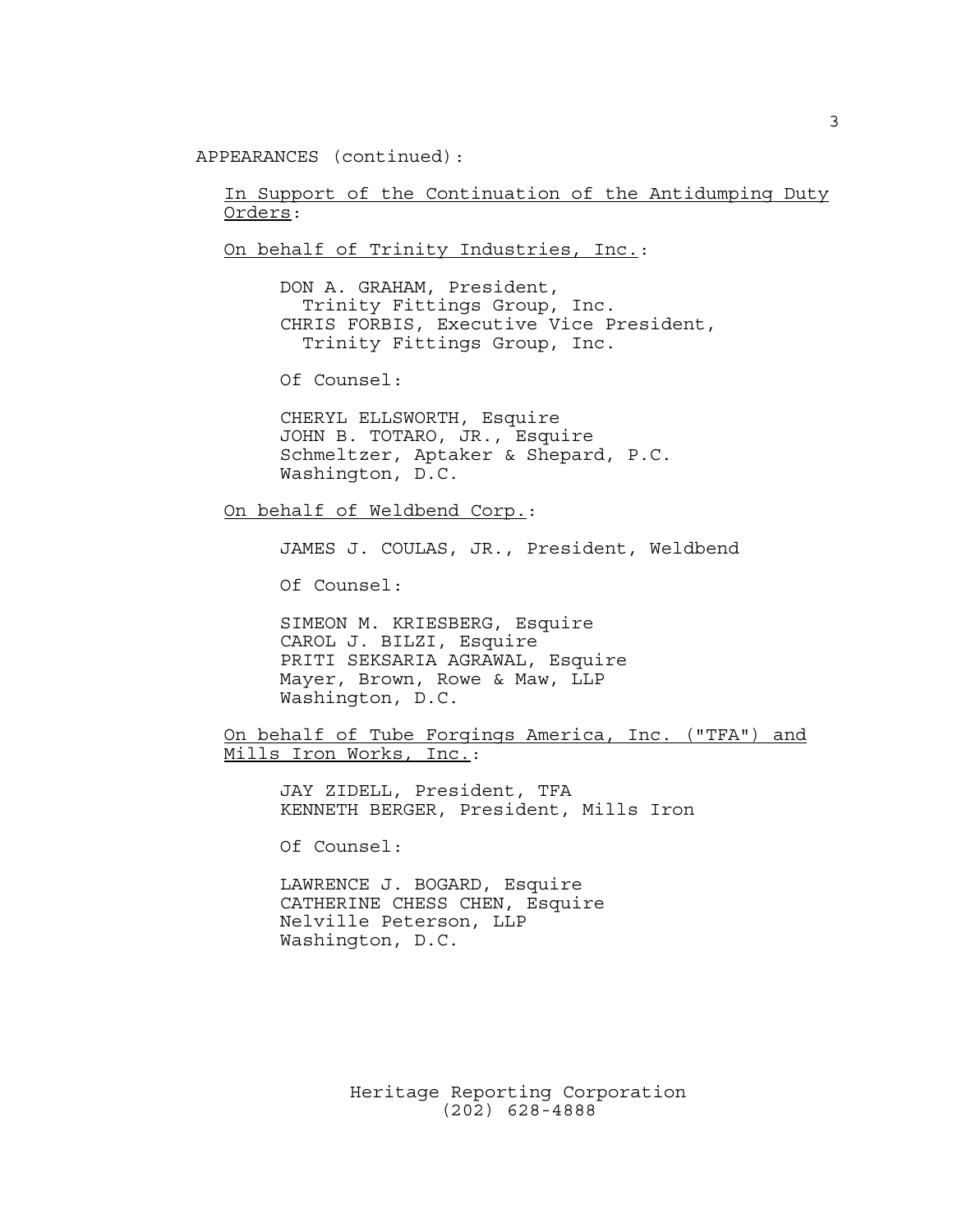APPEARANCES (continued):

In Support of the Continuation of the Antidumping Duty Orders:

On behalf of Trinity Industries, Inc.:

DON A. GRAHAM, President,
Trinity Fittings Group, Inc.
CHRIS FORBIS, Executive Vice President,
Trinity Fittings Group, Inc.

Of Counsel:

CHERYL ELLSWORTH, Esquire
JOHN B. TOTARO, JR., Esquire
Schmeltzer, Aptaker & Shepard, P.C.
Washington, D.C.

On behalf of Weldbend Corp.:

JAMES J. COULAS, JR., President, Weldbend

Of Counsel:

SIMEON M. KRIESBERG, Esquire
CAROL J. BILZI, Esquire
PRITI SEKSARIA AGRAWAL, Esquire
Mayer, Brown, Rowe & Maw, LLP
Washington, D.C.

On behalf of Tube Forgings America, Inc. ("TFA") and Mills Iron Works, Inc.:

JAY ZIDELL, President, TFA
KENNETH BERGER, President, Mills Iron

Of Counsel:

LAWRENCE J. BOGARD, Esquire
CATHERINE CHESS CHEN, Esquire
Nelville Peterson, LLP
Washington, D.C.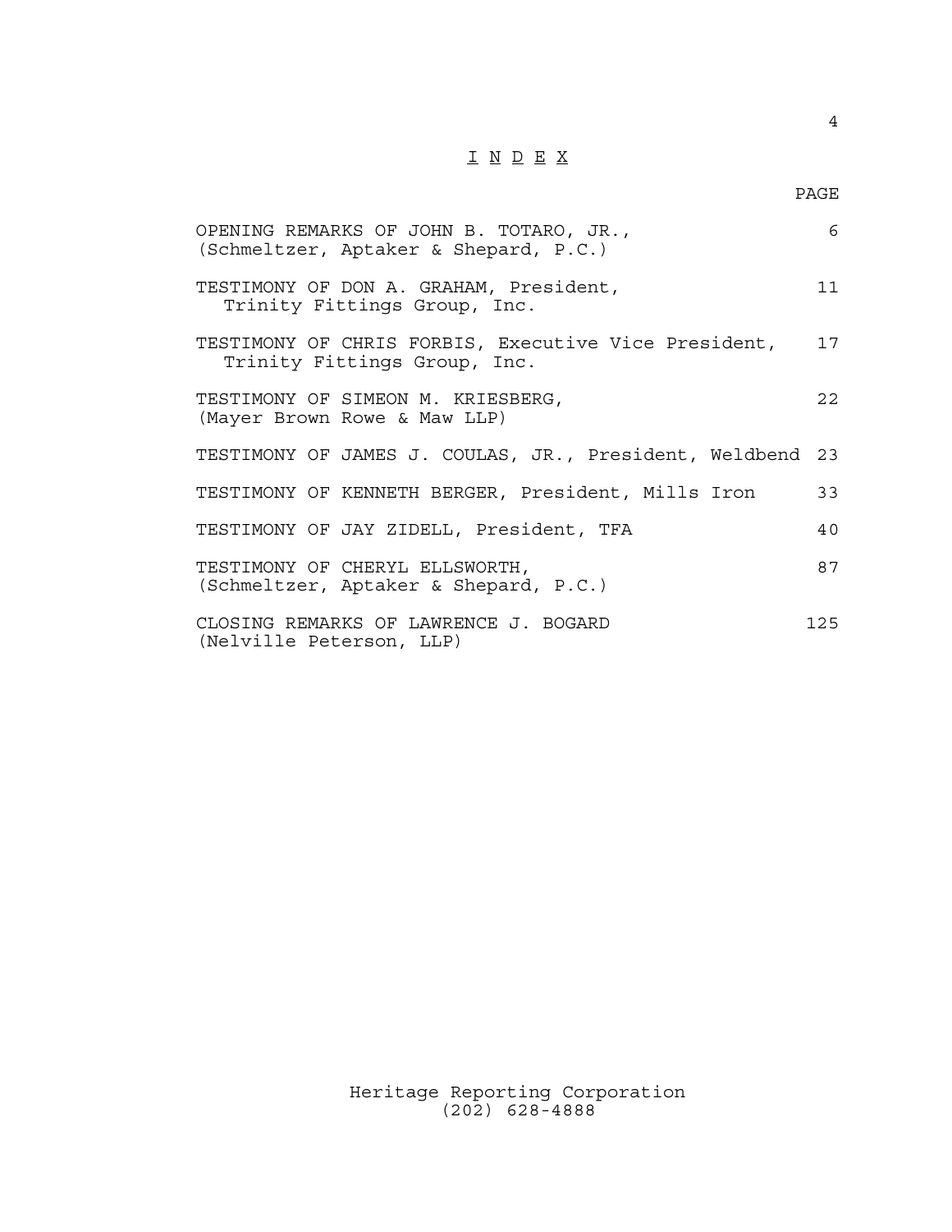# I N D E X

| | PAGE |
|---|---|
| OPENING REMARKS OF JOHN B. TOTARO, JR., (Schmeltzer, Aptaker & Shepard, P.C.) | 6 |
| TESTIMONY OF DON A. GRAHAM, President, Trinity Fittings Group, Inc. | 11 |
| TESTIMONY OF CHRIS FORBIS, Executive Vice President, Trinity Fittings Group, Inc. | 17 |
| TESTIMONY OF SIMEON M. KRIESBERG, (Mayer Brown Rowe & Maw LLP) | 22 |
| TESTIMONY OF JAMES J. COULAS, JR., President, Weldbend | 23 |
| TESTIMONY OF KENNETH BERGER, President, Mills Iron | 33 |
| TESTIMONY OF JAY ZIDELL, President, TFA | 40 |
| TESTIMONY OF CHERYL ELLSWORTH, (Schmeltzer, Aptaker & Shepard, P.C.) | 87 |
| CLOSING REMARKS OF LAWRENCE J. BOGARD (Nelville Peterson, LLP) | 125 |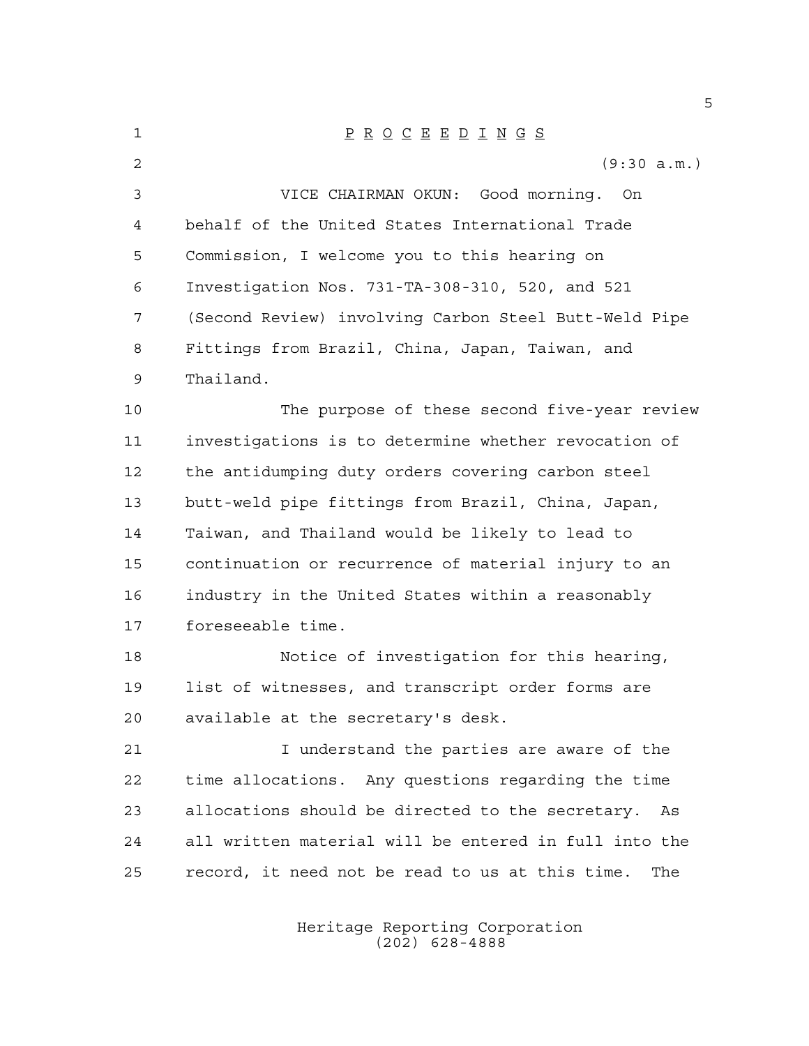P R O C E E D I N G S

(9:30 a.m.)

VICE CHAIRMAN OKUN: Good morning. On behalf of the United States International Trade Commission, I welcome you to this hearing on Investigation Nos. 731-TA-308-310, 520, and 521 (Second Review) involving Carbon Steel Butt-Weld Pipe Fittings from Brazil, China, Japan, Taiwan, and Thailand.

The purpose of these second five-year review investigations is to determine whether revocation of the antidumping duty orders covering carbon steel butt-weld pipe fittings from Brazil, China, Japan, Taiwan, and Thailand would be likely to lead to continuation or recurrence of material injury to an industry in the United States within a reasonably foreseeable time.

Notice of investigation for this hearing, list of witnesses, and transcript order forms are available at the secretary's desk.

I understand the parties are aware of the time allocations. Any questions regarding the time allocations should be directed to the secretary. As all written material will be entered in full into the record, it need not be read to us at this time. The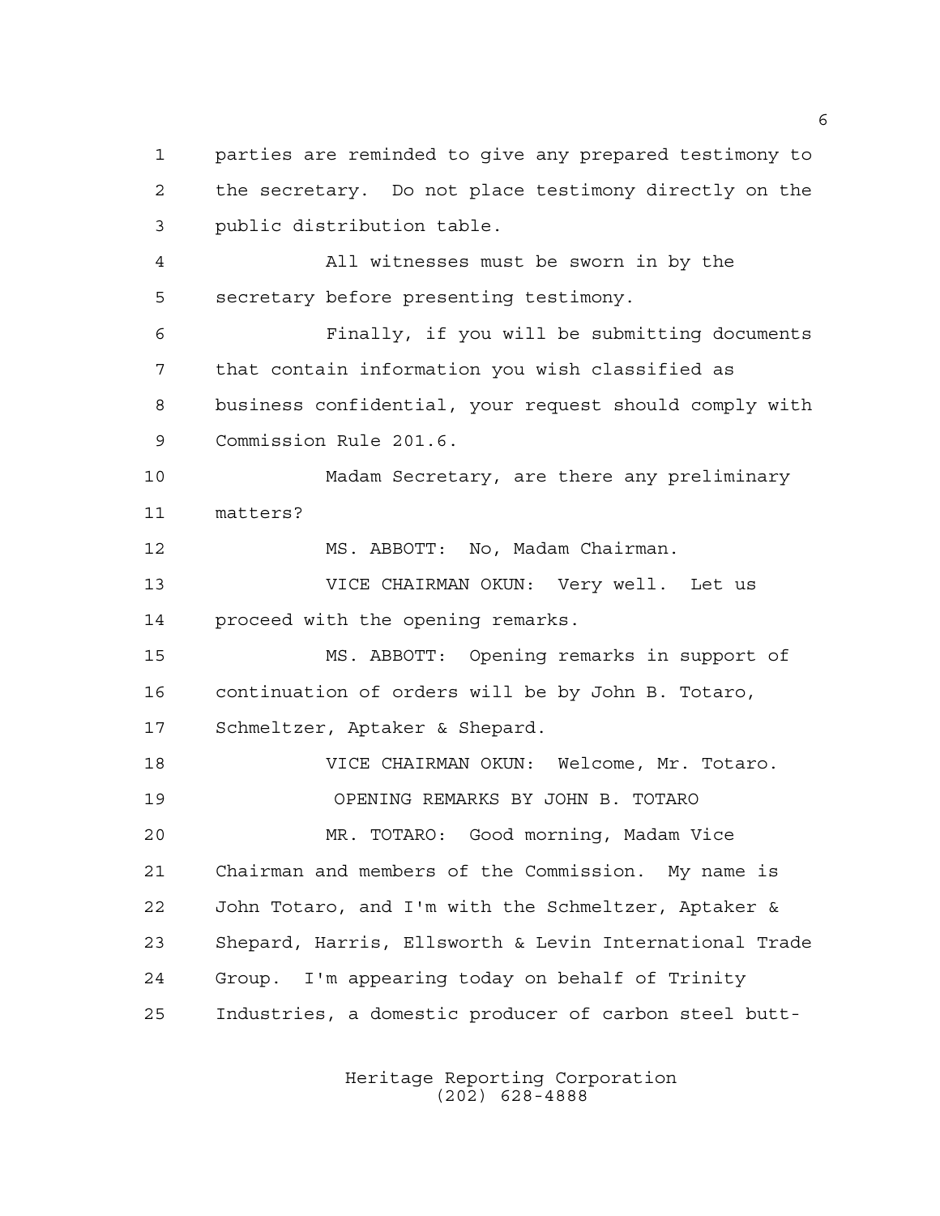parties are reminded to give any prepared testimony to the secretary. Do not place testimony directly on the public distribution table.

All witnesses must be sworn in by the secretary before presenting testimony.

Finally, if you will be submitting documents that contain information you wish classified as business confidential, your request should comply with Commission Rule 201.6.

Madam Secretary, are there any preliminary matters?

MS. ABBOTT: No, Madam Chairman.

VICE CHAIRMAN OKUN: Very well. Let us proceed with the opening remarks.

MS. ABBOTT: Opening remarks in support of continuation of orders will be by John B. Totaro, Schmeltzer, Aptaker & Shepard.

VICE CHAIRMAN OKUN: Welcome, Mr. Totaro.

OPENING REMARKS BY JOHN B. TOTARO

MR. TOTARO: Good morning, Madam Vice Chairman and members of the Commission. My name is John Totaro, and I'm with the Schmeltzer, Aptaker & Shepard, Harris, Ellsworth & Levin International Trade Group. I'm appearing today on behalf of Trinity Industries, a domestic producer of carbon steel butt-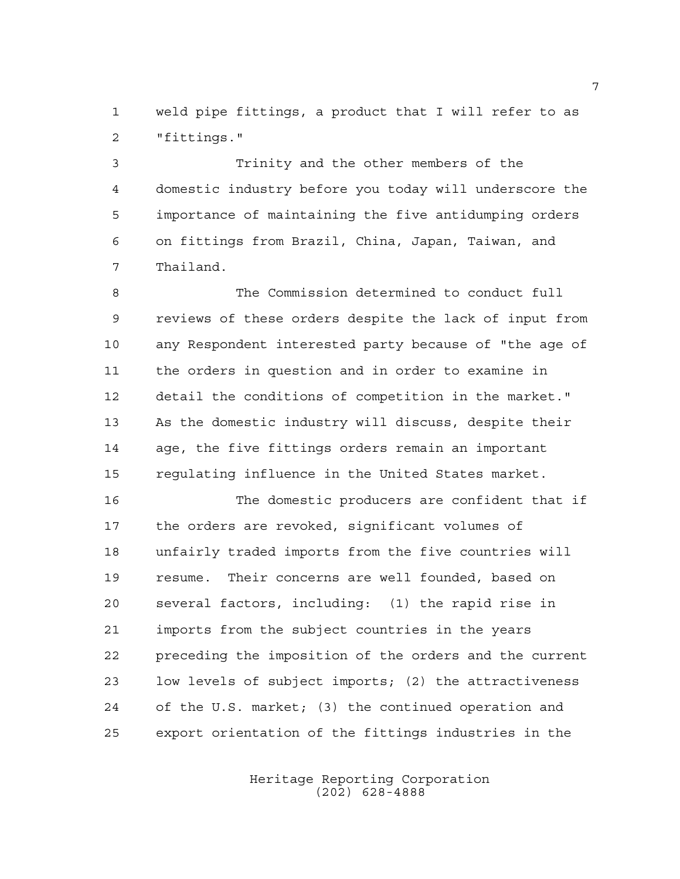weld pipe fittings, a product that I will refer to as "fittings."

Trinity and the other members of the domestic industry before you today will underscore the importance of maintaining the five antidumping orders on fittings from Brazil, China, Japan, Taiwan, and Thailand.

The Commission determined to conduct full reviews of these orders despite the lack of input from any Respondent interested party because of "the age of the orders in question and in order to examine in detail the conditions of competition in the market." As the domestic industry will discuss, despite their age, the five fittings orders remain an important regulating influence in the United States market.

The domestic producers are confident that if the orders are revoked, significant volumes of unfairly traded imports from the five countries will resume. Their concerns are well founded, based on several factors, including: (1) the rapid rise in imports from the subject countries in the years preceding the imposition of the orders and the current low levels of subject imports; (2) the attractiveness of the U.S. market; (3) the continued operation and export orientation of the fittings industries in the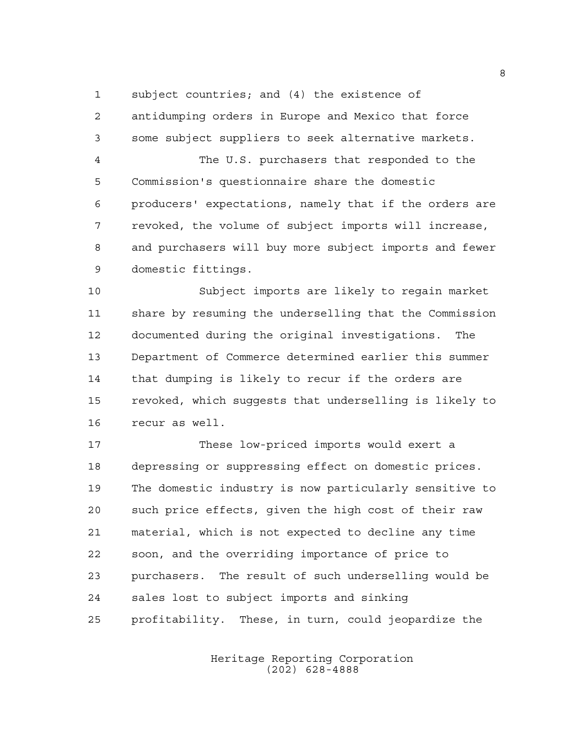subject countries; and (4) the existence of antidumping orders in Europe and Mexico that force some subject suppliers to seek alternative markets.

The U.S. purchasers that responded to the Commission's questionnaire share the domestic producers' expectations, namely that if the orders are revoked, the volume of subject imports will increase, and purchasers will buy more subject imports and fewer domestic fittings.

Subject imports are likely to regain market share by resuming the underselling that the Commission documented during the original investigations. The Department of Commerce determined earlier this summer that dumping is likely to recur if the orders are revoked, which suggests that underselling is likely to recur as well.

These low-priced imports would exert a depressing or suppressing effect on domestic prices. The domestic industry is now particularly sensitive to such price effects, given the high cost of their raw material, which is not expected to decline any time soon, and the overriding importance of price to purchasers. The result of such underselling would be sales lost to subject imports and sinking profitability. These, in turn, could jeopardize the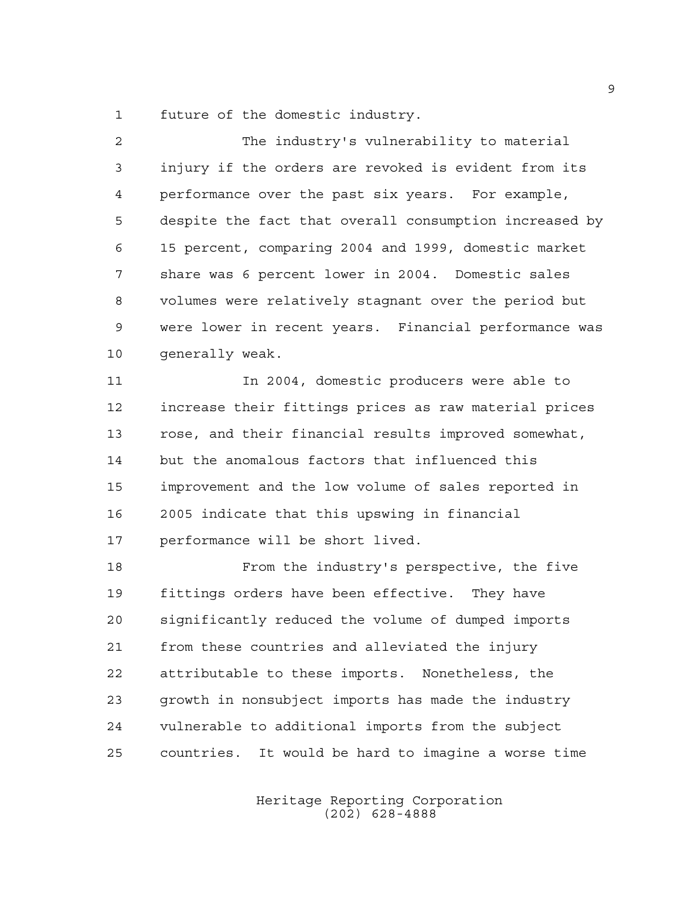future of the domestic industry.

The industry's vulnerability to material injury if the orders are revoked is evident from its performance over the past six years. For example, despite the fact that overall consumption increased by 15 percent, comparing 2004 and 1999, domestic market share was 6 percent lower in 2004. Domestic sales volumes were relatively stagnant over the period but were lower in recent years. Financial performance was generally weak.

In 2004, domestic producers were able to increase their fittings prices as raw material prices rose, and their financial results improved somewhat, but the anomalous factors that influenced this improvement and the low volume of sales reported in 2005 indicate that this upswing in financial performance will be short lived.

From the industry's perspective, the five fittings orders have been effective. They have significantly reduced the volume of dumped imports from these countries and alleviated the injury attributable to these imports. Nonetheless, the growth in nonsubject imports has made the industry vulnerable to additional imports from the subject countries. It would be hard to imagine a worse time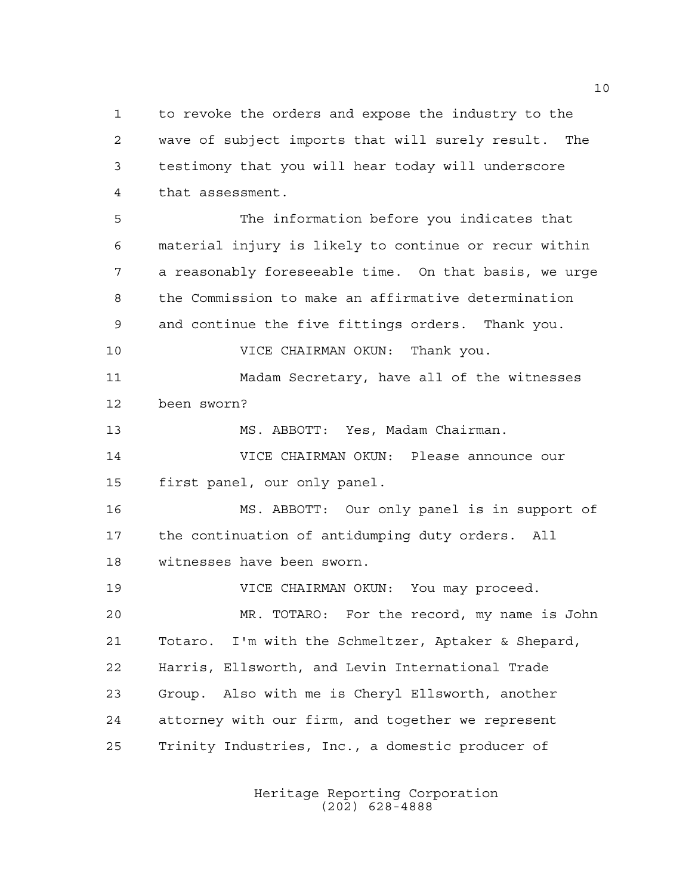to revoke the orders and expose the industry to the wave of subject imports that will surely result. The testimony that you will hear today will underscore that assessment.

The information before you indicates that material injury is likely to continue or recur within a reasonably foreseeable time. On that basis, we urge the Commission to make an affirmative determination and continue the five fittings orders. Thank you.

VICE CHAIRMAN OKUN: Thank you.

Madam Secretary, have all of the witnesses been sworn?

MS. ABBOTT: Yes, Madam Chairman.

VICE CHAIRMAN OKUN: Please announce our first panel, our only panel.

MS. ABBOTT: Our only panel is in support of the continuation of antidumping duty orders. All witnesses have been sworn.

VICE CHAIRMAN OKUN: You may proceed.

MR. TOTARO: For the record, my name is John Totaro. I'm with the Schmeltzer, Aptaker & Shepard, Harris, Ellsworth, and Levin International Trade Group. Also with me is Cheryl Ellsworth, another attorney with our firm, and together we represent Trinity Industries, Inc., a domestic producer of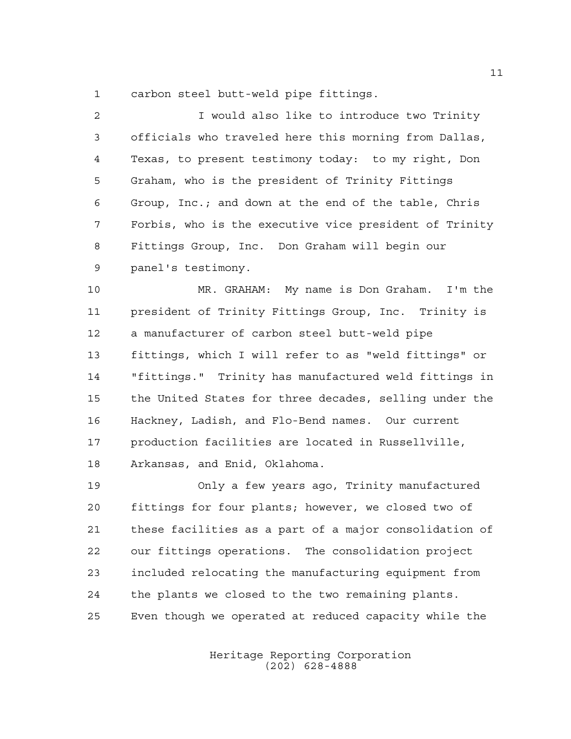carbon steel butt-weld pipe fittings.

I would also like to introduce two Trinity officials who traveled here this morning from Dallas, Texas, to present testimony today: to my right, Don Graham, who is the president of Trinity Fittings Group, Inc.; and down at the end of the table, Chris Forbis, who is the executive vice president of Trinity Fittings Group, Inc. Don Graham will begin our panel's testimony.

MR. GRAHAM: My name is Don Graham. I'm the president of Trinity Fittings Group, Inc. Trinity is a manufacturer of carbon steel butt-weld pipe fittings, which I will refer to as "weld fittings" or "fittings." Trinity has manufactured weld fittings in the United States for three decades, selling under the Hackney, Ladish, and Flo-Bend names. Our current production facilities are located in Russellville, Arkansas, and Enid, Oklahoma.

Only a few years ago, Trinity manufactured fittings for four plants; however, we closed two of these facilities as a part of a major consolidation of our fittings operations. The consolidation project included relocating the manufacturing equipment from the plants we closed to the two remaining plants. Even though we operated at reduced capacity while the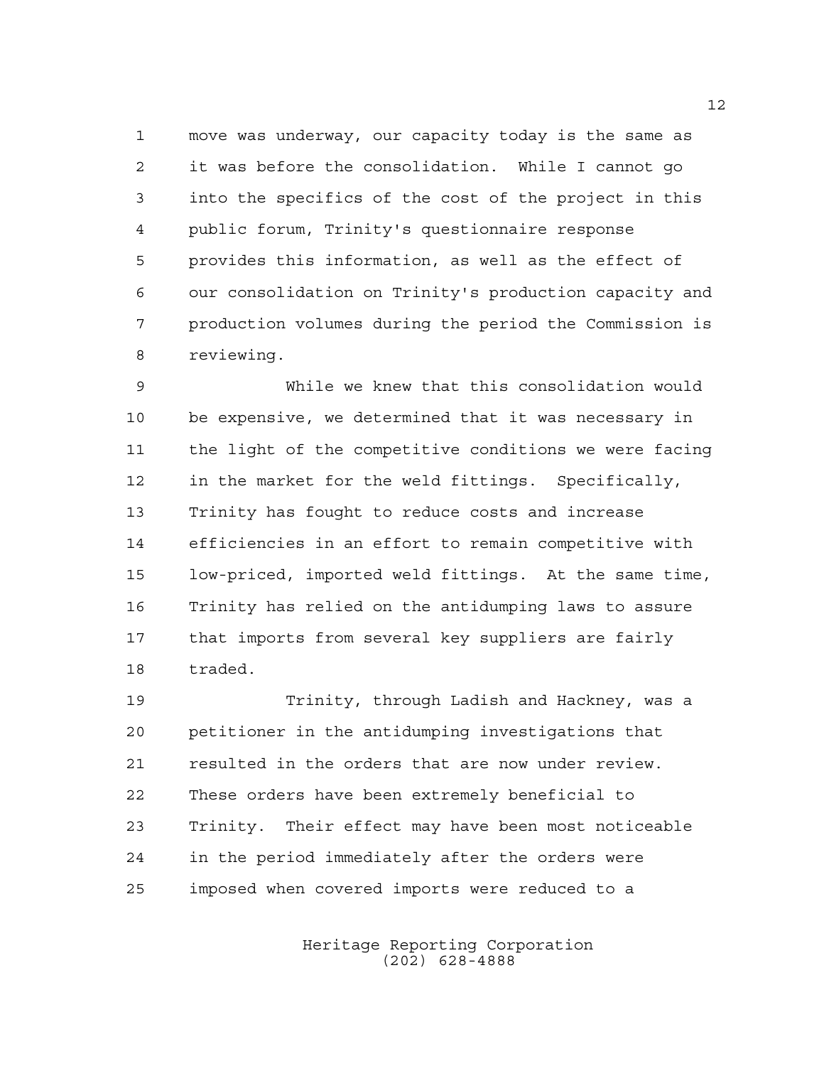move was underway, our capacity today is the same as it was before the consolidation. While I cannot go into the specifics of the cost of the project in this public forum, Trinity's questionnaire response provides this information, as well as the effect of our consolidation on Trinity's production capacity and production volumes during the period the Commission is reviewing.

While we knew that this consolidation would be expensive, we determined that it was necessary in the light of the competitive conditions we were facing in the market for the weld fittings. Specifically, Trinity has fought to reduce costs and increase efficiencies in an effort to remain competitive with low-priced, imported weld fittings. At the same time, Trinity has relied on the antidumping laws to assure that imports from several key suppliers are fairly traded.

Trinity, through Ladish and Hackney, was a petitioner in the antidumping investigations that resulted in the orders that are now under review. These orders have been extremely beneficial to Trinity. Their effect may have been most noticeable in the period immediately after the orders were imposed when covered imports were reduced to a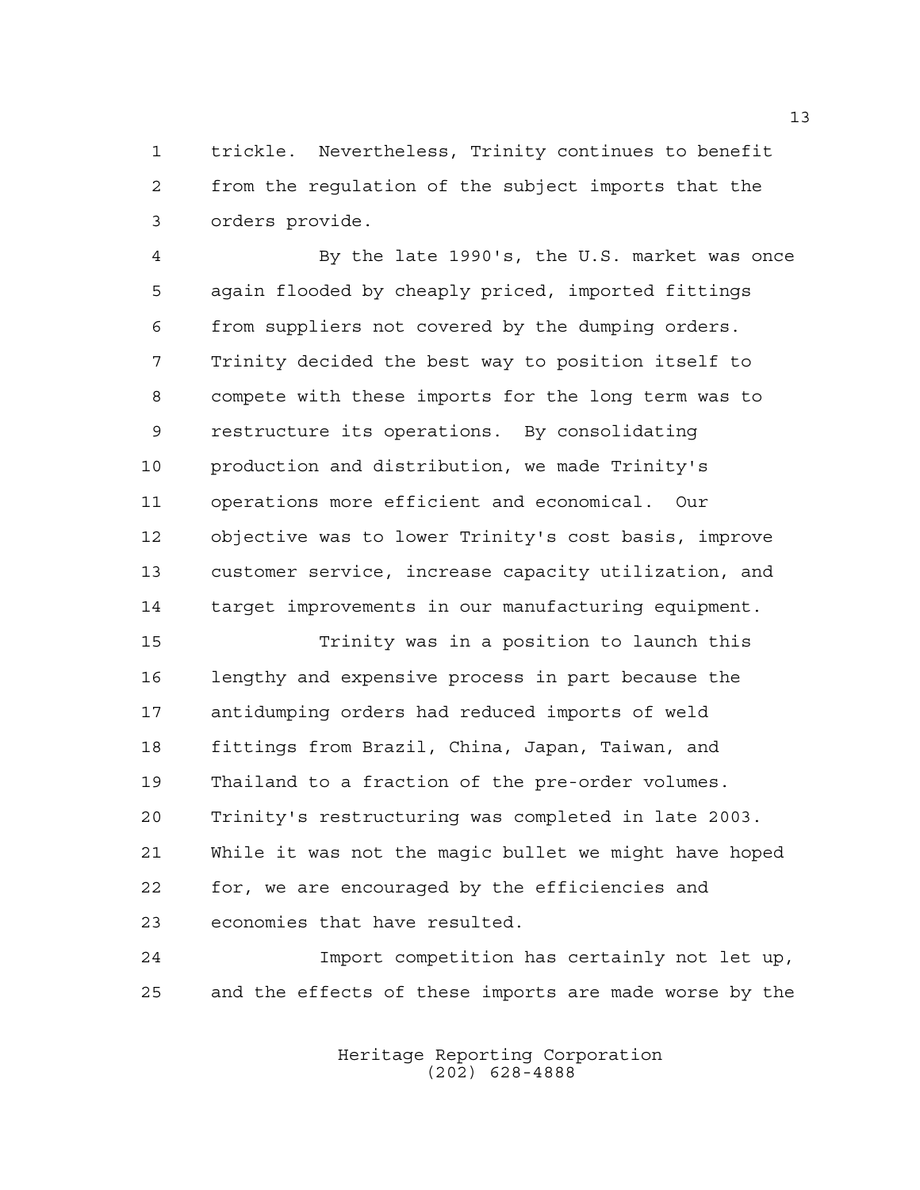trickle. Nevertheless, Trinity continues to benefit from the regulation of the subject imports that the orders provide.

By the late 1990's, the U.S. market was once again flooded by cheaply priced, imported fittings from suppliers not covered by the dumping orders. Trinity decided the best way to position itself to compete with these imports for the long term was to restructure its operations. By consolidating production and distribution, we made Trinity's operations more efficient and economical. Our objective was to lower Trinity's cost basis, improve customer service, increase capacity utilization, and target improvements in our manufacturing equipment.

Trinity was in a position to launch this lengthy and expensive process in part because the antidumping orders had reduced imports of weld fittings from Brazil, China, Japan, Taiwan, and Thailand to a fraction of the pre-order volumes. Trinity's restructuring was completed in late 2003. While it was not the magic bullet we might have hoped for, we are encouraged by the efficiencies and economies that have resulted.

Import competition has certainly not let up, and the effects of these imports are made worse by the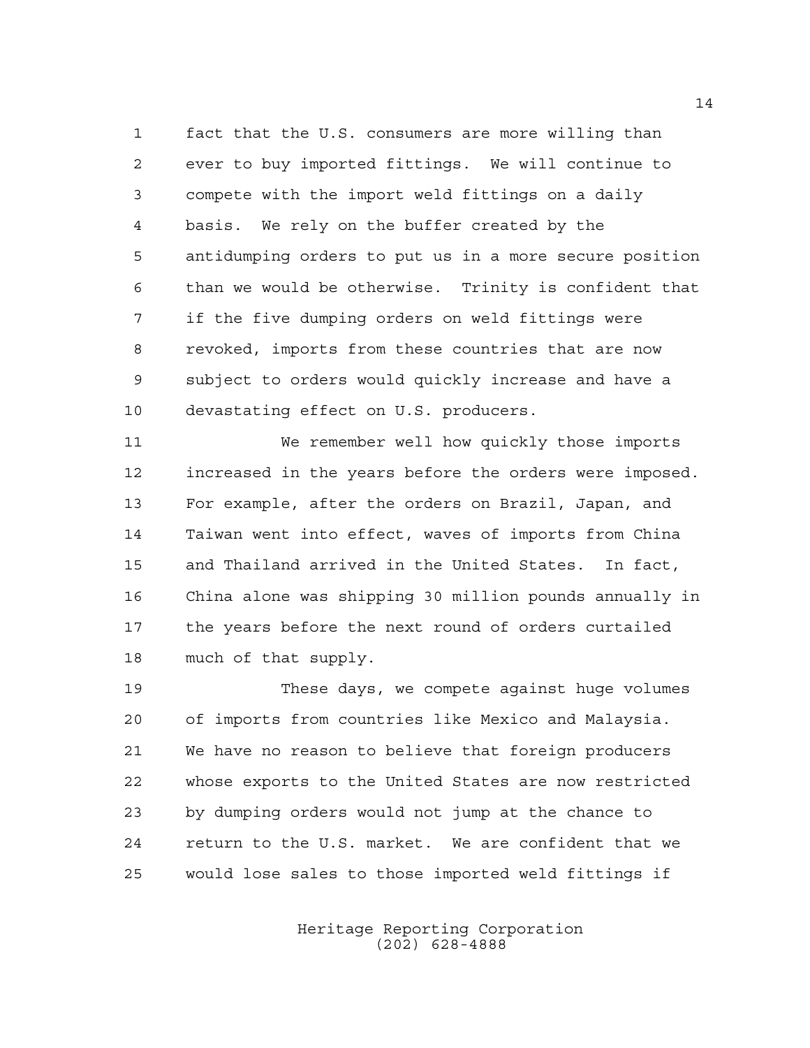fact that the U.S. consumers are more willing than ever to buy imported fittings. We will continue to compete with the import weld fittings on a daily basis. We rely on the buffer created by the antidumping orders to put us in a more secure position than we would be otherwise. Trinity is confident that if the five dumping orders on weld fittings were revoked, imports from these countries that are now subject to orders would quickly increase and have a devastating effect on U.S. producers.

We remember well how quickly those imports increased in the years before the orders were imposed. For example, after the orders on Brazil, Japan, and Taiwan went into effect, waves of imports from China and Thailand arrived in the United States. In fact, China alone was shipping 30 million pounds annually in the years before the next round of orders curtailed much of that supply.

These days, we compete against huge volumes of imports from countries like Mexico and Malaysia. We have no reason to believe that foreign producers whose exports to the United States are now restricted by dumping orders would not jump at the chance to return to the U.S. market. We are confident that we would lose sales to those imported weld fittings if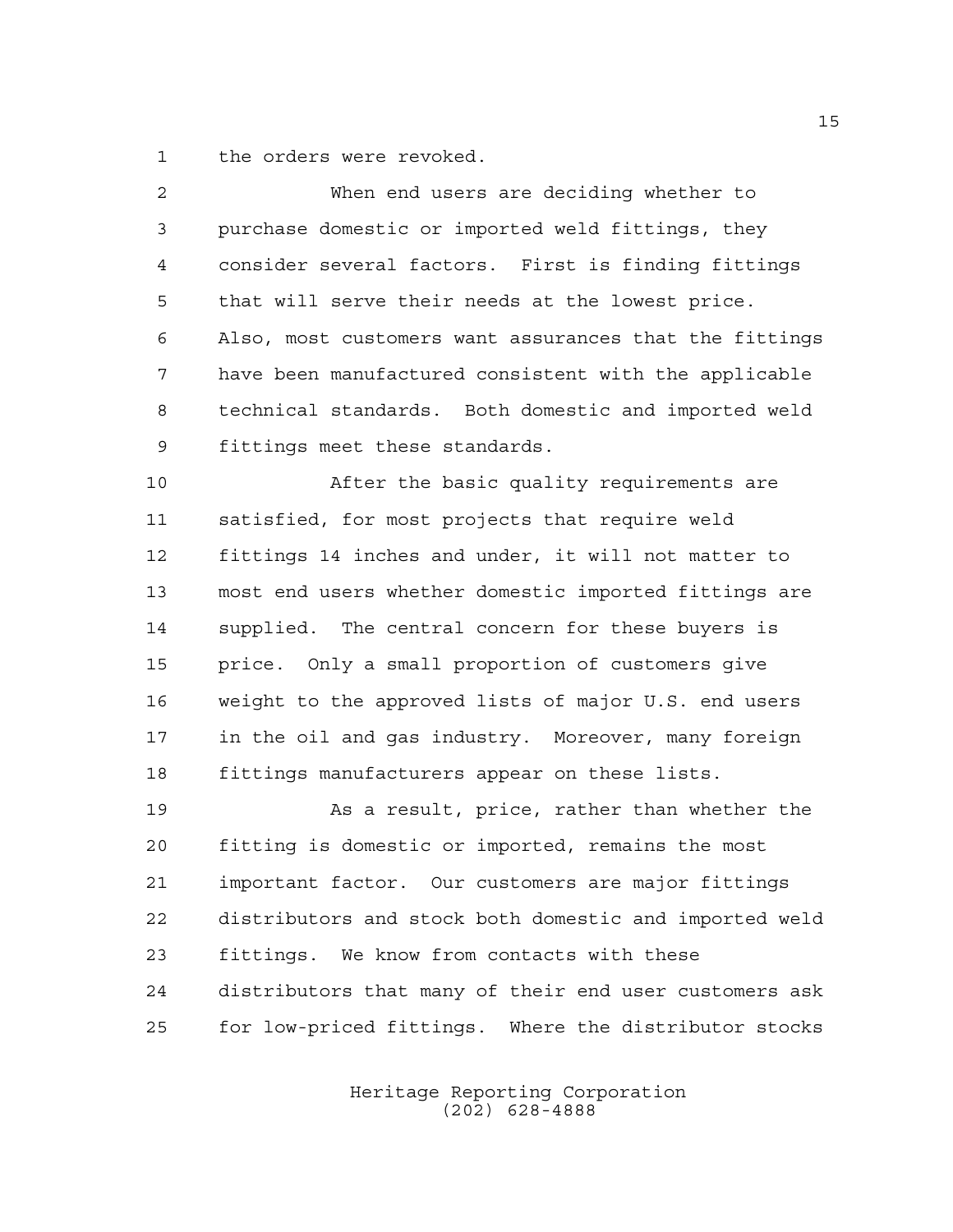the orders were revoked.

When end users are deciding whether to purchase domestic or imported weld fittings, they consider several factors. First is finding fittings that will serve their needs at the lowest price. Also, most customers want assurances that the fittings have been manufactured consistent with the applicable technical standards. Both domestic and imported weld fittings meet these standards.

After the basic quality requirements are satisfied, for most projects that require weld fittings 14 inches and under, it will not matter to most end users whether domestic imported fittings are supplied. The central concern for these buyers is price. Only a small proportion of customers give weight to the approved lists of major U.S. end users in the oil and gas industry. Moreover, many foreign fittings manufacturers appear on these lists.

As a result, price, rather than whether the fitting is domestic or imported, remains the most important factor. Our customers are major fittings distributors and stock both domestic and imported weld fittings. We know from contacts with these distributors that many of their end user customers ask for low-priced fittings. Where the distributor stocks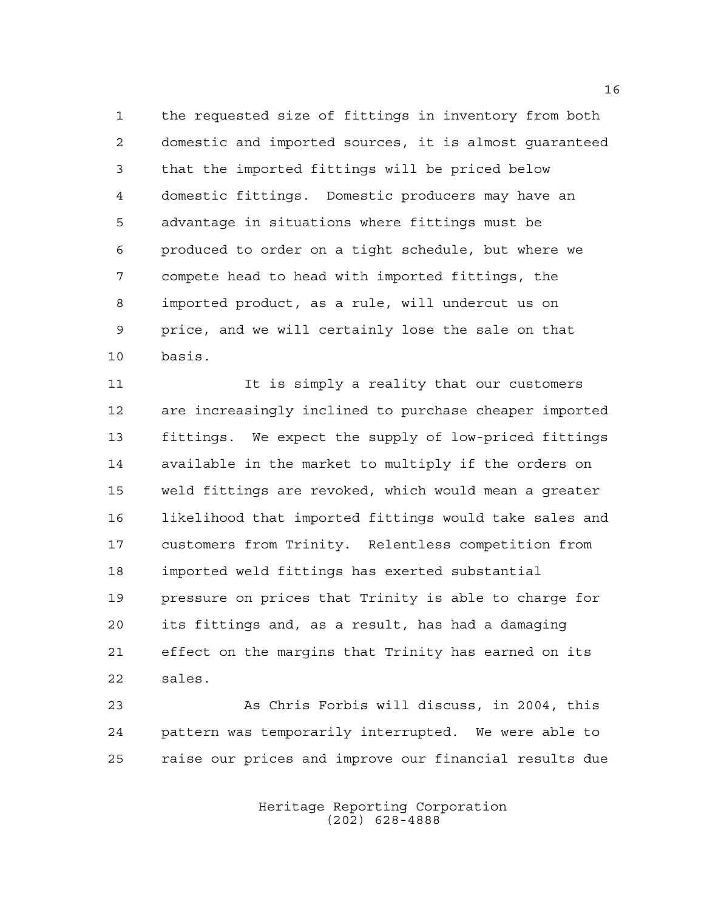the requested size of fittings in inventory from both domestic and imported sources, it is almost guaranteed that the imported fittings will be priced below domestic fittings. Domestic producers may have an advantage in situations where fittings must be produced to order on a tight schedule, but where we compete head to head with imported fittings, the imported product, as a rule, will undercut us on price, and we will certainly lose the sale on that basis.

It is simply a reality that our customers are increasingly inclined to purchase cheaper imported fittings. We expect the supply of low-priced fittings available in the market to multiply if the orders on weld fittings are revoked, which would mean a greater likelihood that imported fittings would take sales and customers from Trinity. Relentless competition from imported weld fittings has exerted substantial pressure on prices that Trinity is able to charge for its fittings and, as a result, has had a damaging effect on the margins that Trinity has earned on its sales.

As Chris Forbis will discuss, in 2004, this pattern was temporarily interrupted. We were able to raise our prices and improve our financial results due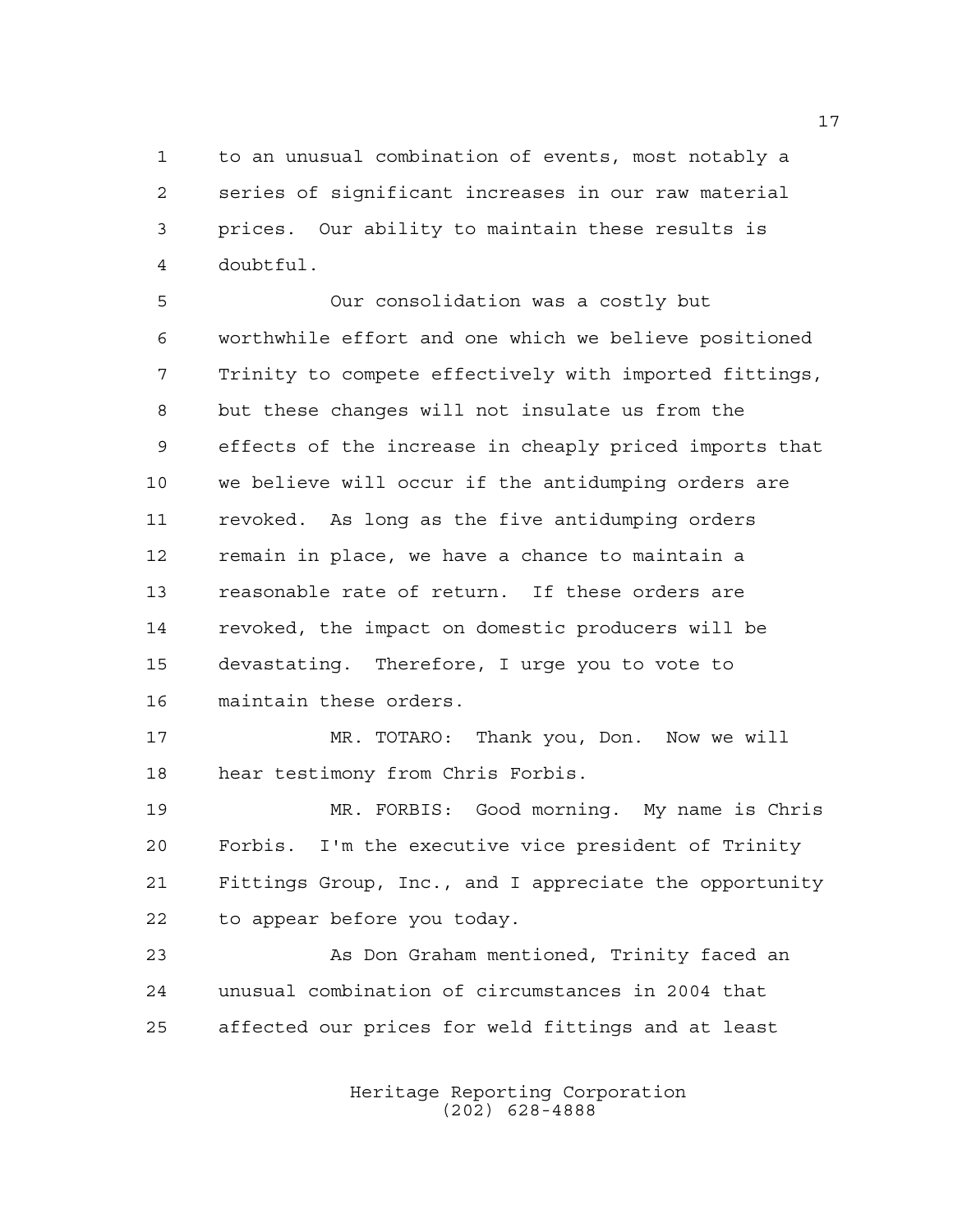to an unusual combination of events, most notably a series of significant increases in our raw material prices. Our ability to maintain these results is doubtful.

Our consolidation was a costly but worthwhile effort and one which we believe positioned Trinity to compete effectively with imported fittings, but these changes will not insulate us from the effects of the increase in cheaply priced imports that we believe will occur if the antidumping orders are revoked. As long as the five antidumping orders remain in place, we have a chance to maintain a reasonable rate of return. If these orders are revoked, the impact on domestic producers will be devastating. Therefore, I urge you to vote to maintain these orders.

MR. TOTARO: Thank you, Don. Now we will hear testimony from Chris Forbis.

MR. FORBIS: Good morning. My name is Chris Forbis. I'm the executive vice president of Trinity Fittings Group, Inc., and I appreciate the opportunity to appear before you today.

As Don Graham mentioned, Trinity faced an unusual combination of circumstances in 2004 that affected our prices for weld fittings and at least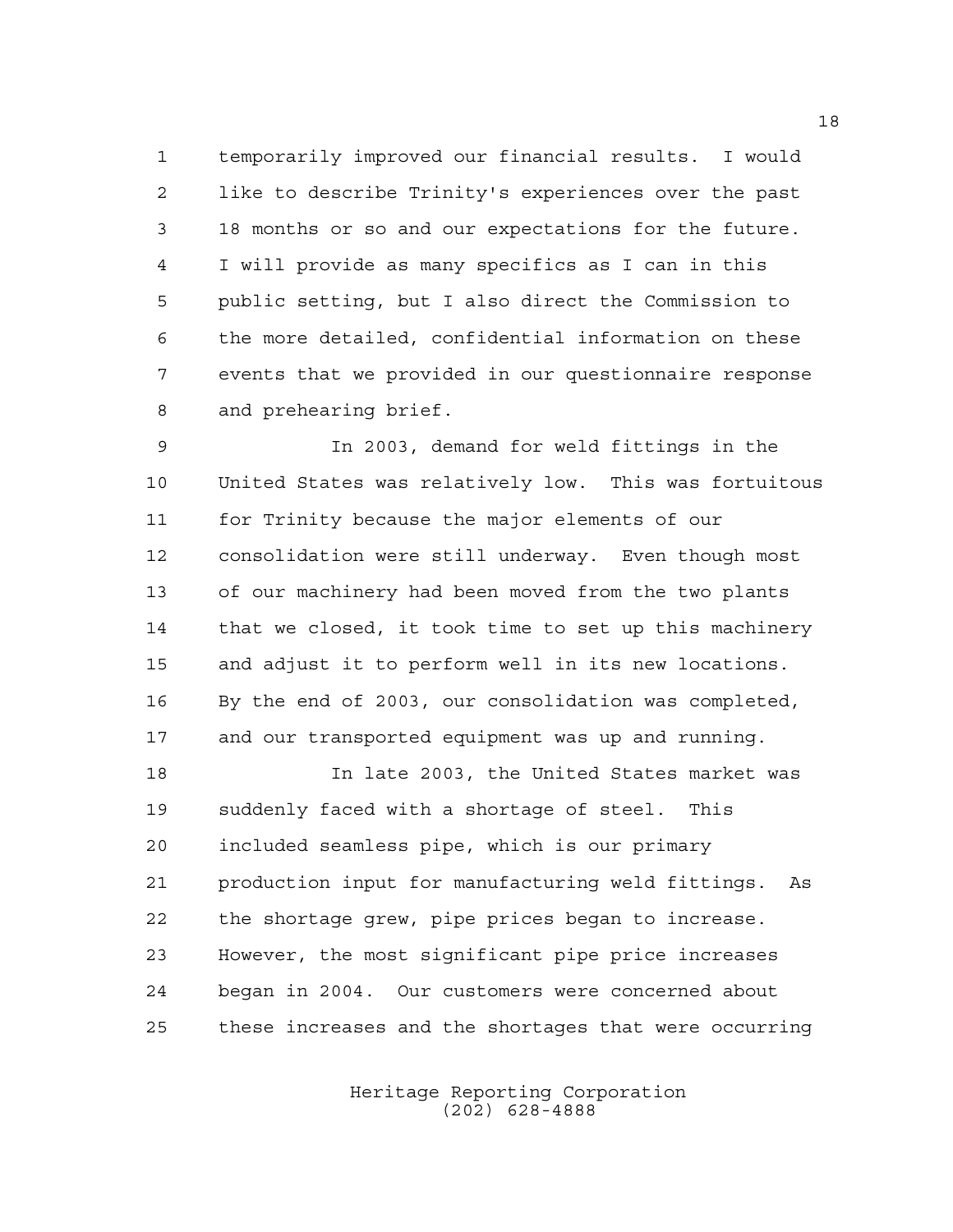temporarily improved our financial results. I would like to describe Trinity's experiences over the past 18 months or so and our expectations for the future. I will provide as many specifics as I can in this public setting, but I also direct the Commission to the more detailed, confidential information on these events that we provided in our questionnaire response and prehearing brief.

In 2003, demand for weld fittings in the United States was relatively low. This was fortuitous for Trinity because the major elements of our consolidation were still underway. Even though most of our machinery had been moved from the two plants that we closed, it took time to set up this machinery and adjust it to perform well in its new locations. By the end of 2003, our consolidation was completed, and our transported equipment was up and running.

In late 2003, the United States market was suddenly faced with a shortage of steel. This included seamless pipe, which is our primary production input for manufacturing weld fittings. As the shortage grew, pipe prices began to increase. However, the most significant pipe price increases began in 2004. Our customers were concerned about these increases and the shortages that were occurring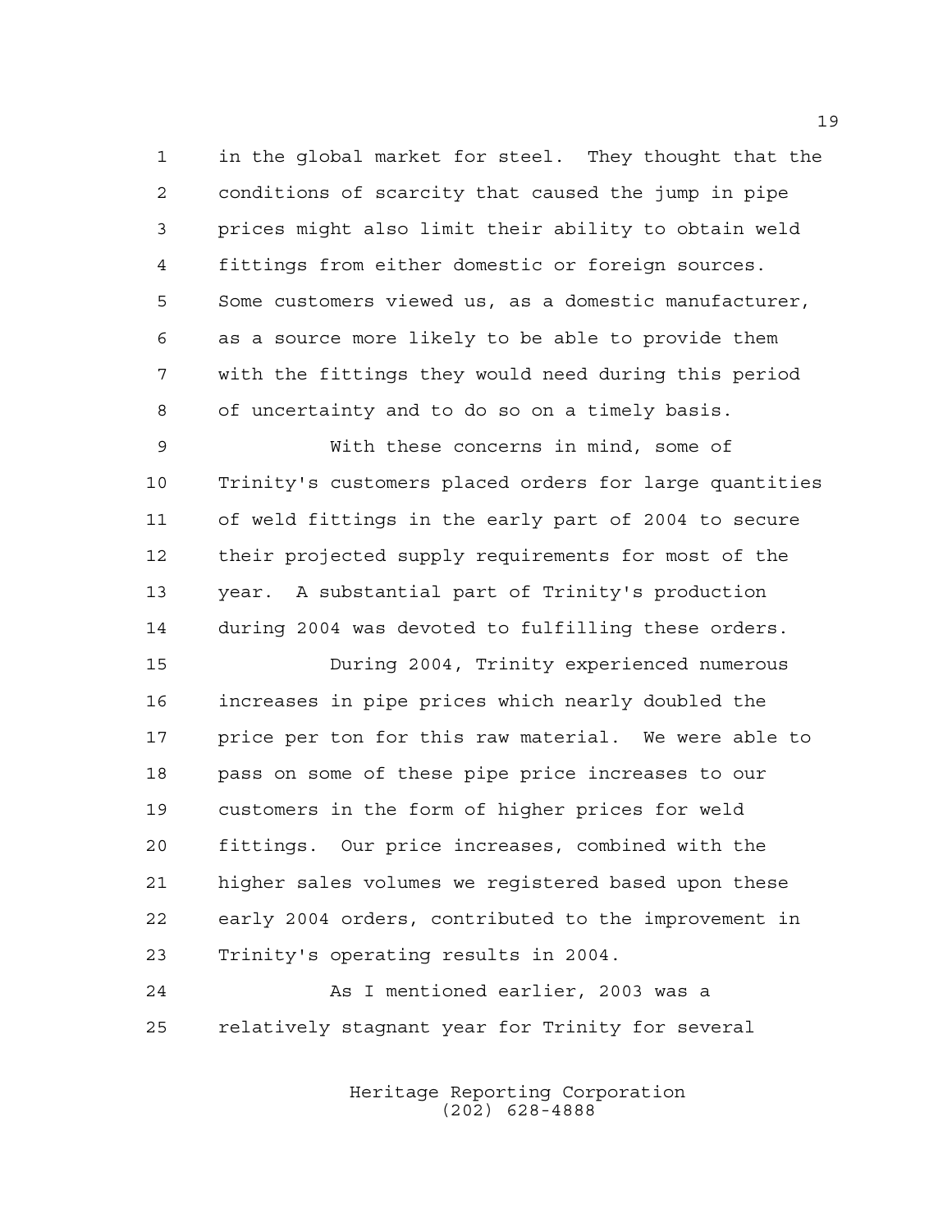in the global market for steel. They thought that the conditions of scarcity that caused the jump in pipe prices might also limit their ability to obtain weld fittings from either domestic or foreign sources. Some customers viewed us, as a domestic manufacturer, as a source more likely to be able to provide them with the fittings they would need during this period of uncertainty and to do so on a timely basis.

With these concerns in mind, some of Trinity's customers placed orders for large quantities of weld fittings in the early part of 2004 to secure their projected supply requirements for most of the year. A substantial part of Trinity's production during 2004 was devoted to fulfilling these orders.

During 2004, Trinity experienced numerous increases in pipe prices which nearly doubled the price per ton for this raw material. We were able to pass on some of these pipe price increases to our customers in the form of higher prices for weld fittings. Our price increases, combined with the higher sales volumes we registered based upon these early 2004 orders, contributed to the improvement in Trinity's operating results in 2004.

As I mentioned earlier, 2003 was a relatively stagnant year for Trinity for several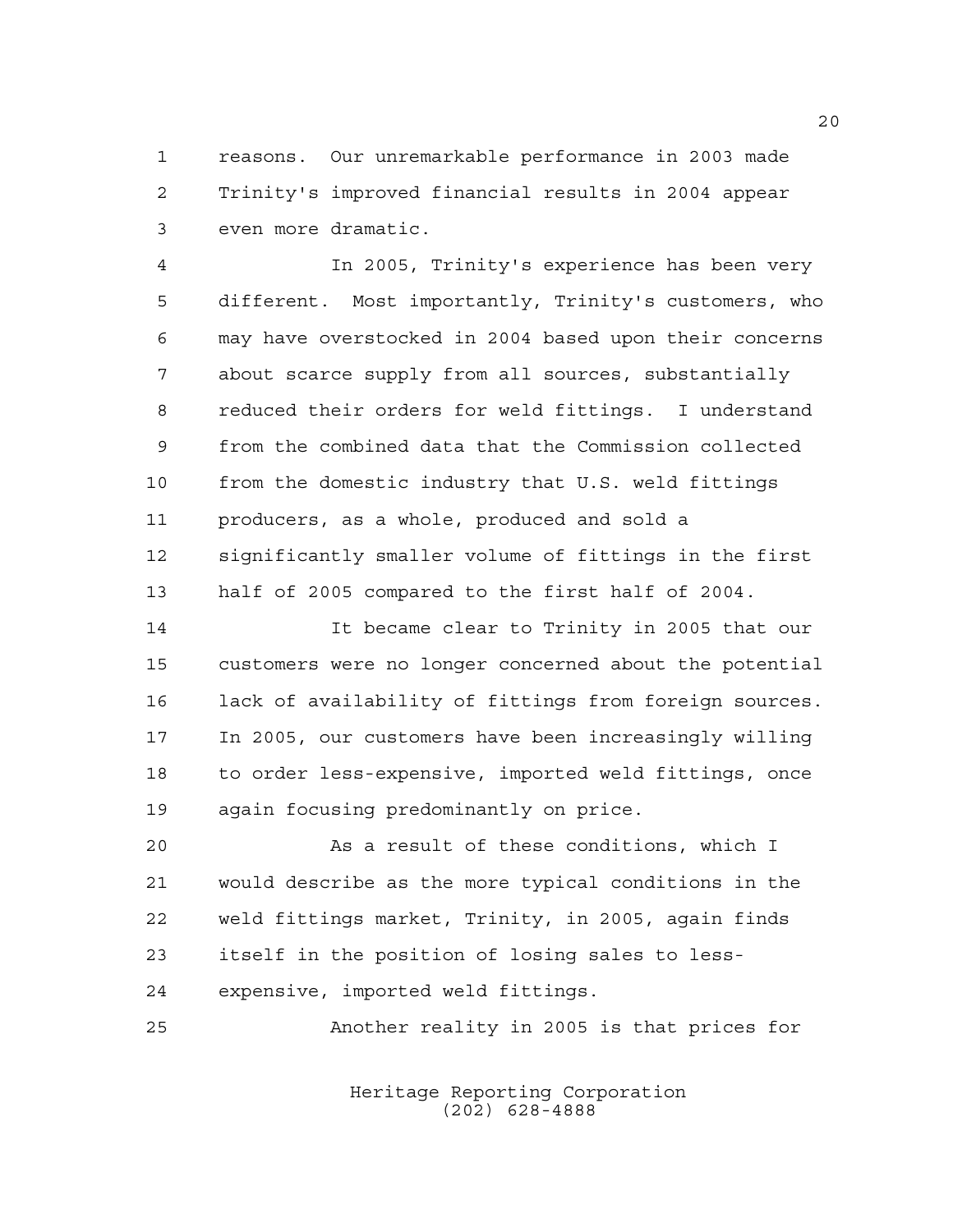reasons. Our unremarkable performance in 2003 made Trinity's improved financial results in 2004 appear even more dramatic.

In 2005, Trinity's experience has been very different. Most importantly, Trinity's customers, who may have overstocked in 2004 based upon their concerns about scarce supply from all sources, substantially reduced their orders for weld fittings. I understand from the combined data that the Commission collected from the domestic industry that U.S. weld fittings producers, as a whole, produced and sold a significantly smaller volume of fittings in the first half of 2005 compared to the first half of 2004.

It became clear to Trinity in 2005 that our customers were no longer concerned about the potential lack of availability of fittings from foreign sources. In 2005, our customers have been increasingly willing to order less-expensive, imported weld fittings, once again focusing predominantly on price.

As a result of these conditions, which I would describe as the more typical conditions in the weld fittings market, Trinity, in 2005, again finds itself in the position of losing sales to less-expensive, imported weld fittings.

Another reality in 2005 is that prices for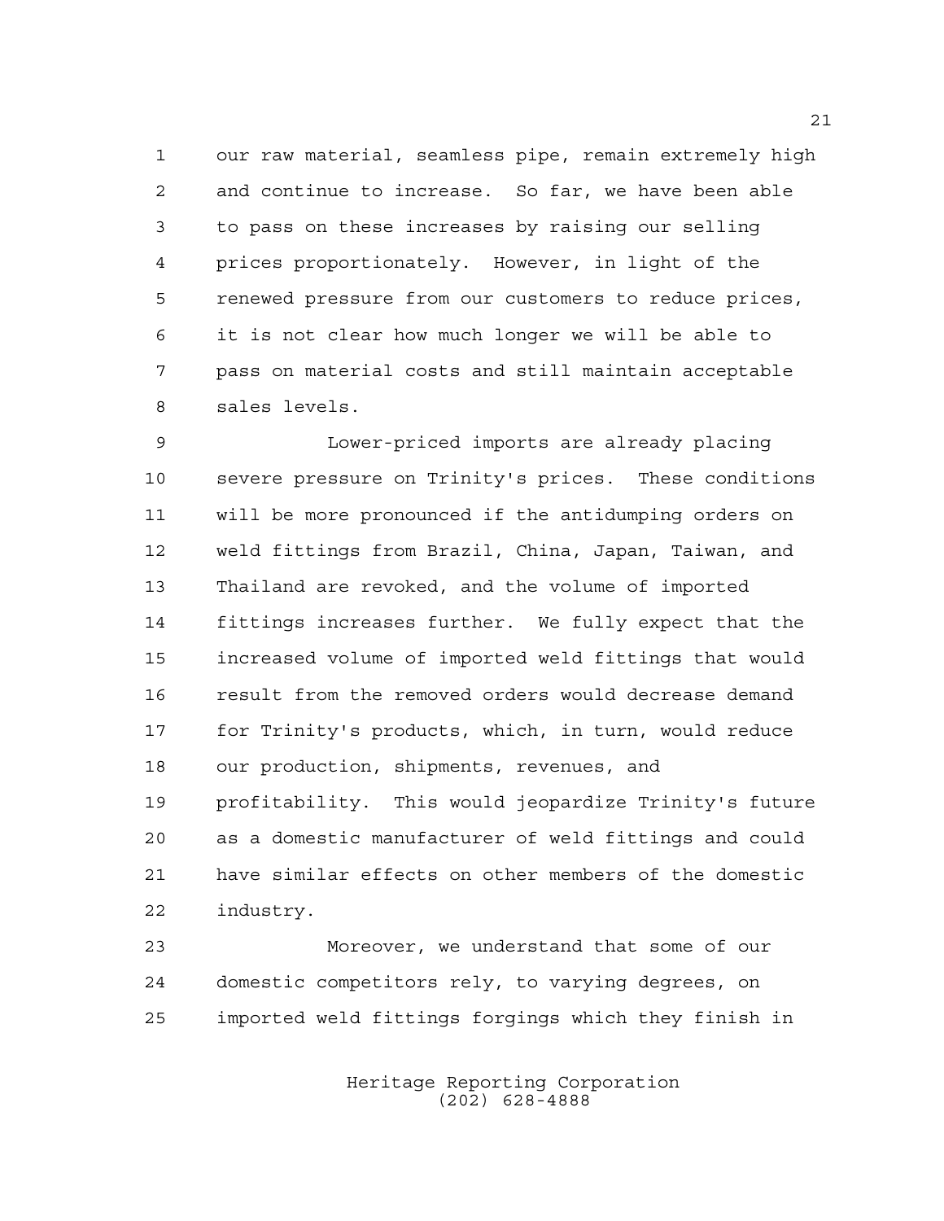our raw material, seamless pipe, remain extremely high and continue to increase. So far, we have been able to pass on these increases by raising our selling prices proportionately. However, in light of the renewed pressure from our customers to reduce prices, it is not clear how much longer we will be able to pass on material costs and still maintain acceptable sales levels.

Lower-priced imports are already placing severe pressure on Trinity's prices. These conditions will be more pronounced if the antidumping orders on weld fittings from Brazil, China, Japan, Taiwan, and Thailand are revoked, and the volume of imported fittings increases further. We fully expect that the increased volume of imported weld fittings that would result from the removed orders would decrease demand for Trinity's products, which, in turn, would reduce our production, shipments, revenues, and profitability. This would jeopardize Trinity's future as a domestic manufacturer of weld fittings and could have similar effects on other members of the domestic industry.

Moreover, we understand that some of our domestic competitors rely, to varying degrees, on imported weld fittings forgings which they finish in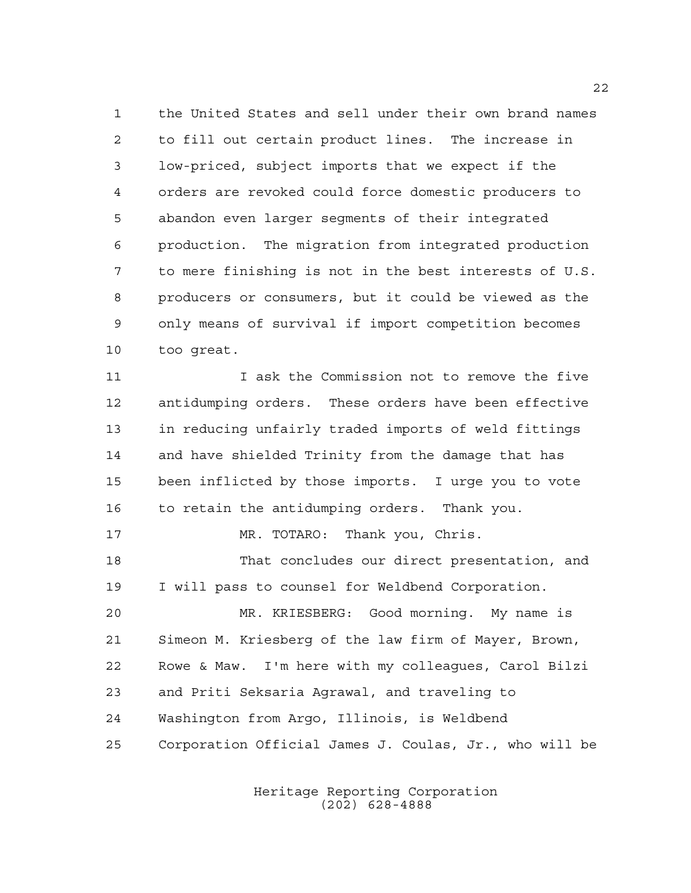the United States and sell under their own brand names to fill out certain product lines. The increase in low-priced, subject imports that we expect if the orders are revoked could force domestic producers to abandon even larger segments of their integrated production. The migration from integrated production to mere finishing is not in the best interests of U.S. producers or consumers, but it could be viewed as the only means of survival if import competition becomes too great.

I ask the Commission not to remove the five antidumping orders. These orders have been effective in reducing unfairly traded imports of weld fittings and have shielded Trinity from the damage that has been inflicted by those imports. I urge you to vote to retain the antidumping orders. Thank you.

MR. TOTARO: Thank you, Chris.

That concludes our direct presentation, and I will pass to counsel for Weldbend Corporation.

MR. KRIESBERG: Good morning. My name is Simeon M. Kriesberg of the law firm of Mayer, Brown, Rowe & Maw. I'm here with my colleagues, Carol Bilzi and Priti Seksaria Agrawal, and traveling to Washington from Argo, Illinois, is Weldbend Corporation Official James J. Coulas, Jr., who will be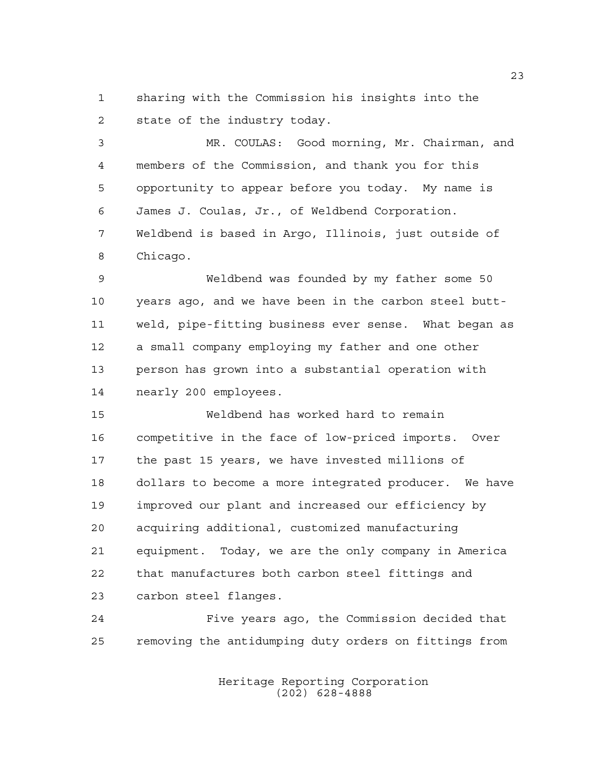sharing with the Commission his insights into the state of the industry today.

MR. COULAS: Good morning, Mr. Chairman, and members of the Commission, and thank you for this opportunity to appear before you today. My name is James J. Coulas, Jr., of Weldbend Corporation. Weldbend is based in Argo, Illinois, just outside of Chicago.

Weldbend was founded by my father some 50 years ago, and we have been in the carbon steel butt-weld, pipe-fitting business ever sense. What began as a small company employing my father and one other person has grown into a substantial operation with nearly 200 employees.

Weldbend has worked hard to remain competitive in the face of low-priced imports. Over the past 15 years, we have invested millions of dollars to become a more integrated producer. We have improved our plant and increased our efficiency by acquiring additional, customized manufacturing equipment. Today, we are the only company in America that manufactures both carbon steel fittings and carbon steel flanges.

Five years ago, the Commission decided that removing the antidumping duty orders on fittings from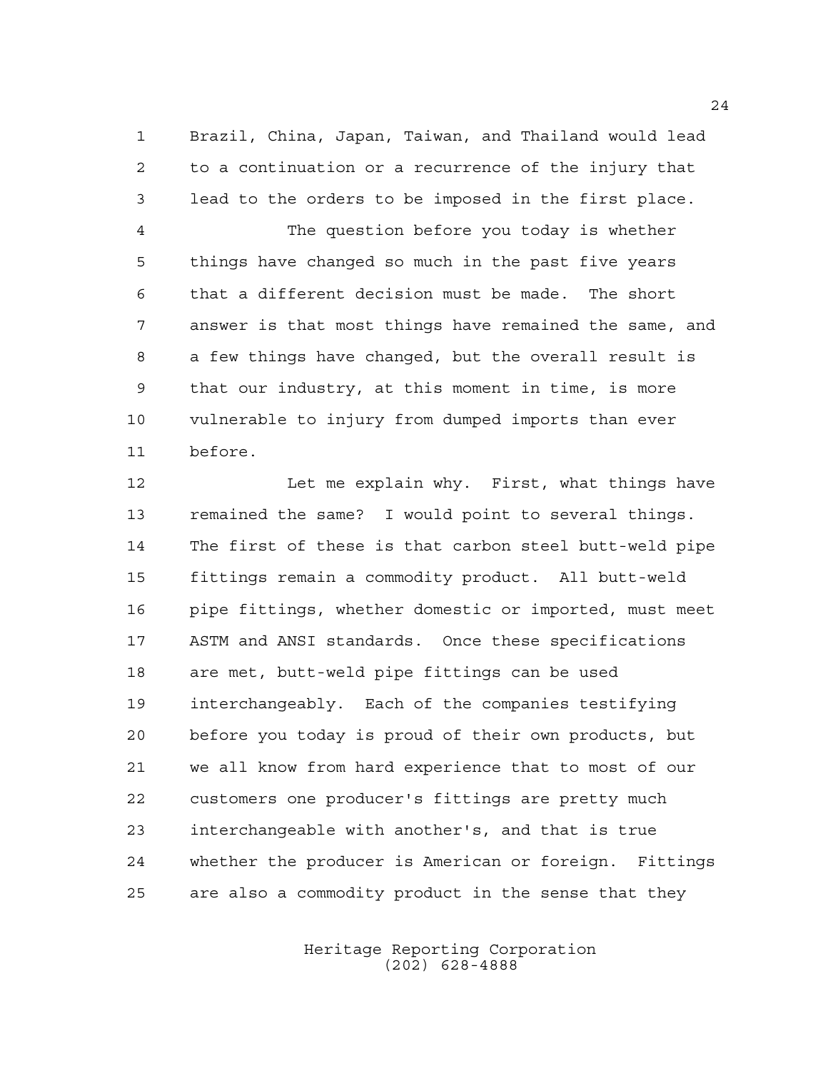Brazil, China, Japan, Taiwan, and Thailand would lead to a continuation or a recurrence of the injury that lead to the orders to be imposed in the first place.

The question before you today is whether things have changed so much in the past five years that a different decision must be made. The short answer is that most things have remained the same, and a few things have changed, but the overall result is that our industry, at this moment in time, is more vulnerable to injury from dumped imports than ever before.

Let me explain why. First, what things have remained the same? I would point to several things. The first of these is that carbon steel butt-weld pipe fittings remain a commodity product. All butt-weld pipe fittings, whether domestic or imported, must meet ASTM and ANSI standards. Once these specifications are met, butt-weld pipe fittings can be used interchangeably. Each of the companies testifying before you today is proud of their own products, but we all know from hard experience that to most of our customers one producer's fittings are pretty much interchangeable with another's, and that is true whether the producer is American or foreign. Fittings are also a commodity product in the sense that they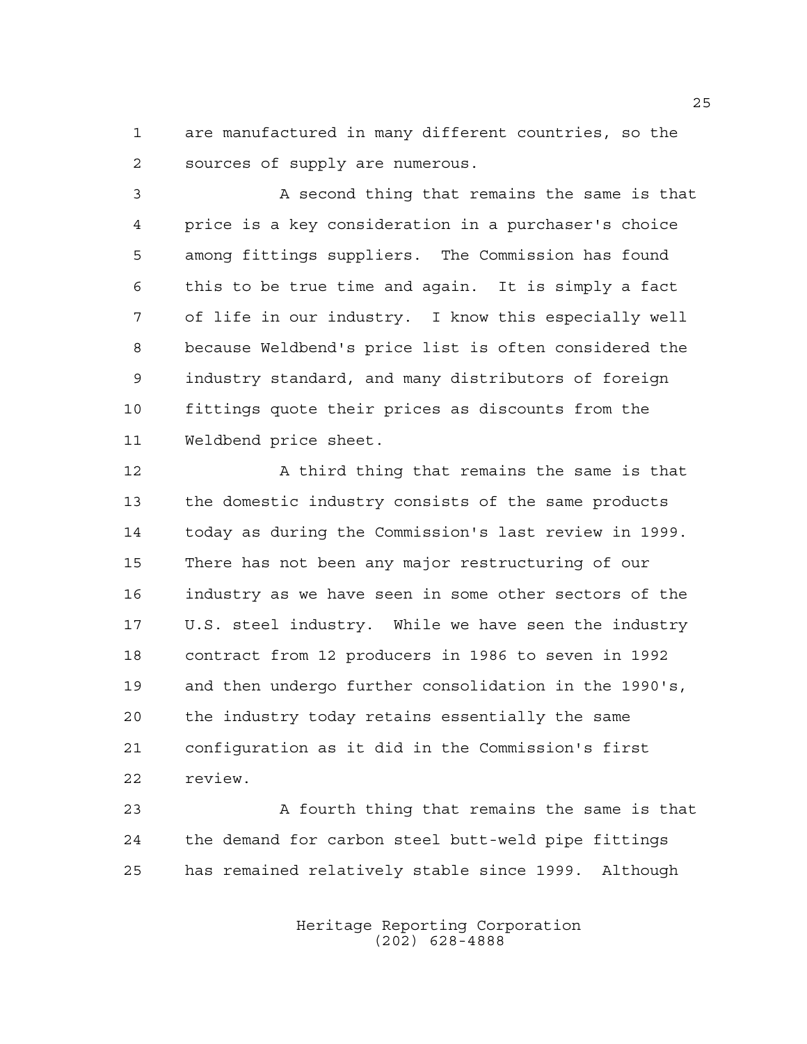are manufactured in many different countries, so the sources of supply are numerous.

A second thing that remains the same is that price is a key consideration in a purchaser's choice among fittings suppliers. The Commission has found this to be true time and again. It is simply a fact of life in our industry. I know this especially well because Weldbend's price list is often considered the industry standard, and many distributors of foreign fittings quote their prices as discounts from the Weldbend price sheet.

A third thing that remains the same is that the domestic industry consists of the same products today as during the Commission's last review in 1999. There has not been any major restructuring of our industry as we have seen in some other sectors of the U.S. steel industry. While we have seen the industry contract from 12 producers in 1986 to seven in 1992 and then undergo further consolidation in the 1990's, the industry today retains essentially the same configuration as it did in the Commission's first review.

A fourth thing that remains the same is that the demand for carbon steel butt-weld pipe fittings has remained relatively stable since 1999. Although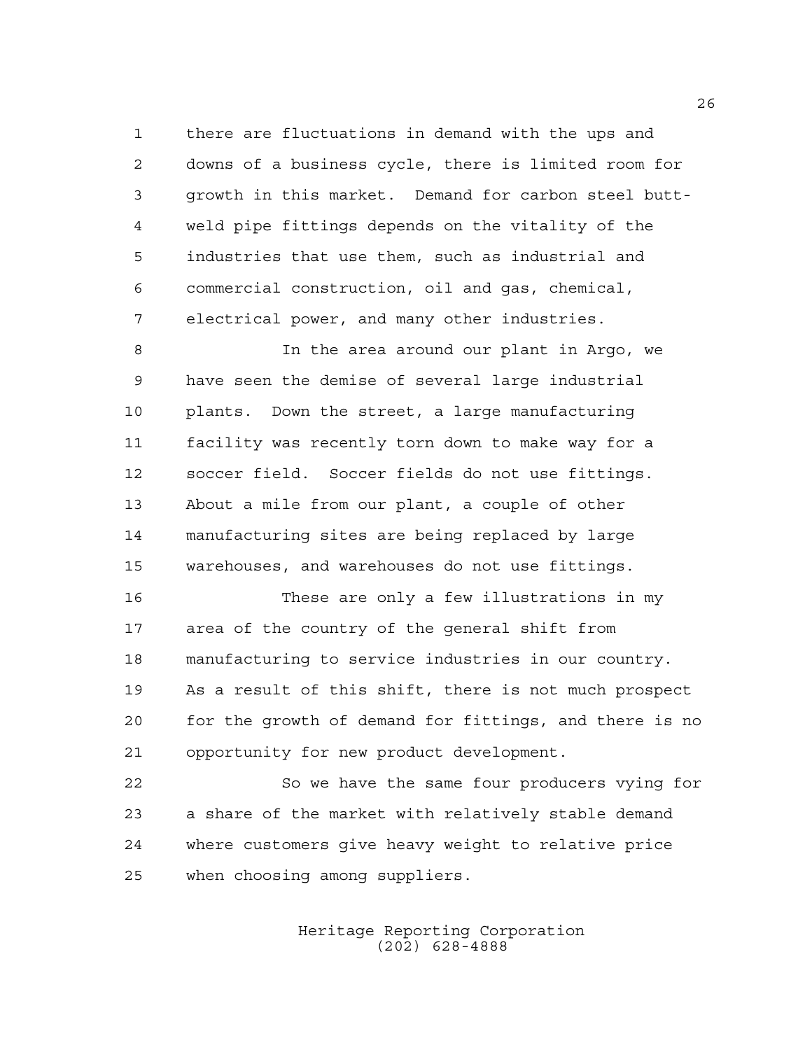there are fluctuations in demand with the ups and downs of a business cycle, there is limited room for growth in this market. Demand for carbon steel butt-weld pipe fittings depends on the vitality of the industries that use them, such as industrial and commercial construction, oil and gas, chemical, electrical power, and many other industries.

In the area around our plant in Argo, we have seen the demise of several large industrial plants. Down the street, a large manufacturing facility was recently torn down to make way for a soccer field. Soccer fields do not use fittings. About a mile from our plant, a couple of other manufacturing sites are being replaced by large warehouses, and warehouses do not use fittings.

These are only a few illustrations in my area of the country of the general shift from manufacturing to service industries in our country. As a result of this shift, there is not much prospect for the growth of demand for fittings, and there is no opportunity for new product development.

So we have the same four producers vying for a share of the market with relatively stable demand where customers give heavy weight to relative price when choosing among suppliers.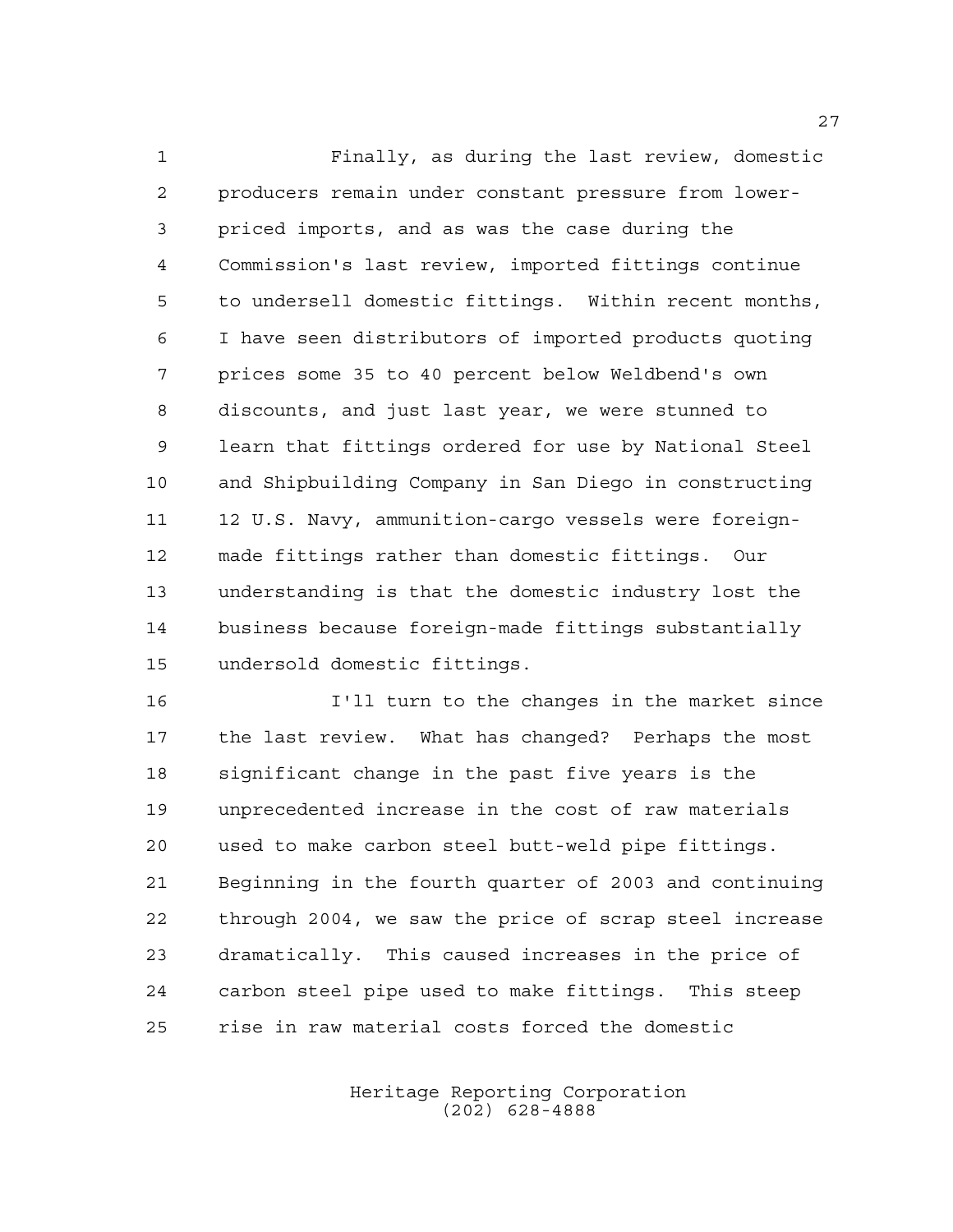Finally, as during the last review, domestic producers remain under constant pressure from lower-priced imports, and as was the case during the Commission's last review, imported fittings continue to undersell domestic fittings. Within recent months, I have seen distributors of imported products quoting prices some 35 to 40 percent below Weldbend's own discounts, and just last year, we were stunned to learn that fittings ordered for use by National Steel and Shipbuilding Company in San Diego in constructing 12 U.S. Navy, ammunition-cargo vessels were foreign-made fittings rather than domestic fittings. Our understanding is that the domestic industry lost the business because foreign-made fittings substantially undersold domestic fittings.

I'll turn to the changes in the market since the last review. What has changed? Perhaps the most significant change in the past five years is the unprecedented increase in the cost of raw materials used to make carbon steel butt-weld pipe fittings. Beginning in the fourth quarter of 2003 and continuing through 2004, we saw the price of scrap steel increase dramatically. This caused increases in the price of carbon steel pipe used to make fittings. This steep rise in raw material costs forced the domestic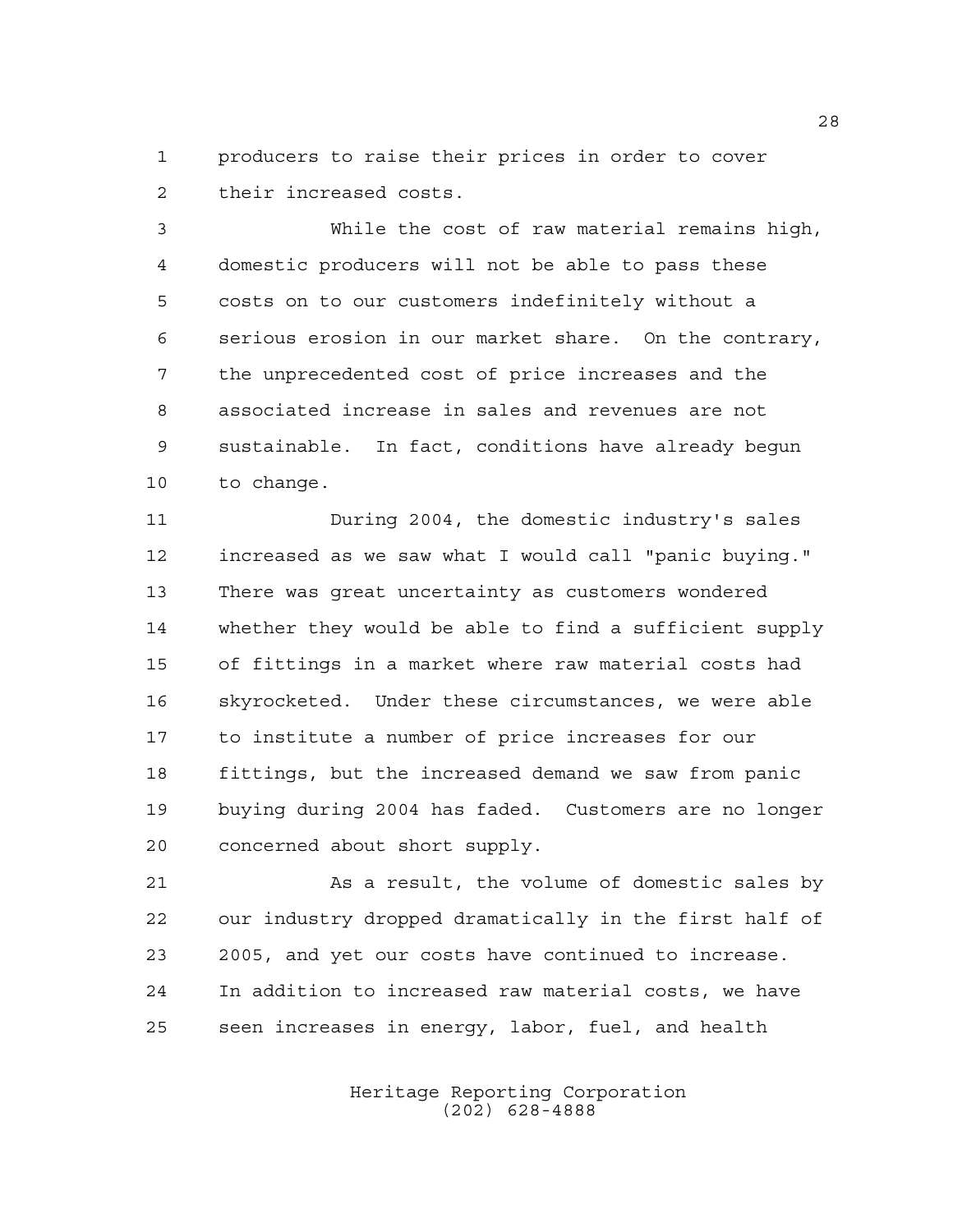producers to raise their prices in order to cover their increased costs.

While the cost of raw material remains high, domestic producers will not be able to pass these costs on to our customers indefinitely without a serious erosion in our market share. On the contrary, the unprecedented cost of price increases and the associated increase in sales and revenues are not sustainable. In fact, conditions have already begun to change.

During 2004, the domestic industry's sales increased as we saw what I would call "panic buying." There was great uncertainty as customers wondered whether they would be able to find a sufficient supply of fittings in a market where raw material costs had skyrocketed. Under these circumstances, we were able to institute a number of price increases for our fittings, but the increased demand we saw from panic buying during 2004 has faded. Customers are no longer concerned about short supply.

As a result, the volume of domestic sales by our industry dropped dramatically in the first half of 2005, and yet our costs have continued to increase. In addition to increased raw material costs, we have seen increases in energy, labor, fuel, and health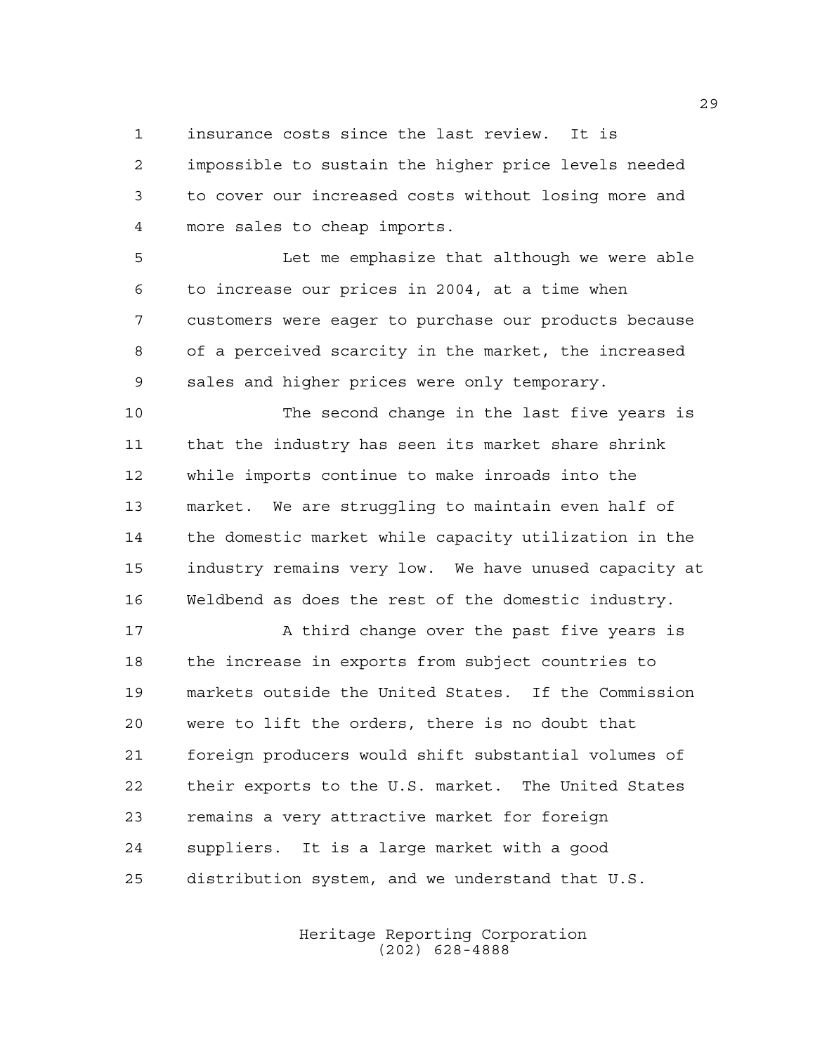insurance costs since the last review. It is impossible to sustain the higher price levels needed to cover our increased costs without losing more and more sales to cheap imports.

Let me emphasize that although we were able to increase our prices in 2004, at a time when customers were eager to purchase our products because of a perceived scarcity in the market, the increased sales and higher prices were only temporary.

The second change in the last five years is that the industry has seen its market share shrink while imports continue to make inroads into the market. We are struggling to maintain even half of the domestic market while capacity utilization in the industry remains very low. We have unused capacity at Weldbend as does the rest of the domestic industry.

A third change over the past five years is the increase in exports from subject countries to markets outside the United States. If the Commission were to lift the orders, there is no doubt that foreign producers would shift substantial volumes of their exports to the U.S. market. The United States remains a very attractive market for foreign suppliers. It is a large market with a good distribution system, and we understand that U.S.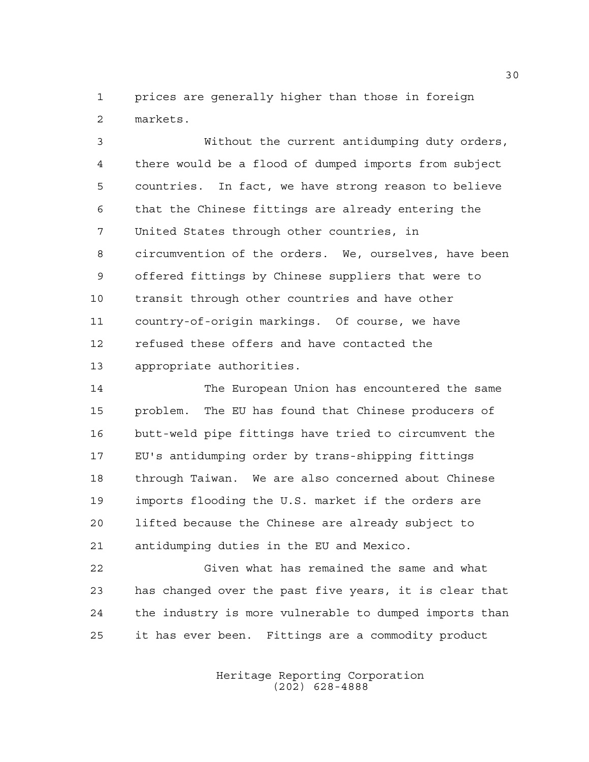prices are generally higher than those in foreign markets.

Without the current antidumping duty orders, there would be a flood of dumped imports from subject countries. In fact, we have strong reason to believe that the Chinese fittings are already entering the United States through other countries, in circumvention of the orders. We, ourselves, have been offered fittings by Chinese suppliers that were to transit through other countries and have other country-of-origin markings. Of course, we have refused these offers and have contacted the appropriate authorities.

The European Union has encountered the same problem. The EU has found that Chinese producers of butt-weld pipe fittings have tried to circumvent the EU's antidumping order by trans-shipping fittings through Taiwan. We are also concerned about Chinese imports flooding the U.S. market if the orders are lifted because the Chinese are already subject to antidumping duties in the EU and Mexico.

Given what has remained the same and what has changed over the past five years, it is clear that the industry is more vulnerable to dumped imports than it has ever been. Fittings are a commodity product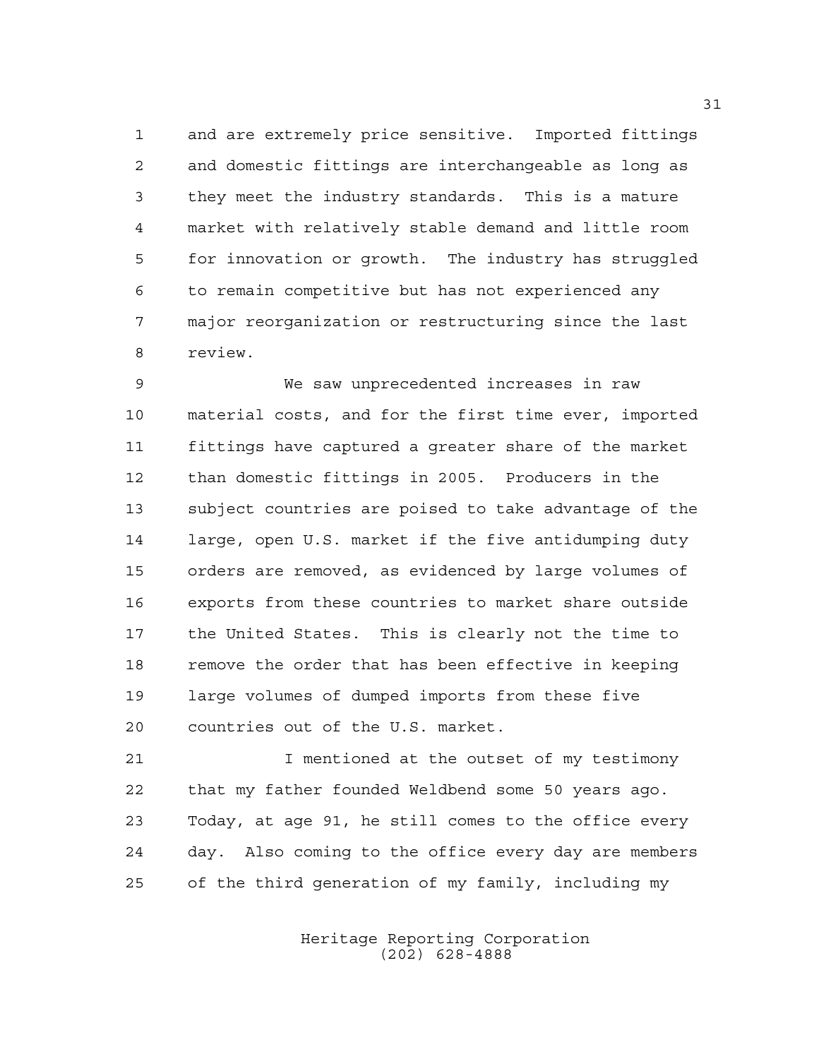and are extremely price sensitive. Imported fittings and domestic fittings are interchangeable as long as they meet the industry standards. This is a mature market with relatively stable demand and little room for innovation or growth. The industry has struggled to remain competitive but has not experienced any major reorganization or restructuring since the last review.

We saw unprecedented increases in raw material costs, and for the first time ever, imported fittings have captured a greater share of the market than domestic fittings in 2005. Producers in the subject countries are poised to take advantage of the large, open U.S. market if the five antidumping duty orders are removed, as evidenced by large volumes of exports from these countries to market share outside the United States. This is clearly not the time to remove the order that has been effective in keeping large volumes of dumped imports from these five countries out of the U.S. market.

I mentioned at the outset of my testimony that my father founded Weldbend some 50 years ago. Today, at age 91, he still comes to the office every day. Also coming to the office every day are members of the third generation of my family, including my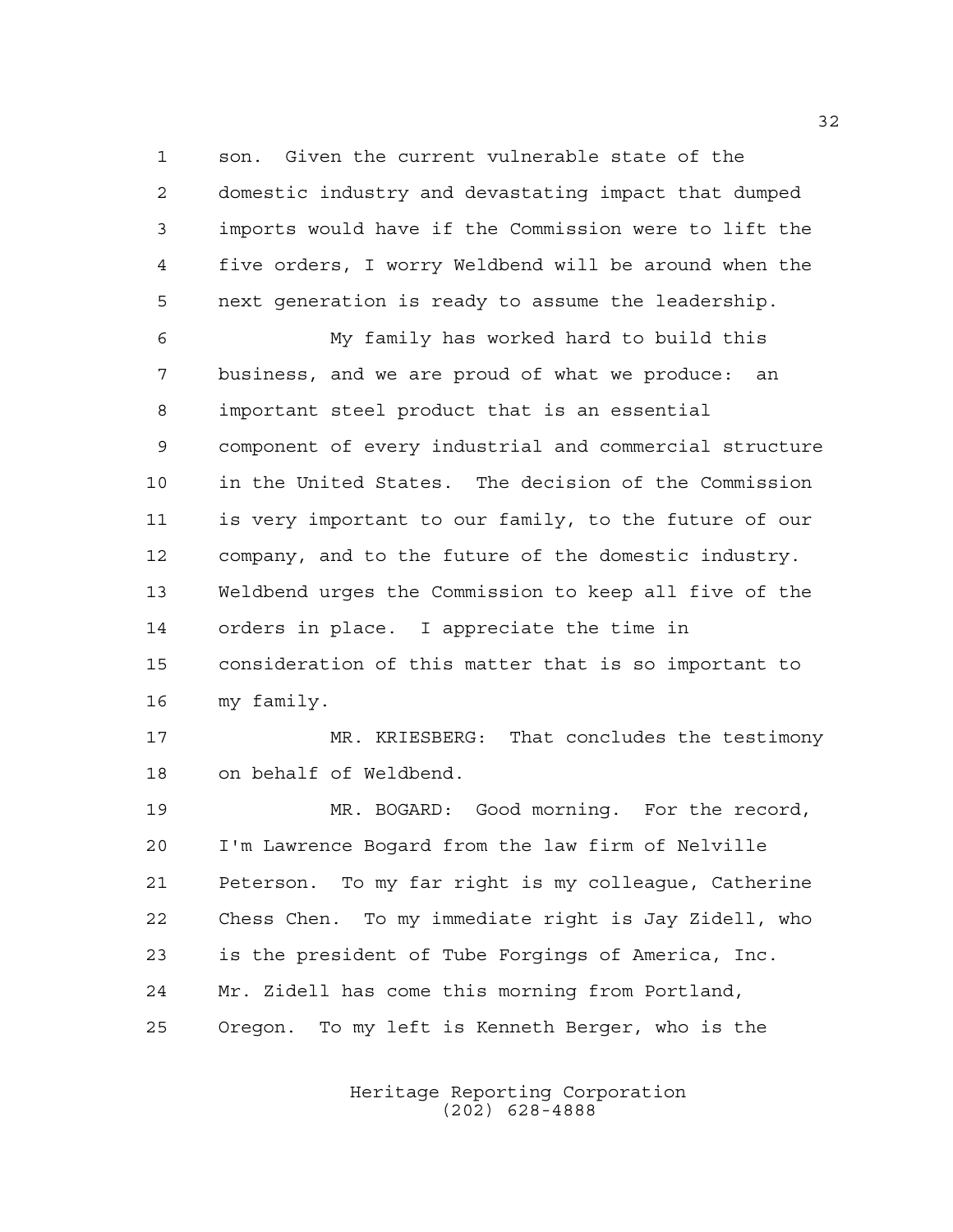son. Given the current vulnerable state of the domestic industry and devastating impact that dumped imports would have if the Commission were to lift the five orders, I worry Weldbend will be around when the next generation is ready to assume the leadership.

My family has worked hard to build this business, and we are proud of what we produce: an important steel product that is an essential component of every industrial and commercial structure in the United States. The decision of the Commission is very important to our family, to the future of our company, and to the future of the domestic industry. Weldbend urges the Commission to keep all five of the orders in place. I appreciate the time in consideration of this matter that is so important to my family.

MR. KRIESBERG: That concludes the testimony on behalf of Weldbend.

MR. BOGARD: Good morning. For the record, I'm Lawrence Bogard from the law firm of Nelville Peterson. To my far right is my colleague, Catherine Chess Chen. To my immediate right is Jay Zidell, who is the president of Tube Forgings of America, Inc. Mr. Zidell has come this morning from Portland, Oregon. To my left is Kenneth Berger, who is the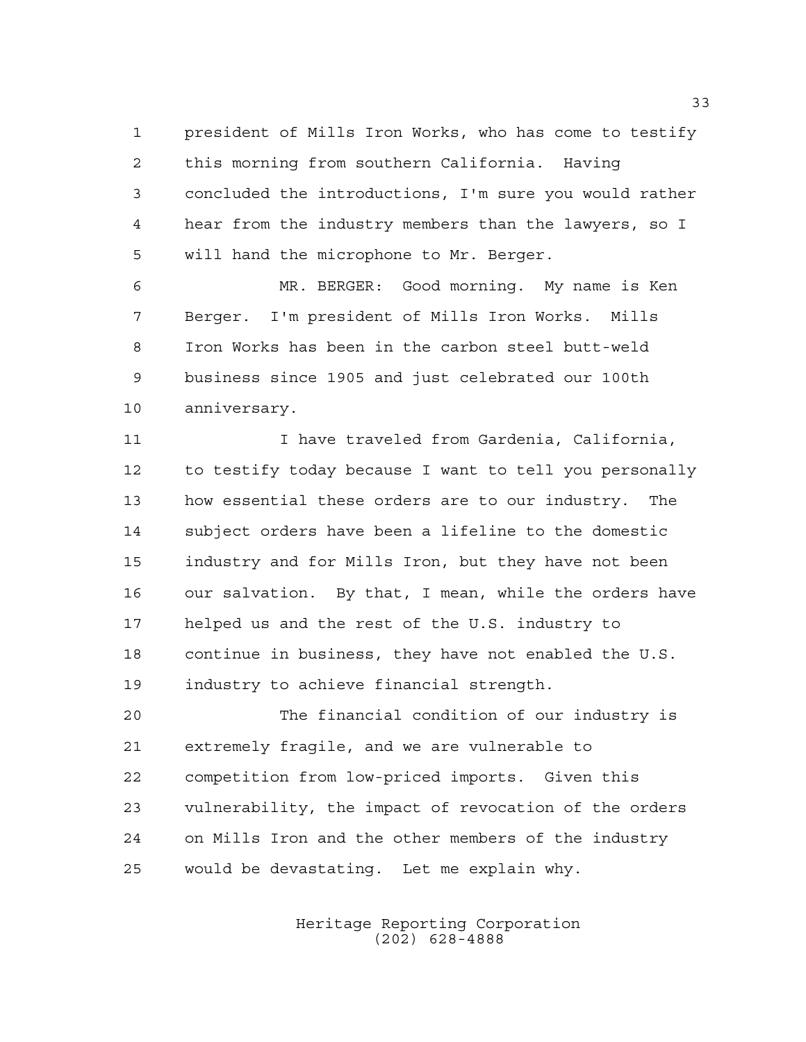president of Mills Iron Works, who has come to testify this morning from southern California. Having concluded the introductions, I'm sure you would rather hear from the industry members than the lawyers, so I will hand the microphone to Mr. Berger.

MR. BERGER: Good morning. My name is Ken Berger. I'm president of Mills Iron Works. Mills Iron Works has been in the carbon steel butt-weld business since 1905 and just celebrated our 100th anniversary.

I have traveled from Gardenia, California, to testify today because I want to tell you personally how essential these orders are to our industry. The subject orders have been a lifeline to the domestic industry and for Mills Iron, but they have not been our salvation. By that, I mean, while the orders have helped us and the rest of the U.S. industry to continue in business, they have not enabled the U.S. industry to achieve financial strength.

The financial condition of our industry is extremely fragile, and we are vulnerable to competition from low-priced imports. Given this vulnerability, the impact of revocation of the orders on Mills Iron and the other members of the industry would be devastating. Let me explain why.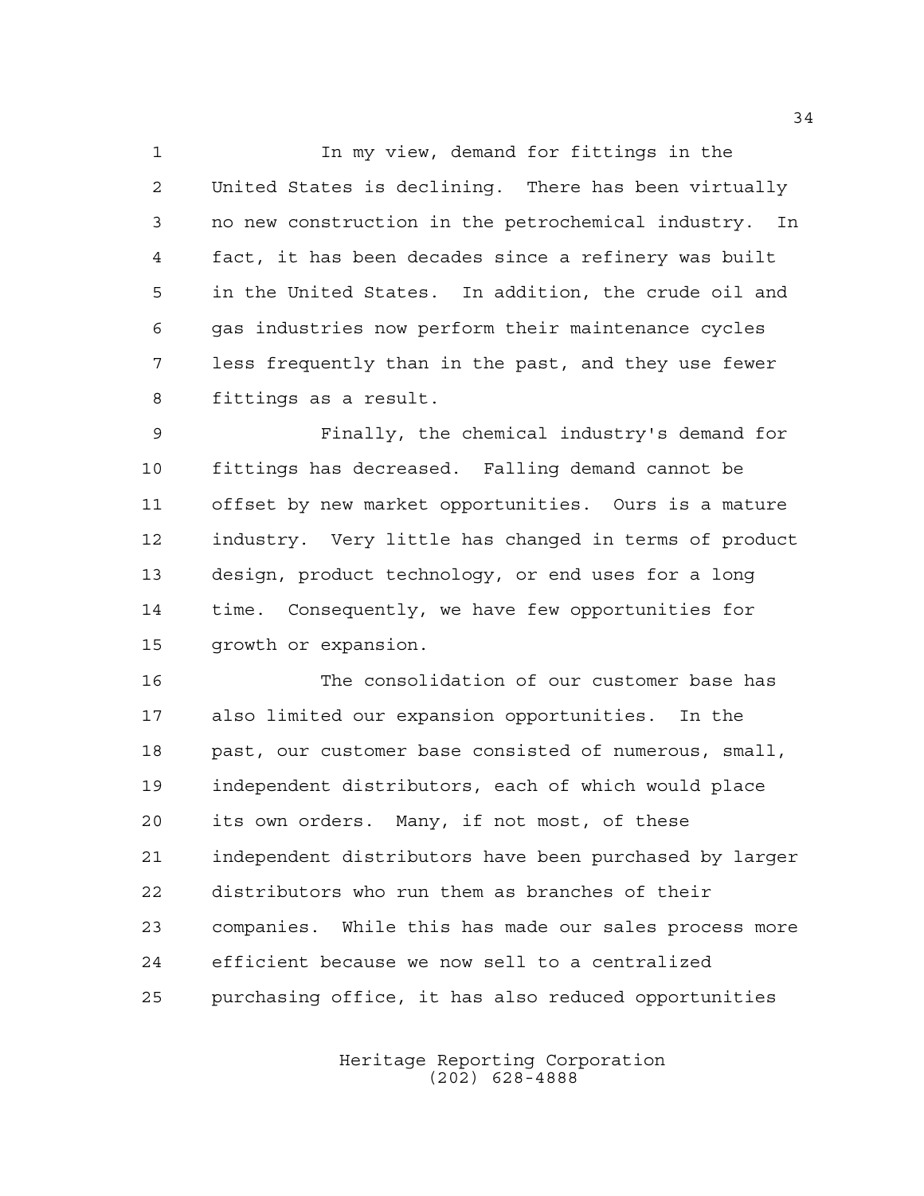In my view, demand for fittings in the United States is declining. There has been virtually no new construction in the petrochemical industry. In fact, it has been decades since a refinery was built in the United States. In addition, the crude oil and gas industries now perform their maintenance cycles less frequently than in the past, and they use fewer fittings as a result.

Finally, the chemical industry's demand for fittings has decreased. Falling demand cannot be offset by new market opportunities. Ours is a mature industry. Very little has changed in terms of product design, product technology, or end uses for a long time. Consequently, we have few opportunities for growth or expansion.

The consolidation of our customer base has also limited our expansion opportunities. In the past, our customer base consisted of numerous, small, independent distributors, each of which would place its own orders. Many, if not most, of these independent distributors have been purchased by larger distributors who run them as branches of their companies. While this has made our sales process more efficient because we now sell to a centralized purchasing office, it has also reduced opportunities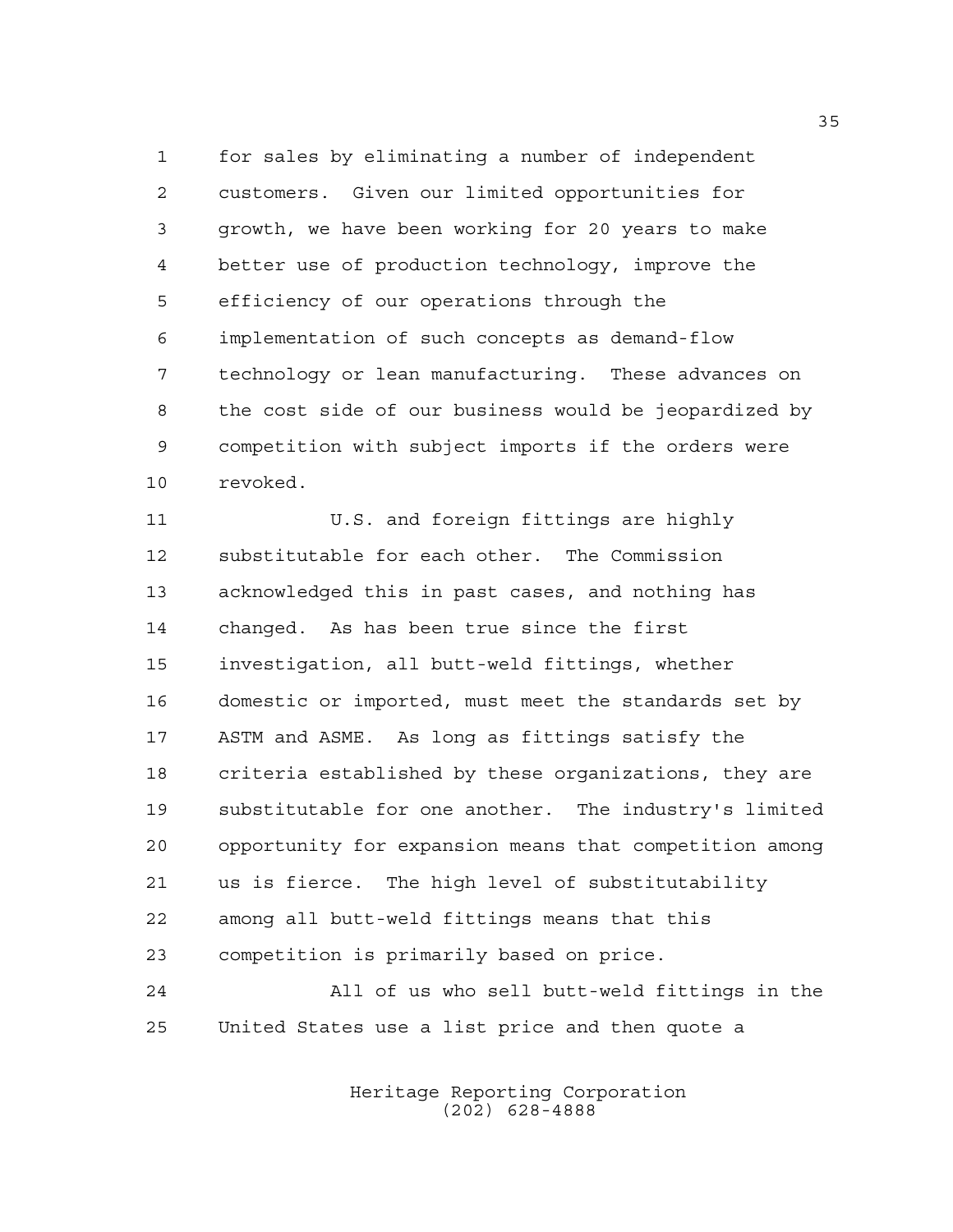for sales by eliminating a number of independent customers. Given our limited opportunities for growth, we have been working for 20 years to make better use of production technology, improve the efficiency of our operations through the implementation of such concepts as demand-flow technology or lean manufacturing. These advances on the cost side of our business would be jeopardized by competition with subject imports if the orders were revoked.

U.S. and foreign fittings are highly substitutable for each other. The Commission acknowledged this in past cases, and nothing has changed. As has been true since the first investigation, all butt-weld fittings, whether domestic or imported, must meet the standards set by ASTM and ASME. As long as fittings satisfy the criteria established by these organizations, they are substitutable for one another. The industry's limited opportunity for expansion means that competition among us is fierce. The high level of substitutability among all butt-weld fittings means that this competition is primarily based on price.

All of us who sell butt-weld fittings in the United States use a list price and then quote a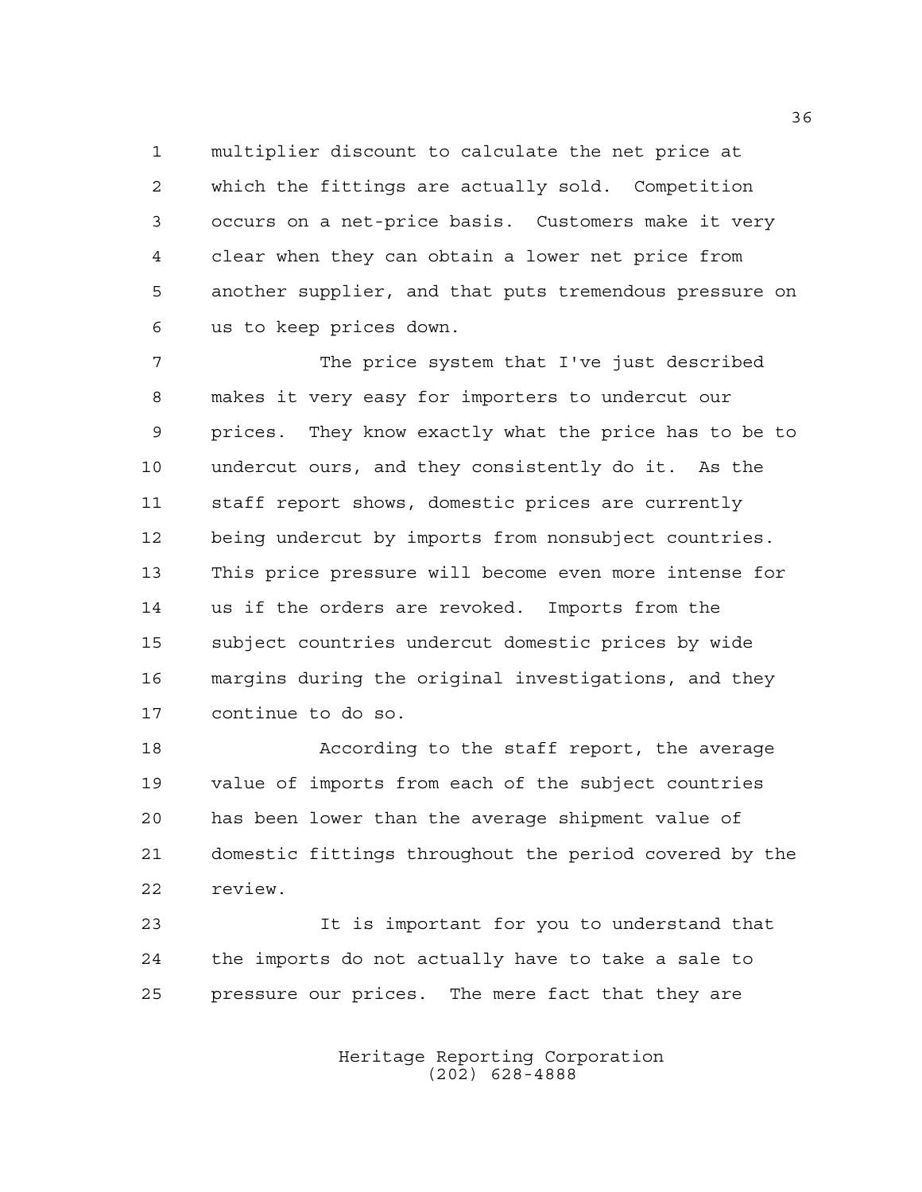multiplier discount to calculate the net price at which the fittings are actually sold. Competition occurs on a net-price basis. Customers make it very clear when they can obtain a lower net price from another supplier, and that puts tremendous pressure on us to keep prices down.

The price system that I've just described makes it very easy for importers to undercut our prices. They know exactly what the price has to be to undercut ours, and they consistently do it. As the staff report shows, domestic prices are currently being undercut by imports from nonsubject countries. This price pressure will become even more intense for us if the orders are revoked. Imports from the subject countries undercut domestic prices by wide margins during the original investigations, and they continue to do so.

According to the staff report, the average value of imports from each of the subject countries has been lower than the average shipment value of domestic fittings throughout the period covered by the review.

It is important for you to understand that the imports do not actually have to take a sale to pressure our prices. The mere fact that they are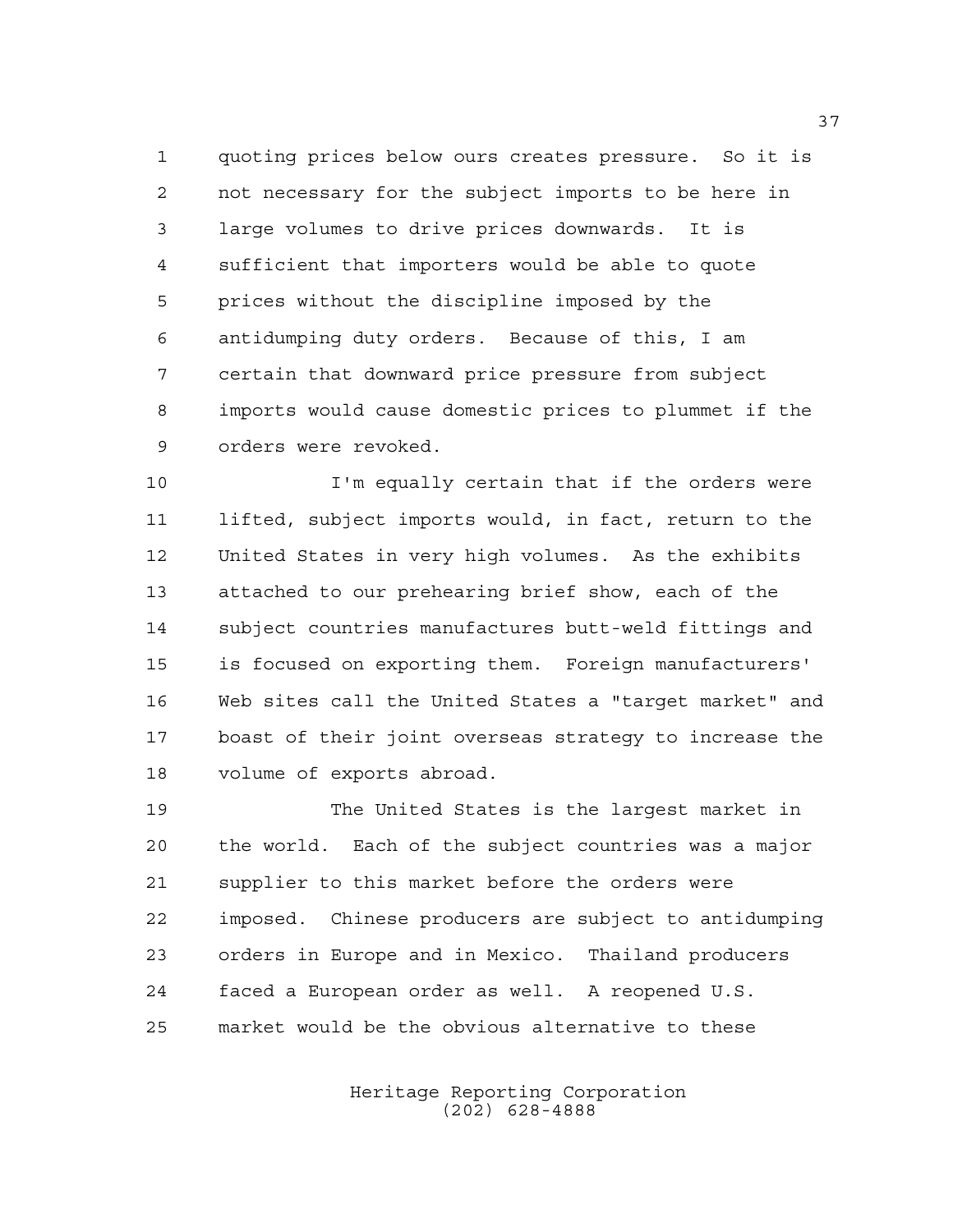quoting prices below ours creates pressure. So it is not necessary for the subject imports to be here in large volumes to drive prices downwards. It is sufficient that importers would be able to quote prices without the discipline imposed by the antidumping duty orders. Because of this, I am certain that downward price pressure from subject imports would cause domestic prices to plummet if the orders were revoked.

I'm equally certain that if the orders were lifted, subject imports would, in fact, return to the United States in very high volumes. As the exhibits attached to our prehearing brief show, each of the subject countries manufactures butt-weld fittings and is focused on exporting them. Foreign manufacturers' Web sites call the United States a "target market" and boast of their joint overseas strategy to increase the volume of exports abroad.

The United States is the largest market in the world. Each of the subject countries was a major supplier to this market before the orders were imposed. Chinese producers are subject to antidumping orders in Europe and in Mexico. Thailand producers faced a European order as well. A reopened U.S. market would be the obvious alternative to these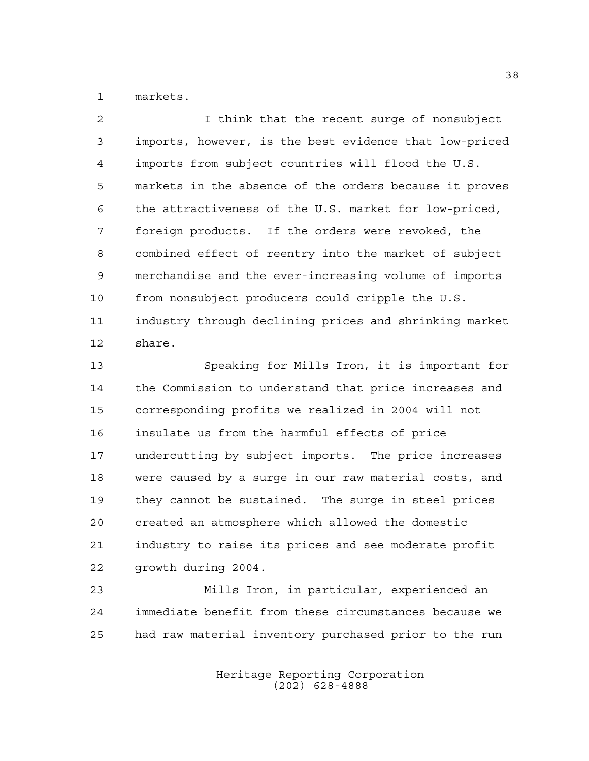markets.

I think that the recent surge of nonsubject imports, however, is the best evidence that low-priced imports from subject countries will flood the U.S. markets in the absence of the orders because it proves the attractiveness of the U.S. market for low-priced, foreign products. If the orders were revoked, the combined effect of reentry into the market of subject merchandise and the ever-increasing volume of imports from nonsubject producers could cripple the U.S. industry through declining prices and shrinking market share.

Speaking for Mills Iron, it is important for the Commission to understand that price increases and corresponding profits we realized in 2004 will not insulate us from the harmful effects of price undercutting by subject imports. The price increases were caused by a surge in our raw material costs, and they cannot be sustained. The surge in steel prices created an atmosphere which allowed the domestic industry to raise its prices and see moderate profit growth during 2004.

Mills Iron, in particular, experienced an immediate benefit from these circumstances because we had raw material inventory purchased prior to the run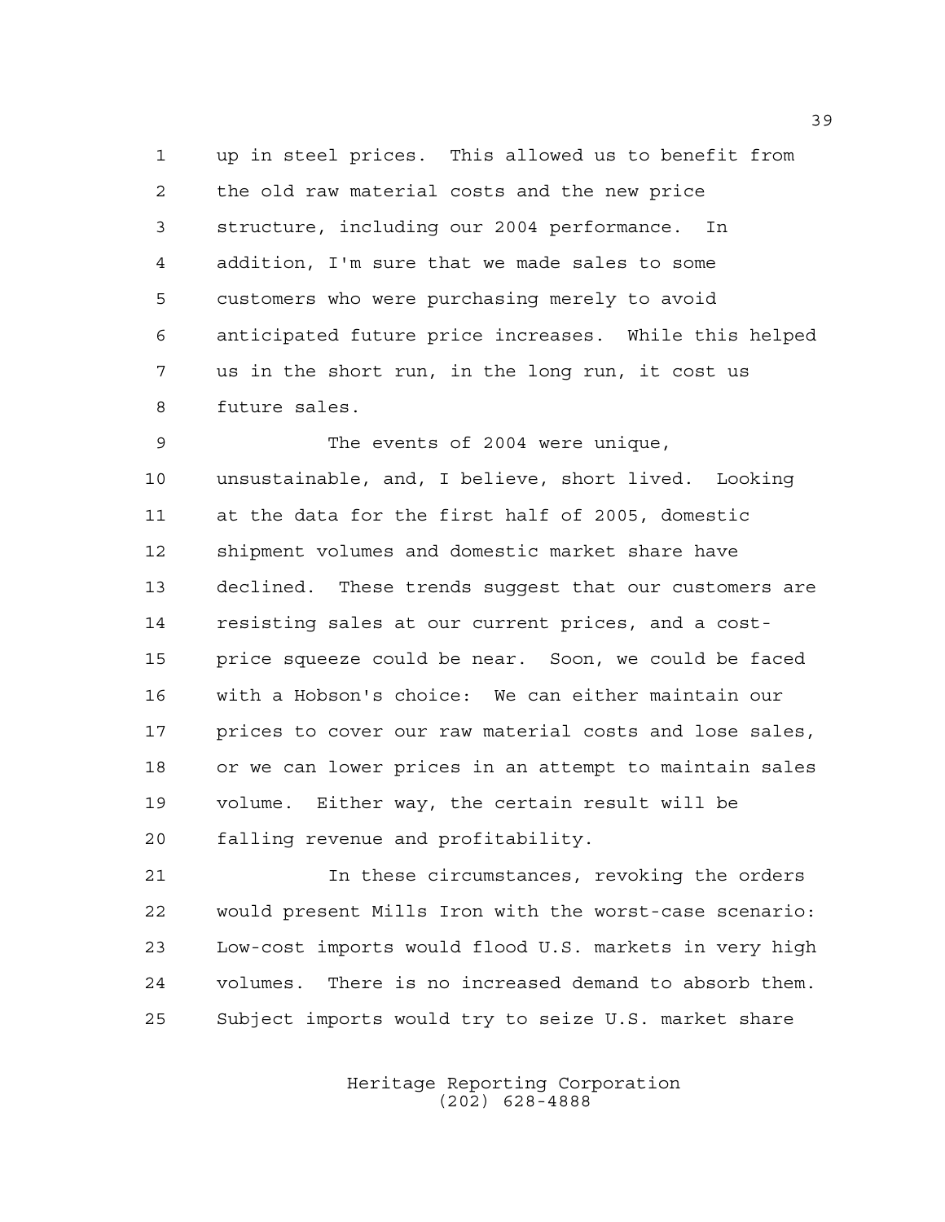up in steel prices. This allowed us to benefit from the old raw material costs and the new price structure, including our 2004 performance. In addition, I'm sure that we made sales to some customers who were purchasing merely to avoid anticipated future price increases. While this helped us in the short run, in the long run, it cost us future sales.

The events of 2004 were unique, unsustainable, and, I believe, short lived. Looking at the data for the first half of 2005, domestic shipment volumes and domestic market share have declined. These trends suggest that our customers are resisting sales at our current prices, and a cost-price squeeze could be near. Soon, we could be faced with a Hobson's choice: We can either maintain our prices to cover our raw material costs and lose sales, or we can lower prices in an attempt to maintain sales volume. Either way, the certain result will be falling revenue and profitability.

In these circumstances, revoking the orders would present Mills Iron with the worst-case scenario: Low-cost imports would flood U.S. markets in very high volumes. There is no increased demand to absorb them. Subject imports would try to seize U.S. market share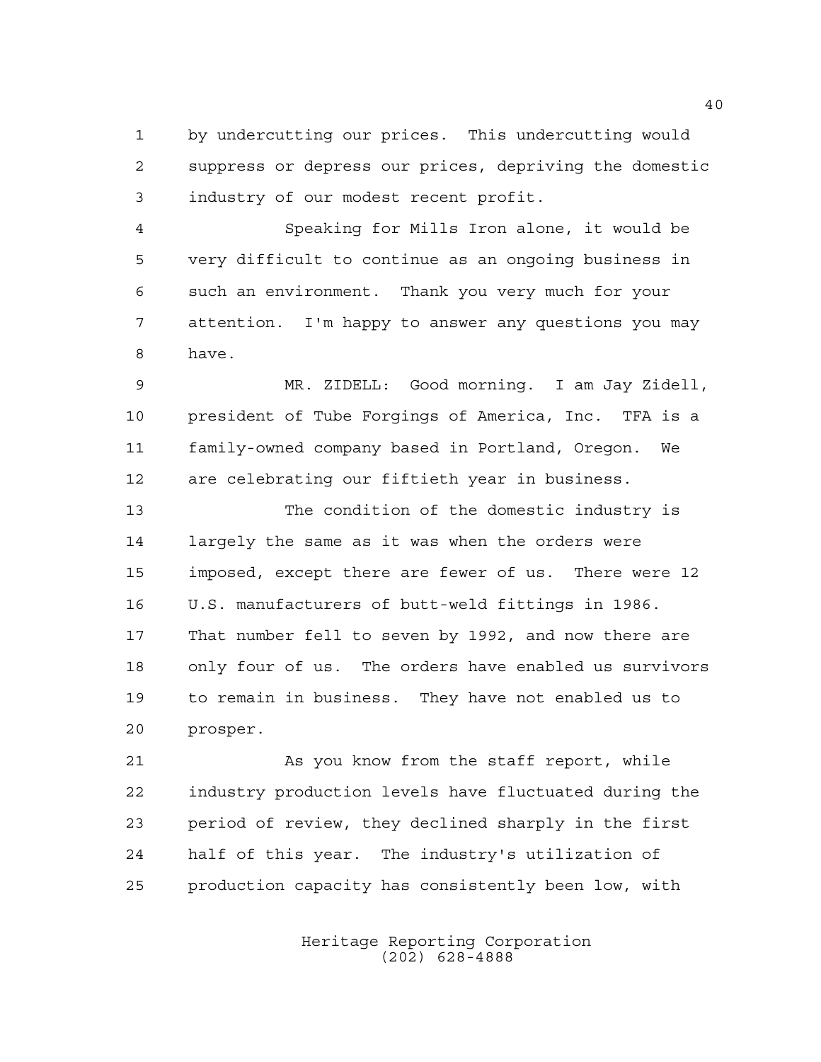by undercutting our prices. This undercutting would suppress or depress our prices, depriving the domestic industry of our modest recent profit.

Speaking for Mills Iron alone, it would be very difficult to continue as an ongoing business in such an environment. Thank you very much for your attention. I'm happy to answer any questions you may have.

MR. ZIDELL: Good morning. I am Jay Zidell, president of Tube Forgings of America, Inc. TFA is a family-owned company based in Portland, Oregon. We are celebrating our fiftieth year in business.

The condition of the domestic industry is largely the same as it was when the orders were imposed, except there are fewer of us. There were 12 U.S. manufacturers of butt-weld fittings in 1986. That number fell to seven by 1992, and now there are only four of us. The orders have enabled us survivors to remain in business. They have not enabled us to prosper.

As you know from the staff report, while industry production levels have fluctuated during the period of review, they declined sharply in the first half of this year. The industry's utilization of production capacity has consistently been low, with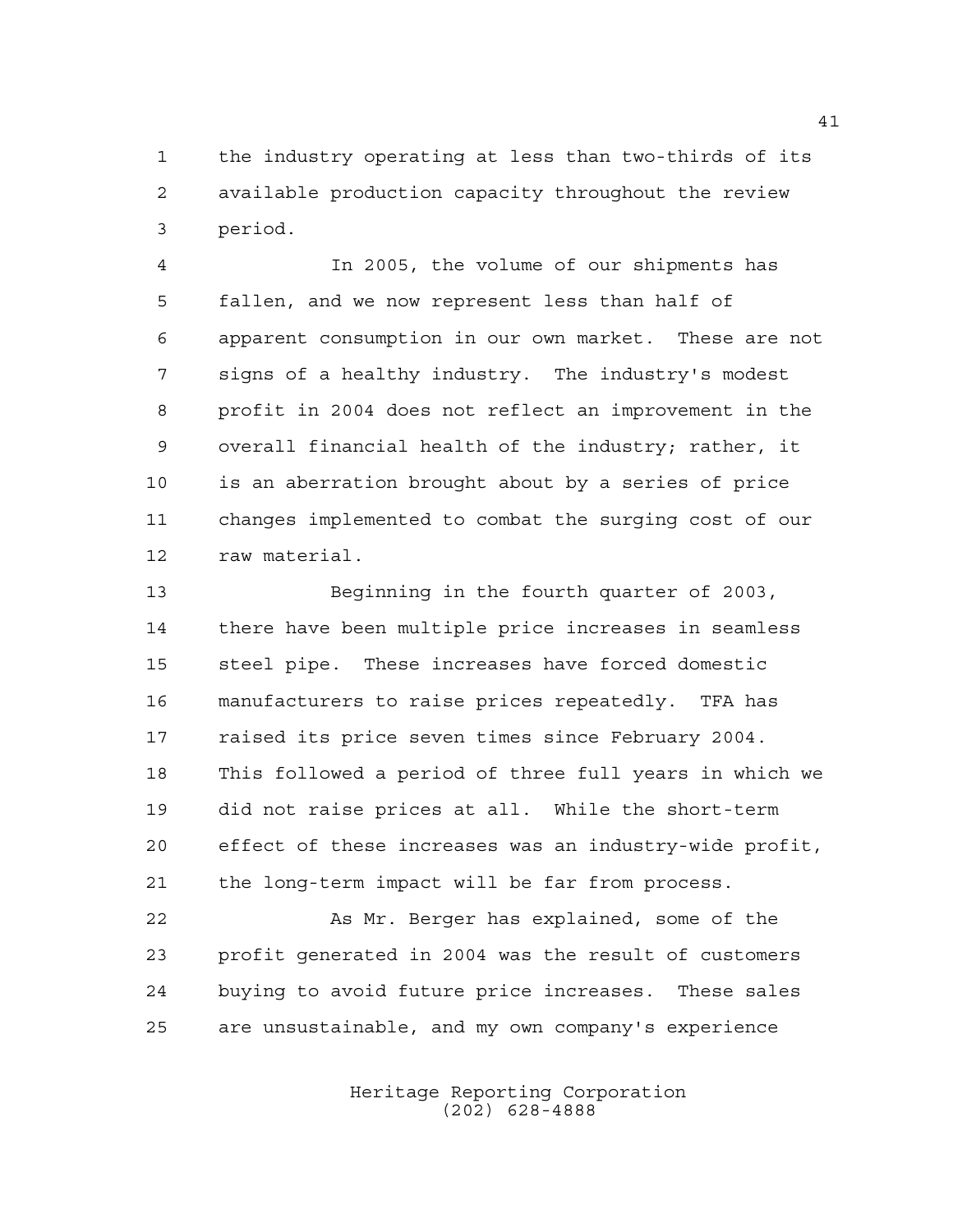the industry operating at less than two-thirds of its available production capacity throughout the review period.

In 2005, the volume of our shipments has fallen, and we now represent less than half of apparent consumption in our own market. These are not signs of a healthy industry. The industry's modest profit in 2004 does not reflect an improvement in the overall financial health of the industry; rather, it is an aberration brought about by a series of price changes implemented to combat the surging cost of our raw material.

Beginning in the fourth quarter of 2003, there have been multiple price increases in seamless steel pipe. These increases have forced domestic manufacturers to raise prices repeatedly. TFA has raised its price seven times since February 2004. This followed a period of three full years in which we did not raise prices at all. While the short-term effect of these increases was an industry-wide profit, the long-term impact will be far from process.

As Mr. Berger has explained, some of the profit generated in 2004 was the result of customers buying to avoid future price increases. These sales are unsustainable, and my own company's experience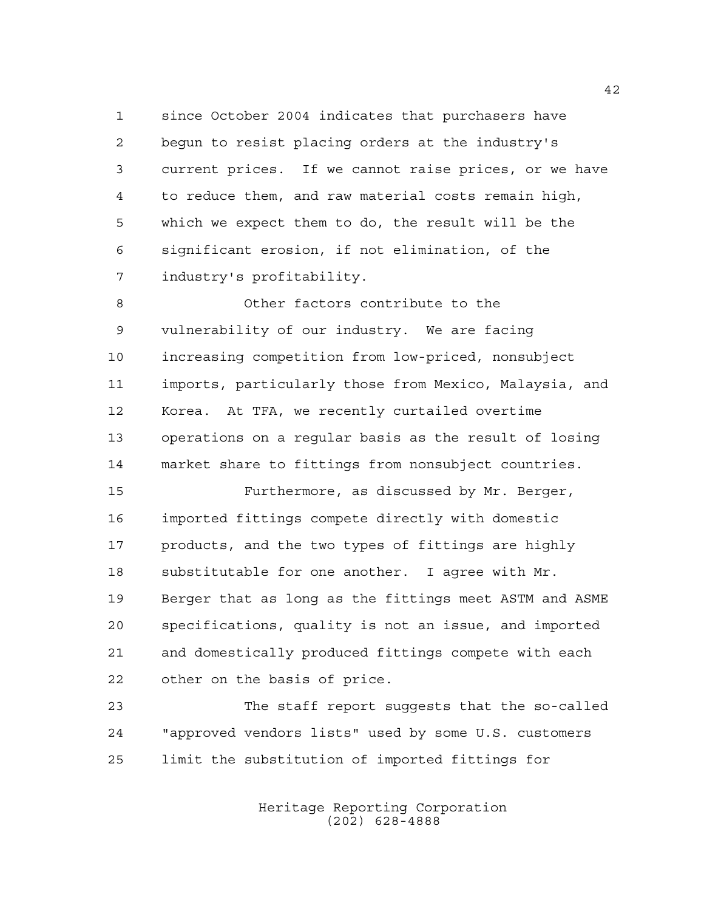since October 2004 indicates that purchasers have begun to resist placing orders at the industry's current prices. If we cannot raise prices, or we have to reduce them, and raw material costs remain high, which we expect them to do, the result will be the significant erosion, if not elimination, of the industry's profitability.

Other factors contribute to the vulnerability of our industry. We are facing increasing competition from low-priced, nonsubject imports, particularly those from Mexico, Malaysia, and Korea. At TFA, we recently curtailed overtime operations on a regular basis as the result of losing market share to fittings from nonsubject countries.

Furthermore, as discussed by Mr. Berger, imported fittings compete directly with domestic products, and the two types of fittings are highly substitutable for one another. I agree with Mr. Berger that as long as the fittings meet ASTM and ASME specifications, quality is not an issue, and imported and domestically produced fittings compete with each other on the basis of price.

The staff report suggests that the so-called "approved vendors lists" used by some U.S. customers limit the substitution of imported fittings for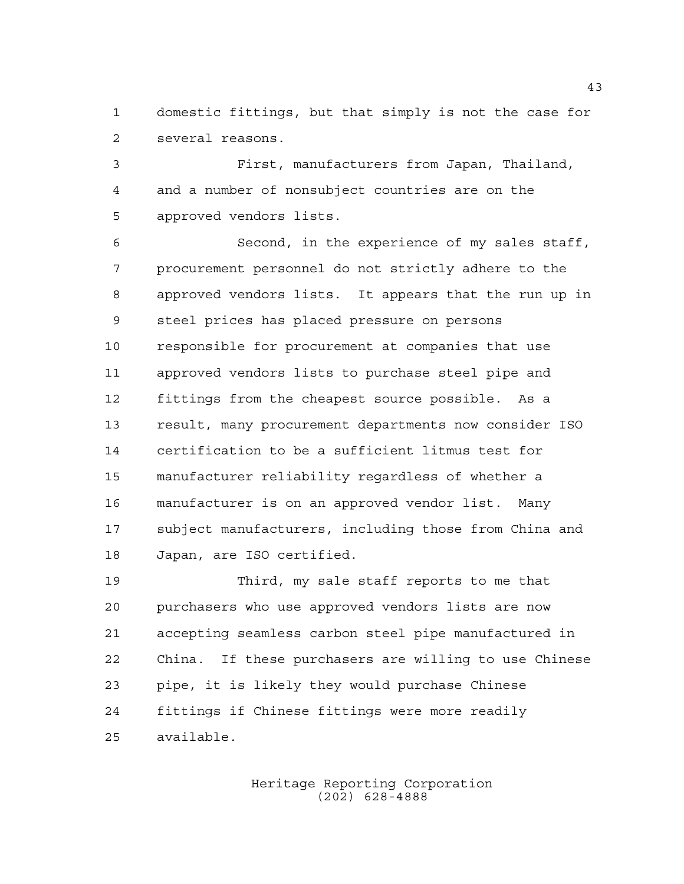domestic fittings, but that simply is not the case for several reasons.

First, manufacturers from Japan, Thailand, and a number of nonsubject countries are on the approved vendors lists.

Second, in the experience of my sales staff, procurement personnel do not strictly adhere to the approved vendors lists. It appears that the run up in steel prices has placed pressure on persons responsible for procurement at companies that use approved vendors lists to purchase steel pipe and fittings from the cheapest source possible. As a result, many procurement departments now consider ISO certification to be a sufficient litmus test for manufacturer reliability regardless of whether a manufacturer is on an approved vendor list. Many subject manufacturers, including those from China and Japan, are ISO certified.

Third, my sale staff reports to me that purchasers who use approved vendors lists are now accepting seamless carbon steel pipe manufactured in China. If these purchasers are willing to use Chinese pipe, it is likely they would purchase Chinese fittings if Chinese fittings were more readily available.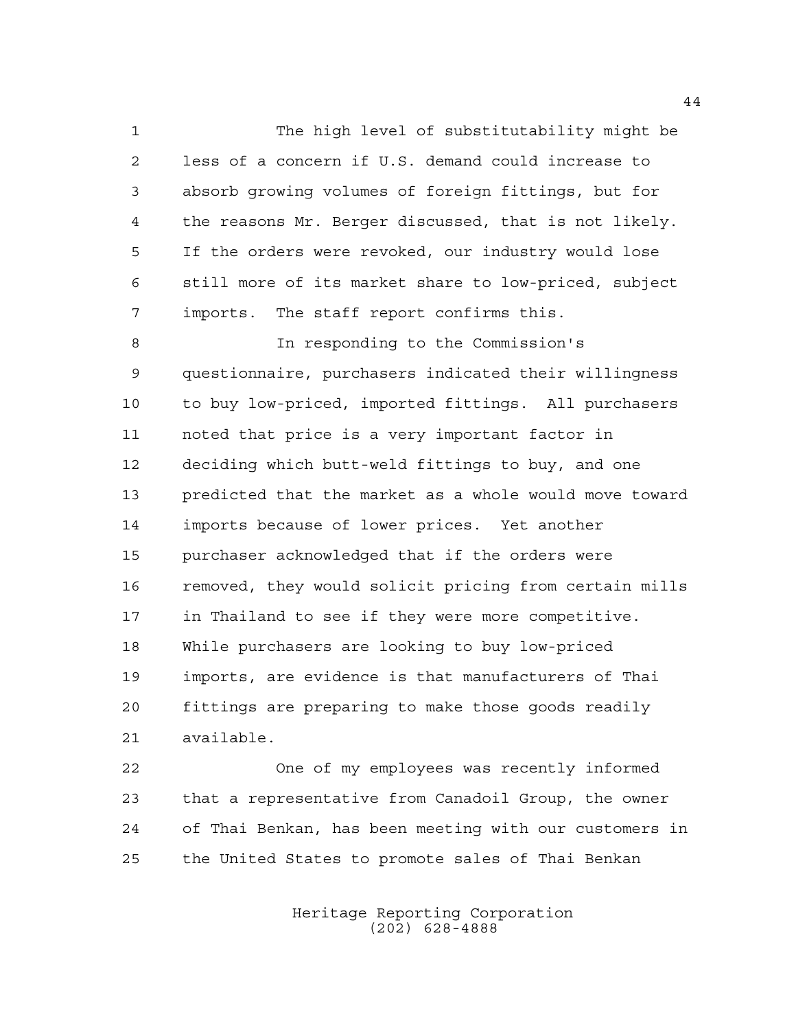The high level of substitutability might be less of a concern if U.S. demand could increase to absorb growing volumes of foreign fittings, but for the reasons Mr. Berger discussed, that is not likely. If the orders were revoked, our industry would lose still more of its market share to low-priced, subject imports. The staff report confirms this.

In responding to the Commission's questionnaire, purchasers indicated their willingness to buy low-priced, imported fittings. All purchasers noted that price is a very important factor in deciding which butt-weld fittings to buy, and one predicted that the market as a whole would move toward imports because of lower prices. Yet another purchaser acknowledged that if the orders were removed, they would solicit pricing from certain mills in Thailand to see if they were more competitive. While purchasers are looking to buy low-priced imports, are evidence is that manufacturers of Thai fittings are preparing to make those goods readily available.

One of my employees was recently informed that a representative from Canadoil Group, the owner of Thai Benkan, has been meeting with our customers in the United States to promote sales of Thai Benkan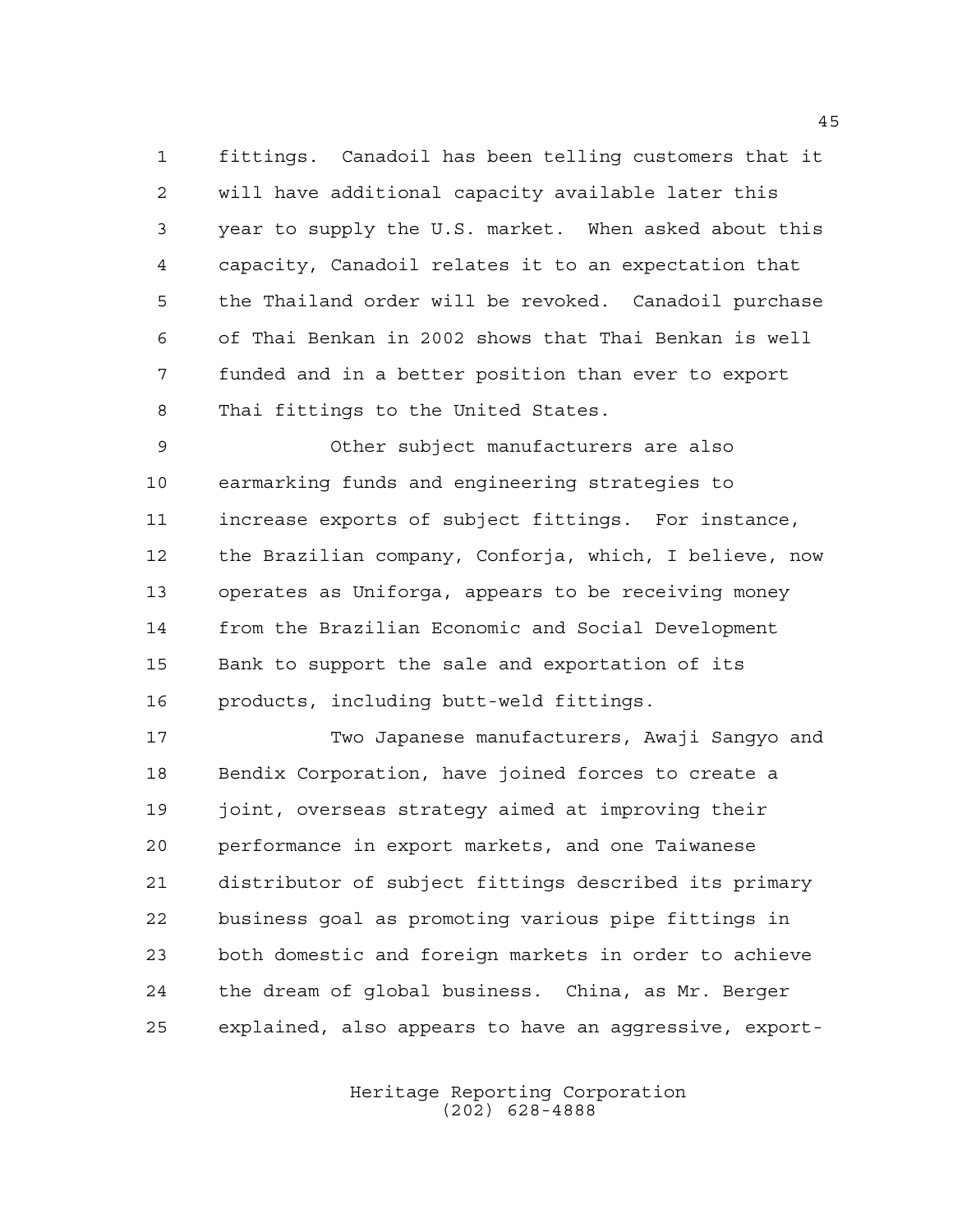fittings. Canadoil has been telling customers that it will have additional capacity available later this year to supply the U.S. market. When asked about this capacity, Canadoil relates it to an expectation that the Thailand order will be revoked. Canadoil purchase of Thai Benkan in 2002 shows that Thai Benkan is well funded and in a better position than ever to export Thai fittings to the United States.

Other subject manufacturers are also earmarking funds and engineering strategies to increase exports of subject fittings. For instance, the Brazilian company, Conforja, which, I believe, now operates as Uniforga, appears to be receiving money from the Brazilian Economic and Social Development Bank to support the sale and exportation of its products, including butt-weld fittings.

Two Japanese manufacturers, Awaji Sangyo and Bendix Corporation, have joined forces to create a joint, overseas strategy aimed at improving their performance in export markets, and one Taiwanese distributor of subject fittings described its primary business goal as promoting various pipe fittings in both domestic and foreign markets in order to achieve the dream of global business. China, as Mr. Berger explained, also appears to have an aggressive, export-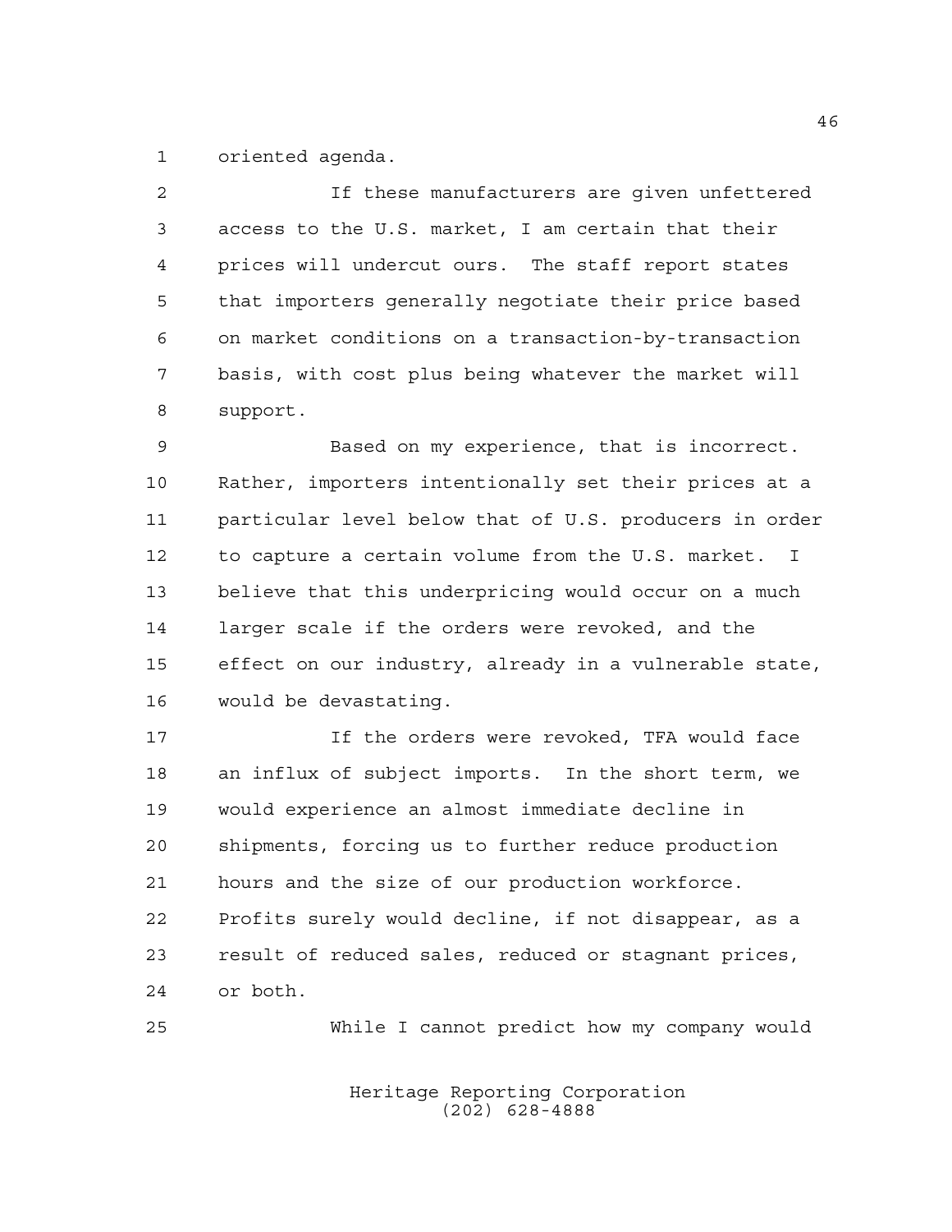oriented agenda.

If these manufacturers are given unfettered access to the U.S. market, I am certain that their prices will undercut ours. The staff report states that importers generally negotiate their price based on market conditions on a transaction-by-transaction basis, with cost plus being whatever the market will support.

Based on my experience, that is incorrect. Rather, importers intentionally set their prices at a particular level below that of U.S. producers in order to capture a certain volume from the U.S. market. I believe that this underpricing would occur on a much larger scale if the orders were revoked, and the effect on our industry, already in a vulnerable state, would be devastating.

If the orders were revoked, TFA would face an influx of subject imports. In the short term, we would experience an almost immediate decline in shipments, forcing us to further reduce production hours and the size of our production workforce. Profits surely would decline, if not disappear, as a result of reduced sales, reduced or stagnant prices, or both.

While I cannot predict how my company would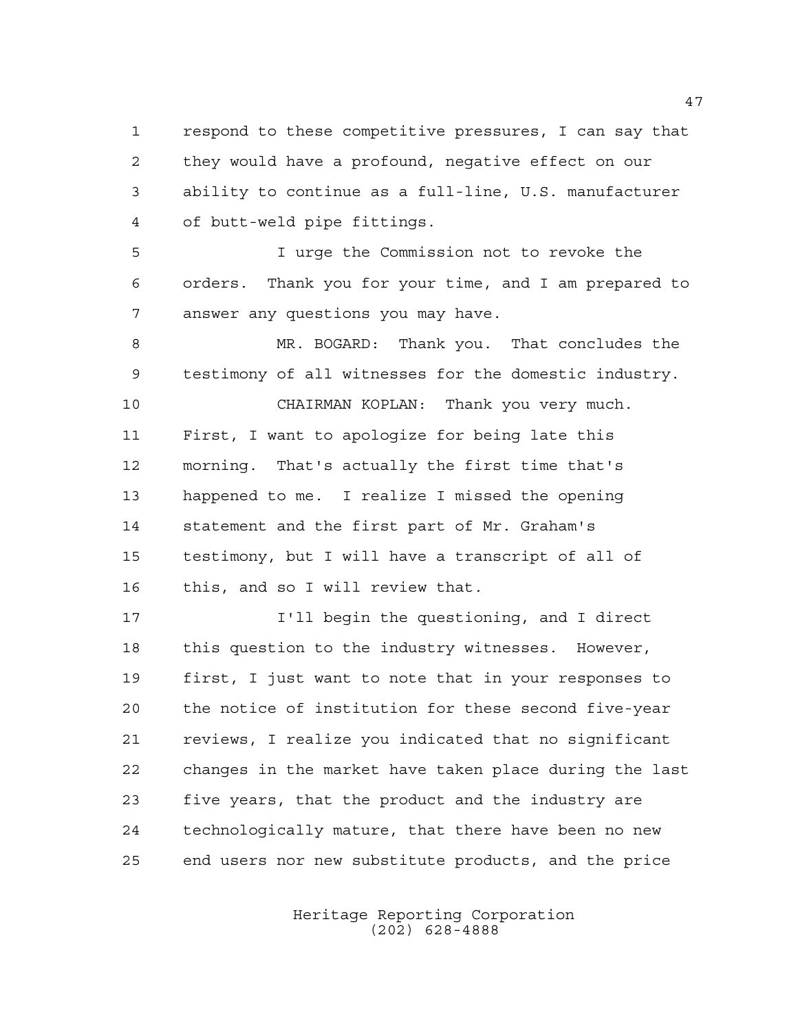respond to these competitive pressures, I can say that they would have a profound, negative effect on our ability to continue as a full-line, U.S. manufacturer of butt-weld pipe fittings.

I urge the Commission not to revoke the orders. Thank you for your time, and I am prepared to answer any questions you may have.

MR. BOGARD: Thank you. That concludes the testimony of all witnesses for the domestic industry.

CHAIRMAN KOPLAN: Thank you very much. First, I want to apologize for being late this morning. That's actually the first time that's happened to me. I realize I missed the opening statement and the first part of Mr. Graham's testimony, but I will have a transcript of all of this, and so I will review that.

I'll begin the questioning, and I direct this question to the industry witnesses. However, first, I just want to note that in your responses to the notice of institution for these second five-year reviews, I realize you indicated that no significant changes in the market have taken place during the last five years, that the product and the industry are technologically mature, that there have been no new end users nor new substitute products, and the price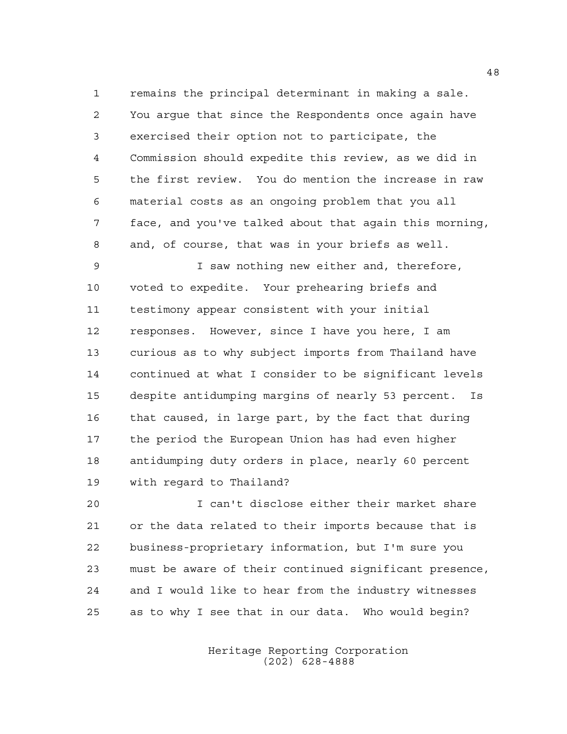remains the principal determinant in making a sale. You argue that since the Respondents once again have exercised their option not to participate, the Commission should expedite this review, as we did in the first review. You do mention the increase in raw material costs as an ongoing problem that you all face, and you've talked about that again this morning, and, of course, that was in your briefs as well.

I saw nothing new either and, therefore, voted to expedite. Your prehearing briefs and testimony appear consistent with your initial responses. However, since I have you here, I am curious as to why subject imports from Thailand have continued at what I consider to be significant levels despite antidumping margins of nearly 53 percent. Is that caused, in large part, by the fact that during the period the European Union has had even higher antidumping duty orders in place, nearly 60 percent with regard to Thailand?

I can't disclose either their market share or the data related to their imports because that is business-proprietary information, but I'm sure you must be aware of their continued significant presence, and I would like to hear from the industry witnesses as to why I see that in our data. Who would begin?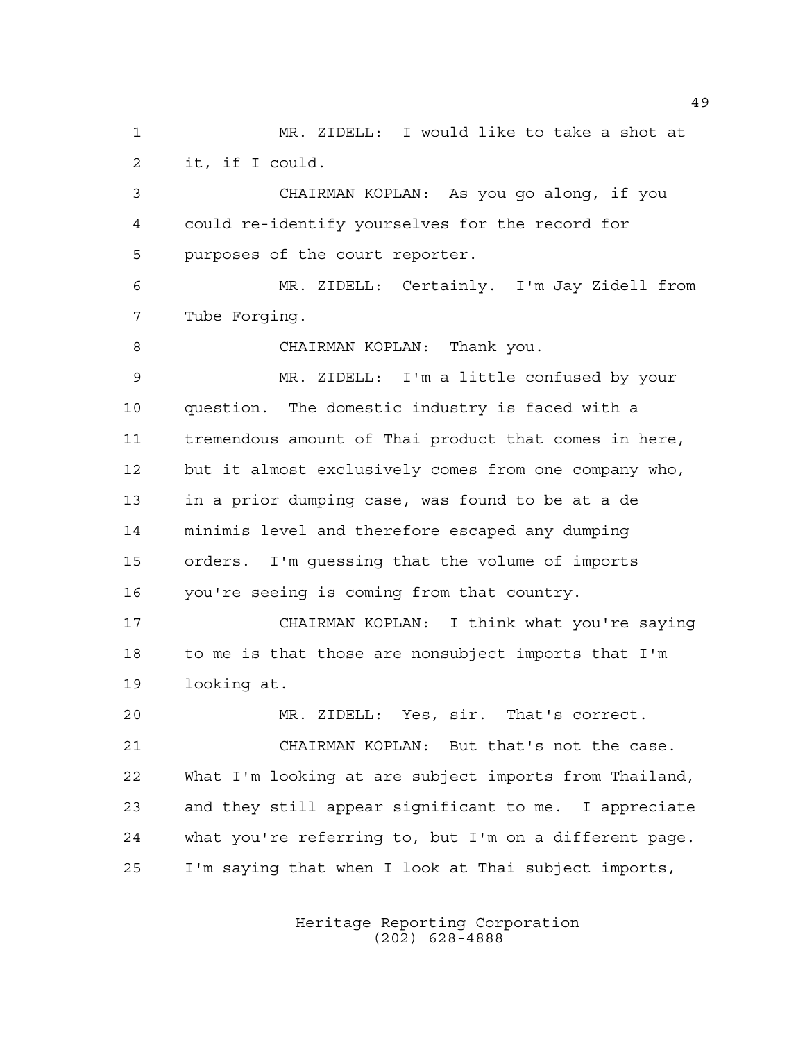MR. ZIDELL: I would like to take a shot at it, if I could.

CHAIRMAN KOPLAN: As you go along, if you could re-identify yourselves for the record for purposes of the court reporter.

MR. ZIDELL: Certainly. I'm Jay Zidell from Tube Forging.

CHAIRMAN KOPLAN: Thank you.

MR. ZIDELL: I'm a little confused by your question. The domestic industry is faced with a tremendous amount of Thai product that comes in here, but it almost exclusively comes from one company who, in a prior dumping case, was found to be at a de minimis level and therefore escaped any dumping orders. I'm guessing that the volume of imports you're seeing is coming from that country.

CHAIRMAN KOPLAN: I think what you're saying to me is that those are nonsubject imports that I'm looking at.

MR. ZIDELL: Yes, sir. That's correct.

CHAIRMAN KOPLAN: But that's not the case. What I'm looking at are subject imports from Thailand, and they still appear significant to me. I appreciate what you're referring to, but I'm on a different page. I'm saying that when I look at Thai subject imports,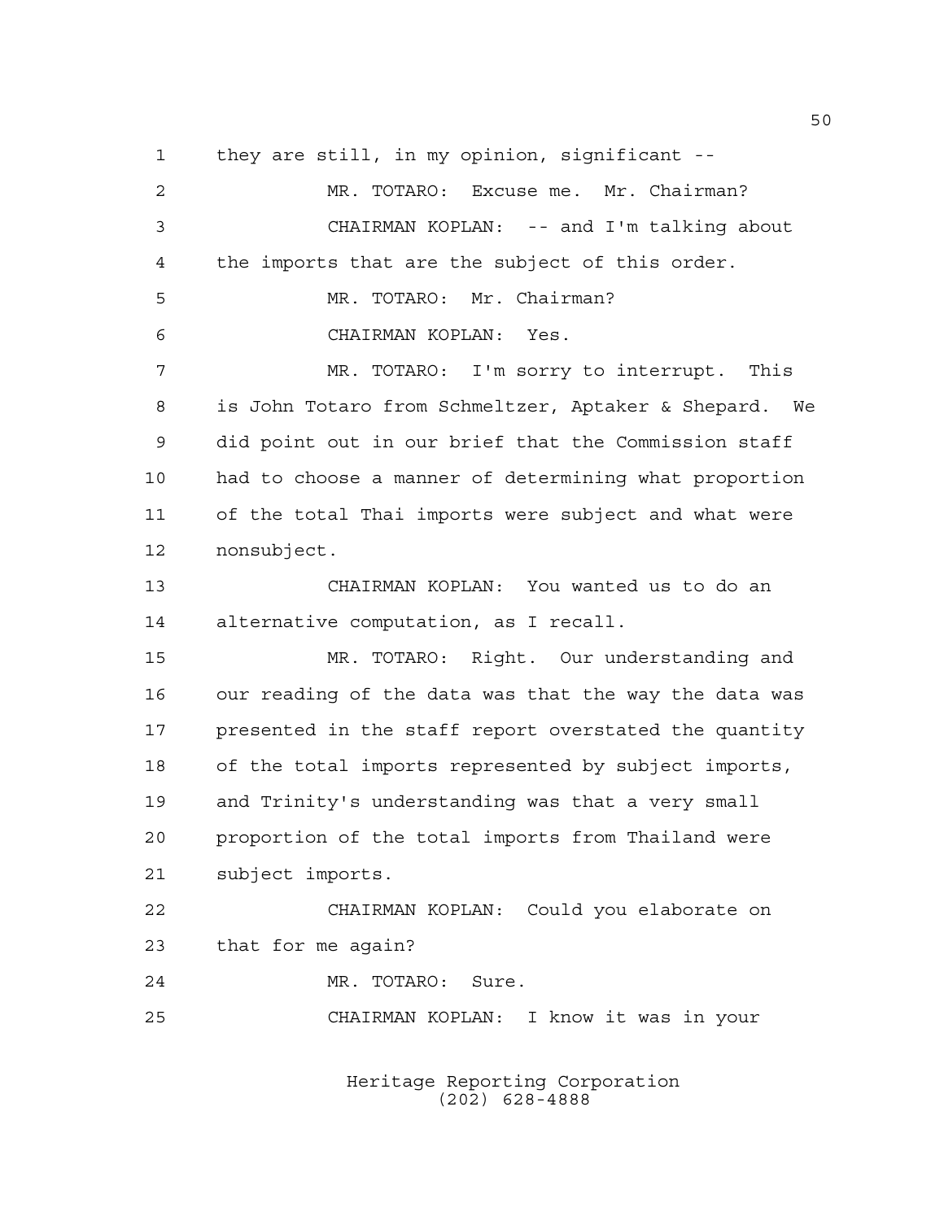1 they are still, in my opinion, significant --

2 MR. TOTARO: Excuse me. Mr. Chairman?

3 CHAIRMAN KOPLAN: -- and I'm talking about

4 the imports that are the subject of this order.

5 MR. TOTARO: Mr. Chairman?

6 CHAIRMAN KOPLAN: Yes.

7 MR. TOTARO: I'm sorry to interrupt. This

8 is John Totaro from Schmeltzer, Aptaker & Shepard. We

9 did point out in our brief that the Commission staff

10 had to choose a manner of determining what proportion

11 of the total Thai imports were subject and what were

12 nonsubject.

13 CHAIRMAN KOPLAN: You wanted us to do an

14 alternative computation, as I recall.

15 MR. TOTARO: Right. Our understanding and

16 our reading of the data was that the way the data was

17 presented in the staff report overstated the quantity

18 of the total imports represented by subject imports,

19 and Trinity's understanding was that a very small

20 proportion of the total imports from Thailand were

21 subject imports.

22 CHAIRMAN KOPLAN: Could you elaborate on

23 that for me again?

24 MR. TOTARO: Sure.

25 CHAIRMAN KOPLAN: I know it was in your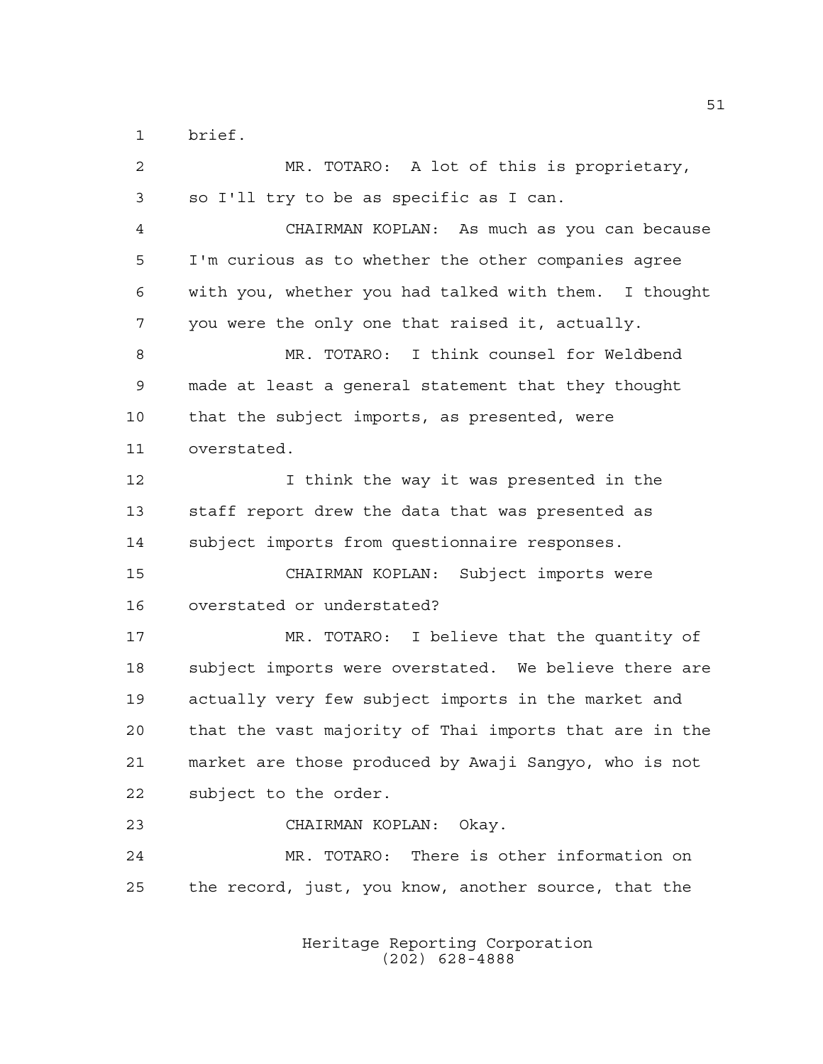brief.

MR. TOTARO: A lot of this is proprietary, so I'll try to be as specific as I can.

CHAIRMAN KOPLAN: As much as you can because I'm curious as to whether the other companies agree with you, whether you had talked with them. I thought you were the only one that raised it, actually.

MR. TOTARO: I think counsel for Weldbend made at least a general statement that they thought that the subject imports, as presented, were overstated.

I think the way it was presented in the staff report drew the data that was presented as subject imports from questionnaire responses.

CHAIRMAN KOPLAN: Subject imports were overstated or understated?

MR. TOTARO: I believe that the quantity of subject imports were overstated. We believe there are actually very few subject imports in the market and that the vast majority of Thai imports that are in the market are those produced by Awaji Sangyo, who is not subject to the order.

CHAIRMAN KOPLAN: Okay.

MR. TOTARO: There is other information on the record, just, you know, another source, that the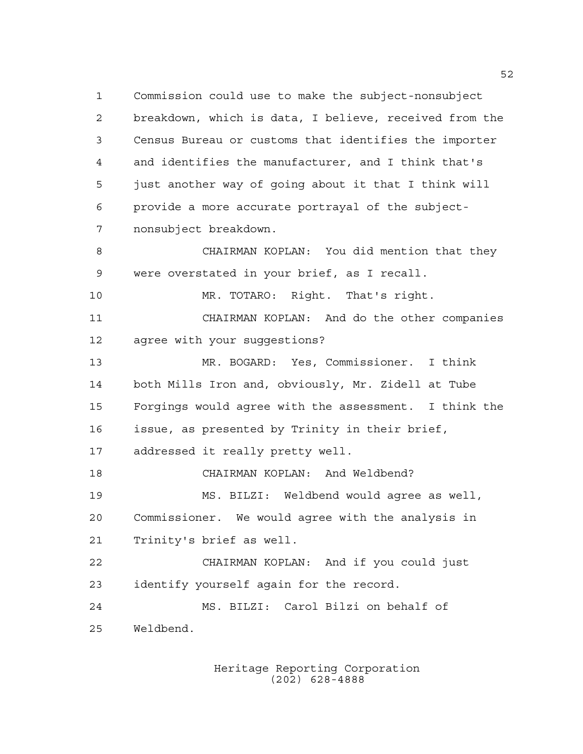Commission could use to make the subject-nonsubject breakdown, which is data, I believe, received from the Census Bureau or customs that identifies the importer and identifies the manufacturer, and I think that's just another way of going about it that I think will provide a more accurate portrayal of the subject-nonsubject breakdown.

CHAIRMAN KOPLAN: You did mention that they were overstated in your brief, as I recall.

MR. TOTARO: Right. That's right.

CHAIRMAN KOPLAN: And do the other companies agree with your suggestions?

MR. BOGARD: Yes, Commissioner. I think both Mills Iron and, obviously, Mr. Zidell at Tube Forgings would agree with the assessment. I think the issue, as presented by Trinity in their brief, addressed it really pretty well.

CHAIRMAN KOPLAN: And Weldbend?

MS. BILZI: Weldbend would agree as well, Commissioner. We would agree with the analysis in Trinity's brief as well.

CHAIRMAN KOPLAN: And if you could just identify yourself again for the record.

MS. BILZI: Carol Bilzi on behalf of Weldbend.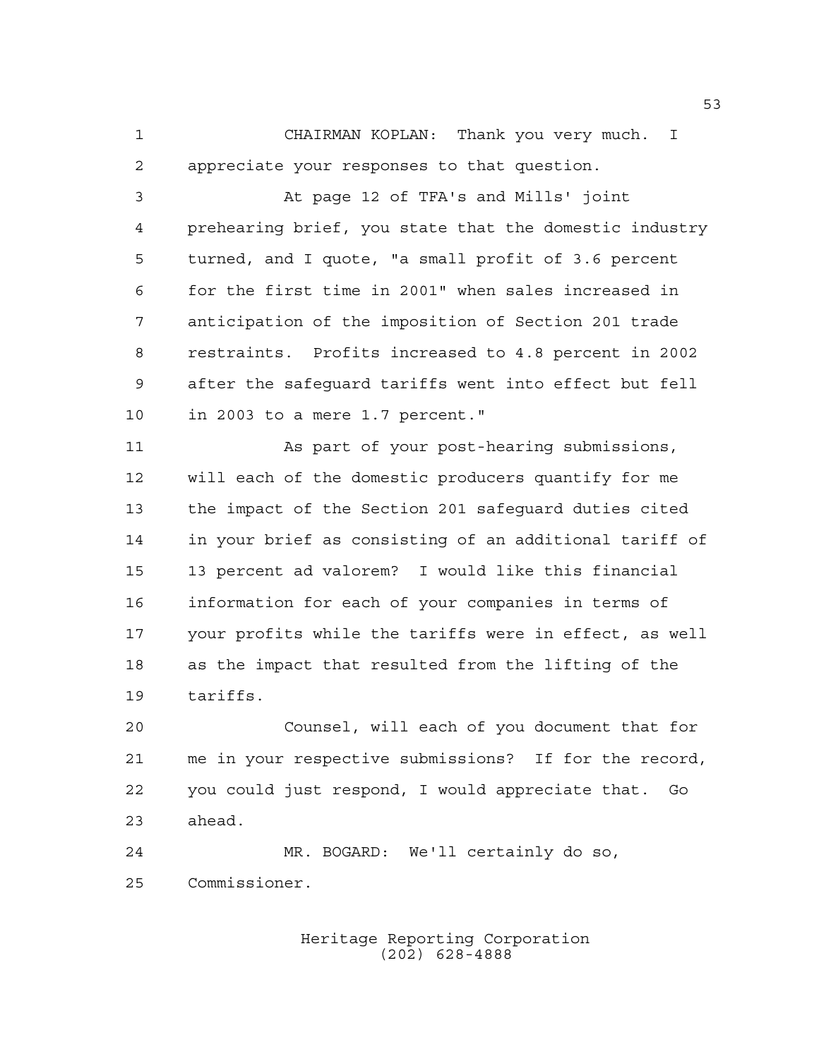CHAIRMAN KOPLAN: Thank you very much. I appreciate your responses to that question.

At page 12 of TFA's and Mills' joint prehearing brief, you state that the domestic industry turned, and I quote, "a small profit of 3.6 percent for the first time in 2001" when sales increased in anticipation of the imposition of Section 201 trade restraints. Profits increased to 4.8 percent in 2002 after the safeguard tariffs went into effect but fell in 2003 to a mere 1.7 percent."

As part of your post-hearing submissions, will each of the domestic producers quantify for me the impact of the Section 201 safeguard duties cited in your brief as consisting of an additional tariff of 13 percent ad valorem? I would like this financial information for each of your companies in terms of your profits while the tariffs were in effect, as well as the impact that resulted from the lifting of the tariffs.

Counsel, will each of you document that for me in your respective submissions? If for the record, you could just respond, I would appreciate that. Go ahead.

MR. BOGARD: We'll certainly do so, Commissioner.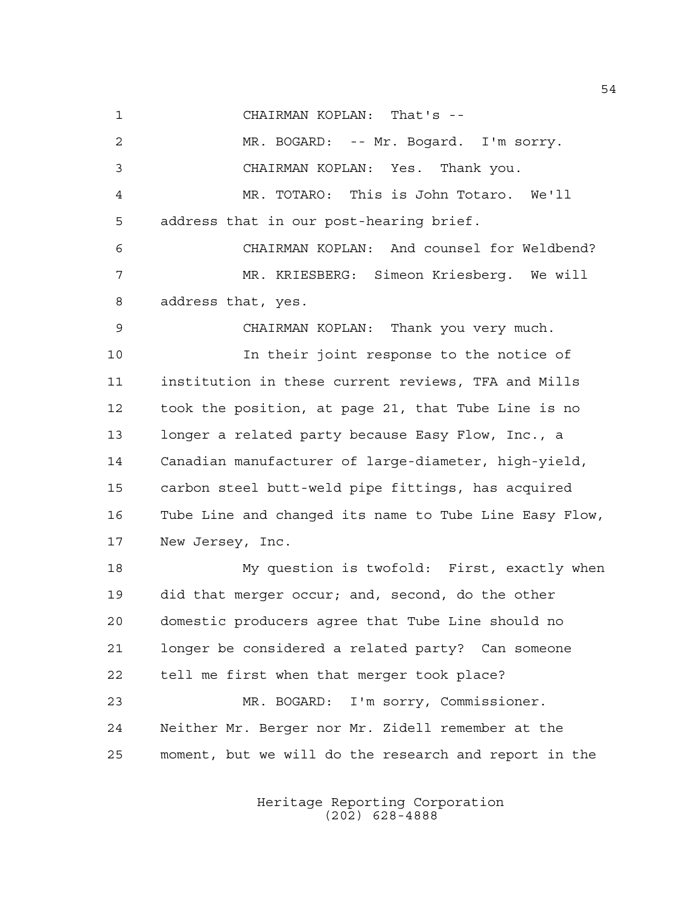CHAIRMAN KOPLAN: That's --

MR. BOGARD: -- Mr. Bogard. I'm sorry.

CHAIRMAN KOPLAN: Yes. Thank you.

MR. TOTARO: This is John Totaro. We'll address that in our post-hearing brief.

CHAIRMAN KOPLAN: And counsel for Weldbend?

MR. KRIESBERG: Simeon Kriesberg. We will address that, yes.

CHAIRMAN KOPLAN: Thank you very much.

In their joint response to the notice of institution in these current reviews, TFA and Mills took the position, at page 21, that Tube Line is no longer a related party because Easy Flow, Inc., a Canadian manufacturer of large-diameter, high-yield, carbon steel butt-weld pipe fittings, has acquired Tube Line and changed its name to Tube Line Easy Flow, New Jersey, Inc.

My question is twofold: First, exactly when did that merger occur; and, second, do the other domestic producers agree that Tube Line should no longer be considered a related party? Can someone tell me first when that merger took place?

MR. BOGARD: I'm sorry, Commissioner. Neither Mr. Berger nor Mr. Zidell remember at the moment, but we will do the research and report in the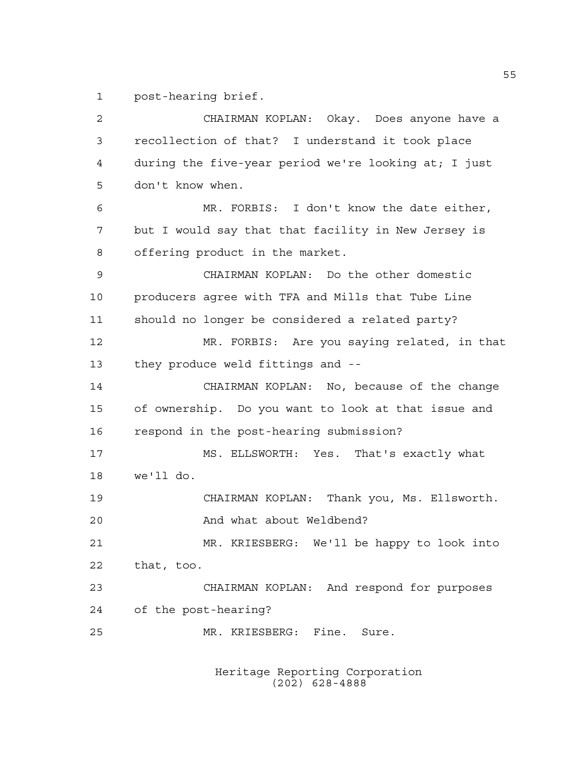post-hearing brief.

CHAIRMAN KOPLAN: Okay. Does anyone have a recollection of that? I understand it took place during the five-year period we're looking at; I just don't know when.

MR. FORBIS: I don't know the date either, but I would say that that facility in New Jersey is offering product in the market.

CHAIRMAN KOPLAN: Do the other domestic producers agree with TFA and Mills that Tube Line should no longer be considered a related party?

MR. FORBIS: Are you saying related, in that they produce weld fittings and --

CHAIRMAN KOPLAN: No, because of the change of ownership. Do you want to look at that issue and respond in the post-hearing submission?

MS. ELLSWORTH: Yes. That's exactly what we'll do.

CHAIRMAN KOPLAN: Thank you, Ms. Ellsworth. And what about Weldbend?

MR. KRIESBERG: We'll be happy to look into that, too.

CHAIRMAN KOPLAN: And respond for purposes of the post-hearing?

MR. KRIESBERG: Fine. Sure.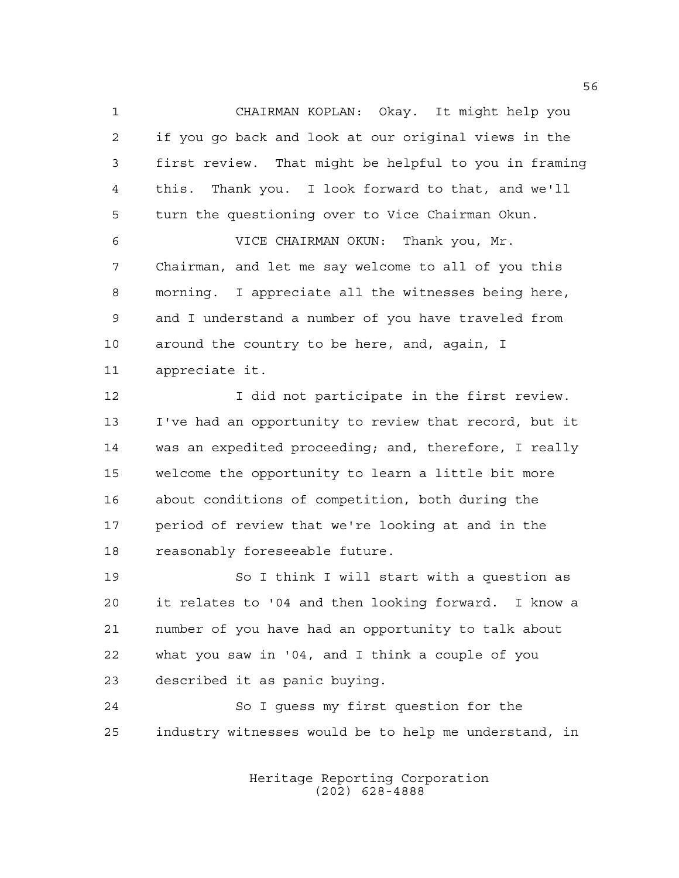CHAIRMAN KOPLAN: Okay. It might help you if you go back and look at our original views in the first review. That might be helpful to you in framing this. Thank you. I look forward to that, and we'll turn the questioning over to Vice Chairman Okun.

VICE CHAIRMAN OKUN: Thank you, Mr. Chairman, and let me say welcome to all of you this morning. I appreciate all the witnesses being here, and I understand a number of you have traveled from around the country to be here, and, again, I appreciate it.

I did not participate in the first review. I've had an opportunity to review that record, but it was an expedited proceeding; and, therefore, I really welcome the opportunity to learn a little bit more about conditions of competition, both during the period of review that we're looking at and in the reasonably foreseeable future.

So I think I will start with a question as it relates to '04 and then looking forward. I know a number of you have had an opportunity to talk about what you saw in '04, and I think a couple of you described it as panic buying.

So I guess my first question for the industry witnesses would be to help me understand, in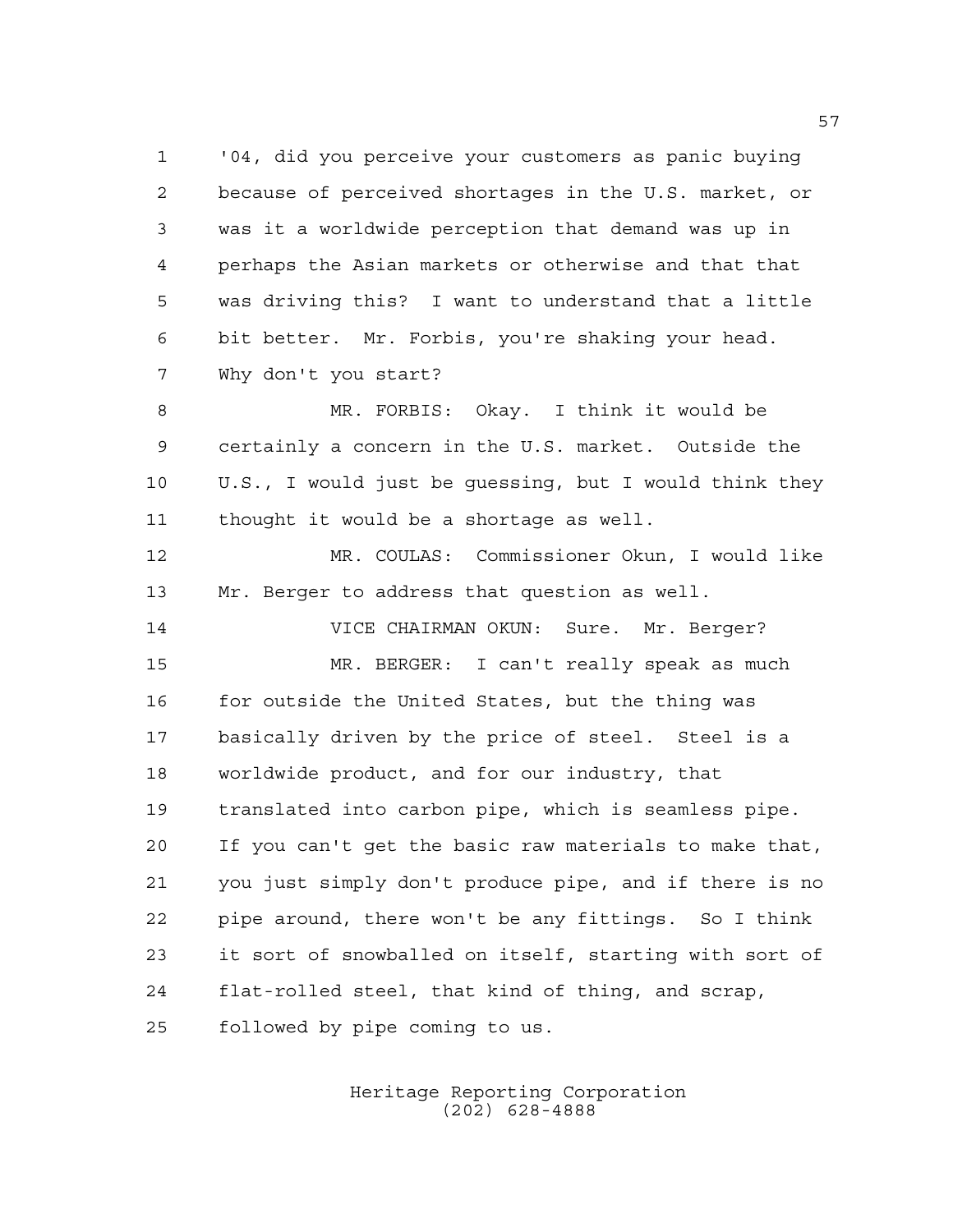'04, did you perceive your customers as panic buying because of perceived shortages in the U.S. market, or was it a worldwide perception that demand was up in perhaps the Asian markets or otherwise and that that was driving this? I want to understand that a little bit better. Mr. Forbis, you're shaking your head. Why don't you start?

MR. FORBIS: Okay. I think it would be certainly a concern in the U.S. market. Outside the U.S., I would just be guessing, but I would think they thought it would be a shortage as well.

MR. COULAS: Commissioner Okun, I would like Mr. Berger to address that question as well.

VICE CHAIRMAN OKUN: Sure. Mr. Berger?

MR. BERGER: I can't really speak as much for outside the United States, but the thing was basically driven by the price of steel. Steel is a worldwide product, and for our industry, that translated into carbon pipe, which is seamless pipe. If you can't get the basic raw materials to make that, you just simply don't produce pipe, and if there is no pipe around, there won't be any fittings. So I think it sort of snowballed on itself, starting with sort of flat-rolled steel, that kind of thing, and scrap, followed by pipe coming to us.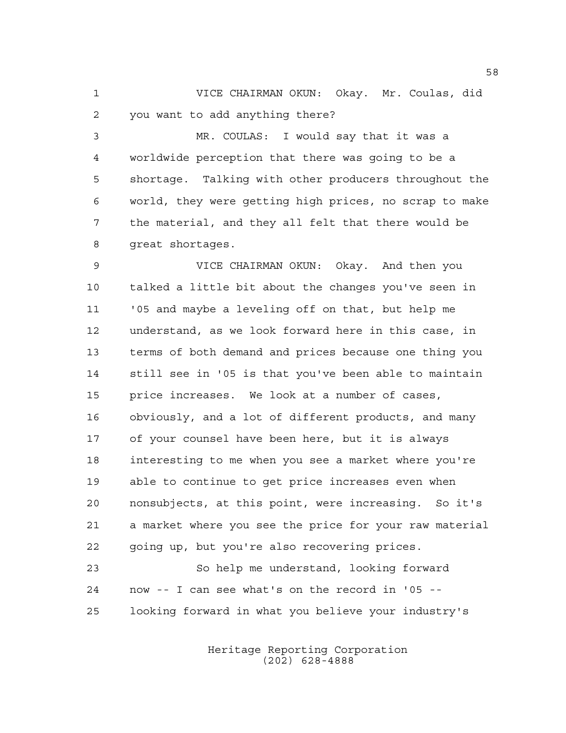VICE CHAIRMAN OKUN: Okay. Mr. Coulas, did you want to add anything there?

MR. COULAS: I would say that it was a worldwide perception that there was going to be a shortage. Talking with other producers throughout the world, they were getting high prices, no scrap to make the material, and they all felt that there would be great shortages.

VICE CHAIRMAN OKUN: Okay. And then you talked a little bit about the changes you've seen in '05 and maybe a leveling off on that, but help me understand, as we look forward here in this case, in terms of both demand and prices because one thing you still see in '05 is that you've been able to maintain price increases. We look at a number of cases, obviously, and a lot of different products, and many of your counsel have been here, but it is always interesting to me when you see a market where you're able to continue to get price increases even when nonsubjects, at this point, were increasing. So it's a market where you see the price for your raw material going up, but you're also recovering prices.

So help me understand, looking forward now -- I can see what's on the record in '05 -- looking forward in what you believe your industry's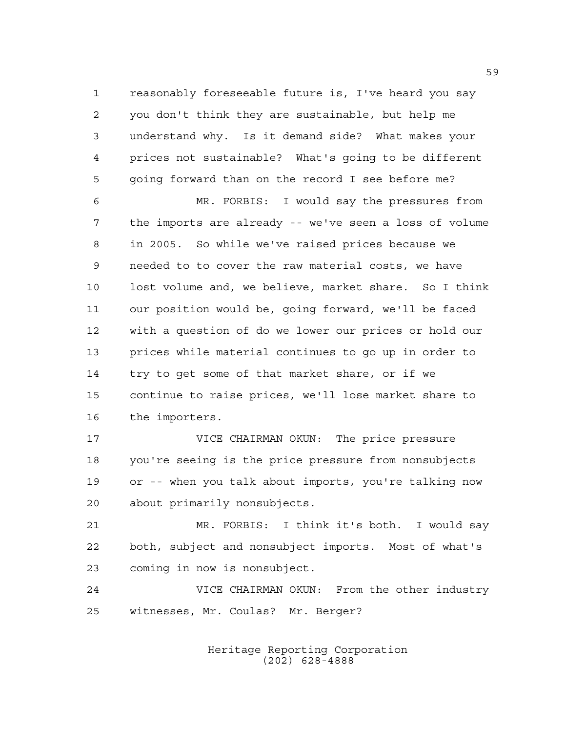reasonably foreseeable future is, I've heard you say you don't think they are sustainable, but help me understand why. Is it demand side? What makes your prices not sustainable? What's going to be different going forward than on the record I see before me?

MR. FORBIS: I would say the pressures from the imports are already -- we've seen a loss of volume in 2005. So while we've raised prices because we needed to to cover the raw material costs, we have lost volume and, we believe, market share. So I think our position would be, going forward, we'll be faced with a question of do we lower our prices or hold our prices while material continues to go up in order to try to get some of that market share, or if we continue to raise prices, we'll lose market share to the importers.

VICE CHAIRMAN OKUN: The price pressure you're seeing is the price pressure from nonsubjects or -- when you talk about imports, you're talking now about primarily nonsubjects.

MR. FORBIS: I think it's both. I would say both, subject and nonsubject imports. Most of what's coming in now is nonsubject.

VICE CHAIRMAN OKUN: From the other industry witnesses, Mr. Coulas? Mr. Berger?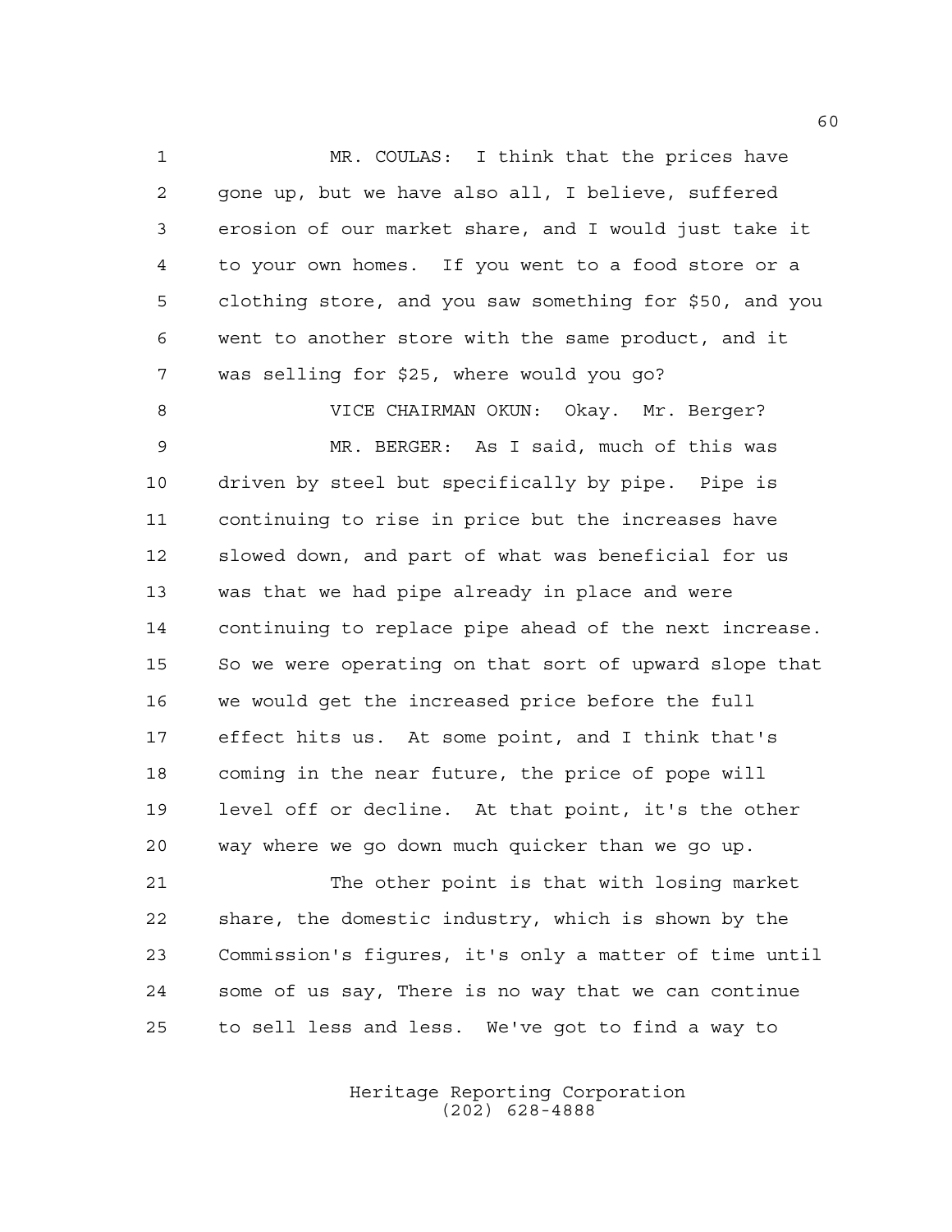MR. COULAS: I think that the prices have gone up, but we have also all, I believe, suffered erosion of our market share, and I would just take it to your own homes. If you went to a food store or a clothing store, and you saw something for $50, and you went to another store with the same product, and it was selling for $25, where would you go?

VICE CHAIRMAN OKUN: Okay. Mr. Berger?

MR. BERGER: As I said, much of this was driven by steel but specifically by pipe. Pipe is continuing to rise in price but the increases have slowed down, and part of what was beneficial for us was that we had pipe already in place and were continuing to replace pipe ahead of the next increase. So we were operating on that sort of upward slope that we would get the increased price before the full effect hits us. At some point, and I think that's coming in the near future, the price of pope will level off or decline. At that point, it's the other way where we go down much quicker than we go up.

The other point is that with losing market share, the domestic industry, which is shown by the Commission's figures, it's only a matter of time until some of us say, There is no way that we can continue to sell less and less. We've got to find a way to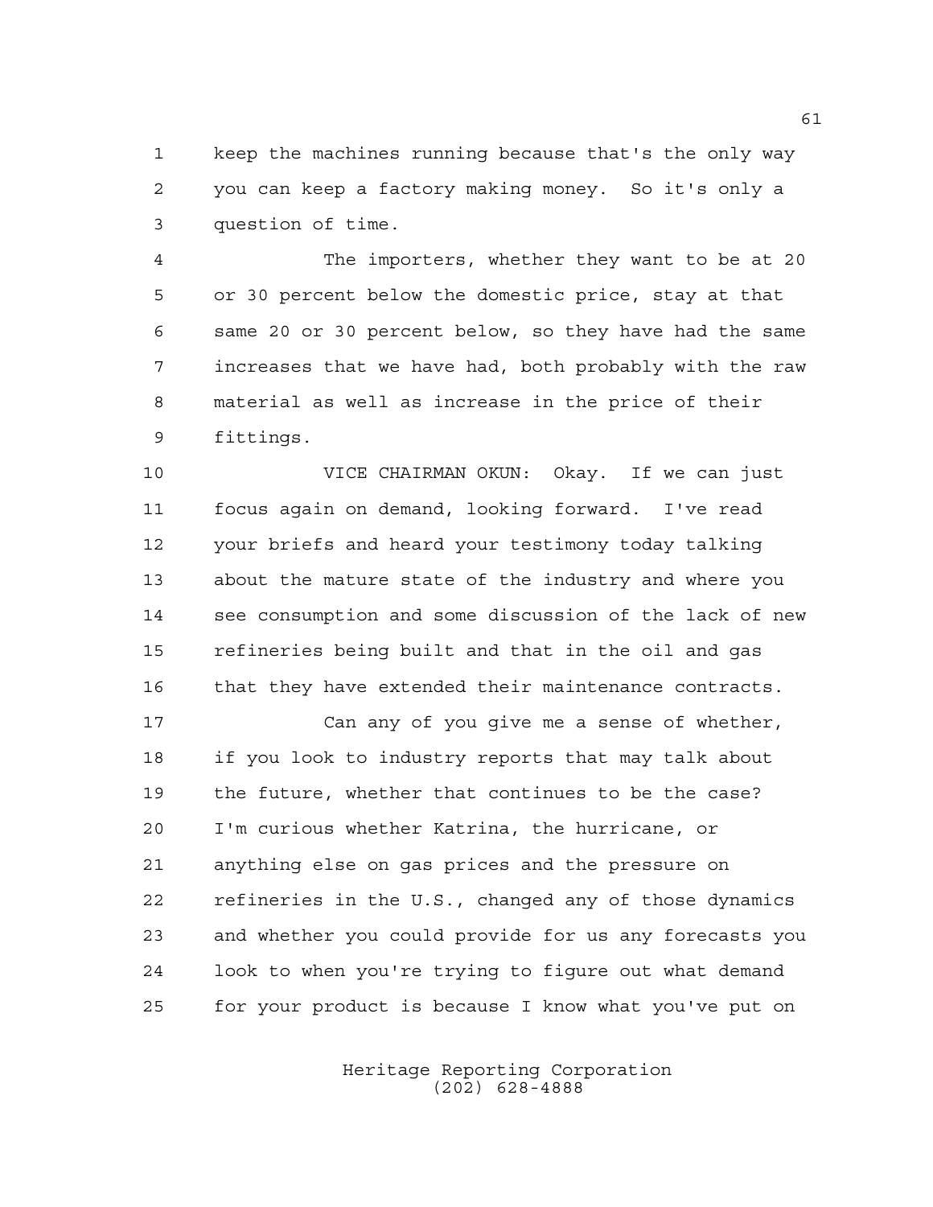keep the machines running because that's the only way you can keep a factory making money. So it's only a question of time.

The importers, whether they want to be at 20 or 30 percent below the domestic price, stay at that same 20 or 30 percent below, so they have had the same increases that we have had, both probably with the raw material as well as increase in the price of their fittings.

VICE CHAIRMAN OKUN: Okay. If we can just focus again on demand, looking forward. I've read your briefs and heard your testimony today talking about the mature state of the industry and where you see consumption and some discussion of the lack of new refineries being built and that in the oil and gas that they have extended their maintenance contracts.

Can any of you give me a sense of whether, if you look to industry reports that may talk about the future, whether that continues to be the case? I'm curious whether Katrina, the hurricane, or anything else on gas prices and the pressure on refineries in the U.S., changed any of those dynamics and whether you could provide for us any forecasts you look to when you're trying to figure out what demand for your product is because I know what you've put on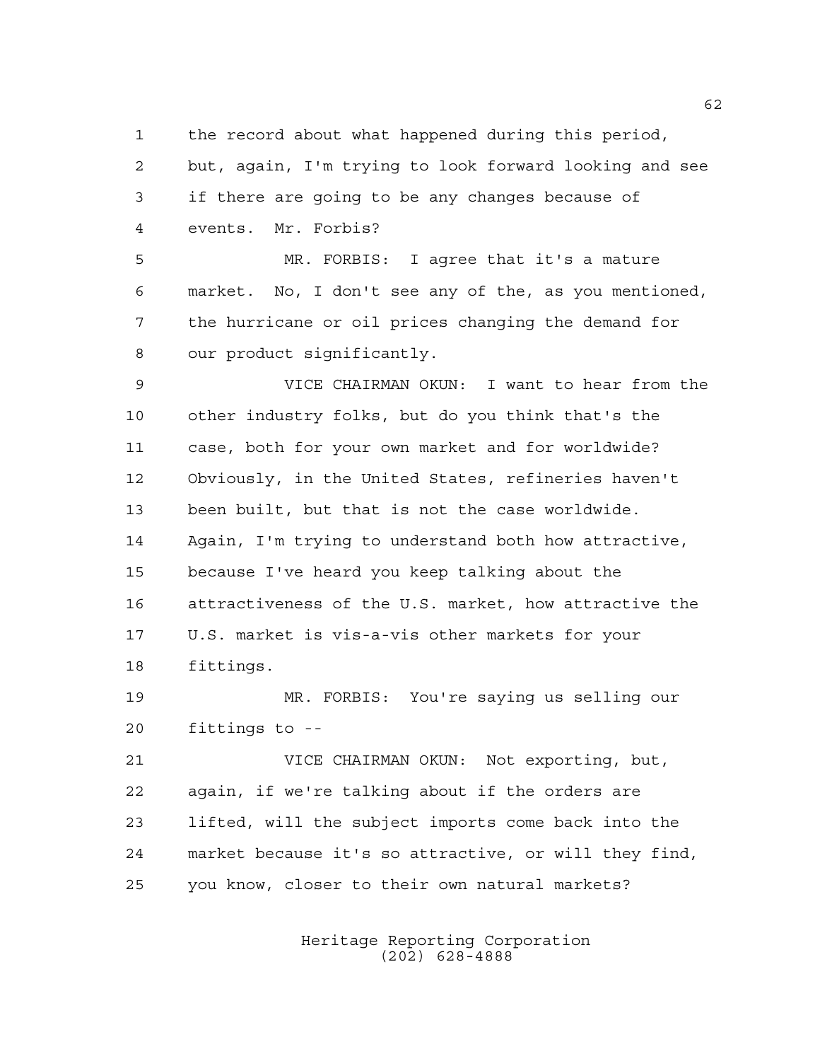the record about what happened during this period, but, again, I'm trying to look forward looking and see if there are going to be any changes because of events. Mr. Forbis?

MR. FORBIS: I agree that it's a mature market. No, I don't see any of the, as you mentioned, the hurricane or oil prices changing the demand for our product significantly.

VICE CHAIRMAN OKUN: I want to hear from the other industry folks, but do you think that's the case, both for your own market and for worldwide? Obviously, in the United States, refineries haven't been built, but that is not the case worldwide. Again, I'm trying to understand both how attractive, because I've heard you keep talking about the attractiveness of the U.S. market, how attractive the U.S. market is vis-a-vis other markets for your fittings.

MR. FORBIS: You're saying us selling our fittings to --

VICE CHAIRMAN OKUN: Not exporting, but, again, if we're talking about if the orders are lifted, will the subject imports come back into the market because it's so attractive, or will they find, you know, closer to their own natural markets?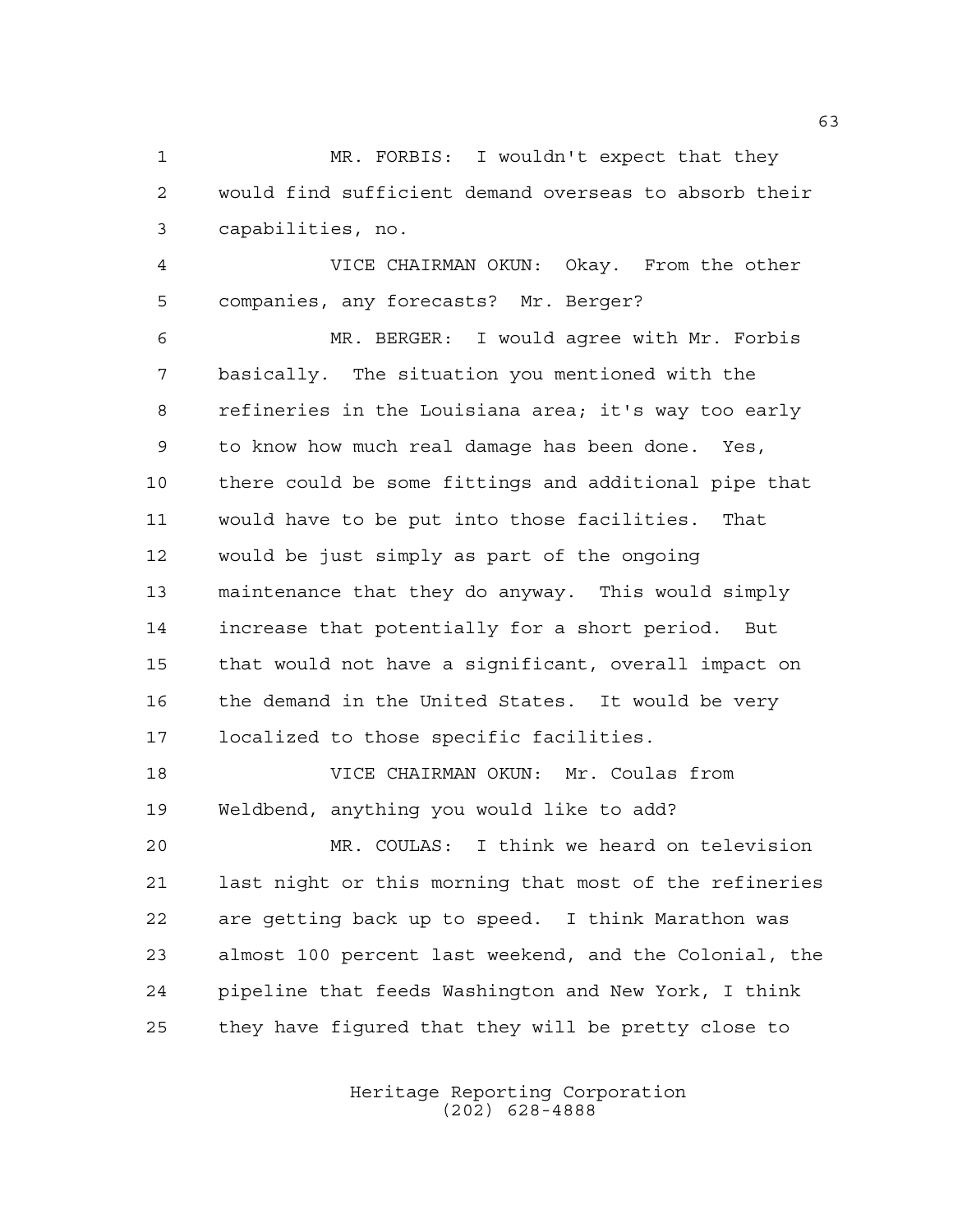MR. FORBIS: I wouldn't expect that they would find sufficient demand overseas to absorb their capabilities, no.

VICE CHAIRMAN OKUN: Okay. From the other companies, any forecasts? Mr. Berger?

MR. BERGER: I would agree with Mr. Forbis basically. The situation you mentioned with the refineries in the Louisiana area; it's way too early to know how much real damage has been done. Yes, there could be some fittings and additional pipe that would have to be put into those facilities. That would be just simply as part of the ongoing maintenance that they do anyway. This would simply increase that potentially for a short period. But that would not have a significant, overall impact on the demand in the United States. It would be very localized to those specific facilities.

VICE CHAIRMAN OKUN: Mr. Coulas from Weldbend, anything you would like to add?

MR. COULAS: I think we heard on television last night or this morning that most of the refineries are getting back up to speed. I think Marathon was almost 100 percent last weekend, and the Colonial, the pipeline that feeds Washington and New York, I think they have figured that they will be pretty close to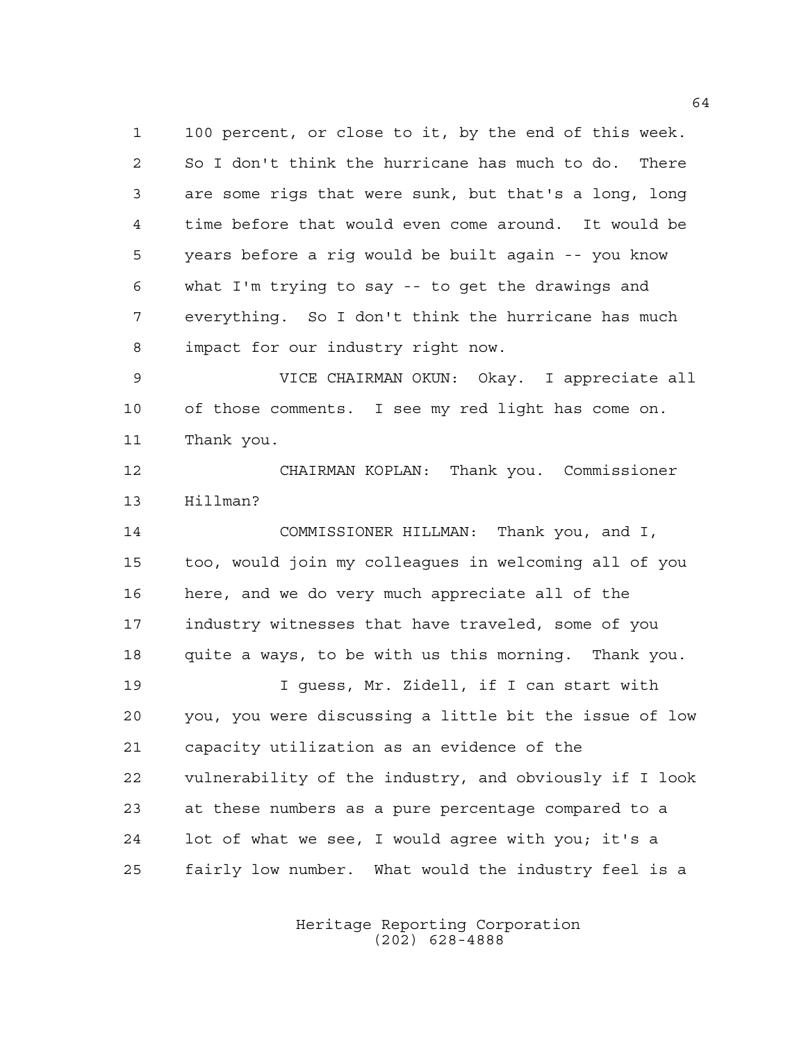100 percent, or close to it, by the end of this week. So I don't think the hurricane has much to do. There are some rigs that were sunk, but that's a long, long time before that would even come around. It would be years before a rig would be built again -- you know what I'm trying to say -- to get the drawings and everything. So I don't think the hurricane has much impact for our industry right now.

VICE CHAIRMAN OKUN: Okay. I appreciate all of those comments. I see my red light has come on. Thank you.

CHAIRMAN KOPLAN: Thank you. Commissioner Hillman?

COMMISSIONER HILLMAN: Thank you, and I, too, would join my colleagues in welcoming all of you here, and we do very much appreciate all of the industry witnesses that have traveled, some of you quite a ways, to be with us this morning. Thank you.

I guess, Mr. Zidell, if I can start with you, you were discussing a little bit the issue of low capacity utilization as an evidence of the vulnerability of the industry, and obviously if I look at these numbers as a pure percentage compared to a lot of what we see, I would agree with you; it's a fairly low number. What would the industry feel is a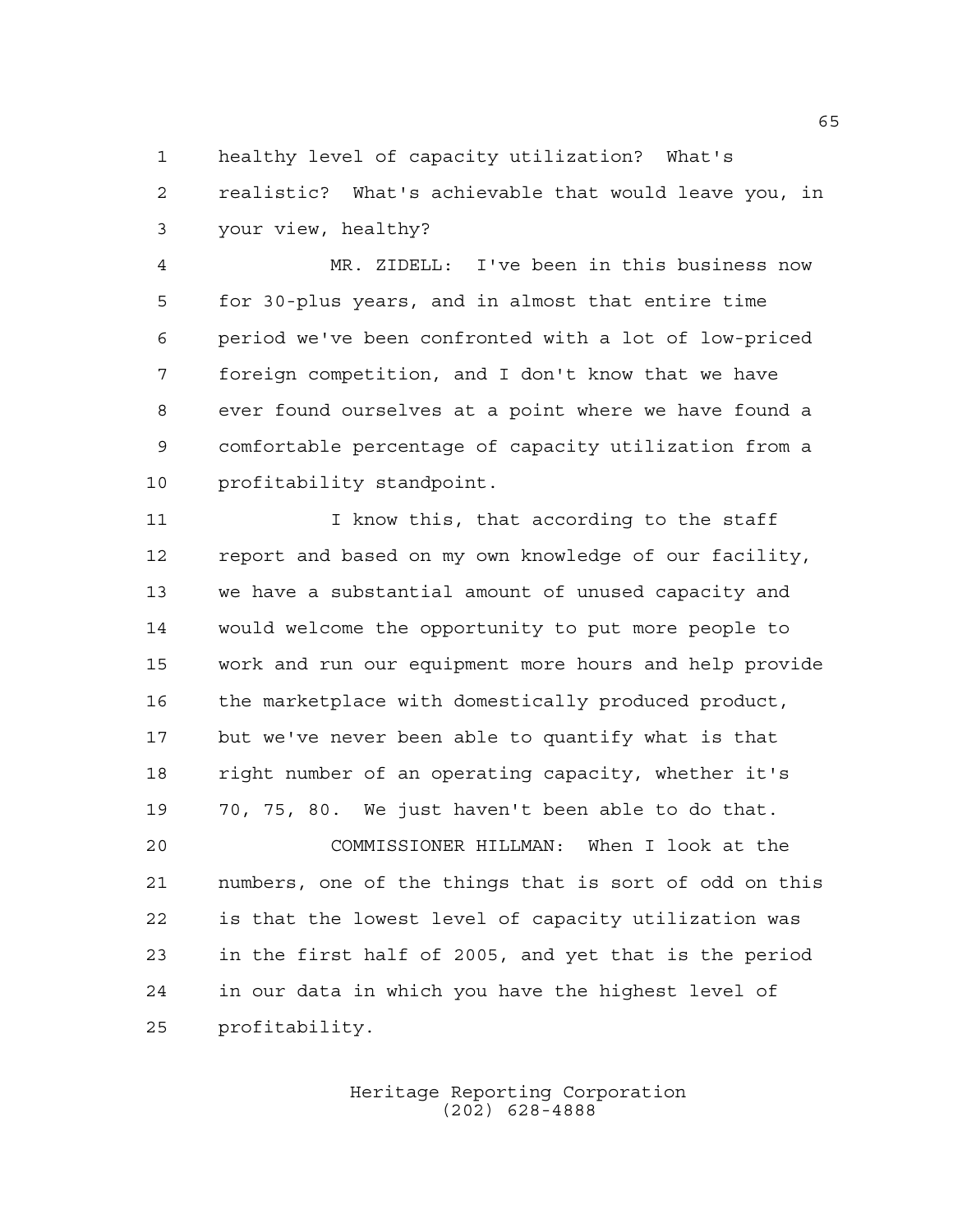healthy level of capacity utilization? What's realistic? What's achievable that would leave you, in your view, healthy?

MR. ZIDELL: I've been in this business now for 30-plus years, and in almost that entire time period we've been confronted with a lot of low-priced foreign competition, and I don't know that we have ever found ourselves at a point where we have found a comfortable percentage of capacity utilization from a profitability standpoint.

I know this, that according to the staff report and based on my own knowledge of our facility, we have a substantial amount of unused capacity and would welcome the opportunity to put more people to work and run our equipment more hours and help provide the marketplace with domestically produced product, but we've never been able to quantify what is that right number of an operating capacity, whether it's 70, 75, 80. We just haven't been able to do that.

COMMISSIONER HILLMAN: When I look at the numbers, one of the things that is sort of odd on this is that the lowest level of capacity utilization was in the first half of 2005, and yet that is the period in our data in which you have the highest level of profitability.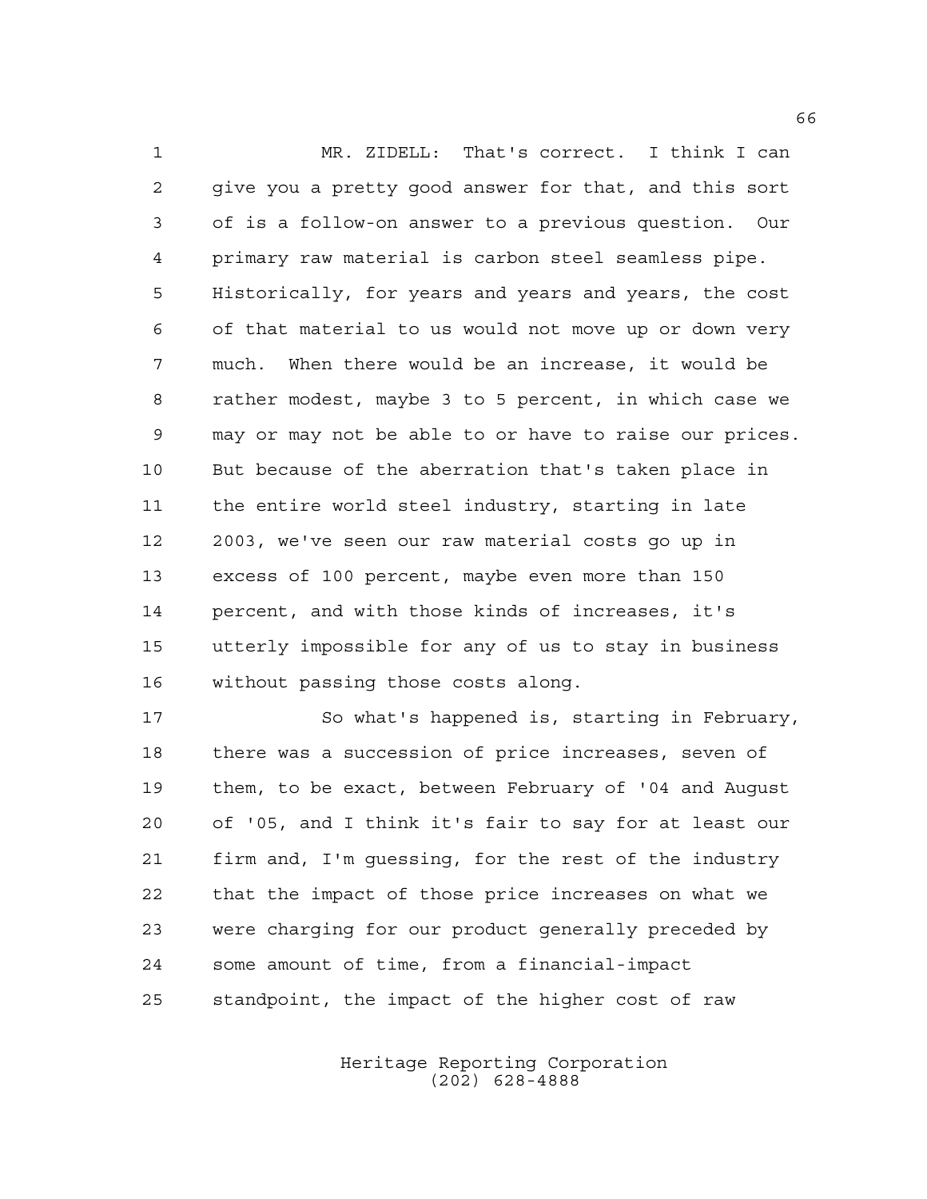MR. ZIDELL: That's correct. I think I can give you a pretty good answer for that, and this sort of is a follow-on answer to a previous question. Our primary raw material is carbon steel seamless pipe. Historically, for years and years and years, the cost of that material to us would not move up or down very much. When there would be an increase, it would be rather modest, maybe 3 to 5 percent, in which case we may or may not be able to or have to raise our prices. But because of the aberration that's taken place in the entire world steel industry, starting in late 2003, we've seen our raw material costs go up in excess of 100 percent, maybe even more than 150 percent, and with those kinds of increases, it's utterly impossible for any of us to stay in business without passing those costs along.

So what's happened is, starting in February, there was a succession of price increases, seven of them, to be exact, between February of '04 and August of '05, and I think it's fair to say for at least our firm and, I'm guessing, for the rest of the industry that the impact of those price increases on what we were charging for our product generally preceded by some amount of time, from a financial-impact standpoint, the impact of the higher cost of raw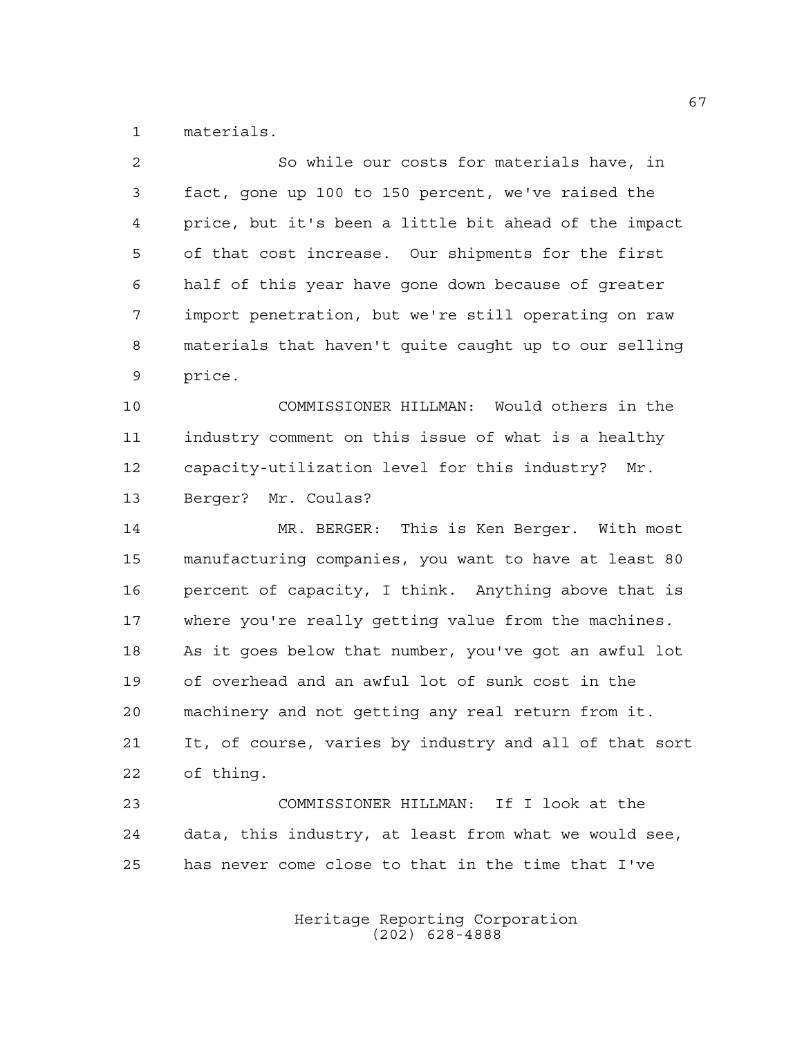materials.

So while our costs for materials have, in fact, gone up 100 to 150 percent, we've raised the price, but it's been a little bit ahead of the impact of that cost increase. Our shipments for the first half of this year have gone down because of greater import penetration, but we're still operating on raw materials that haven't quite caught up to our selling price.

COMMISSIONER HILLMAN: Would others in the industry comment on this issue of what is a healthy capacity-utilization level for this industry? Mr. Berger? Mr. Coulas?

MR. BERGER: This is Ken Berger. With most manufacturing companies, you want to have at least 80 percent of capacity, I think. Anything above that is where you're really getting value from the machines. As it goes below that number, you've got an awful lot of overhead and an awful lot of sunk cost in the machinery and not getting any real return from it. It, of course, varies by industry and all of that sort of thing.

COMMISSIONER HILLMAN: If I look at the data, this industry, at least from what we would see, has never come close to that in the time that I've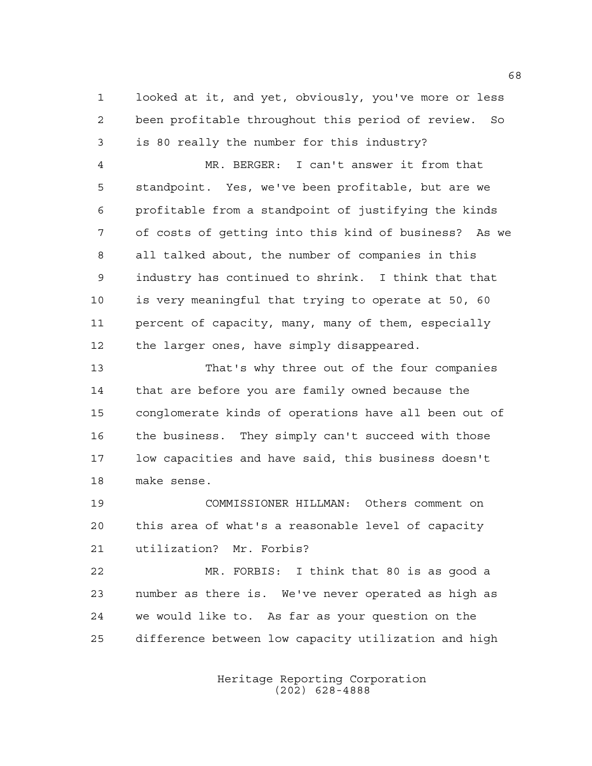looked at it, and yet, obviously, you've more or less been profitable throughout this period of review. So is 80 really the number for this industry?

MR. BERGER: I can't answer it from that standpoint. Yes, we've been profitable, but are we profitable from a standpoint of justifying the kinds of costs of getting into this kind of business? As we all talked about, the number of companies in this industry has continued to shrink. I think that that is very meaningful that trying to operate at 50, 60 percent of capacity, many, many of them, especially the larger ones, have simply disappeared.

That's why three out of the four companies that are before you are family owned because the conglomerate kinds of operations have all been out of the business. They simply can't succeed with those low capacities and have said, this business doesn't make sense.

COMMISSIONER HILLMAN: Others comment on this area of what's a reasonable level of capacity utilization? Mr. Forbis?

MR. FORBIS: I think that 80 is as good a number as there is. We've never operated as high as we would like to. As far as your question on the difference between low capacity utilization and high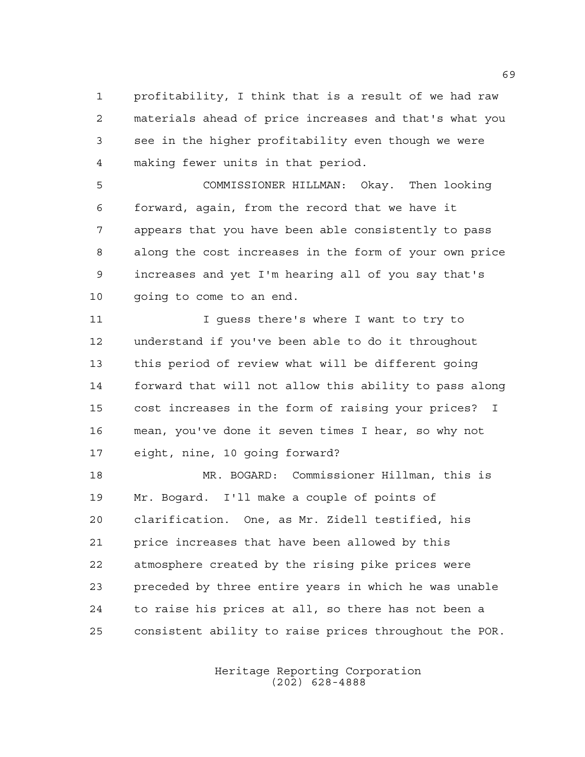profitability, I think that is a result of we had raw materials ahead of price increases and that's what you see in the higher profitability even though we were making fewer units in that period.

COMMISSIONER HILLMAN: Okay. Then looking forward, again, from the record that we have it appears that you have been able consistently to pass along the cost increases in the form of your own price increases and yet I'm hearing all of you say that's going to come to an end.

I guess there's where I want to try to understand if you've been able to do it throughout this period of review what will be different going forward that will not allow this ability to pass along cost increases in the form of raising your prices? I mean, you've done it seven times I hear, so why not eight, nine, 10 going forward?

MR. BOGARD: Commissioner Hillman, this is Mr. Bogard. I'll make a couple of points of clarification. One, as Mr. Zidell testified, his price increases that have been allowed by this atmosphere created by the rising pike prices were preceded by three entire years in which he was unable to raise his prices at all, so there has not been a consistent ability to raise prices throughout the POR.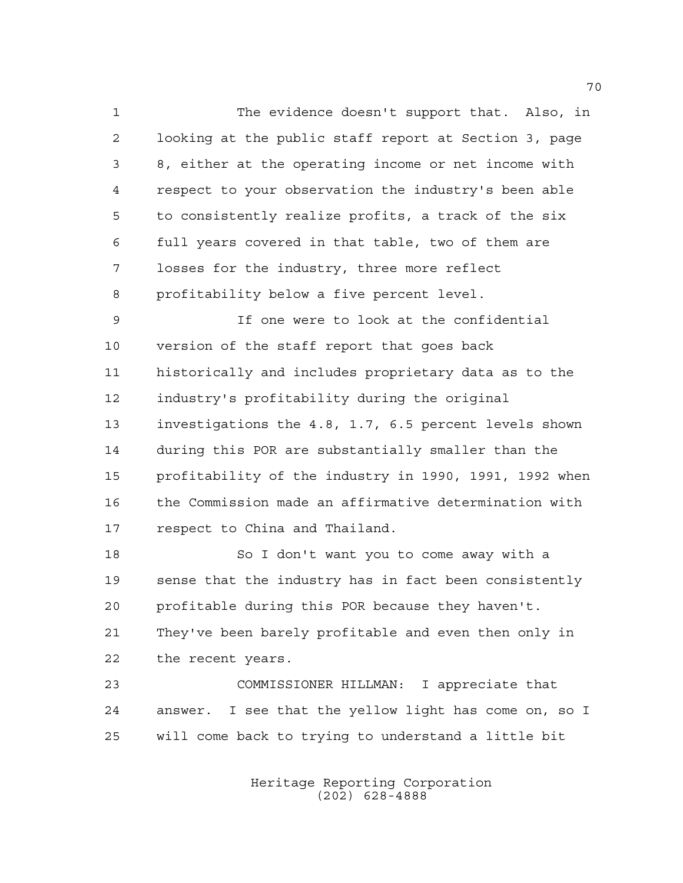The evidence doesn't support that. Also, in looking at the public staff report at Section 3, page 8, either at the operating income or net income with respect to your observation the industry's been able to consistently realize profits, a track of the six full years covered in that table, two of them are losses for the industry, three more reflect profitability below a five percent level.

If one were to look at the confidential version of the staff report that goes back historically and includes proprietary data as to the industry's profitability during the original investigations the 4.8, 1.7, 6.5 percent levels shown during this POR are substantially smaller than the profitability of the industry in 1990, 1991, 1992 when the Commission made an affirmative determination with respect to China and Thailand.

So I don't want you to come away with a sense that the industry has in fact been consistently profitable during this POR because they haven't. They've been barely profitable and even then only in the recent years.

COMMISSIONER HILLMAN: I appreciate that answer. I see that the yellow light has come on, so I will come back to trying to understand a little bit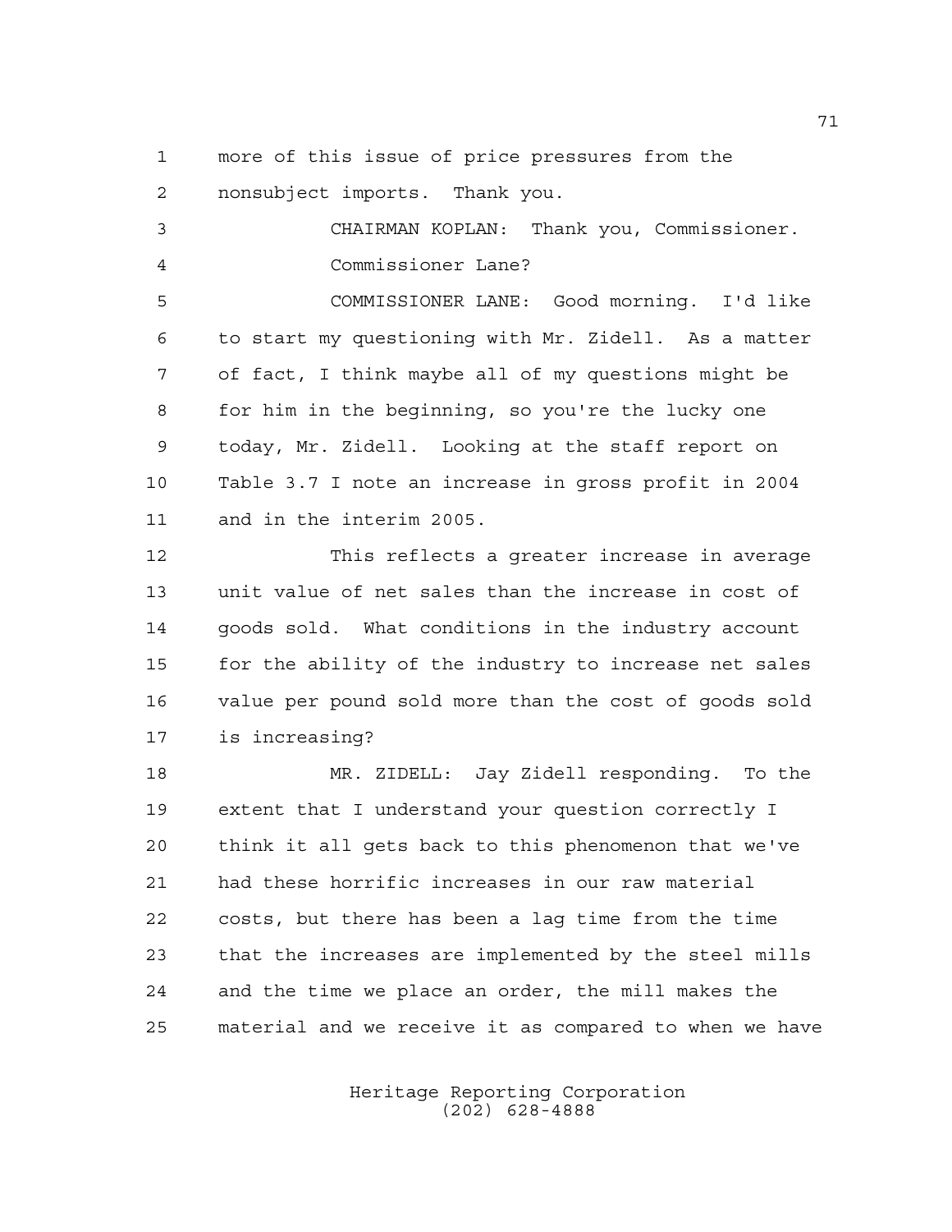more of this issue of price pressures from the nonsubject imports. Thank you.

CHAIRMAN KOPLAN: Thank you, Commissioner.

Commissioner Lane?

COMMISSIONER LANE: Good morning. I'd like to start my questioning with Mr. Zidell. As a matter of fact, I think maybe all of my questions might be for him in the beginning, so you're the lucky one today, Mr. Zidell. Looking at the staff report on Table 3.7 I note an increase in gross profit in 2004 and in the interim 2005.

This reflects a greater increase in average unit value of net sales than the increase in cost of goods sold. What conditions in the industry account for the ability of the industry to increase net sales value per pound sold more than the cost of goods sold is increasing?

MR. ZIDELL: Jay Zidell responding. To the extent that I understand your question correctly I think it all gets back to this phenomenon that we've had these horrific increases in our raw material costs, but there has been a lag time from the time that the increases are implemented by the steel mills and the time we place an order, the mill makes the material and we receive it as compared to when we have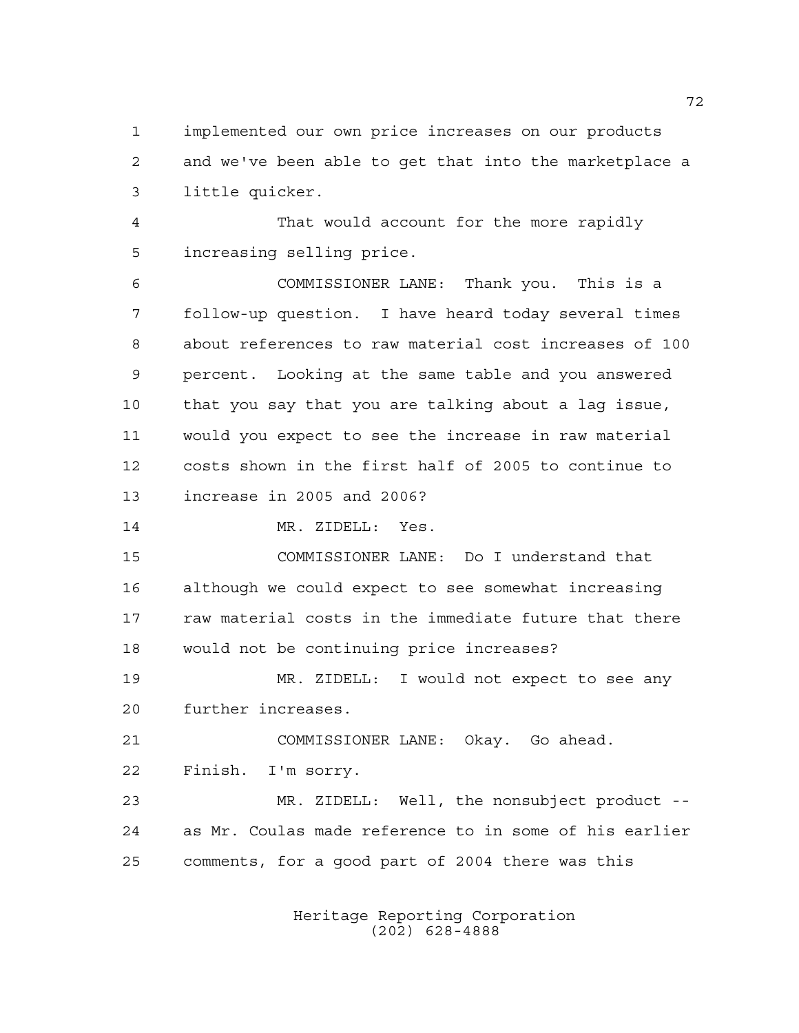implemented our own price increases on our products and we've been able to get that into the marketplace a little quicker.

That would account for the more rapidly increasing selling price.

COMMISSIONER LANE: Thank you. This is a follow-up question. I have heard today several times about references to raw material cost increases of 100 percent. Looking at the same table and you answered that you say that you are talking about a lag issue, would you expect to see the increase in raw material costs shown in the first half of 2005 to continue to increase in 2005 and 2006?

MR. ZIDELL: Yes.

COMMISSIONER LANE: Do I understand that although we could expect to see somewhat increasing raw material costs in the immediate future that there would not be continuing price increases?

MR. ZIDELL: I would not expect to see any further increases.

COMMISSIONER LANE: Okay. Go ahead. Finish. I'm sorry.

MR. ZIDELL: Well, the nonsubject product -- as Mr. Coulas made reference to in some of his earlier comments, for a good part of 2004 there was this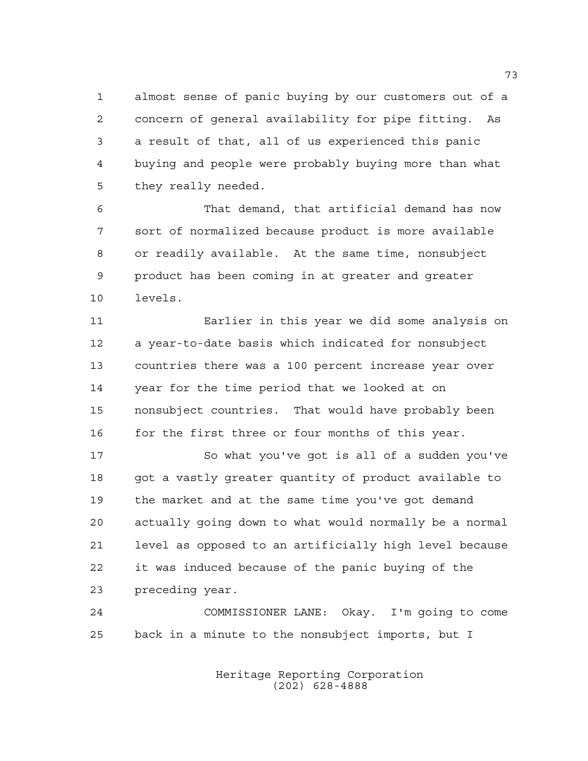almost sense of panic buying by our customers out of a concern of general availability for pipe fitting. As a result of that, all of us experienced this panic buying and people were probably buying more than what they really needed.

That demand, that artificial demand has now sort of normalized because product is more available or readily available. At the same time, nonsubject product has been coming in at greater and greater levels.

Earlier in this year we did some analysis on a year-to-date basis which indicated for nonsubject countries there was a 100 percent increase year over year for the time period that we looked at on nonsubject countries. That would have probably been for the first three or four months of this year.

So what you've got is all of a sudden you've got a vastly greater quantity of product available to the market and at the same time you've got demand actually going down to what would normally be a normal level as opposed to an artificially high level because it was induced because of the panic buying of the preceding year.

COMMISSIONER LANE: Okay. I'm going to come back in a minute to the nonsubject imports, but I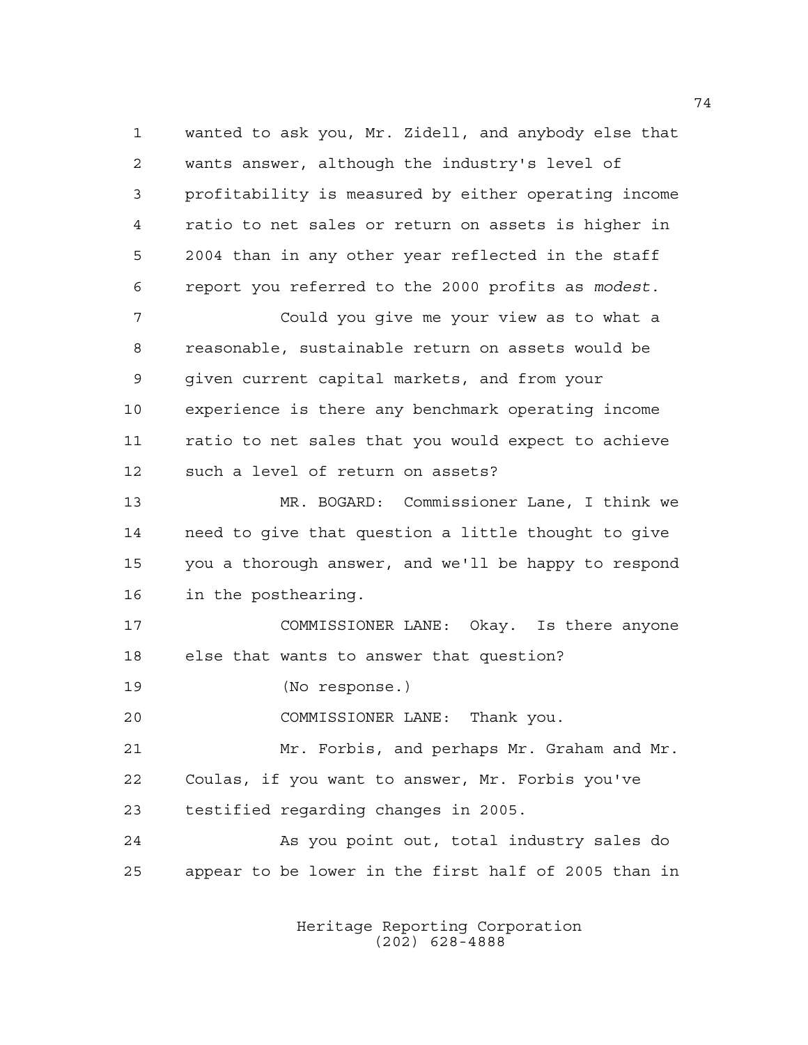wanted to ask you, Mr. Zidell, and anybody else that wants answer, although the industry's level of profitability is measured by either operating income ratio to net sales or return on assets is higher in 2004 than in any other year reflected in the staff report you referred to the 2000 profits as *modest*.

Could you give me your view as to what a reasonable, sustainable return on assets would be given current capital markets, and from your experience is there any benchmark operating income ratio to net sales that you would expect to achieve such a level of return on assets?

MR. BOGARD: Commissioner Lane, I think we need to give that question a little thought to give you a thorough answer, and we'll be happy to respond in the posthearing.

COMMISSIONER LANE: Okay. Is there anyone else that wants to answer that question?

(No response.)

COMMISSIONER LANE: Thank you.

Mr. Forbis, and perhaps Mr. Graham and Mr. Coulas, if you want to answer, Mr. Forbis you've testified regarding changes in 2005.

As you point out, total industry sales do appear to be lower in the first half of 2005 than in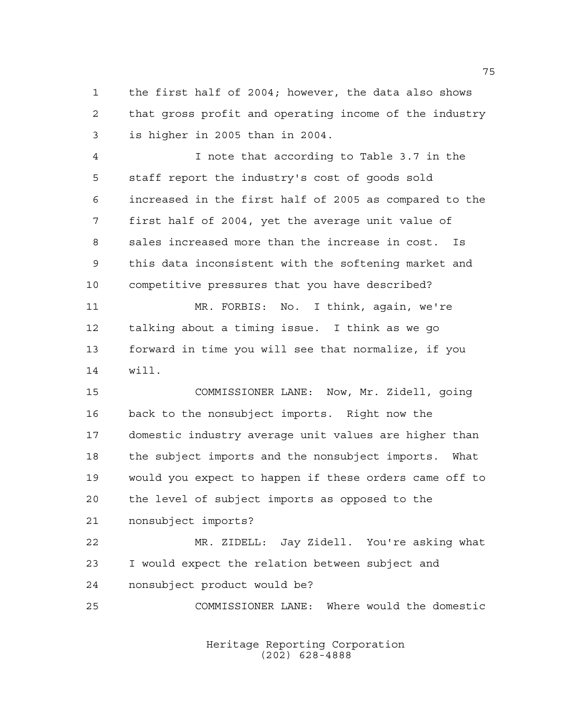the first half of 2004; however, the data also shows that gross profit and operating income of the industry is higher in 2005 than in 2004.

I note that according to Table 3.7 in the staff report the industry's cost of goods sold increased in the first half of 2005 as compared to the first half of 2004, yet the average unit value of sales increased more than the increase in cost. Is this data inconsistent with the softening market and competitive pressures that you have described?

MR. FORBIS: No. I think, again, we're talking about a timing issue. I think as we go forward in time you will see that normalize, if you will.

COMMISSIONER LANE: Now, Mr. Zidell, going back to the nonsubject imports. Right now the domestic industry average unit values are higher than the subject imports and the nonsubject imports. What would you expect to happen if these orders came off to the level of subject imports as opposed to the nonsubject imports?

MR. ZIDELL: Jay Zidell. You're asking what I would expect the relation between subject and nonsubject product would be?

COMMISSIONER LANE: Where would the domestic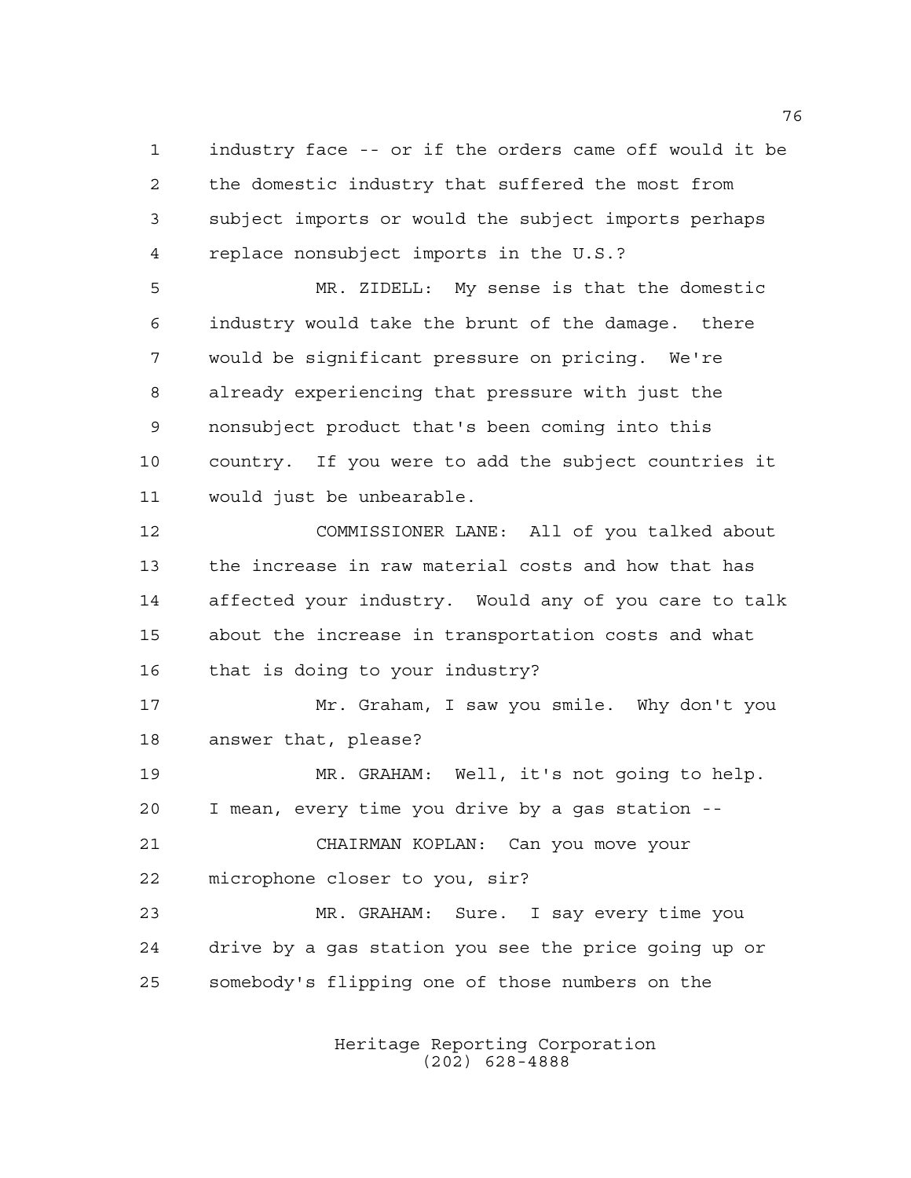industry face -- or if the orders came off would it be the domestic industry that suffered the most from subject imports or would the subject imports perhaps replace nonsubject imports in the U.S.?

MR. ZIDELL: My sense is that the domestic industry would take the brunt of the damage. there would be significant pressure on pricing. We're already experiencing that pressure with just the nonsubject product that's been coming into this country. If you were to add the subject countries it would just be unbearable.

COMMISSIONER LANE: All of you talked about the increase in raw material costs and how that has affected your industry. Would any of you care to talk about the increase in transportation costs and what that is doing to your industry?

Mr. Graham, I saw you smile. Why don't you answer that, please?

MR. GRAHAM: Well, it's not going to help. I mean, every time you drive by a gas station --

CHAIRMAN KOPLAN: Can you move your microphone closer to you, sir?

MR. GRAHAM: Sure. I say every time you drive by a gas station you see the price going up or somebody's flipping one of those numbers on the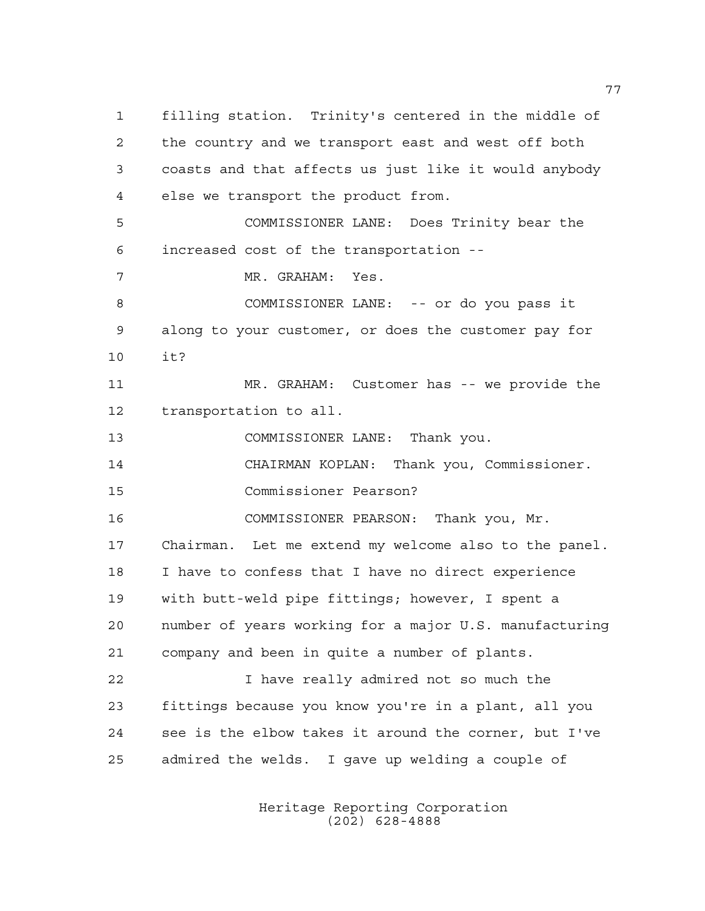filling station. Trinity's centered in the middle of the country and we transport east and west off both coasts and that affects us just like it would anybody else we transport the product from.

COMMISSIONER LANE: Does Trinity bear the increased cost of the transportation --

MR. GRAHAM: Yes.

COMMISSIONER LANE: -- or do you pass it along to your customer, or does the customer pay for it?

MR. GRAHAM: Customer has -- we provide the transportation to all.

COMMISSIONER LANE: Thank you.

CHAIRMAN KOPLAN: Thank you, Commissioner.

Commissioner Pearson?

COMMISSIONER PEARSON: Thank you, Mr. Chairman. Let me extend my welcome also to the panel. I have to confess that I have no direct experience with butt-weld pipe fittings; however, I spent a number of years working for a major U.S. manufacturing company and been in quite a number of plants.

I have really admired not so much the fittings because you know you're in a plant, all you see is the elbow takes it around the corner, but I've admired the welds. I gave up welding a couple of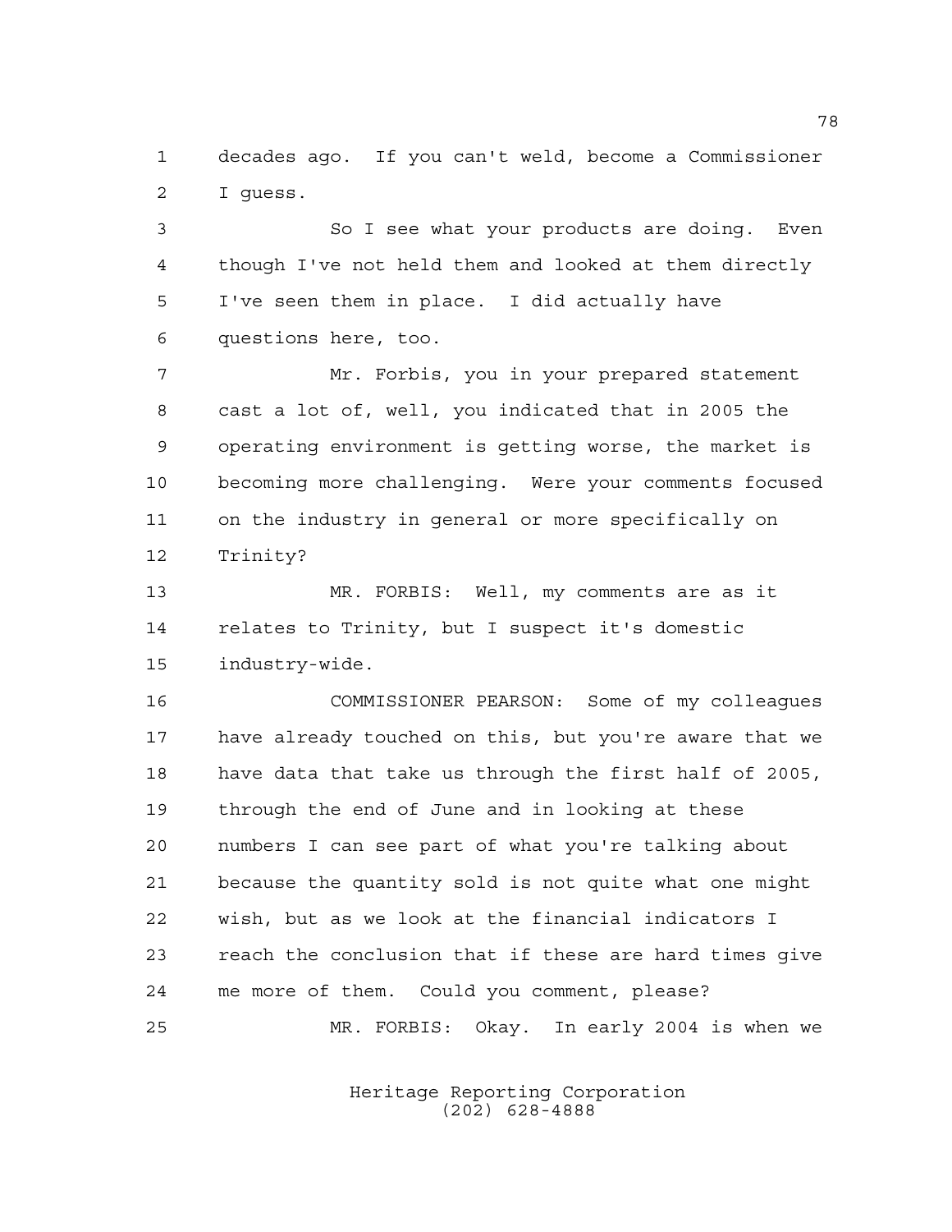decades ago. If you can't weld, become a Commissioner I guess.

So I see what your products are doing. Even though I've not held them and looked at them directly I've seen them in place. I did actually have questions here, too.

Mr. Forbis, you in your prepared statement cast a lot of, well, you indicated that in 2005 the operating environment is getting worse, the market is becoming more challenging. Were your comments focused on the industry in general or more specifically on Trinity?

MR. FORBIS: Well, my comments are as it relates to Trinity, but I suspect it's domestic industry-wide.

COMMISSIONER PEARSON: Some of my colleagues have already touched on this, but you're aware that we have data that take us through the first half of 2005, through the end of June and in looking at these numbers I can see part of what you're talking about because the quantity sold is not quite what one might wish, but as we look at the financial indicators I reach the conclusion that if these are hard times give me more of them. Could you comment, please?

MR. FORBIS: Okay. In early 2004 is when we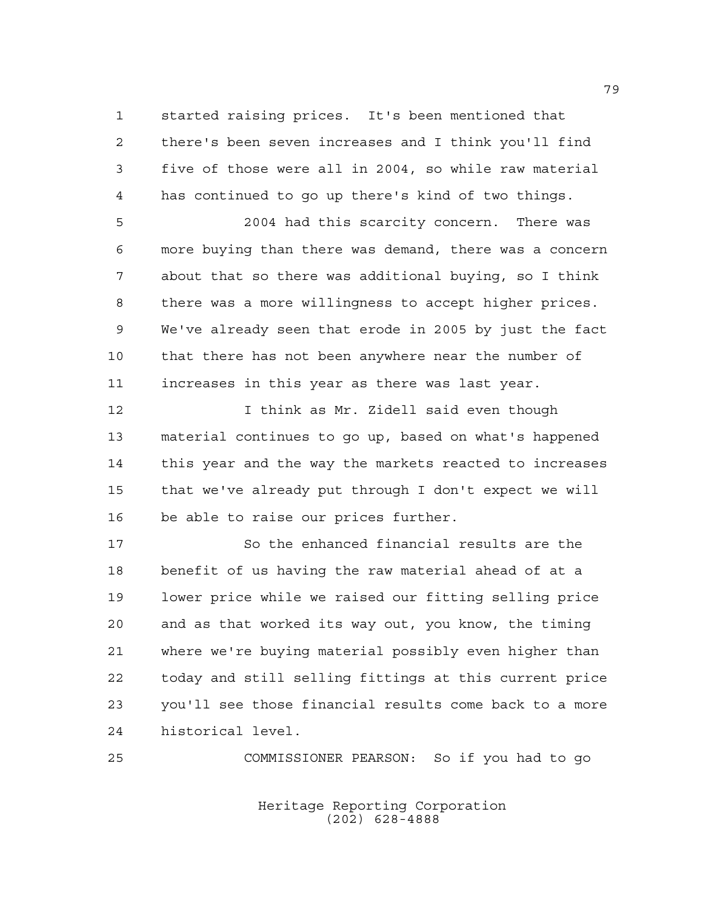started raising prices. It's been mentioned that there's been seven increases and I think you'll find five of those were all in 2004, so while raw material has continued to go up there's kind of two things.

2004 had this scarcity concern. There was more buying than there was demand, there was a concern about that so there was additional buying, so I think there was a more willingness to accept higher prices. We've already seen that erode in 2005 by just the fact that there has not been anywhere near the number of increases in this year as there was last year.

I think as Mr. Zidell said even though material continues to go up, based on what's happened this year and the way the markets reacted to increases that we've already put through I don't expect we will be able to raise our prices further.

So the enhanced financial results are the benefit of us having the raw material ahead of at a lower price while we raised our fitting selling price and as that worked its way out, you know, the timing where we're buying material possibly even higher than today and still selling fittings at this current price you'll see those financial results come back to a more historical level.

COMMISSIONER PEARSON: So if you had to go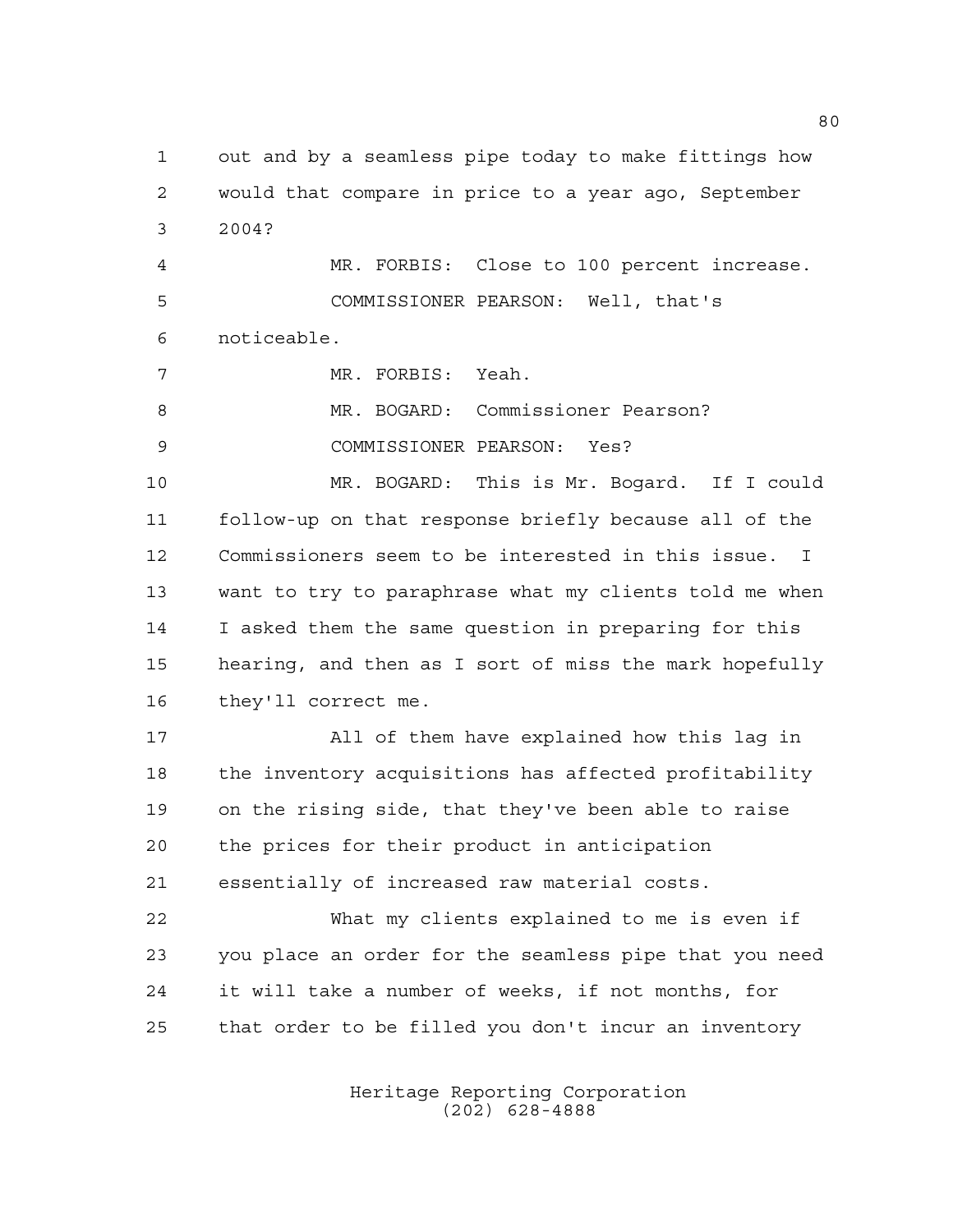out and by a seamless pipe today to make fittings how would that compare in price to a year ago, September 2004?

MR. FORBIS: Close to 100 percent increase.

COMMISSIONER PEARSON: Well, that's noticeable.

MR. FORBIS: Yeah.

MR. BOGARD: Commissioner Pearson?

COMMISSIONER PEARSON: Yes?

MR. BOGARD: This is Mr. Bogard. If I could follow-up on that response briefly because all of the Commissioners seem to be interested in this issue. I want to try to paraphrase what my clients told me when I asked them the same question in preparing for this hearing, and then as I sort of miss the mark hopefully they'll correct me.

All of them have explained how this lag in the inventory acquisitions has affected profitability on the rising side, that they've been able to raise the prices for their product in anticipation essentially of increased raw material costs.

What my clients explained to me is even if you place an order for the seamless pipe that you need it will take a number of weeks, if not months, for that order to be filled you don't incur an inventory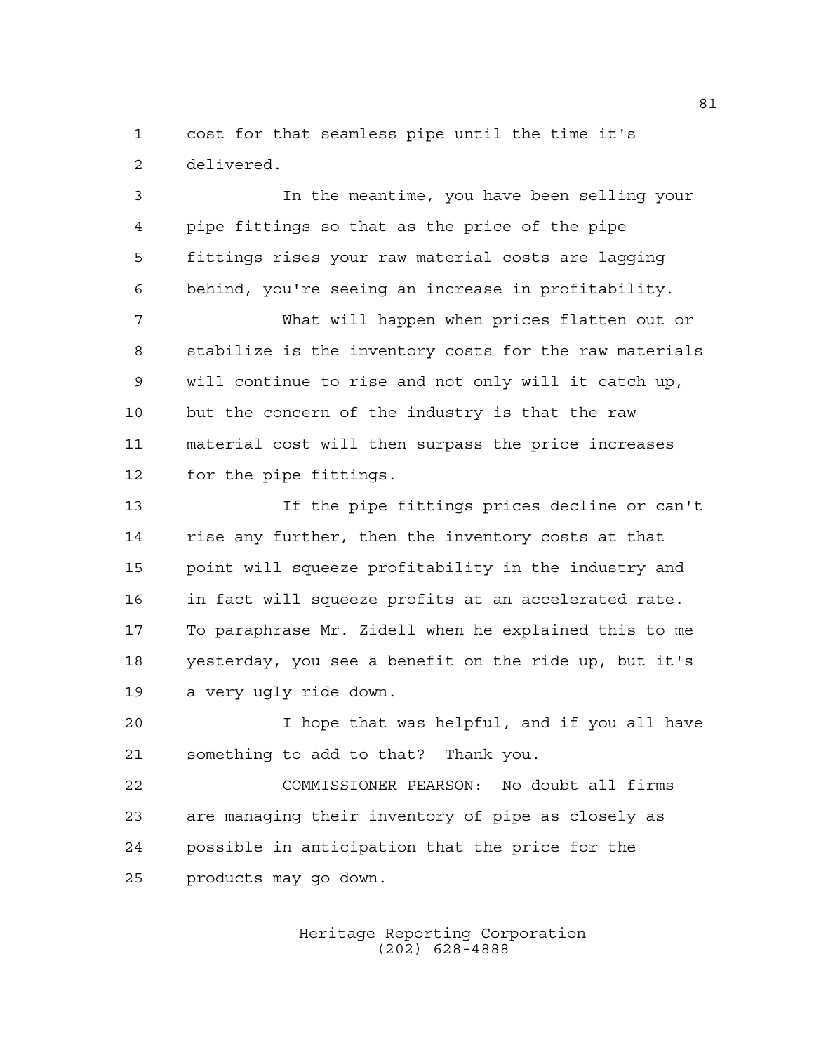cost for that seamless pipe until the time it's delivered.

In the meantime, you have been selling your pipe fittings so that as the price of the pipe fittings rises your raw material costs are lagging behind, you're seeing an increase in profitability.

What will happen when prices flatten out or stabilize is the inventory costs for the raw materials will continue to rise and not only will it catch up, but the concern of the industry is that the raw material cost will then surpass the price increases for the pipe fittings.

If the pipe fittings prices decline or can't rise any further, then the inventory costs at that point will squeeze profitability in the industry and in fact will squeeze profits at an accelerated rate. To paraphrase Mr. Zidell when he explained this to me yesterday, you see a benefit on the ride up, but it's a very ugly ride down.

I hope that was helpful, and if you all have something to add to that? Thank you.

COMMISSIONER PEARSON: No doubt all firms are managing their inventory of pipe as closely as possible in anticipation that the price for the products may go down.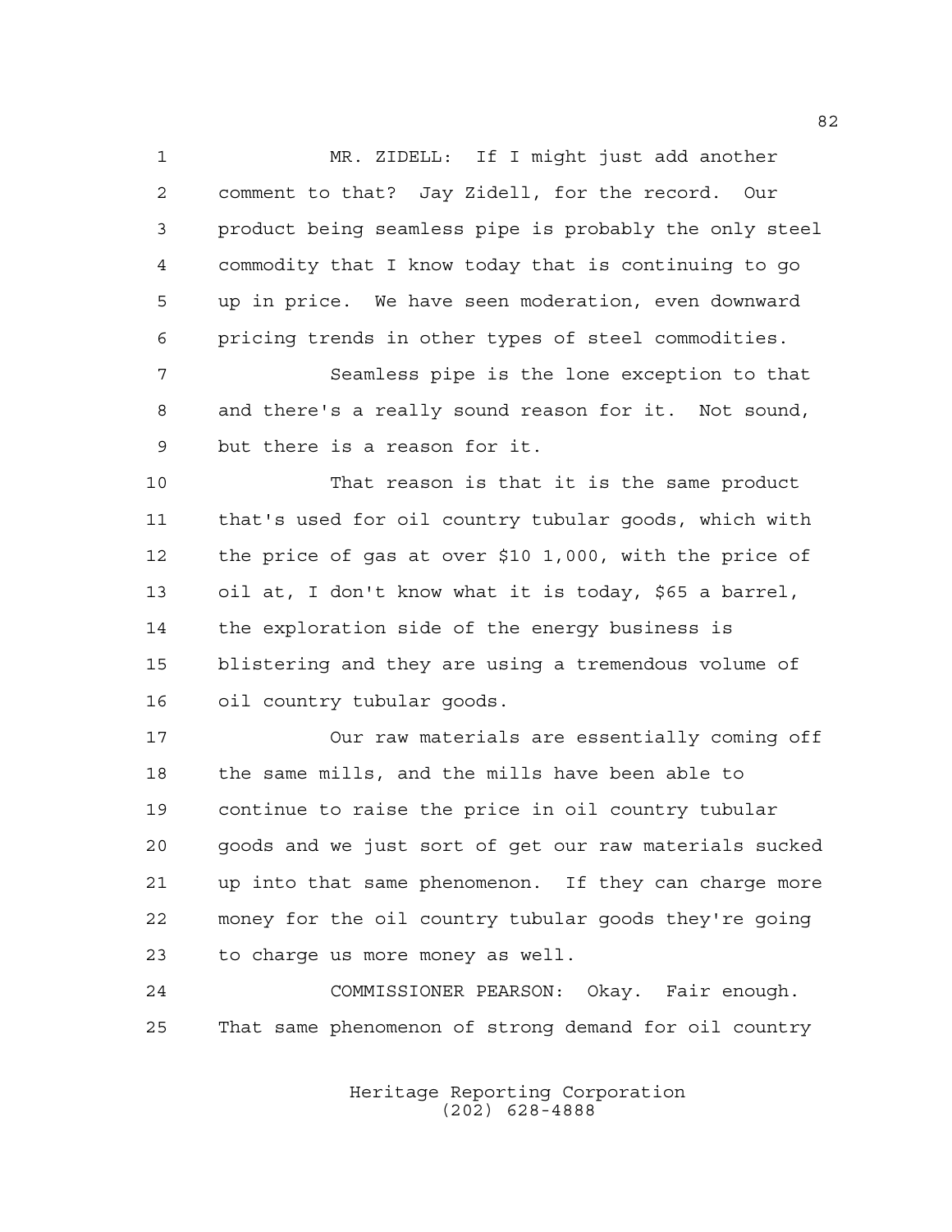MR. ZIDELL: If I might just add another comment to that? Jay Zidell, for the record. Our product being seamless pipe is probably the only steel commodity that I know today that is continuing to go up in price. We have seen moderation, even downward pricing trends in other types of steel commodities.

Seamless pipe is the lone exception to that and there's a really sound reason for it. Not sound, but there is a reason for it.

That reason is that it is the same product that's used for oil country tubular goods, which with the price of gas at over $10 1,000, with the price of oil at, I don't know what it is today, $65 a barrel, the exploration side of the energy business is blistering and they are using a tremendous volume of oil country tubular goods.

Our raw materials are essentially coming off the same mills, and the mills have been able to continue to raise the price in oil country tubular goods and we just sort of get our raw materials sucked up into that same phenomenon. If they can charge more money for the oil country tubular goods they're going to charge us more money as well.

COMMISSIONER PEARSON: Okay. Fair enough. That same phenomenon of strong demand for oil country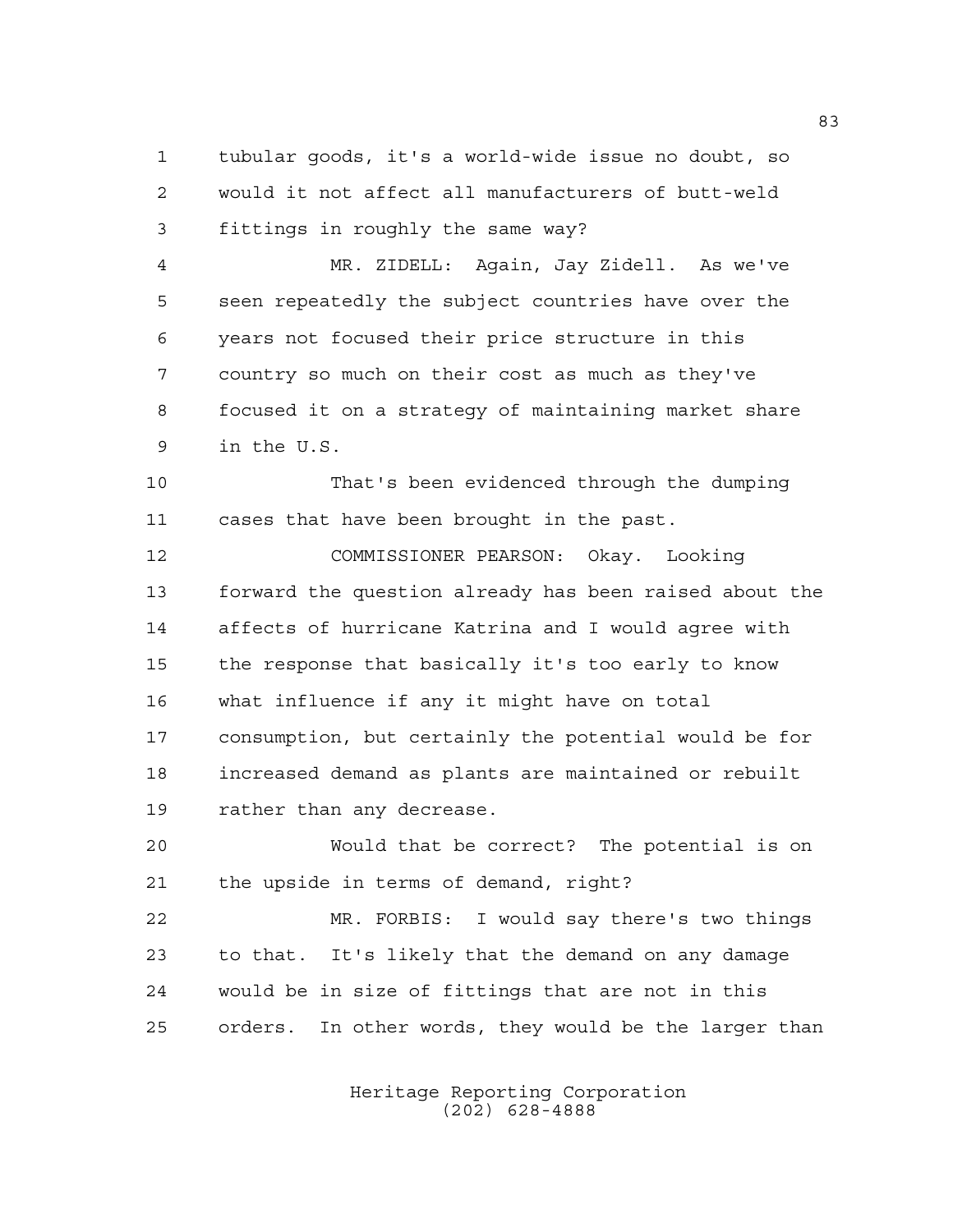tubular goods, it's a world-wide issue no doubt, so would it not affect all manufacturers of butt-weld fittings in roughly the same way?

MR. ZIDELL: Again, Jay Zidell. As we've seen repeatedly the subject countries have over the years not focused their price structure in this country so much on their cost as much as they've focused it on a strategy of maintaining market share in the U.S.

That's been evidenced through the dumping cases that have been brought in the past.

COMMISSIONER PEARSON: Okay. Looking forward the question already has been raised about the affects of hurricane Katrina and I would agree with the response that basically it's too early to know what influence if any it might have on total consumption, but certainly the potential would be for increased demand as plants are maintained or rebuilt rather than any decrease.

Would that be correct? The potential is on the upside in terms of demand, right?

MR. FORBIS: I would say there's two things to that. It's likely that the demand on any damage would be in size of fittings that are not in this orders. In other words, they would be the larger than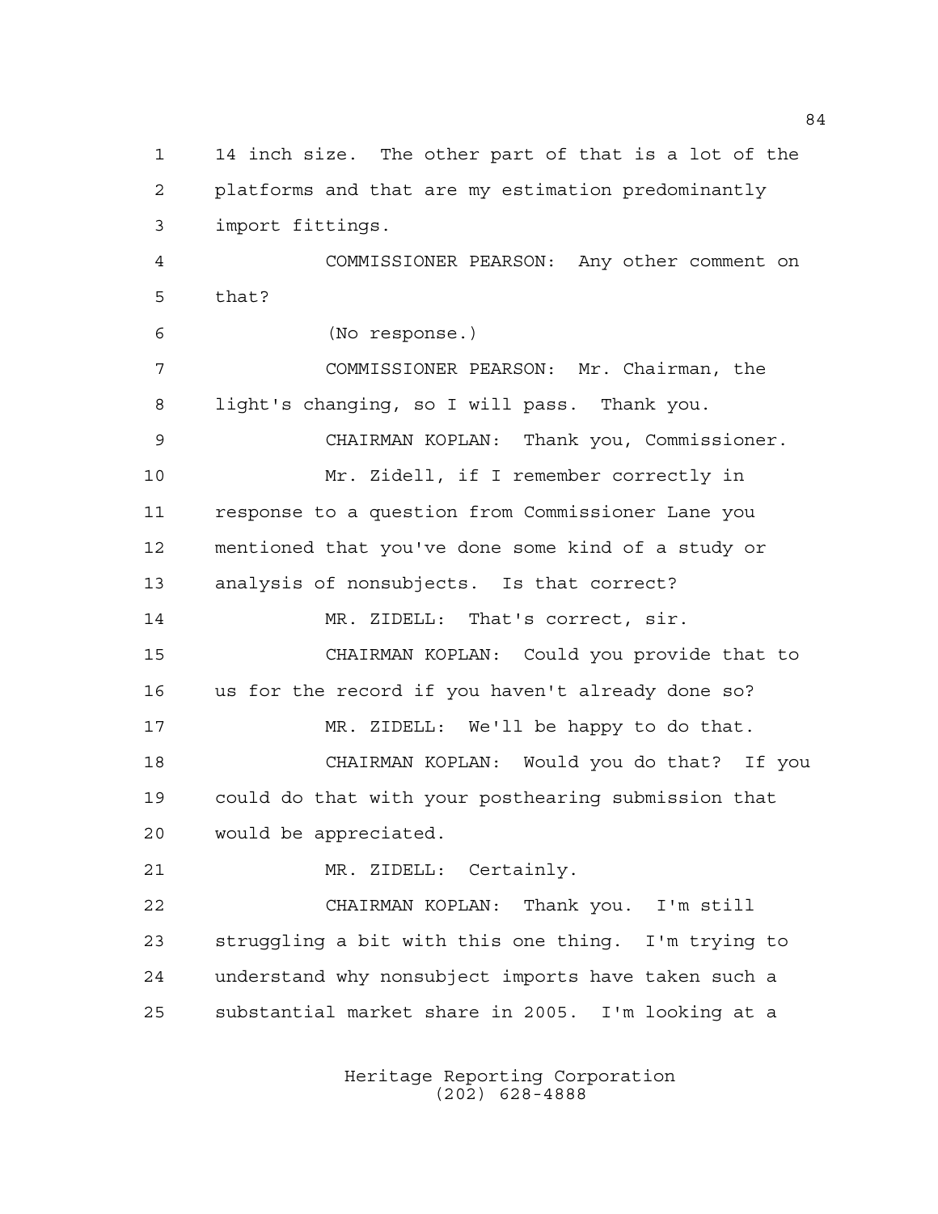14 inch size. The other part of that is a lot of the platforms and that are my estimation predominantly import fittings.

COMMISSIONER PEARSON: Any other comment on that?

(No response.)

COMMISSIONER PEARSON: Mr. Chairman, the light's changing, so I will pass. Thank you.

CHAIRMAN KOPLAN: Thank you, Commissioner.

Mr. Zidell, if I remember correctly in response to a question from Commissioner Lane you mentioned that you've done some kind of a study or analysis of nonsubjects. Is that correct?

MR. ZIDELL: That's correct, sir.

CHAIRMAN KOPLAN: Could you provide that to us for the record if you haven't already done so?

MR. ZIDELL: We'll be happy to do that.

CHAIRMAN KOPLAN: Would you do that? If you could do that with your posthearing submission that would be appreciated.

MR. ZIDELL: Certainly.

CHAIRMAN KOPLAN: Thank you. I'm still struggling a bit with this one thing. I'm trying to understand why nonsubject imports have taken such a substantial market share in 2005. I'm looking at a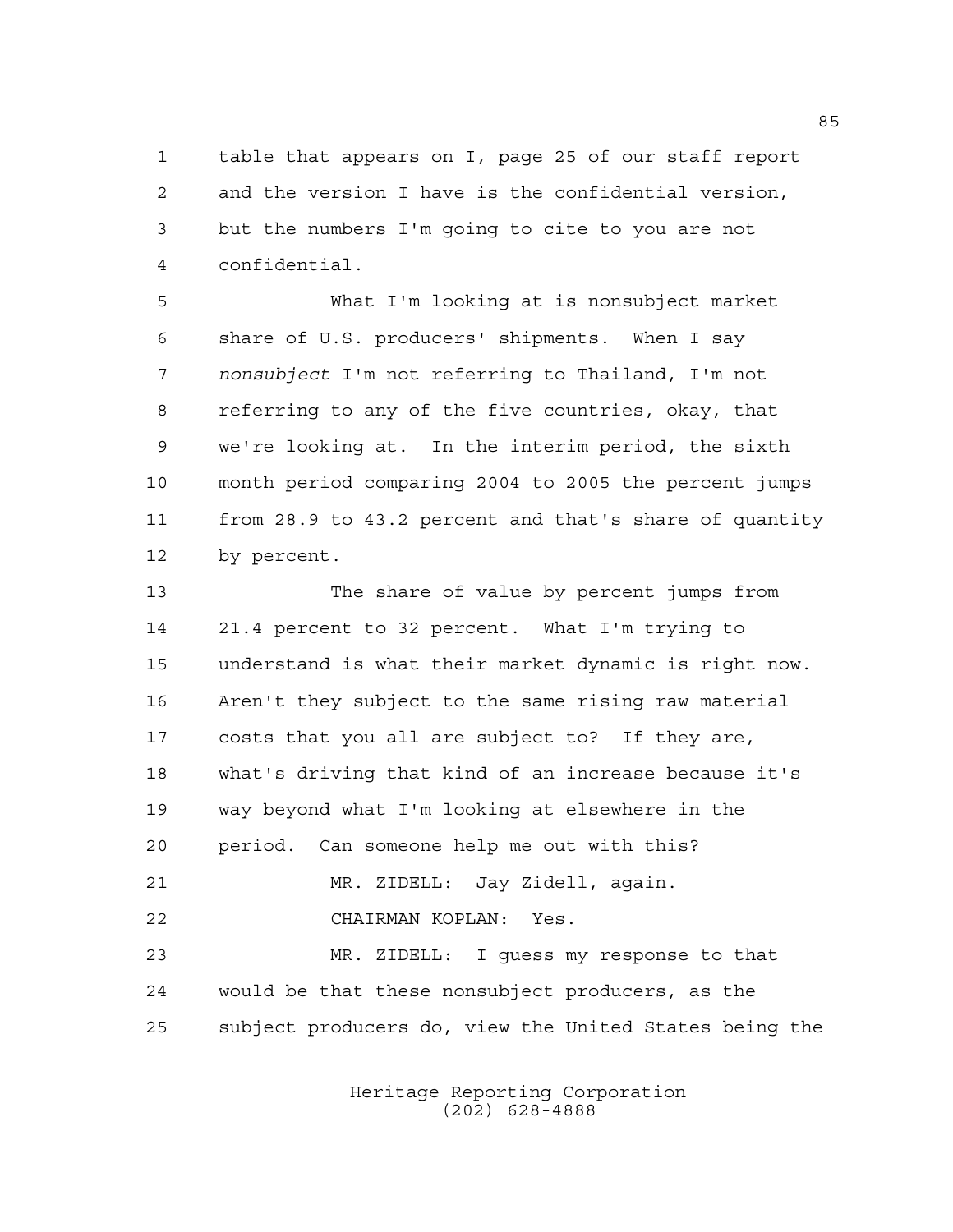table that appears on I, page 25 of our staff report and the version I have is the confidential version, but the numbers I'm going to cite to you are not confidential.

What I'm looking at is nonsubject market share of U.S. producers' shipments. When I say *nonsubject* I'm not referring to Thailand, I'm not referring to any of the five countries, okay, that we're looking at. In the interim period, the sixth month period comparing 2004 to 2005 the percent jumps from 28.9 to 43.2 percent and that's share of quantity by percent.

The share of value by percent jumps from 21.4 percent to 32 percent. What I'm trying to understand is what their market dynamic is right now. Aren't they subject to the same rising raw material costs that you all are subject to? If they are, what's driving that kind of an increase because it's way beyond what I'm looking at elsewhere in the period. Can someone help me out with this?

MR. ZIDELL: Jay Zidell, again.

CHAIRMAN KOPLAN: Yes.

MR. ZIDELL: I guess my response to that would be that these nonsubject producers, as the subject producers do, view the United States being the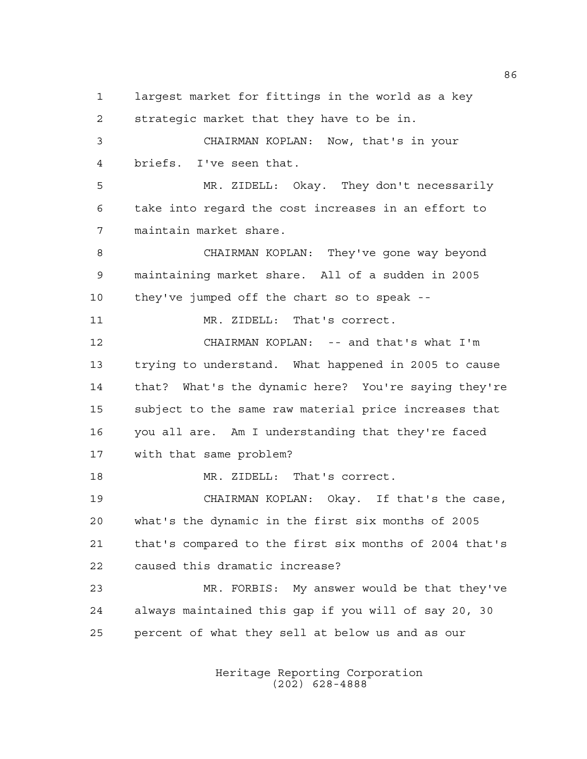largest market for fittings in the world as a key strategic market that they have to be in.

CHAIRMAN KOPLAN: Now, that's in your briefs. I've seen that.

MR. ZIDELL: Okay. They don't necessarily take into regard the cost increases in an effort to maintain market share.

CHAIRMAN KOPLAN: They've gone way beyond maintaining market share. All of a sudden in 2005 they've jumped off the chart so to speak --

MR. ZIDELL: That's correct.

CHAIRMAN KOPLAN: -- and that's what I'm trying to understand. What happened in 2005 to cause that? What's the dynamic here? You're saying they're subject to the same raw material price increases that you all are. Am I understanding that they're faced with that same problem?

MR. ZIDELL: That's correct.

CHAIRMAN KOPLAN: Okay. If that's the case, what's the dynamic in the first six months of 2005 that's compared to the first six months of 2004 that's caused this dramatic increase?

MR. FORBIS: My answer would be that they've always maintained this gap if you will of say 20, 30 percent of what they sell at below us and as our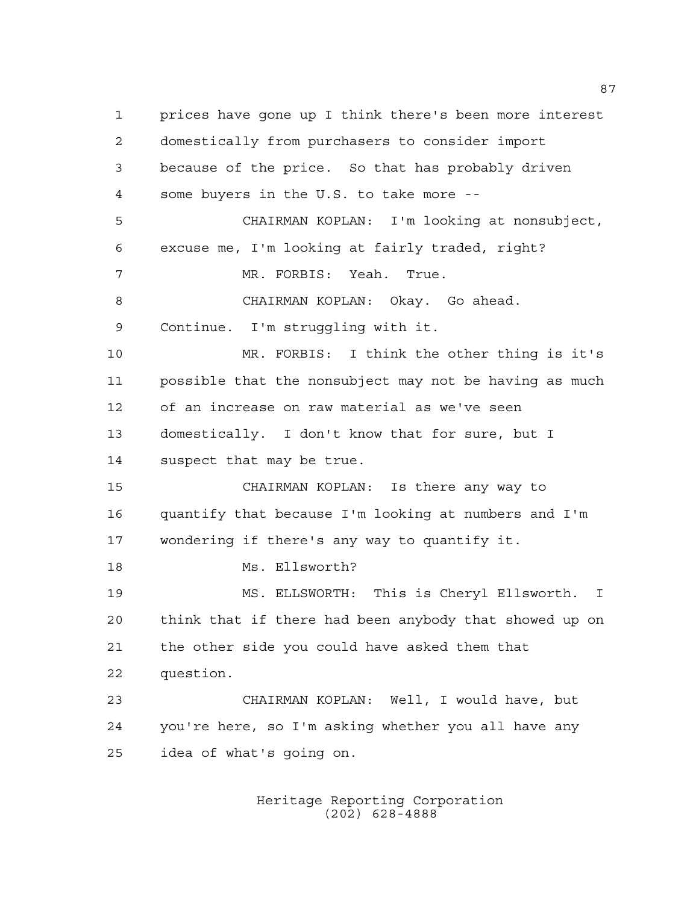prices have gone up I think there's been more interest domestically from purchasers to consider import because of the price. So that has probably driven some buyers in the U.S. to take more --

CHAIRMAN KOPLAN: I'm looking at nonsubject, excuse me, I'm looking at fairly traded, right?

MR. FORBIS: Yeah. True.

CHAIRMAN KOPLAN: Okay. Go ahead. Continue. I'm struggling with it.

MR. FORBIS: I think the other thing is it's possible that the nonsubject may not be having as much of an increase on raw material as we've seen domestically. I don't know that for sure, but I suspect that may be true.

CHAIRMAN KOPLAN: Is there any way to quantify that because I'm looking at numbers and I'm wondering if there's any way to quantify it.

Ms. Ellsworth?

MS. ELLSWORTH: This is Cheryl Ellsworth. I think that if there had been anybody that showed up on the other side you could have asked them that question.

CHAIRMAN KOPLAN: Well, I would have, but you're here, so I'm asking whether you all have any idea of what's going on.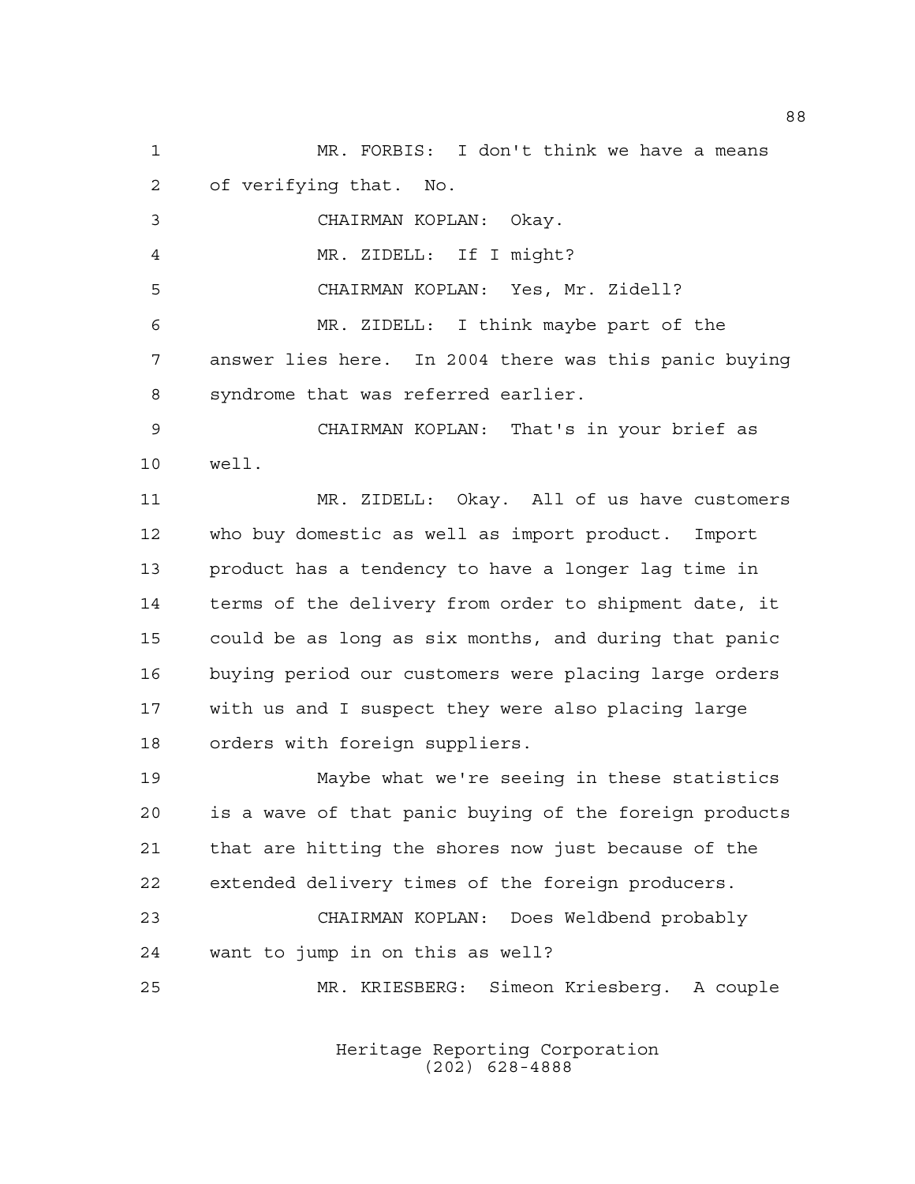MR. FORBIS: I don't think we have a means of verifying that. No.

CHAIRMAN KOPLAN: Okay.

MR. ZIDELL: If I might?

CHAIRMAN KOPLAN: Yes, Mr. Zidell?

MR. ZIDELL: I think maybe part of the answer lies here. In 2004 there was this panic buying syndrome that was referred earlier.

CHAIRMAN KOPLAN: That's in your brief as well.

MR. ZIDELL: Okay. All of us have customers who buy domestic as well as import product. Import product has a tendency to have a longer lag time in terms of the delivery from order to shipment date, it could be as long as six months, and during that panic buying period our customers were placing large orders with us and I suspect they were also placing large orders with foreign suppliers.

Maybe what we're seeing in these statistics is a wave of that panic buying of the foreign products that are hitting the shores now just because of the extended delivery times of the foreign producers.

CHAIRMAN KOPLAN: Does Weldbend probably want to jump in on this as well?

MR. KRIESBERG: Simeon Kriesberg. A couple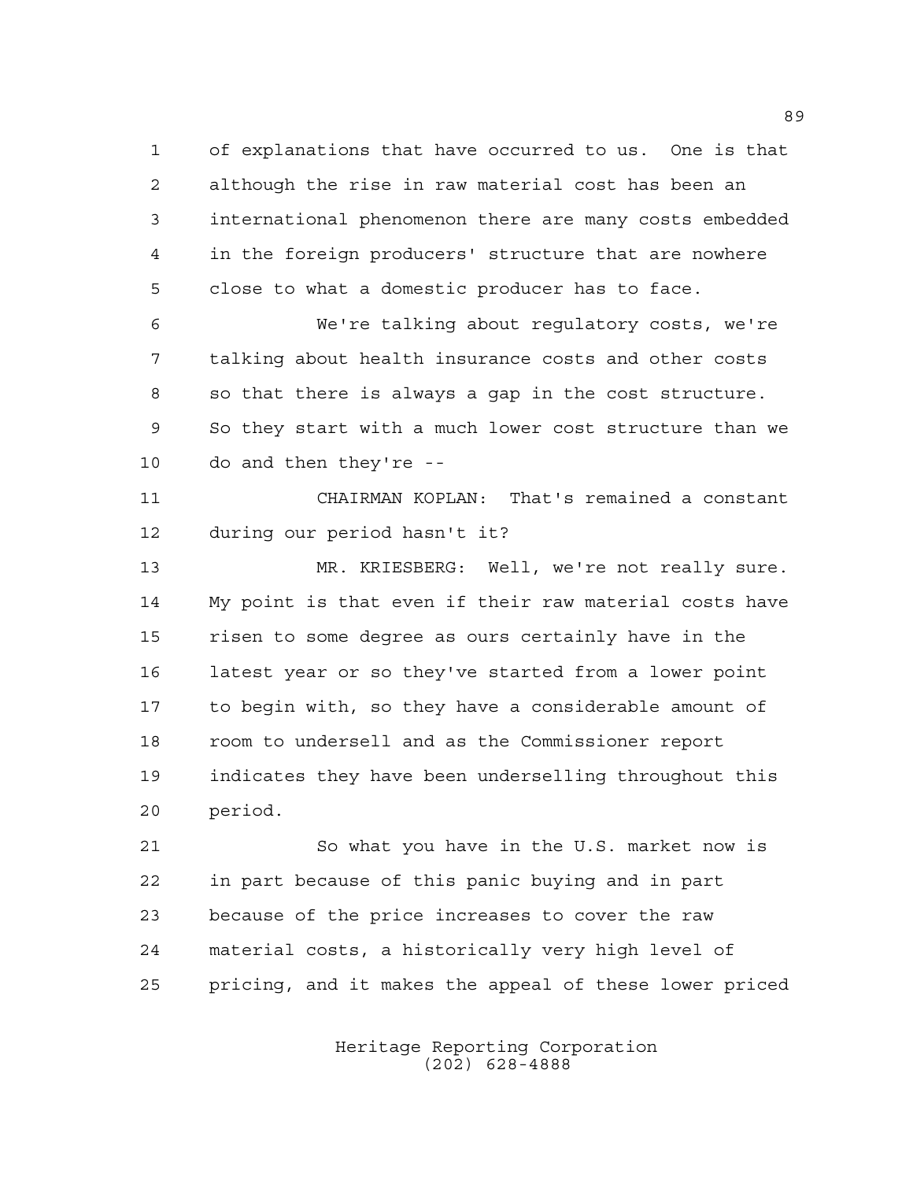of explanations that have occurred to us. One is that although the rise in raw material cost has been an international phenomenon there are many costs embedded in the foreign producers' structure that are nowhere close to what a domestic producer has to face.

We're talking about regulatory costs, we're talking about health insurance costs and other costs so that there is always a gap in the cost structure. So they start with a much lower cost structure than we do and then they're --

CHAIRMAN KOPLAN: That's remained a constant during our period hasn't it?

MR. KRIESBERG: Well, we're not really sure. My point is that even if their raw material costs have risen to some degree as ours certainly have in the latest year or so they've started from a lower point to begin with, so they have a considerable amount of room to undersell and as the Commissioner report indicates they have been underselling throughout this period.

So what you have in the U.S. market now is in part because of this panic buying and in part because of the price increases to cover the raw material costs, a historically very high level of pricing, and it makes the appeal of these lower priced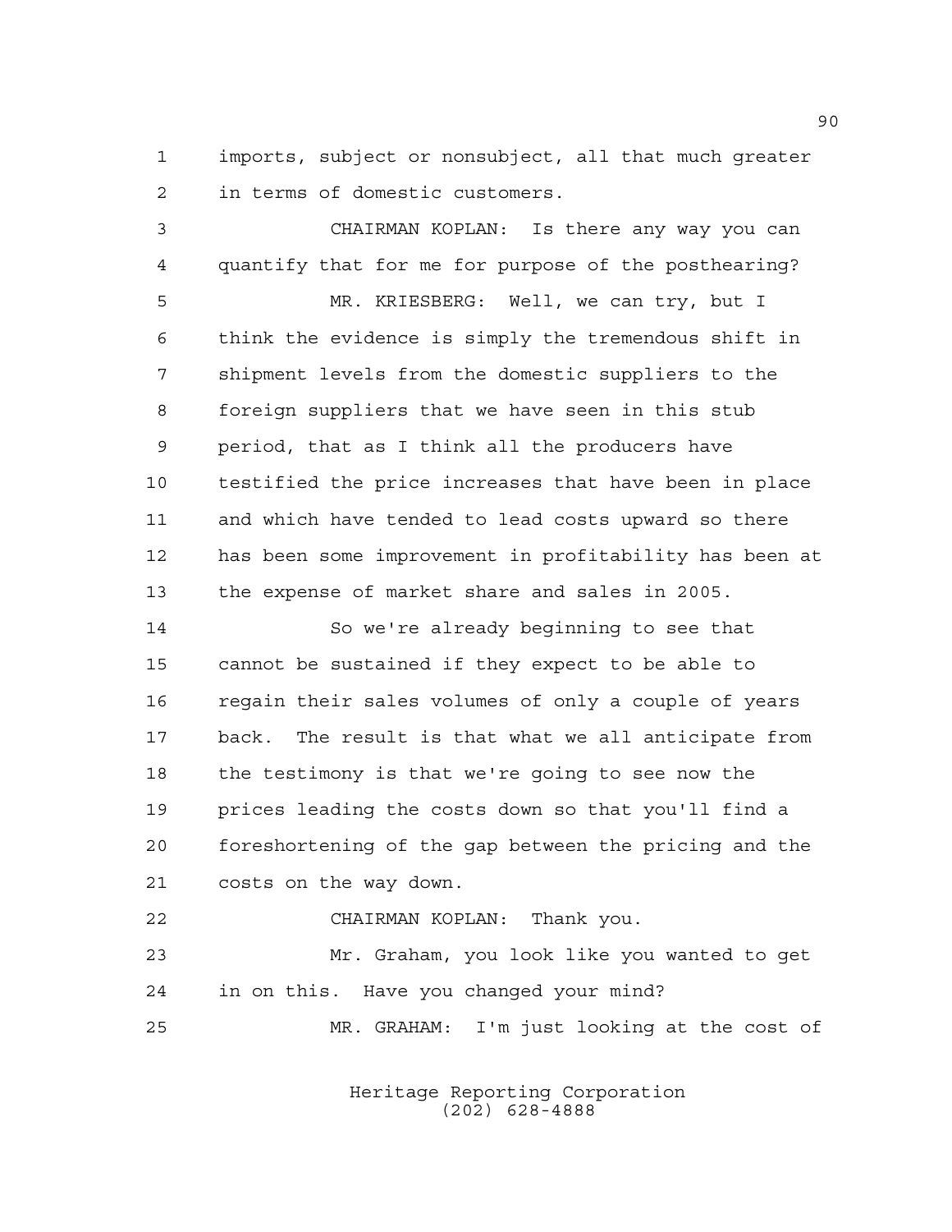imports, subject or nonsubject, all that much greater in terms of domestic customers.

CHAIRMAN KOPLAN: Is there any way you can quantify that for me for purpose of the posthearing?

MR. KRIESBERG: Well, we can try, but I think the evidence is simply the tremendous shift in shipment levels from the domestic suppliers to the foreign suppliers that we have seen in this stub period, that as I think all the producers have testified the price increases that have been in place and which have tended to lead costs upward so there has been some improvement in profitability has been at the expense of market share and sales in 2005.

So we're already beginning to see that cannot be sustained if they expect to be able to regain their sales volumes of only a couple of years back. The result is that what we all anticipate from the testimony is that we're going to see now the prices leading the costs down so that you'll find a foreshortening of the gap between the pricing and the costs on the way down.

CHAIRMAN KOPLAN: Thank you.

Mr. Graham, you look like you wanted to get in on this. Have you changed your mind?

MR. GRAHAM: I'm just looking at the cost of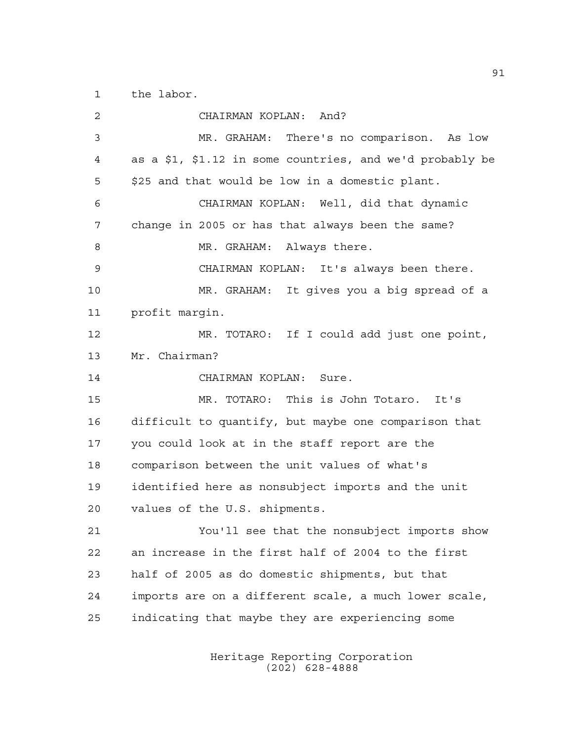the labor.

CHAIRMAN KOPLAN: And?

MR. GRAHAM: There's no comparison. As low as a $1, $1.12 in some countries, and we'd probably be $25 and that would be low in a domestic plant.

CHAIRMAN KOPLAN: Well, did that dynamic change in 2005 or has that always been the same?

MR. GRAHAM: Always there.

CHAIRMAN KOPLAN: It's always been there.

MR. GRAHAM: It gives you a big spread of a profit margin.

MR. TOTARO: If I could add just one point, Mr. Chairman?

CHAIRMAN KOPLAN: Sure.

MR. TOTARO: This is John Totaro. It's difficult to quantify, but maybe one comparison that you could look at in the staff report are the comparison between the unit values of what's identified here as nonsubject imports and the unit values of the U.S. shipments.

You'll see that the nonsubject imports show an increase in the first half of 2004 to the first half of 2005 as do domestic shipments, but that imports are on a different scale, a much lower scale, indicating that maybe they are experiencing some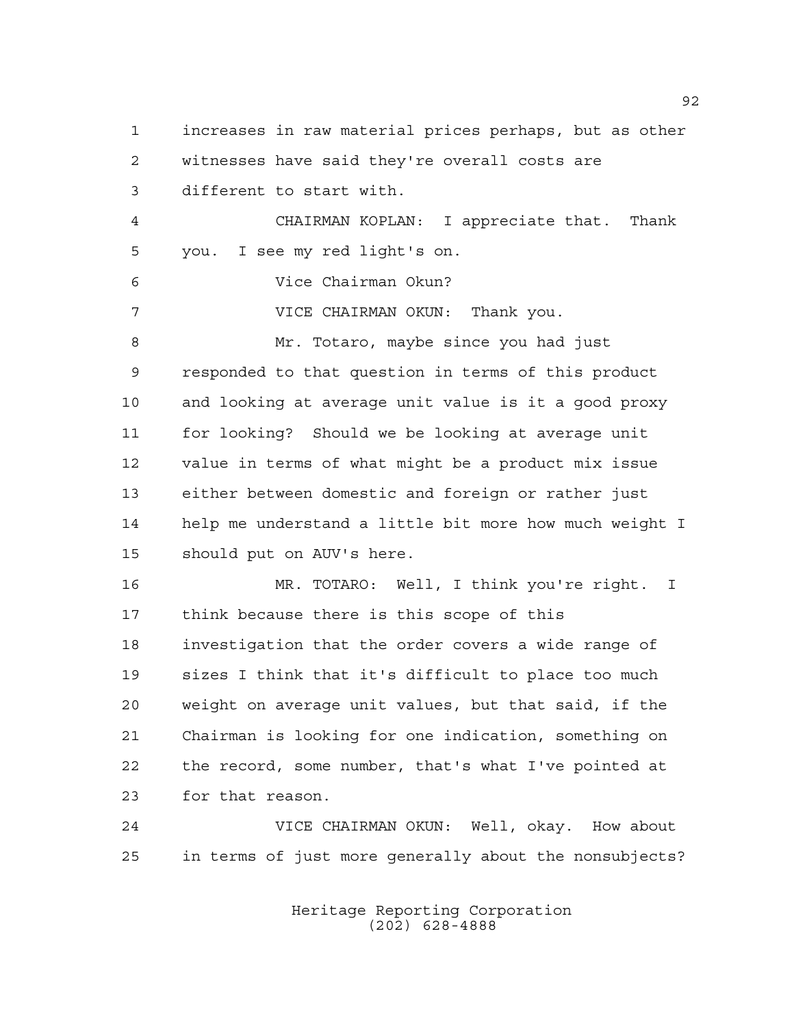increases in raw material prices perhaps, but as other witnesses have said they're overall costs are different to start with.

CHAIRMAN KOPLAN: I appreciate that. Thank you. I see my red light's on.

Vice Chairman Okun?

VICE CHAIRMAN OKUN: Thank you.

Mr. Totaro, maybe since you had just responded to that question in terms of this product and looking at average unit value is it a good proxy for looking? Should we be looking at average unit value in terms of what might be a product mix issue either between domestic and foreign or rather just help me understand a little bit more how much weight I should put on AUV's here.

MR. TOTARO: Well, I think you're right. I think because there is this scope of this investigation that the order covers a wide range of sizes I think that it's difficult to place too much weight on average unit values, but that said, if the Chairman is looking for one indication, something on the record, some number, that's what I've pointed at for that reason.

VICE CHAIRMAN OKUN: Well, okay. How about in terms of just more generally about the nonsubjects?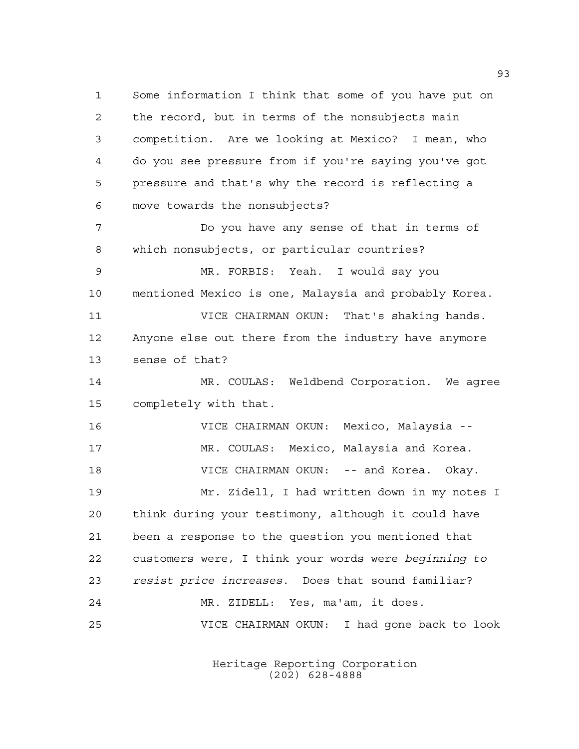Some information I think that some of you have put on the record, but in terms of the nonsubjects main competition. Are we looking at Mexico? I mean, who do you see pressure from if you're saying you've got pressure and that's why the record is reflecting a move towards the nonsubjects?

Do you have any sense of that in terms of which nonsubjects, or particular countries?

MR. FORBIS: Yeah. I would say you mentioned Mexico is one, Malaysia and probably Korea.

VICE CHAIRMAN OKUN: That's shaking hands. Anyone else out there from the industry have anymore sense of that?

MR. COULAS: Weldbend Corporation. We agree completely with that.

VICE CHAIRMAN OKUN: Mexico, Malaysia --

MR. COULAS: Mexico, Malaysia and Korea.

VICE CHAIRMAN OKUN: -- and Korea. Okay.

Mr. Zidell, I had written down in my notes I think during your testimony, although it could have been a response to the question you mentioned that customers were, I think your words were *beginning to resist price increases*. Does that sound familiar?

MR. ZIDELL: Yes, ma'am, it does.

VICE CHAIRMAN OKUN: I had gone back to look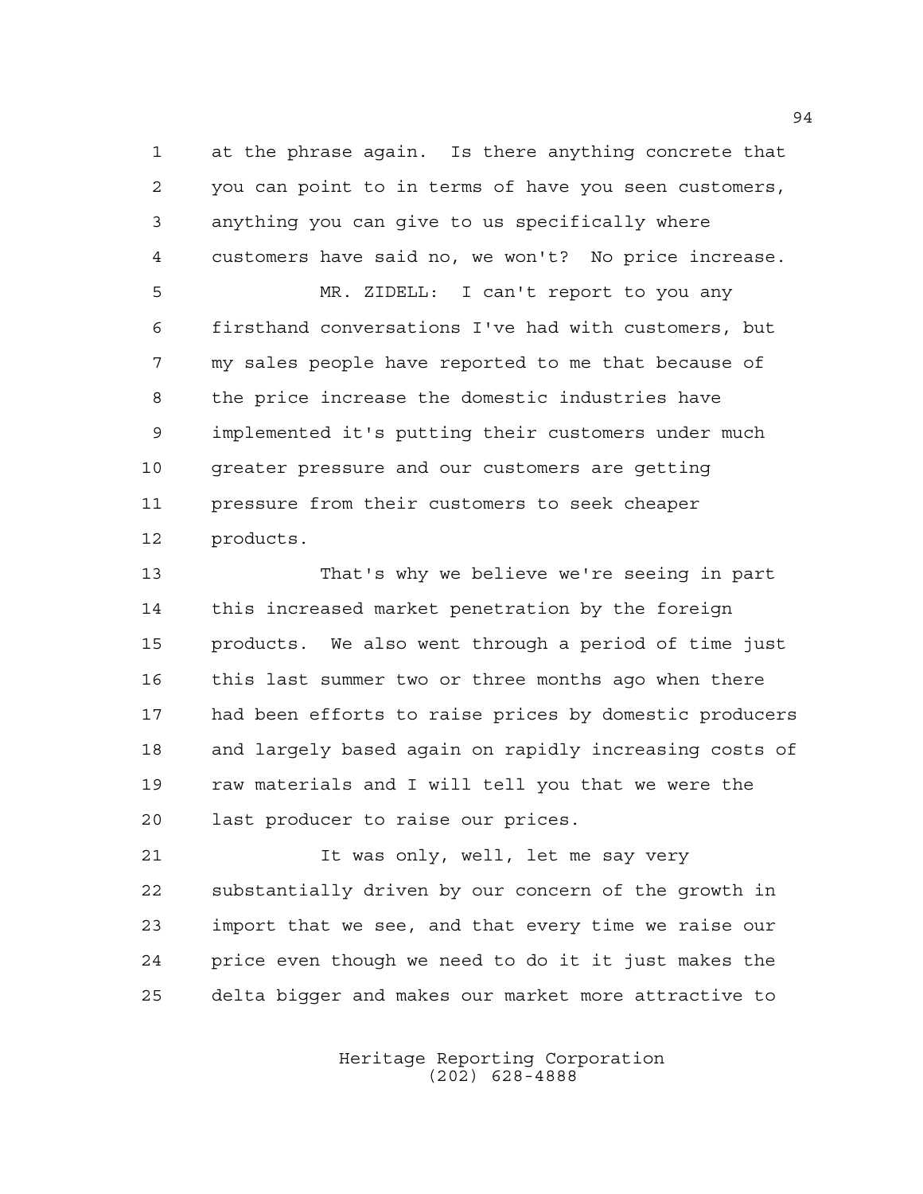at the phrase again. Is there anything concrete that you can point to in terms of have you seen customers, anything you can give to us specifically where customers have said no, we won't? No price increase.

MR. ZIDELL: I can't report to you any firsthand conversations I've had with customers, but my sales people have reported to me that because of the price increase the domestic industries have implemented it's putting their customers under much greater pressure and our customers are getting pressure from their customers to seek cheaper products.

That's why we believe we're seeing in part this increased market penetration by the foreign products. We also went through a period of time just this last summer two or three months ago when there had been efforts to raise prices by domestic producers and largely based again on rapidly increasing costs of raw materials and I will tell you that we were the last producer to raise our prices.

It was only, well, let me say very substantially driven by our concern of the growth in import that we see, and that every time we raise our price even though we need to do it it just makes the delta bigger and makes our market more attractive to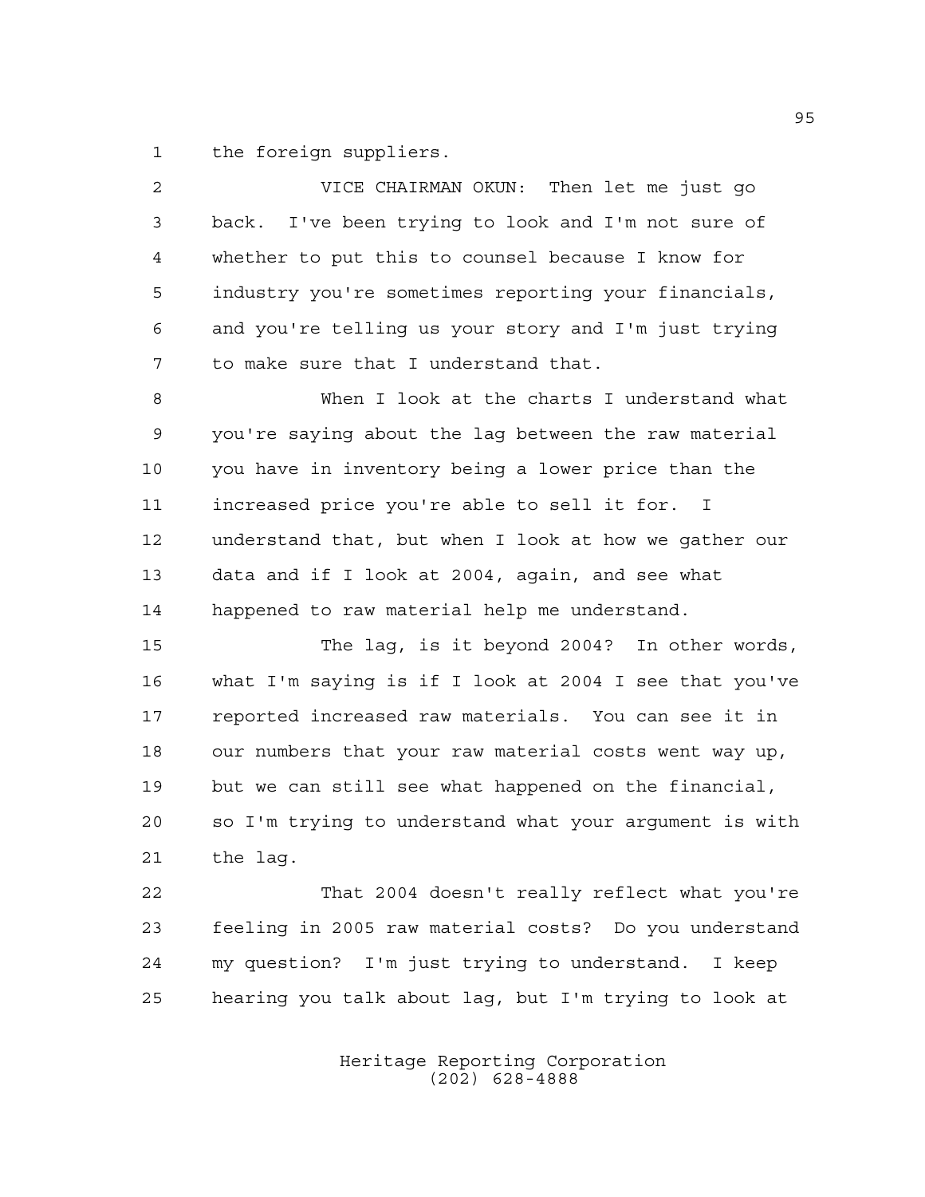the foreign suppliers.

VICE CHAIRMAN OKUN: Then let me just go back. I've been trying to look and I'm not sure of whether to put this to counsel because I know for industry you're sometimes reporting your financials, and you're telling us your story and I'm just trying to make sure that I understand that.

When I look at the charts I understand what you're saying about the lag between the raw material you have in inventory being a lower price than the increased price you're able to sell it for. I understand that, but when I look at how we gather our data and if I look at 2004, again, and see what happened to raw material help me understand.

The lag, is it beyond 2004? In other words, what I'm saying is if I look at 2004 I see that you've reported increased raw materials. You can see it in our numbers that your raw material costs went way up, but we can still see what happened on the financial, so I'm trying to understand what your argument is with the lag.

That 2004 doesn't really reflect what you're feeling in 2005 raw material costs? Do you understand my question? I'm just trying to understand. I keep hearing you talk about lag, but I'm trying to look at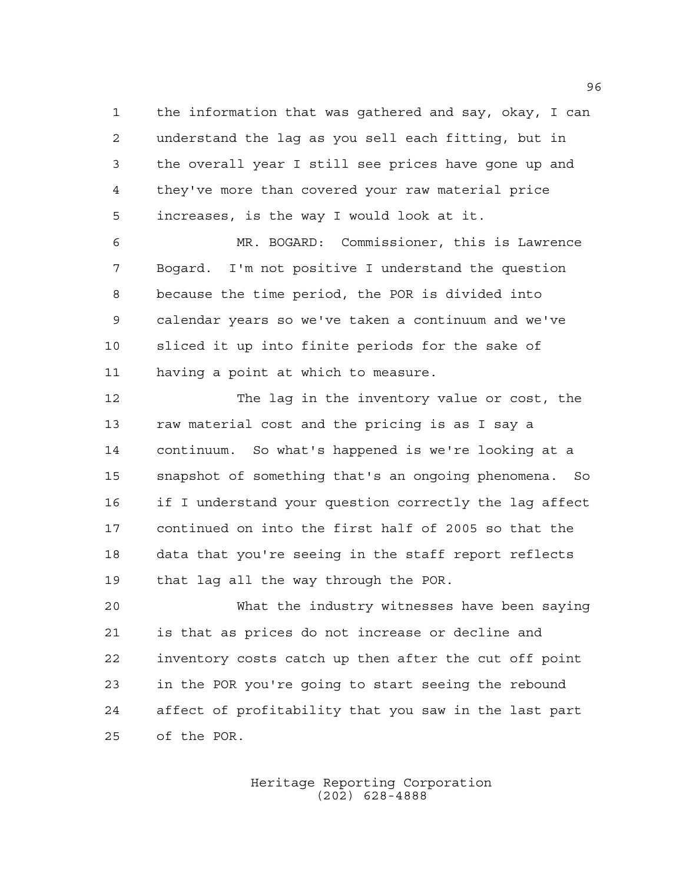the information that was gathered and say, okay, I can understand the lag as you sell each fitting, but in the overall year I still see prices have gone up and they've more than covered your raw material price increases, is the way I would look at it.

MR. BOGARD: Commissioner, this is Lawrence Bogard. I'm not positive I understand the question because the time period, the POR is divided into calendar years so we've taken a continuum and we've sliced it up into finite periods for the sake of having a point at which to measure.

The lag in the inventory value or cost, the raw material cost and the pricing is as I say a continuum. So what's happened is we're looking at a snapshot of something that's an ongoing phenomena. So if I understand your question correctly the lag affect continued on into the first half of 2005 so that the data that you're seeing in the staff report reflects that lag all the way through the POR.

What the industry witnesses have been saying is that as prices do not increase or decline and inventory costs catch up then after the cut off point in the POR you're going to start seeing the rebound affect of profitability that you saw in the last part of the POR.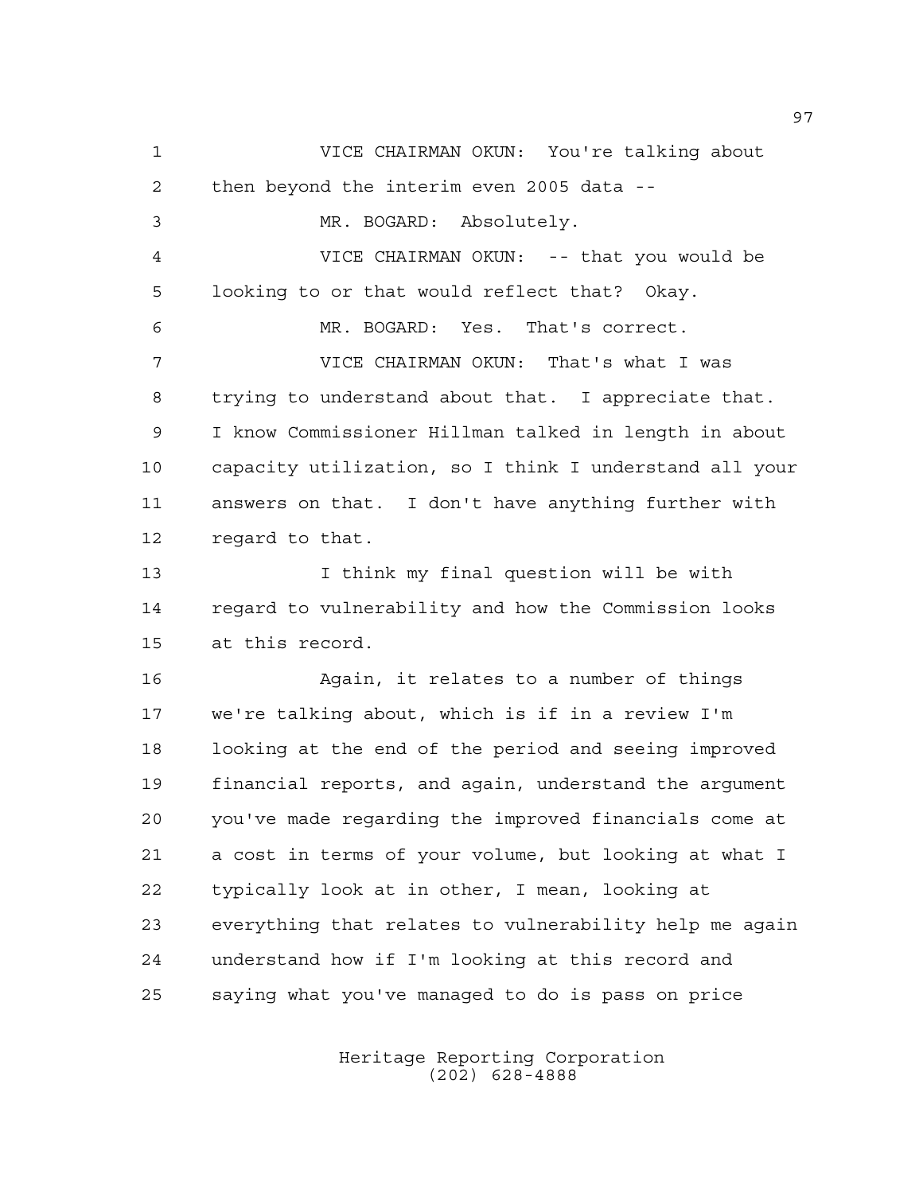VICE CHAIRMAN OKUN: You're talking about then beyond the interim even 2005 data --

MR. BOGARD: Absolutely.

VICE CHAIRMAN OKUN: -- that you would be looking to or that would reflect that? Okay.

MR. BOGARD: Yes. That's correct.

VICE CHAIRMAN OKUN: That's what I was trying to understand about that. I appreciate that. I know Commissioner Hillman talked in length in about capacity utilization, so I think I understand all your answers on that. I don't have anything further with regard to that.

I think my final question will be with regard to vulnerability and how the Commission looks at this record.

Again, it relates to a number of things we're talking about, which is if in a review I'm looking at the end of the period and seeing improved financial reports, and again, understand the argument you've made regarding the improved financials come at a cost in terms of your volume, but looking at what I typically look at in other, I mean, looking at everything that relates to vulnerability help me again understand how if I'm looking at this record and saying what you've managed to do is pass on price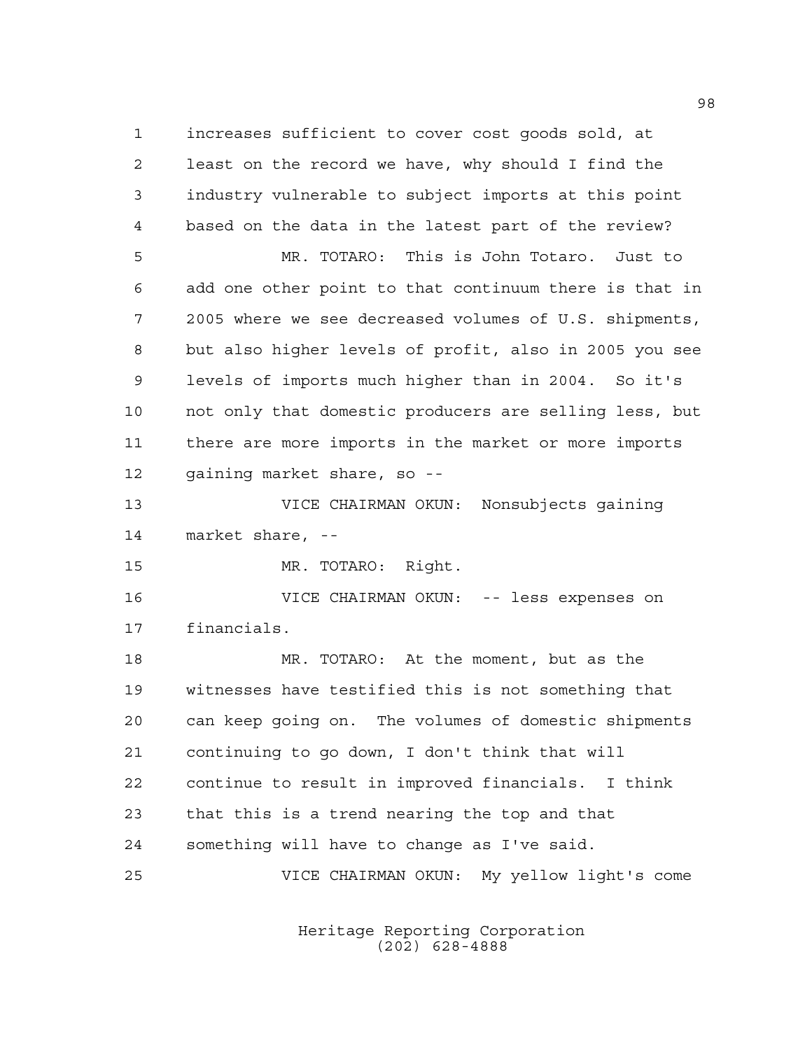increases sufficient to cover cost goods sold, at least on the record we have, why should I find the industry vulnerable to subject imports at this point based on the data in the latest part of the review?

MR. TOTARO: This is John Totaro. Just to add one other point to that continuum there is that in 2005 where we see decreased volumes of U.S. shipments, but also higher levels of profit, also in 2005 you see levels of imports much higher than in 2004. So it's not only that domestic producers are selling less, but there are more imports in the market or more imports gaining market share, so --

VICE CHAIRMAN OKUN: Nonsubjects gaining market share, --

MR. TOTARO: Right.

VICE CHAIRMAN OKUN: -- less expenses on financials.

MR. TOTARO: At the moment, but as the witnesses have testified this is not something that can keep going on. The volumes of domestic shipments continuing to go down, I don't think that will continue to result in improved financials. I think that this is a trend nearing the top and that something will have to change as I've said.

VICE CHAIRMAN OKUN: My yellow light's come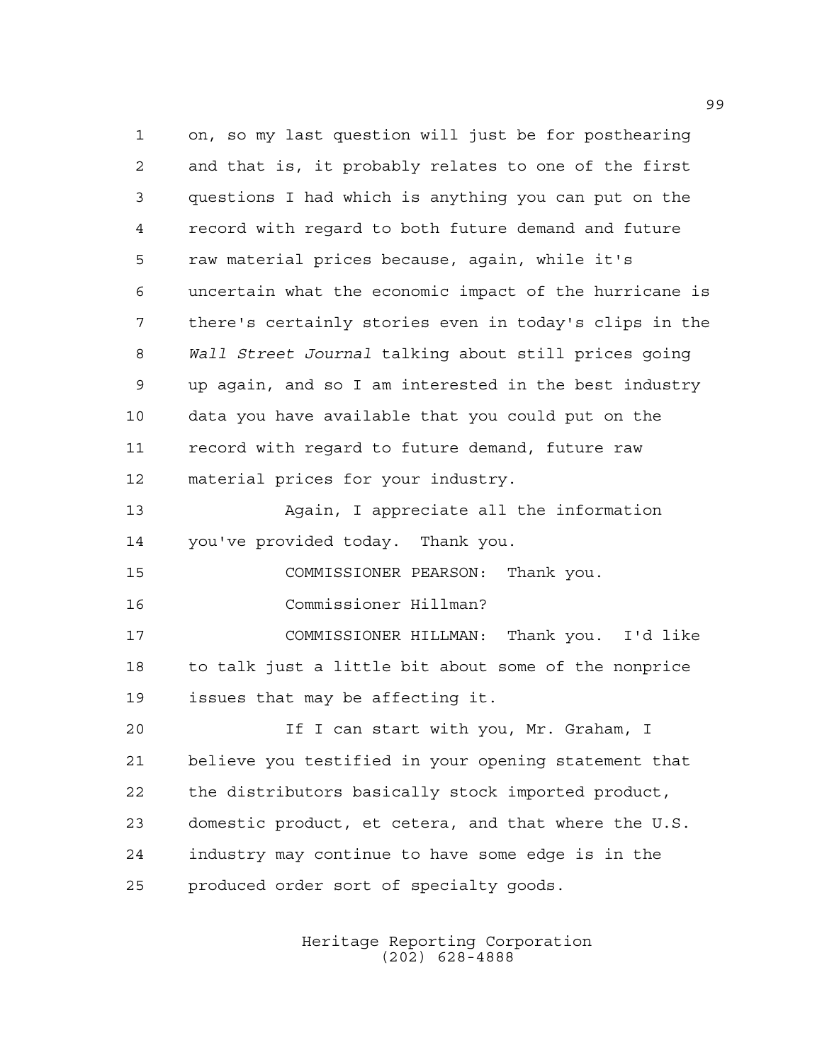on, so my last question will just be for posthearing and that is, it probably relates to one of the first questions I had which is anything you can put on the record with regard to both future demand and future raw material prices because, again, while it's uncertain what the economic impact of the hurricane is there's certainly stories even in today's clips in the *Wall Street Journal* talking about still prices going up again, and so I am interested in the best industry data you have available that you could put on the record with regard to future demand, future raw material prices for your industry.

Again, I appreciate all the information you've provided today. Thank you.

COMMISSIONER PEARSON: Thank you.

Commissioner Hillman?

COMMISSIONER HILLMAN: Thank you. I'd like to talk just a little bit about some of the nonprice issues that may be affecting it.

If I can start with you, Mr. Graham, I believe you testified in your opening statement that the distributors basically stock imported product, domestic product, et cetera, and that where the U.S. industry may continue to have some edge is in the produced order sort of specialty goods.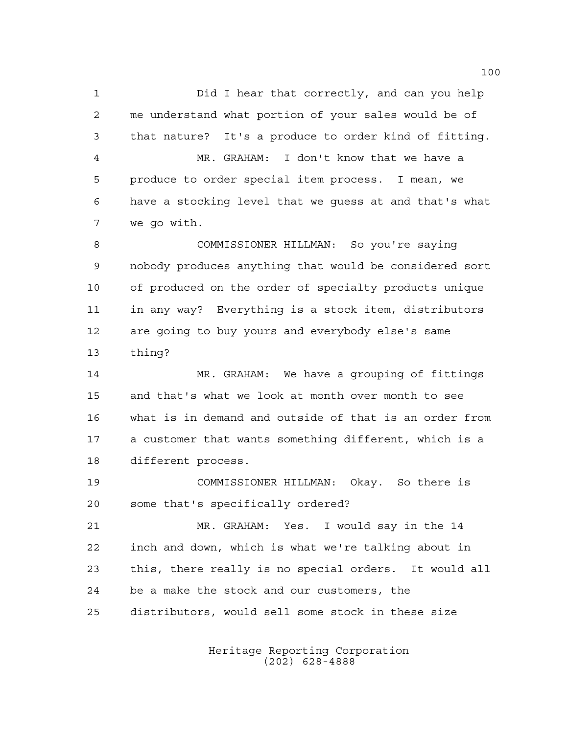Did I hear that correctly, and can you help me understand what portion of your sales would be of that nature? It's a produce to order kind of fitting.

MR. GRAHAM: I don't know that we have a produce to order special item process. I mean, we have a stocking level that we guess at and that's what we go with.

COMMISSIONER HILLMAN: So you're saying nobody produces anything that would be considered sort of produced on the order of specialty products unique in any way? Everything is a stock item, distributors are going to buy yours and everybody else's same thing?

MR. GRAHAM: We have a grouping of fittings and that's what we look at month over month to see what is in demand and outside of that is an order from a customer that wants something different, which is a different process.

COMMISSIONER HILLMAN: Okay. So there is some that's specifically ordered?

MR. GRAHAM: Yes. I would say in the 14 inch and down, which is what we're talking about in this, there really is no special orders. It would all be a make the stock and our customers, the distributors, would sell some stock in these size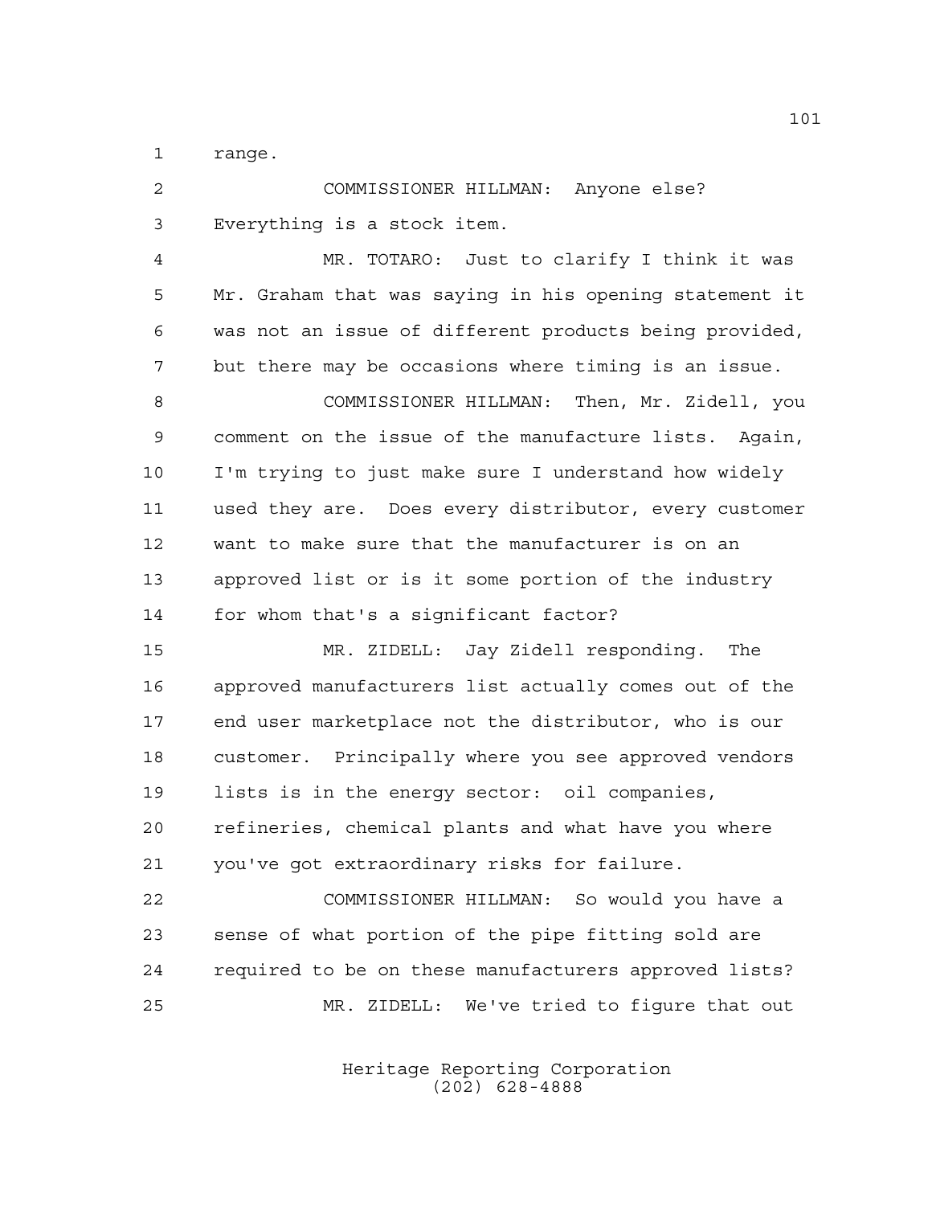range.

COMMISSIONER HILLMAN: Anyone else? Everything is a stock item.

MR. TOTARO: Just to clarify I think it was Mr. Graham that was saying in his opening statement it was not an issue of different products being provided, but there may be occasions where timing is an issue.

COMMISSIONER HILLMAN: Then, Mr. Zidell, you comment on the issue of the manufacture lists. Again, I'm trying to just make sure I understand how widely used they are. Does every distributor, every customer want to make sure that the manufacturer is on an approved list or is it some portion of the industry for whom that's a significant factor?

MR. ZIDELL: Jay Zidell responding. The approved manufacturers list actually comes out of the end user marketplace not the distributor, who is our customer. Principally where you see approved vendors lists is in the energy sector: oil companies, refineries, chemical plants and what have you where you've got extraordinary risks for failure.

COMMISSIONER HILLMAN: So would you have a sense of what portion of the pipe fitting sold are required to be on these manufacturers approved lists?

MR. ZIDELL: We've tried to figure that out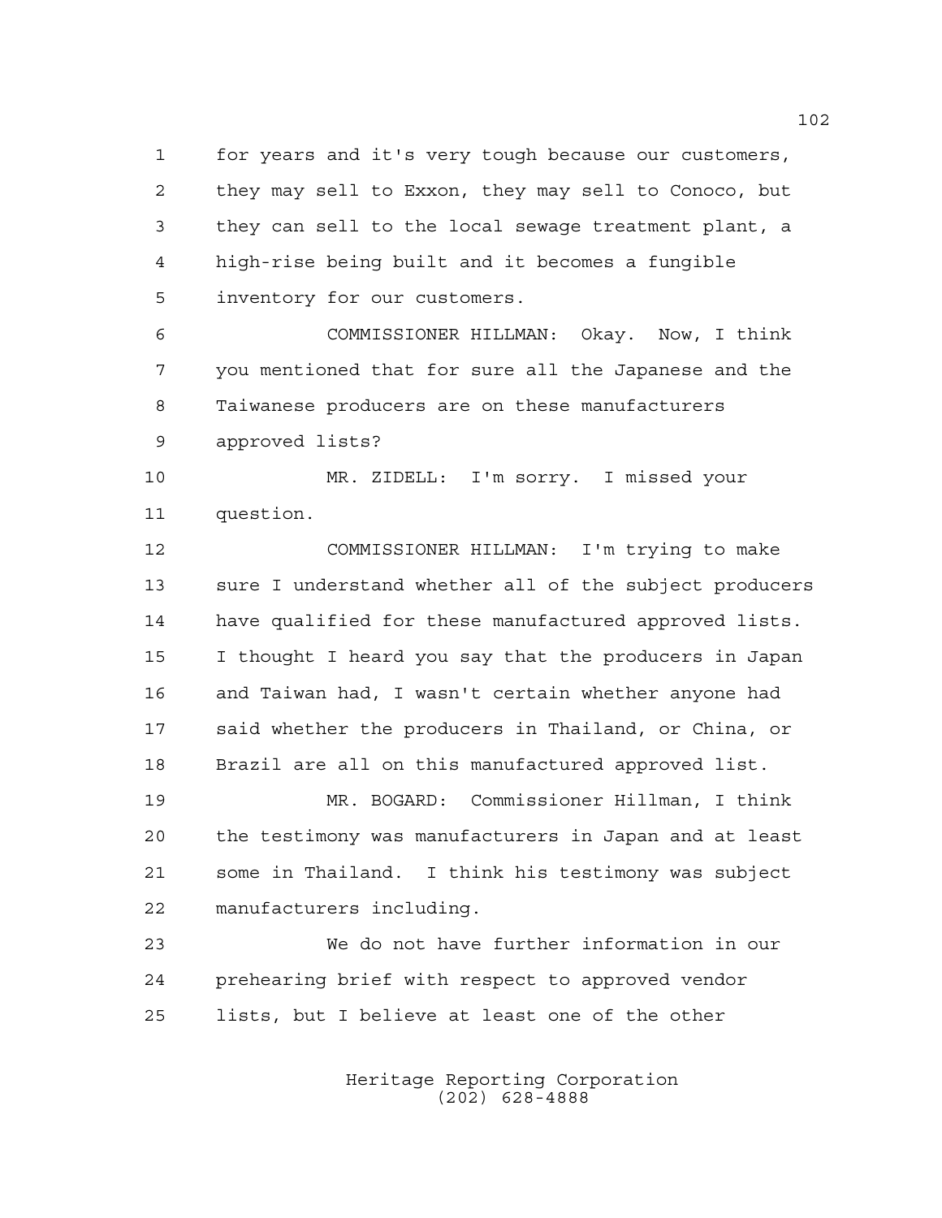for years and it's very tough because our customers, they may sell to Exxon, they may sell to Conoco, but they can sell to the local sewage treatment plant, a high-rise being built and it becomes a fungible inventory for our customers.

COMMISSIONER HILLMAN: Okay. Now, I think you mentioned that for sure all the Japanese and the Taiwanese producers are on these manufacturers approved lists?

MR. ZIDELL: I'm sorry. I missed your question.

COMMISSIONER HILLMAN: I'm trying to make sure I understand whether all of the subject producers have qualified for these manufactured approved lists. I thought I heard you say that the producers in Japan and Taiwan had, I wasn't certain whether anyone had said whether the producers in Thailand, or China, or Brazil are all on this manufactured approved list.

MR. BOGARD: Commissioner Hillman, I think the testimony was manufacturers in Japan and at least some in Thailand. I think his testimony was subject manufacturers including.

We do not have further information in our prehearing brief with respect to approved vendor lists, but I believe at least one of the other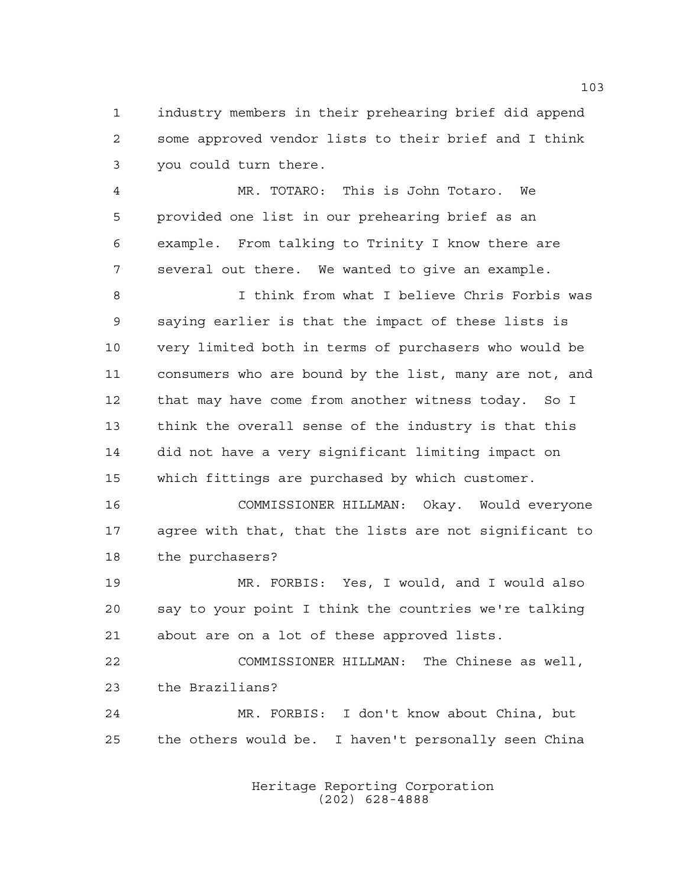industry members in their prehearing brief did append some approved vendor lists to their brief and I think you could turn there.

MR. TOTARO: This is John Totaro. We provided one list in our prehearing brief as an example. From talking to Trinity I know there are several out there. We wanted to give an example.

I think from what I believe Chris Forbis was saying earlier is that the impact of these lists is very limited both in terms of purchasers who would be consumers who are bound by the list, many are not, and that may have come from another witness today. So I think the overall sense of the industry is that this did not have a very significant limiting impact on which fittings are purchased by which customer.

COMMISSIONER HILLMAN: Okay. Would everyone agree with that, that the lists are not significant to the purchasers?

MR. FORBIS: Yes, I would, and I would also say to your point I think the countries we're talking about are on a lot of these approved lists.

COMMISSIONER HILLMAN: The Chinese as well, the Brazilians?

MR. FORBIS: I don't know about China, but the others would be. I haven't personally seen China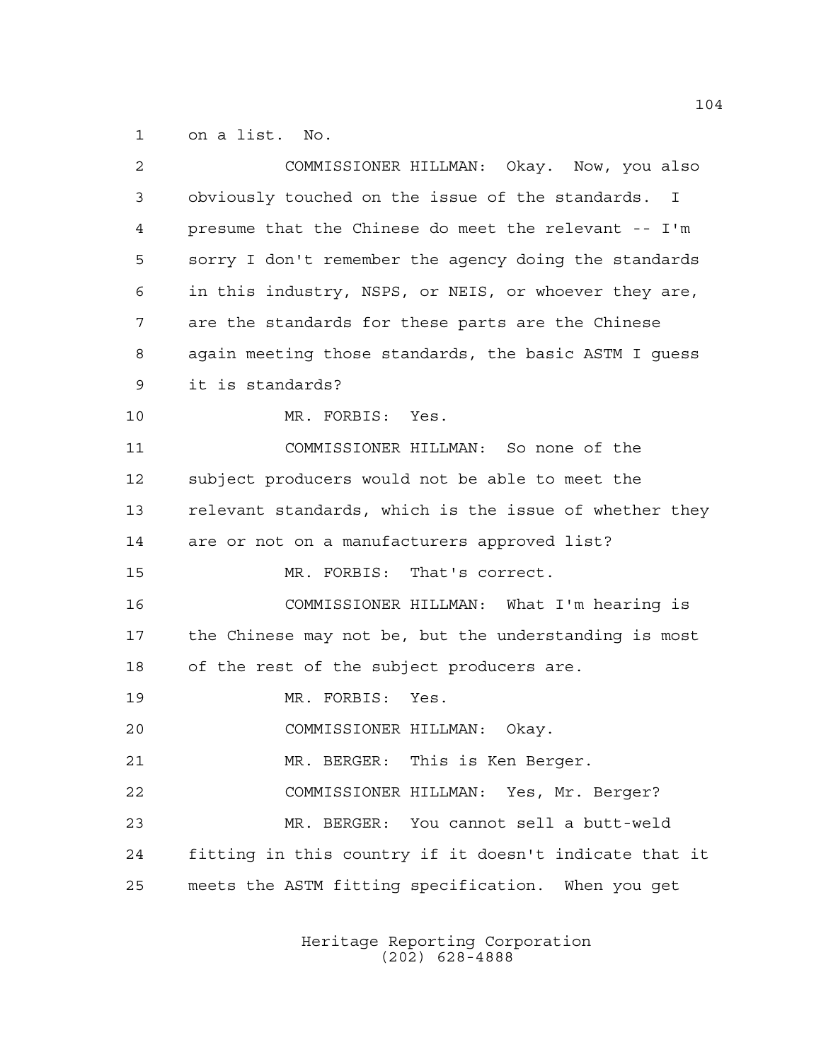on a list. No.

COMMISSIONER HILLMAN: Okay. Now, you also obviously touched on the issue of the standards. I presume that the Chinese do meet the relevant -- I'm sorry I don't remember the agency doing the standards in this industry, NSPS, or NEIS, or whoever they are, are the standards for these parts are the Chinese again meeting those standards, the basic ASTM I guess it is standards?

MR. FORBIS: Yes.

COMMISSIONER HILLMAN: So none of the subject producers would not be able to meet the relevant standards, which is the issue of whether they are or not on a manufacturers approved list?

MR. FORBIS: That's correct.

COMMISSIONER HILLMAN: What I'm hearing is the Chinese may not be, but the understanding is most of the rest of the subject producers are.

MR. FORBIS: Yes.

COMMISSIONER HILLMAN: Okay.

MR. BERGER: This is Ken Berger.

COMMISSIONER HILLMAN: Yes, Mr. Berger?

MR. BERGER: You cannot sell a butt-weld fitting in this country if it doesn't indicate that it meets the ASTM fitting specification. When you get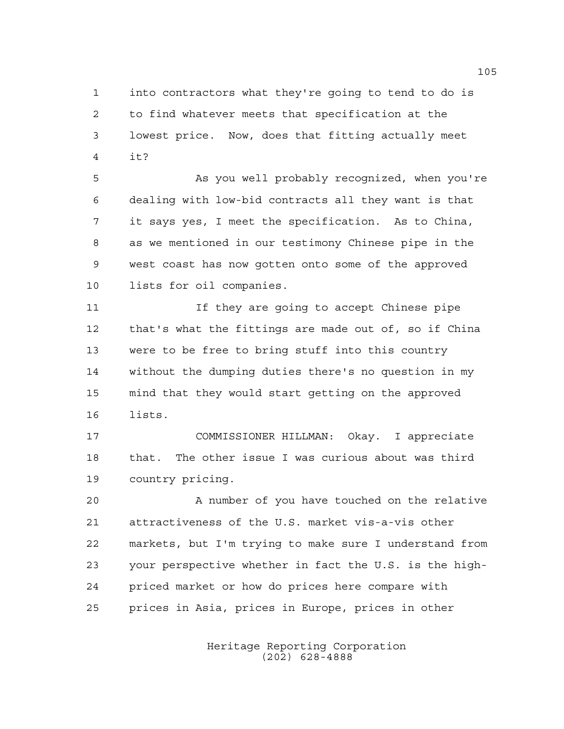into contractors what they're going to tend to do is to find whatever meets that specification at the lowest price. Now, does that fitting actually meet it?

As you well probably recognized, when you're dealing with low-bid contracts all they want is that it says yes, I meet the specification. As to China, as we mentioned in our testimony Chinese pipe in the west coast has now gotten onto some of the approved lists for oil companies.

If they are going to accept Chinese pipe that's what the fittings are made out of, so if China were to be free to bring stuff into this country without the dumping duties there's no question in my mind that they would start getting on the approved lists.

COMMISSIONER HILLMAN: Okay. I appreciate that. The other issue I was curious about was third country pricing.

A number of you have touched on the relative attractiveness of the U.S. market vis-a-vis other markets, but I'm trying to make sure I understand from your perspective whether in fact the U.S. is the high-priced market or how do prices here compare with prices in Asia, prices in Europe, prices in other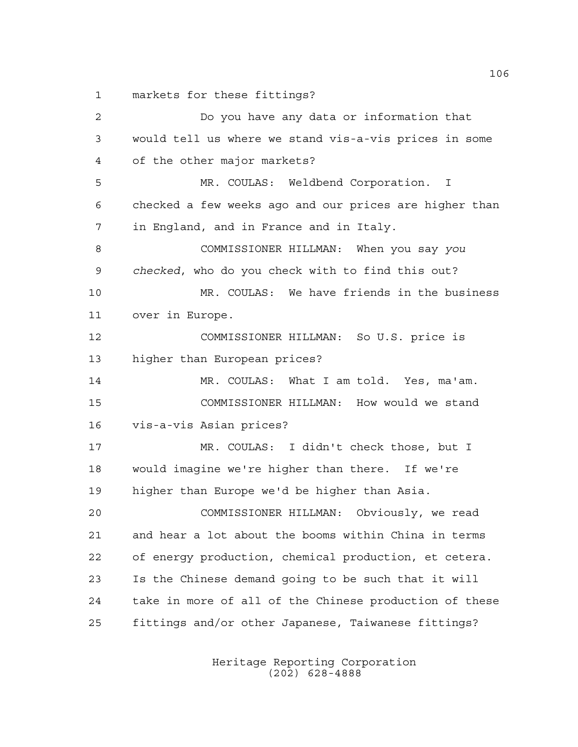1 markets for these fittings?

2 Do you have any data or information that
3 would tell us where we stand vis-a-vis prices in some
4 of the other major markets?

5 MR. COULAS: Weldbend Corporation. I
6 checked a few weeks ago and our prices are higher than
7 in England, and in France and in Italy.

8 COMMISSIONER HILLMAN: When you say *you*
9 *checked*, who do you check with to find this out?

10 MR. COULAS: We have friends in the business
11 over in Europe.

12 COMMISSIONER HILLMAN: So U.S. price is
13 higher than European prices?

14 MR. COULAS: What I am told. Yes, ma'am.

15 COMMISSIONER HILLMAN: How would we stand
16 vis-a-vis Asian prices?

17 MR. COULAS: I didn't check those, but I
18 would imagine we're higher than there. If we're
19 higher than Europe we'd be higher than Asia.

20 COMMISSIONER HILLMAN: Obviously, we read
21 and hear a lot about the booms within China in terms
22 of energy production, chemical production, et cetera.
23 Is the Chinese demand going to be such that it will
24 take in more of all of the Chinese production of these
25 fittings and/or other Japanese, Taiwanese fittings?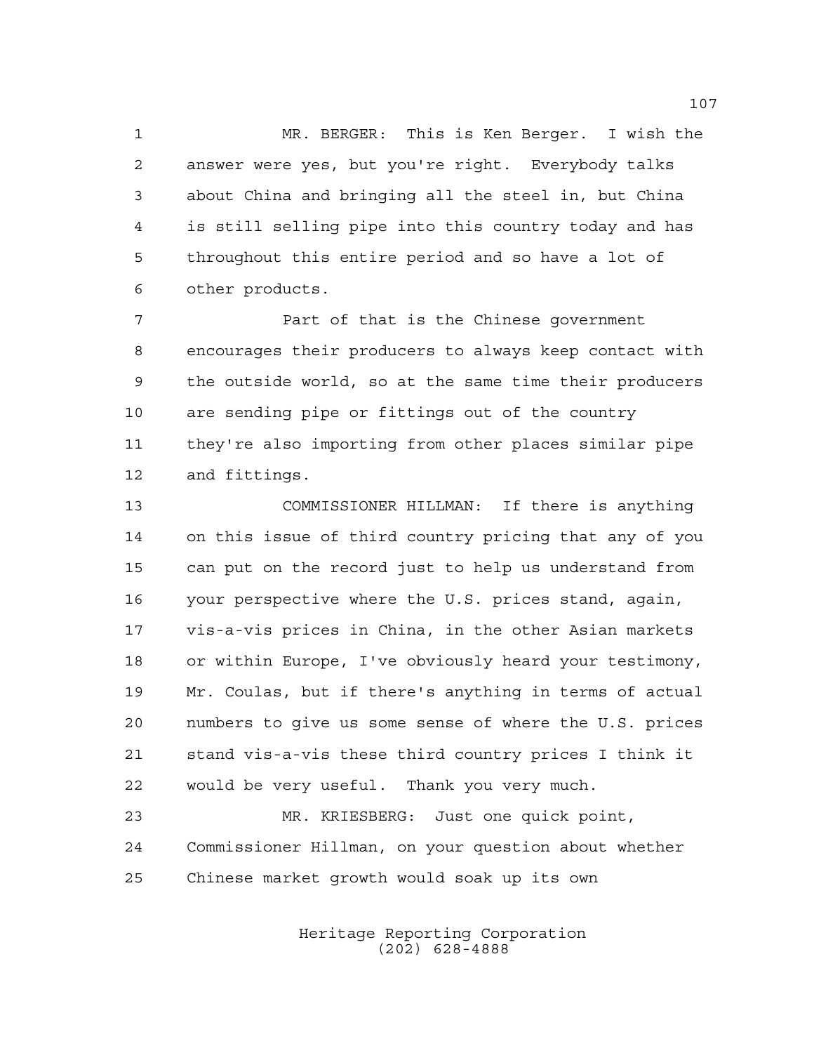MR. BERGER: This is Ken Berger. I wish the answer were yes, but you're right. Everybody talks about China and bringing all the steel in, but China is still selling pipe into this country today and has throughout this entire period and so have a lot of other products.

Part of that is the Chinese government encourages their producers to always keep contact with the outside world, so at the same time their producers are sending pipe or fittings out of the country they're also importing from other places similar pipe and fittings.

COMMISSIONER HILLMAN: If there is anything on this issue of third country pricing that any of you can put on the record just to help us understand from your perspective where the U.S. prices stand, again, vis-a-vis prices in China, in the other Asian markets or within Europe, I've obviously heard your testimony, Mr. Coulas, but if there's anything in terms of actual numbers to give us some sense of where the U.S. prices stand vis-a-vis these third country prices I think it would be very useful. Thank you very much.

MR. KRIESBERG: Just one quick point, Commissioner Hillman, on your question about whether Chinese market growth would soak up its own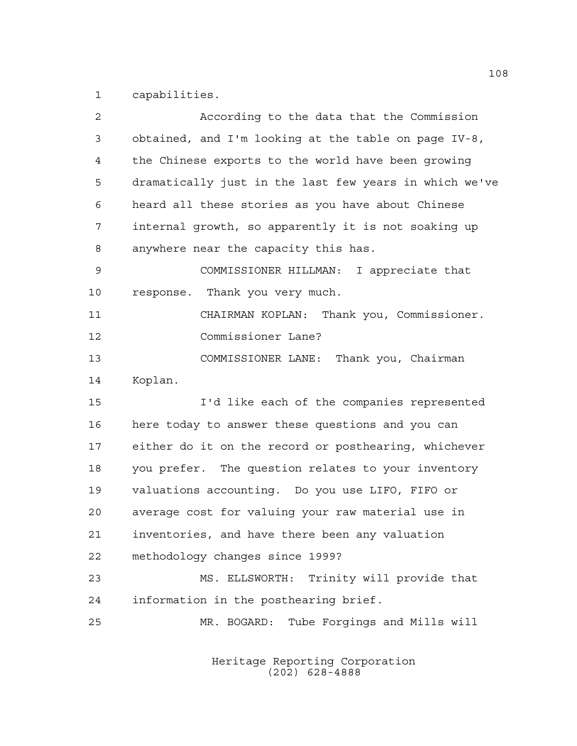capabilities.

According to the data that the Commission obtained, and I'm looking at the table on page IV-8, the Chinese exports to the world have been growing dramatically just in the last few years in which we've heard all these stories as you have about Chinese internal growth, so apparently it is not soaking up anywhere near the capacity this has.

COMMISSIONER HILLMAN: I appreciate that response. Thank you very much.

CHAIRMAN KOPLAN: Thank you, Commissioner. Commissioner Lane?

COMMISSIONER LANE: Thank you, Chairman Koplan.

I'd like each of the companies represented here today to answer these questions and you can either do it on the record or posthearing, whichever you prefer. The question relates to your inventory valuations accounting. Do you use LIFO, FIFO or average cost for valuing your raw material use in inventories, and have there been any valuation methodology changes since 1999?

MS. ELLSWORTH: Trinity will provide that information in the posthearing brief.

MR. BOGARD: Tube Forgings and Mills will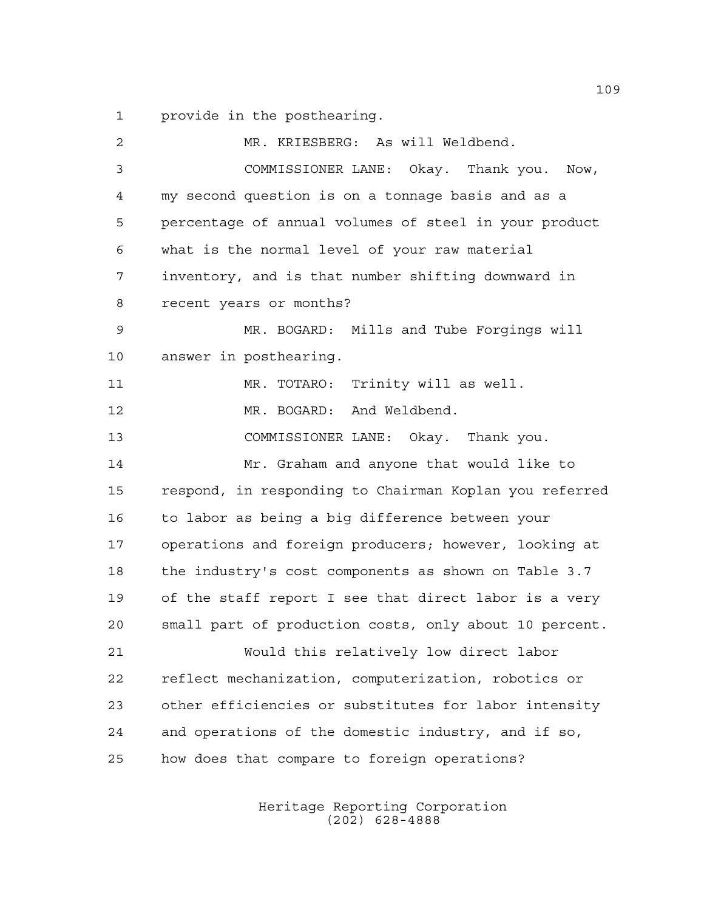provide in the posthearing.

MR. KRIESBERG: As will Weldbend.

COMMISSIONER LANE: Okay. Thank you. Now, my second question is on a tonnage basis and as a percentage of annual volumes of steel in your product what is the normal level of your raw material inventory, and is that number shifting downward in recent years or months?

MR. BOGARD: Mills and Tube Forgings will answer in posthearing.

MR. TOTARO: Trinity will as well.

MR. BOGARD: And Weldbend.

COMMISSIONER LANE: Okay. Thank you.

Mr. Graham and anyone that would like to respond, in responding to Chairman Koplan you referred to labor as being a big difference between your operations and foreign producers; however, looking at the industry's cost components as shown on Table 3.7 of the staff report I see that direct labor is a very small part of production costs, only about 10 percent.

Would this relatively low direct labor reflect mechanization, computerization, robotics or other efficiencies or substitutes for labor intensity and operations of the domestic industry, and if so, how does that compare to foreign operations?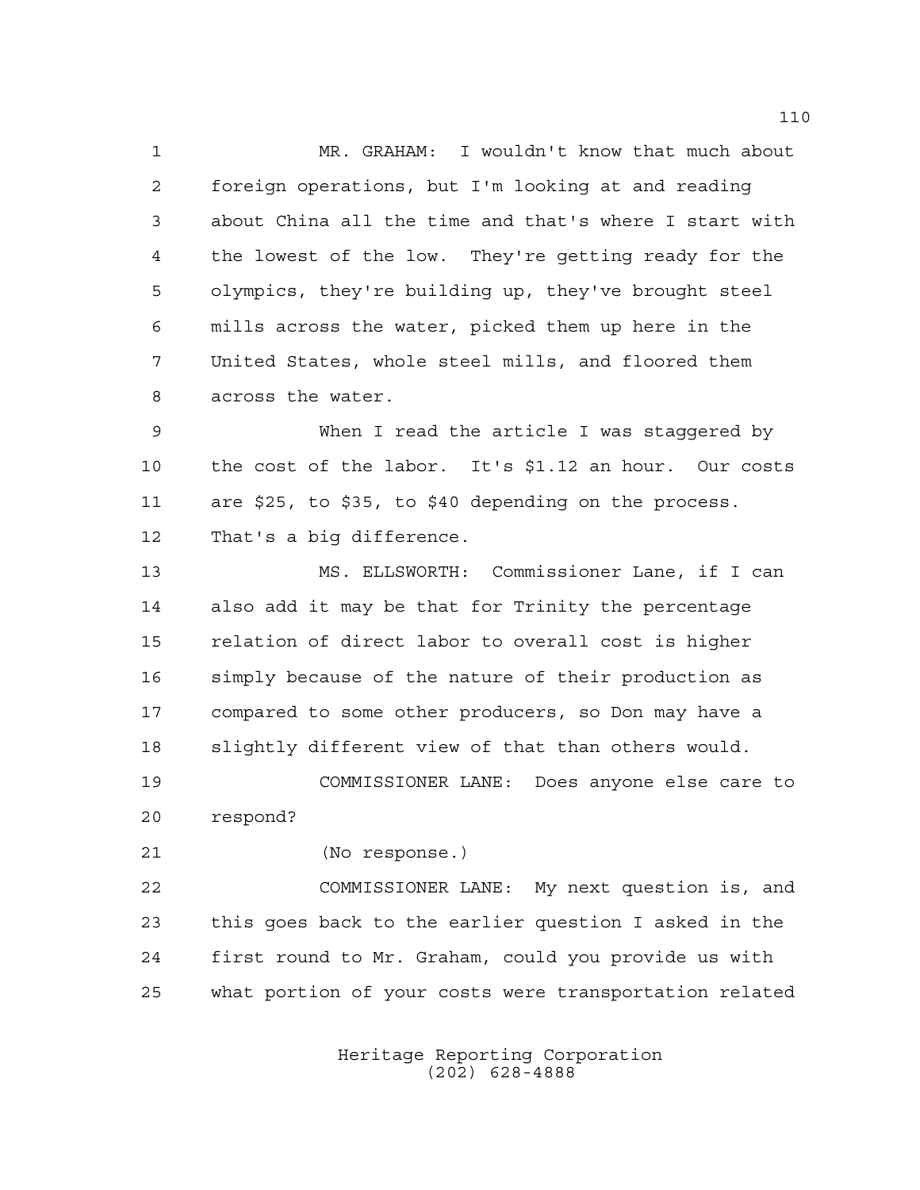MR. GRAHAM: I wouldn't know that much about foreign operations, but I'm looking at and reading about China all the time and that's where I start with the lowest of the low. They're getting ready for the olympics, they're building up, they've brought steel mills across the water, picked them up here in the United States, whole steel mills, and floored them across the water.

When I read the article I was staggered by the cost of the labor. It's $1.12 an hour. Our costs are $25, to $35, to $40 depending on the process. That's a big difference.

MS. ELLSWORTH: Commissioner Lane, if I can also add it may be that for Trinity the percentage relation of direct labor to overall cost is higher simply because of the nature of their production as compared to some other producers, so Don may have a slightly different view of that than others would.

COMMISSIONER LANE: Does anyone else care to respond?

(No response.)

COMMISSIONER LANE: My next question is, and this goes back to the earlier question I asked in the first round to Mr. Graham, could you provide us with what portion of your costs were transportation related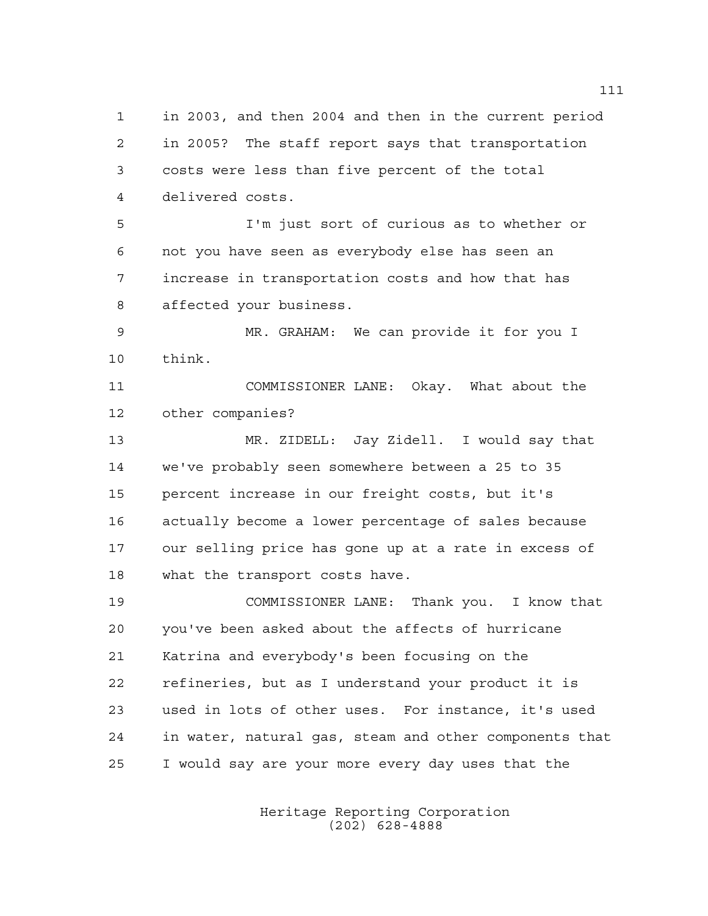in 2003, and then 2004 and then in the current period in 2005? The staff report says that transportation costs were less than five percent of the total delivered costs.

I'm just sort of curious as to whether or not you have seen as everybody else has seen an increase in transportation costs and how that has affected your business.

MR. GRAHAM: We can provide it for you I think.

COMMISSIONER LANE: Okay. What about the other companies?

MR. ZIDELL: Jay Zidell. I would say that we've probably seen somewhere between a 25 to 35 percent increase in our freight costs, but it's actually become a lower percentage of sales because our selling price has gone up at a rate in excess of what the transport costs have.

COMMISSIONER LANE: Thank you. I know that you've been asked about the affects of hurricane Katrina and everybody's been focusing on the refineries, but as I understand your product it is used in lots of other uses. For instance, it's used in water, natural gas, steam and other components that I would say are your more every day uses that the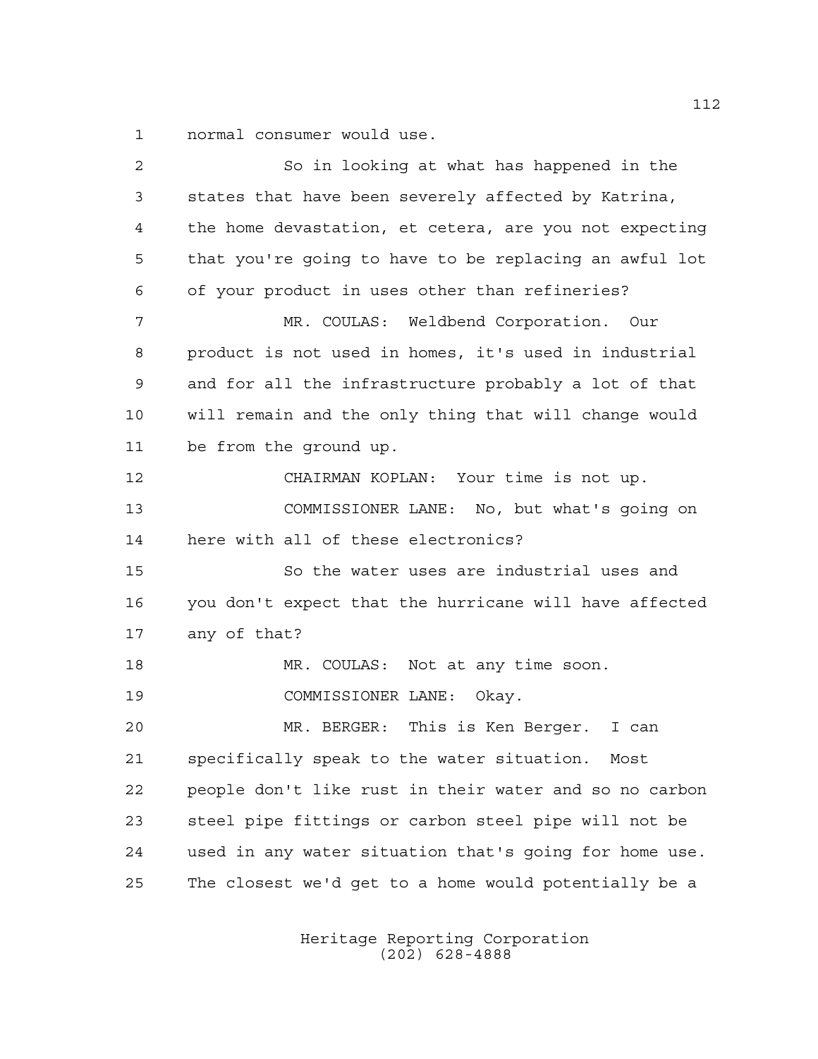normal consumer would use.

So in looking at what has happened in the states that have been severely affected by Katrina, the home devastation, et cetera, are you not expecting that you're going to have to be replacing an awful lot of your product in uses other than refineries?

MR. COULAS: Weldbend Corporation. Our product is not used in homes, it's used in industrial and for all the infrastructure probably a lot of that will remain and the only thing that will change would be from the ground up.

CHAIRMAN KOPLAN: Your time is not up.

COMMISSIONER LANE: No, but what's going on here with all of these electronics?

So the water uses are industrial uses and you don't expect that the hurricane will have affected any of that?

MR. COULAS: Not at any time soon.

COMMISSIONER LANE: Okay.

MR. BERGER: This is Ken Berger. I can specifically speak to the water situation. Most people don't like rust in their water and so no carbon steel pipe fittings or carbon steel pipe will not be used in any water situation that's going for home use. The closest we'd get to a home would potentially be a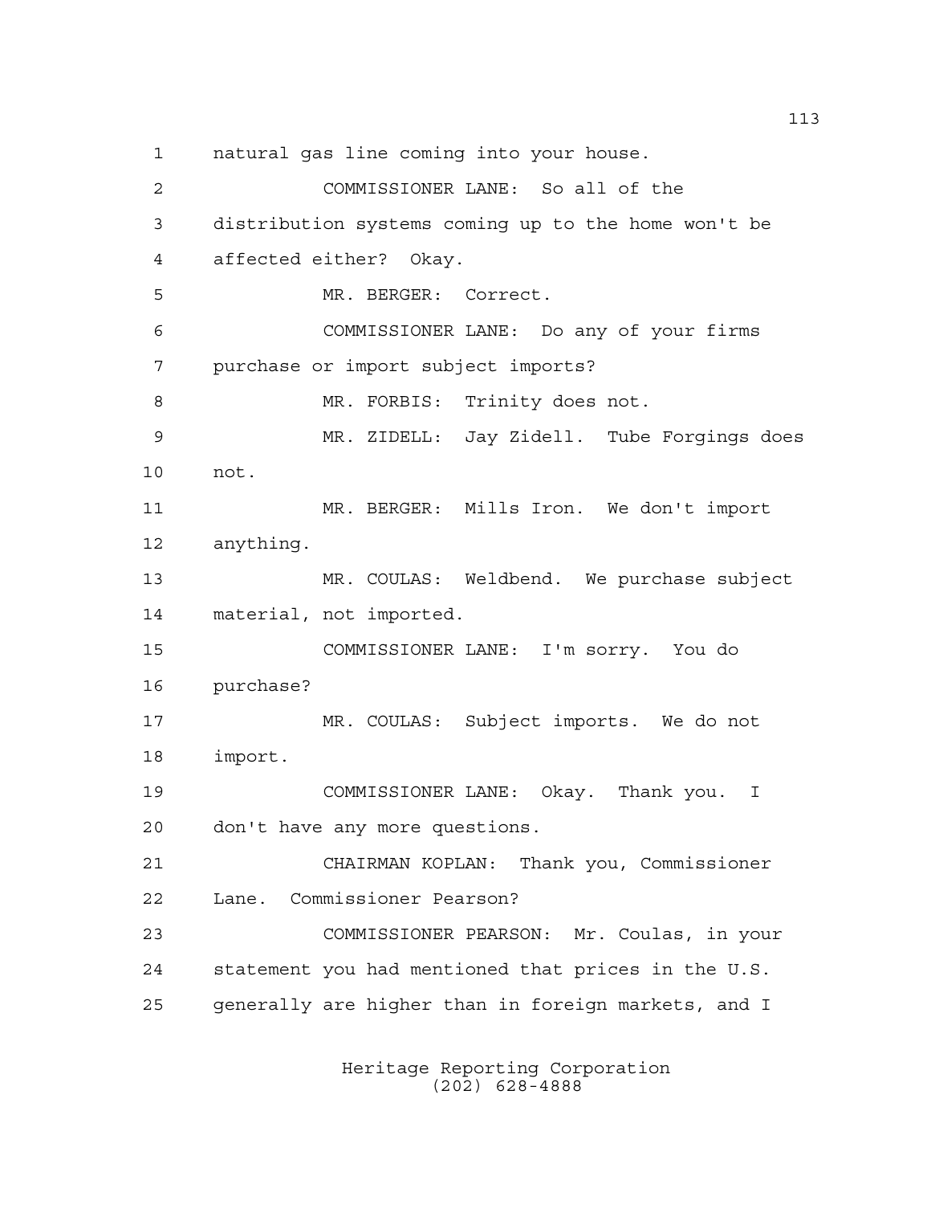natural gas line coming into your house.

COMMISSIONER LANE: So all of the distribution systems coming up to the home won't be affected either? Okay.

MR. BERGER: Correct.

COMMISSIONER LANE: Do any of your firms purchase or import subject imports?

MR. FORBIS: Trinity does not.

MR. ZIDELL: Jay Zidell. Tube Forgings does not.

MR. BERGER: Mills Iron. We don't import anything.

MR. COULAS: Weldbend. We purchase subject material, not imported.

COMMISSIONER LANE: I'm sorry. You do purchase?

MR. COULAS: Subject imports. We do not import.

COMMISSIONER LANE: Okay. Thank you. I don't have any more questions.

CHAIRMAN KOPLAN: Thank you, Commissioner Lane. Commissioner Pearson?

COMMISSIONER PEARSON: Mr. Coulas, in your statement you had mentioned that prices in the U.S. generally are higher than in foreign markets, and I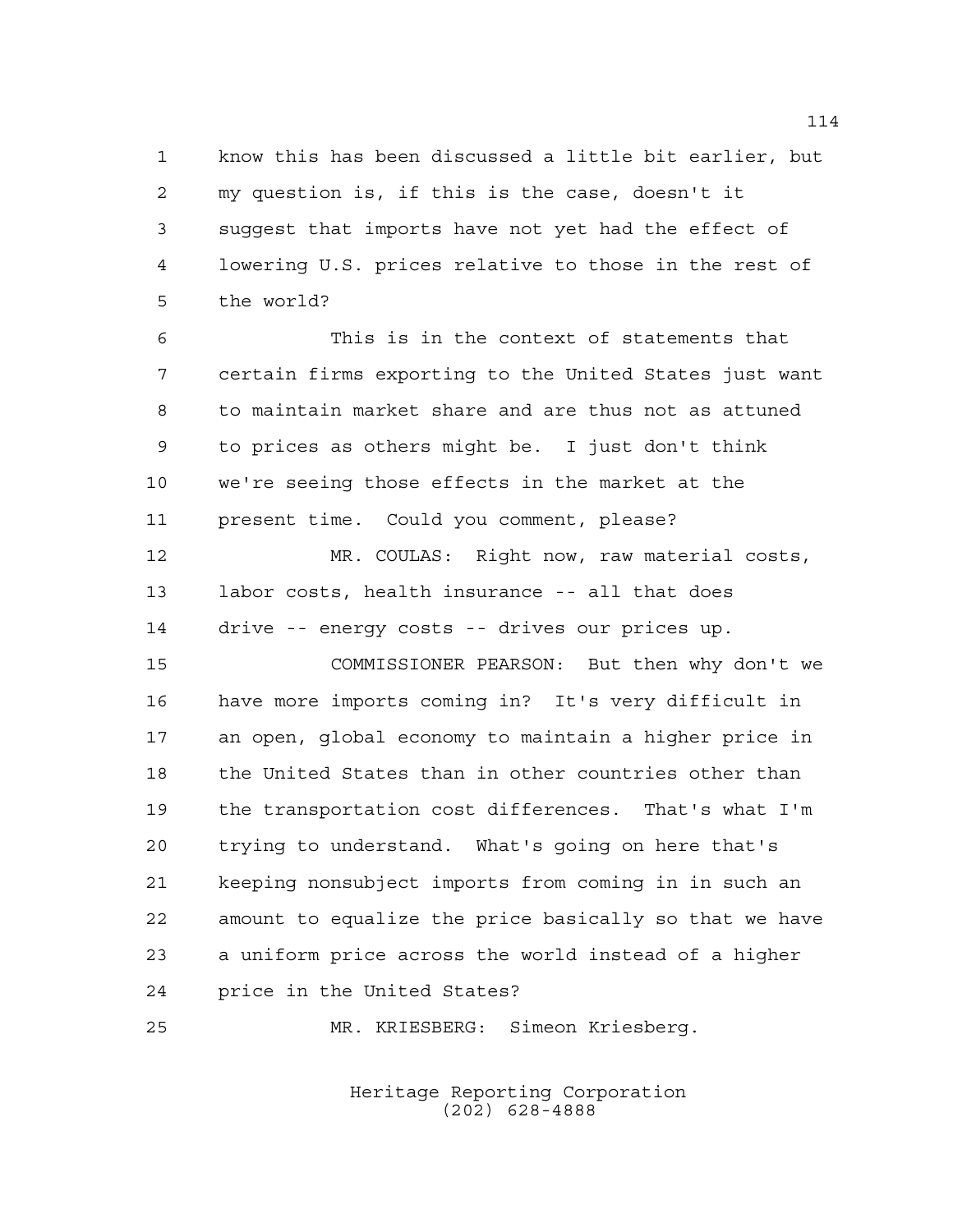know this has been discussed a little bit earlier, but my question is, if this is the case, doesn't it suggest that imports have not yet had the effect of lowering U.S. prices relative to those in the rest of the world?

This is in the context of statements that certain firms exporting to the United States just want to maintain market share and are thus not as attuned to prices as others might be. I just don't think we're seeing those effects in the market at the present time. Could you comment, please?

MR. COULAS: Right now, raw material costs, labor costs, health insurance -- all that does drive -- energy costs -- drives our prices up.

COMMISSIONER PEARSON: But then why don't we have more imports coming in? It's very difficult in an open, global economy to maintain a higher price in the United States than in other countries other than the transportation cost differences. That's what I'm trying to understand. What's going on here that's keeping nonsubject imports from coming in in such an amount to equalize the price basically so that we have a uniform price across the world instead of a higher price in the United States?

MR. KRIESBERG: Simeon Kriesberg.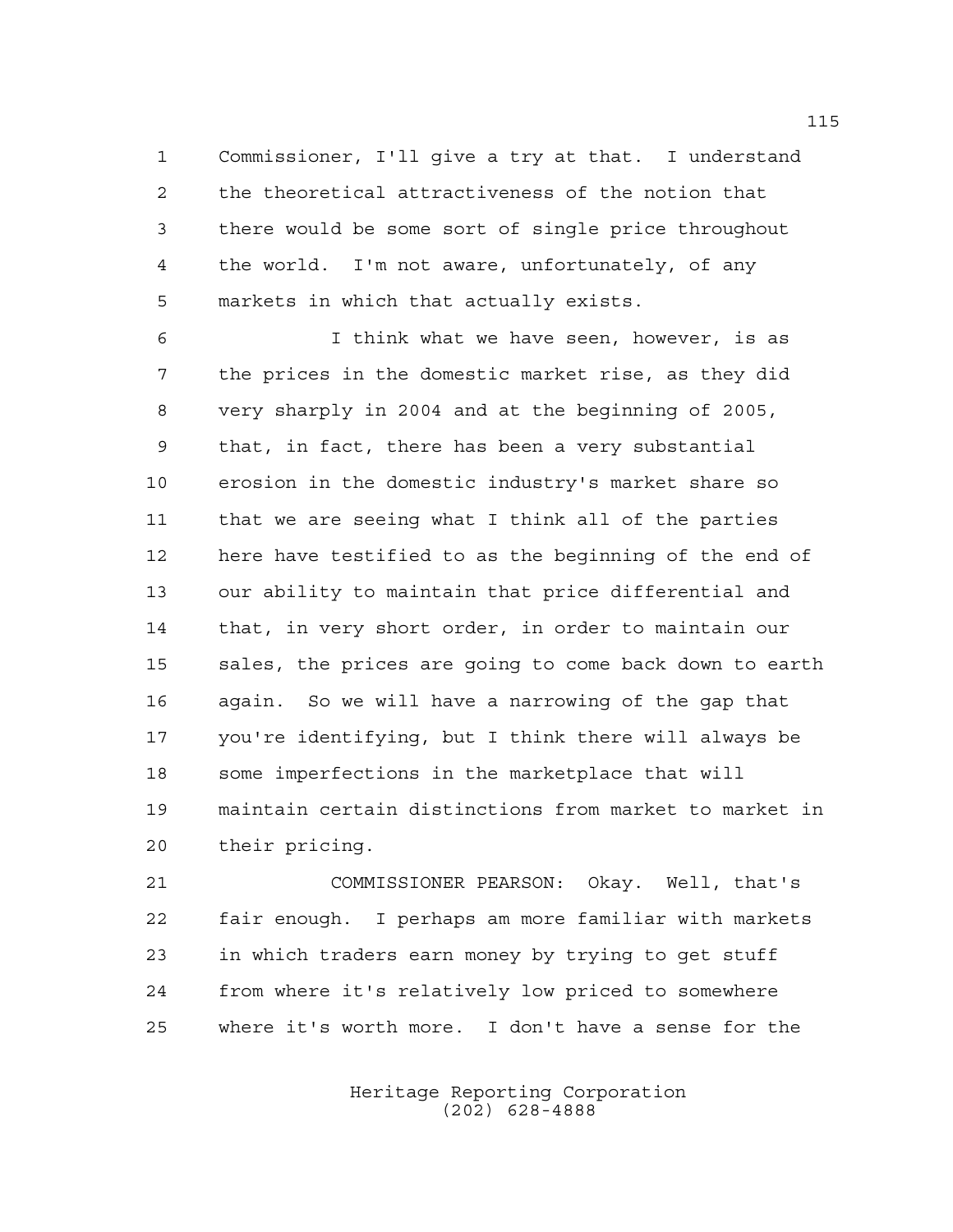Commissioner, I'll give a try at that. I understand the theoretical attractiveness of the notion that there would be some sort of single price throughout the world. I'm not aware, unfortunately, of any markets in which that actually exists.

I think what we have seen, however, is as the prices in the domestic market rise, as they did very sharply in 2004 and at the beginning of 2005, that, in fact, there has been a very substantial erosion in the domestic industry's market share so that we are seeing what I think all of the parties here have testified to as the beginning of the end of our ability to maintain that price differential and that, in very short order, in order to maintain our sales, the prices are going to come back down to earth again. So we will have a narrowing of the gap that you're identifying, but I think there will always be some imperfections in the marketplace that will maintain certain distinctions from market to market in their pricing.

COMMISSIONER PEARSON: Okay. Well, that's fair enough. I perhaps am more familiar with markets in which traders earn money by trying to get stuff from where it's relatively low priced to somewhere where it's worth more. I don't have a sense for the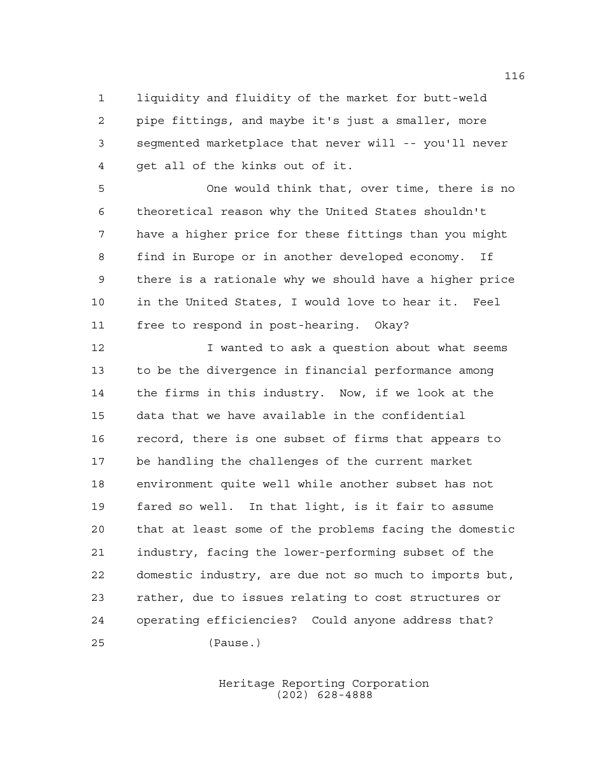liquidity and fluidity of the market for butt-weld pipe fittings, and maybe it's just a smaller, more segmented marketplace that never will -- you'll never get all of the kinks out of it.

One would think that, over time, there is no theoretical reason why the United States shouldn't have a higher price for these fittings than you might find in Europe or in another developed economy. If there is a rationale why we should have a higher price in the United States, I would love to hear it. Feel free to respond in post-hearing. Okay?

I wanted to ask a question about what seems to be the divergence in financial performance among the firms in this industry. Now, if we look at the data that we have available in the confidential record, there is one subset of firms that appears to be handling the challenges of the current market environment quite well while another subset has not fared so well. In that light, is it fair to assume that at least some of the problems facing the domestic industry, facing the lower-performing subset of the domestic industry, are due not so much to imports but, rather, due to issues relating to cost structures or operating efficiencies? Could anyone address that?

(Pause.)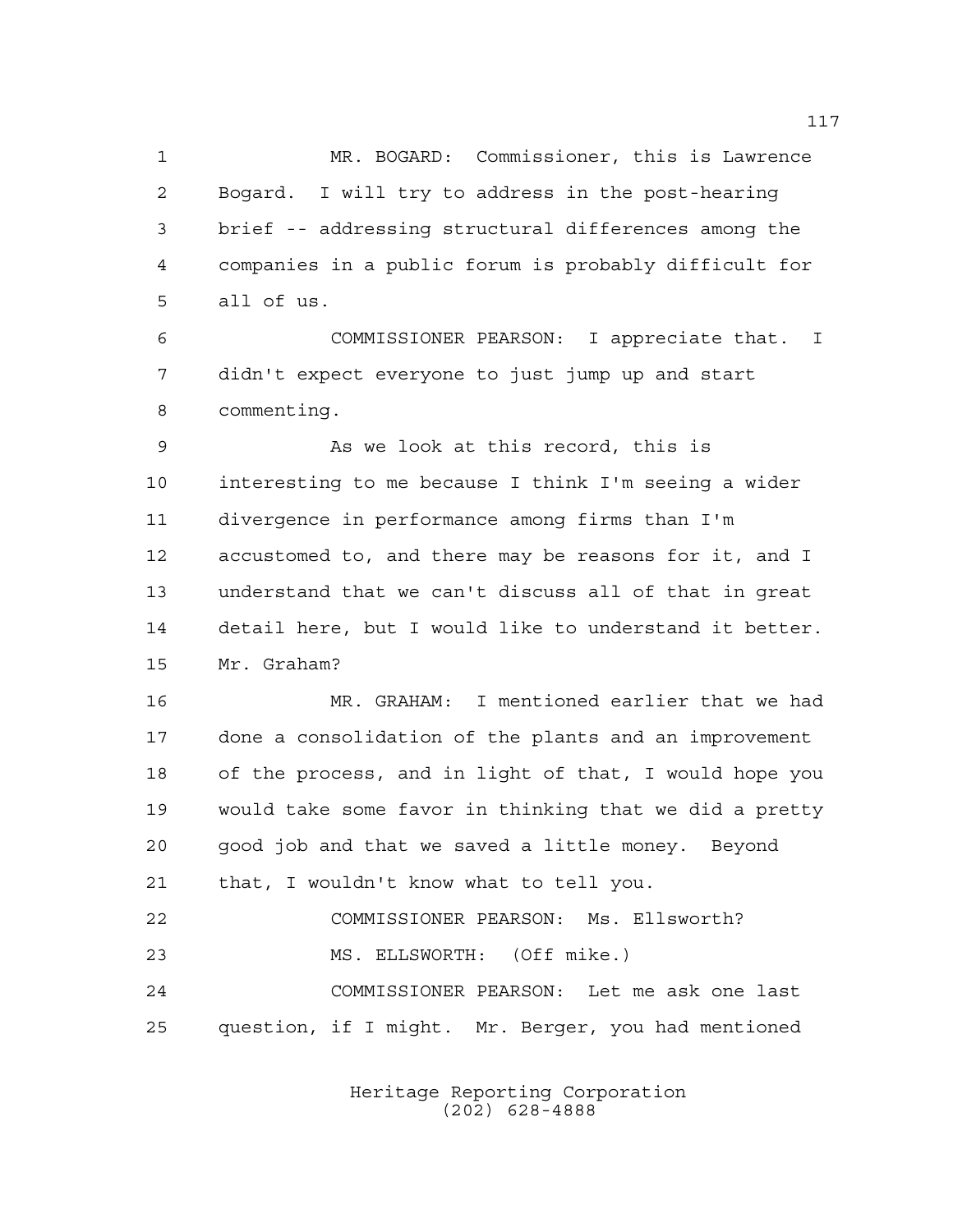MR. BOGARD: Commissioner, this is Lawrence Bogard. I will try to address in the post-hearing brief -- addressing structural differences among the companies in a public forum is probably difficult for all of us.

COMMISSIONER PEARSON: I appreciate that. I didn't expect everyone to just jump up and start commenting.

As we look at this record, this is interesting to me because I think I'm seeing a wider divergence in performance among firms than I'm accustomed to, and there may be reasons for it, and I understand that we can't discuss all of that in great detail here, but I would like to understand it better. Mr. Graham?

MR. GRAHAM: I mentioned earlier that we had done a consolidation of the plants and an improvement of the process, and in light of that, I would hope you would take some favor in thinking that we did a pretty good job and that we saved a little money. Beyond that, I wouldn't know what to tell you.

COMMISSIONER PEARSON: Ms. Ellsworth?

MS. ELLSWORTH: (Off mike.)

COMMISSIONER PEARSON: Let me ask one last question, if I might. Mr. Berger, you had mentioned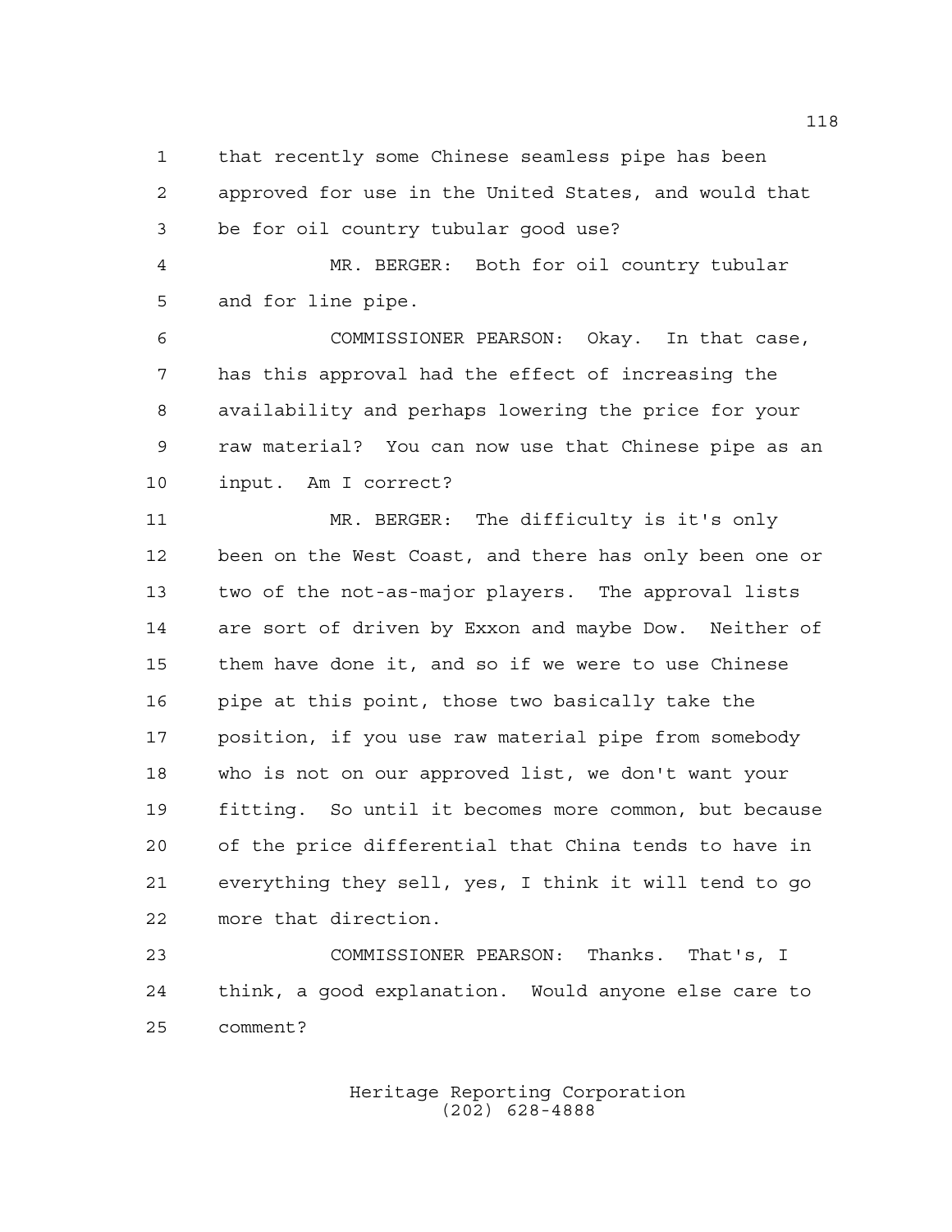1 that recently some Chinese seamless pipe has been
2 approved for use in the United States, and would that
3 be for oil country tubular good use?

4 MR. BERGER: Both for oil country tubular
5 and for line pipe.

6 COMMISSIONER PEARSON: Okay. In that case,
7 has this approval had the effect of increasing the
8 availability and perhaps lowering the price for your
9 raw material? You can now use that Chinese pipe as an
10 input. Am I correct?

11 MR. BERGER: The difficulty is it's only
12 been on the West Coast, and there has only been one or
13 two of the not-as-major players. The approval lists
14 are sort of driven by Exxon and maybe Dow. Neither of
15 them have done it, and so if we were to use Chinese
16 pipe at this point, those two basically take the
17 position, if you use raw material pipe from somebody
18 who is not on our approved list, we don't want your
19 fitting. So until it becomes more common, but because
20 of the price differential that China tends to have in
21 everything they sell, yes, I think it will tend to go
22 more that direction.

23 COMMISSIONER PEARSON: Thanks. That's, I
24 think, a good explanation. Would anyone else care to
25 comment?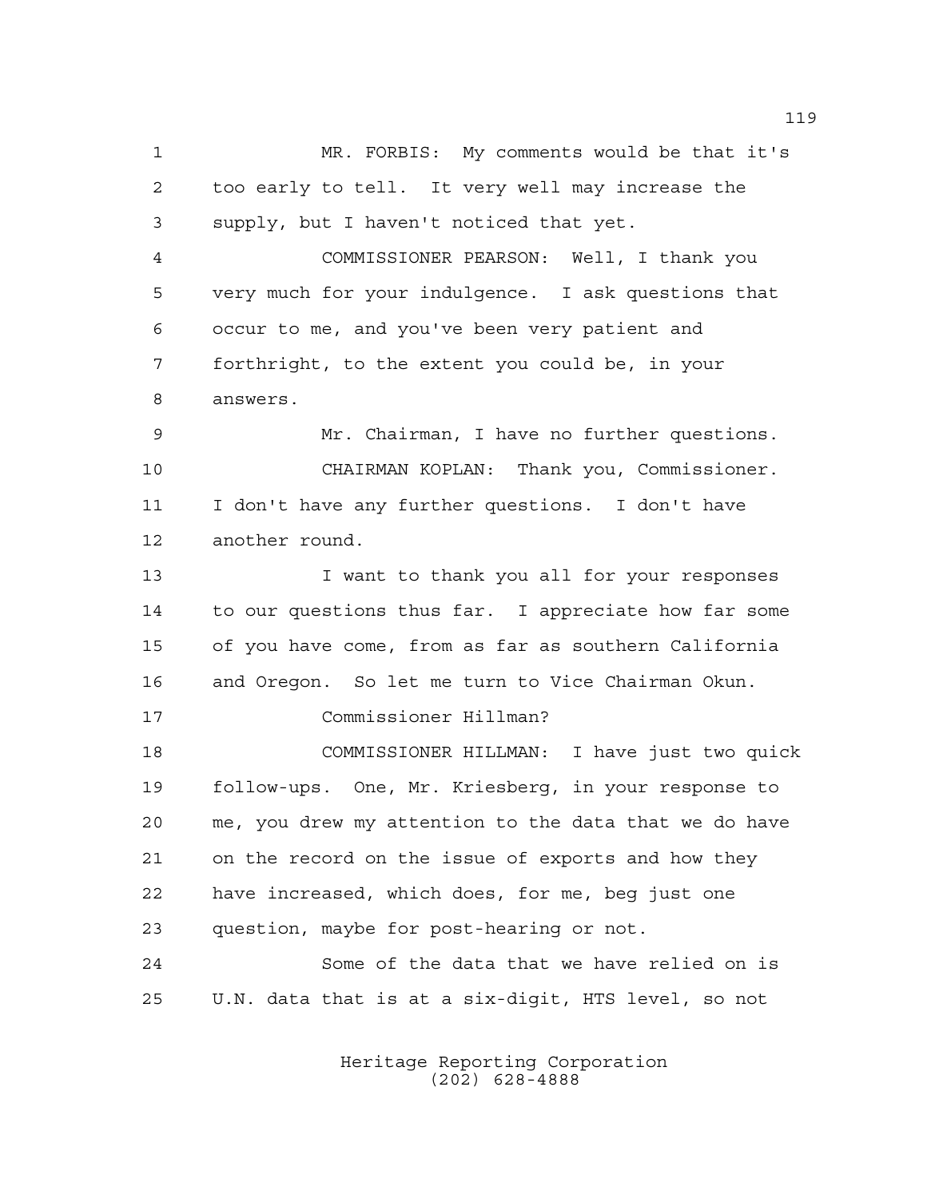MR. FORBIS: My comments would be that it's too early to tell. It very well may increase the supply, but I haven't noticed that yet.

COMMISSIONER PEARSON: Well, I thank you very much for your indulgence. I ask questions that occur to me, and you've been very patient and forthright, to the extent you could be, in your answers.

Mr. Chairman, I have no further questions.

CHAIRMAN KOPLAN: Thank you, Commissioner. I don't have any further questions. I don't have another round.

I want to thank you all for your responses to our questions thus far. I appreciate how far some of you have come, from as far as southern California and Oregon. So let me turn to Vice Chairman Okun.

Commissioner Hillman?

COMMISSIONER HILLMAN: I have just two quick follow-ups. One, Mr. Kriesberg, in your response to me, you drew my attention to the data that we do have on the record on the issue of exports and how they have increased, which does, for me, beg just one question, maybe for post-hearing or not.

Some of the data that we have relied on is U.N. data that is at a six-digit, HTS level, so not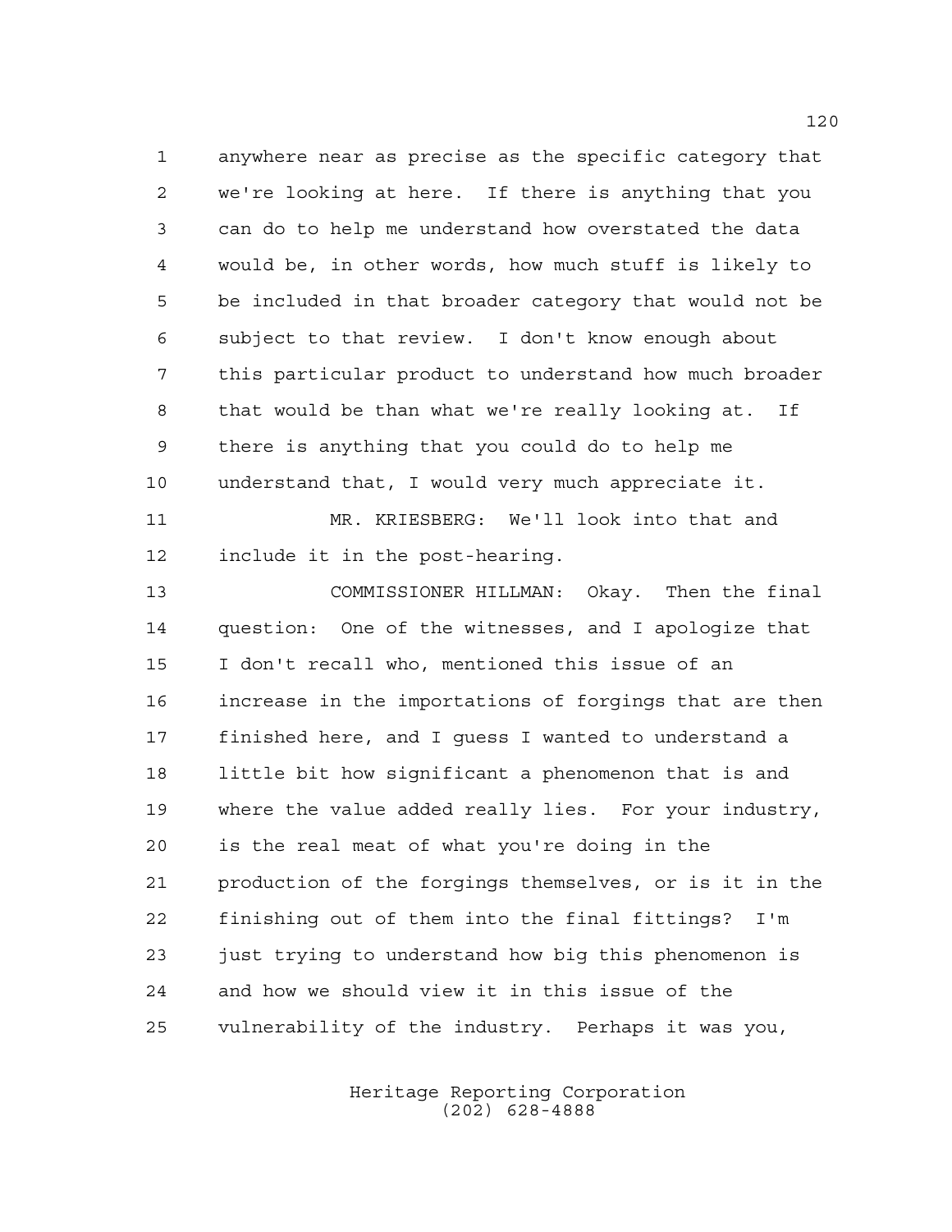anywhere near as precise as the specific category that we're looking at here. If there is anything that you can do to help me understand how overstated the data would be, in other words, how much stuff is likely to be included in that broader category that would not be subject to that review. I don't know enough about this particular product to understand how much broader that would be than what we're really looking at. If there is anything that you could do to help me understand that, I would very much appreciate it.

MR. KRIESBERG: We'll look into that and include it in the post-hearing.

COMMISSIONER HILLMAN: Okay. Then the final question: One of the witnesses, and I apologize that I don't recall who, mentioned this issue of an increase in the importations of forgings that are then finished here, and I guess I wanted to understand a little bit how significant a phenomenon that is and where the value added really lies. For your industry, is the real meat of what you're doing in the production of the forgings themselves, or is it in the finishing out of them into the final fittings? I'm just trying to understand how big this phenomenon is and how we should view it in this issue of the vulnerability of the industry. Perhaps it was you,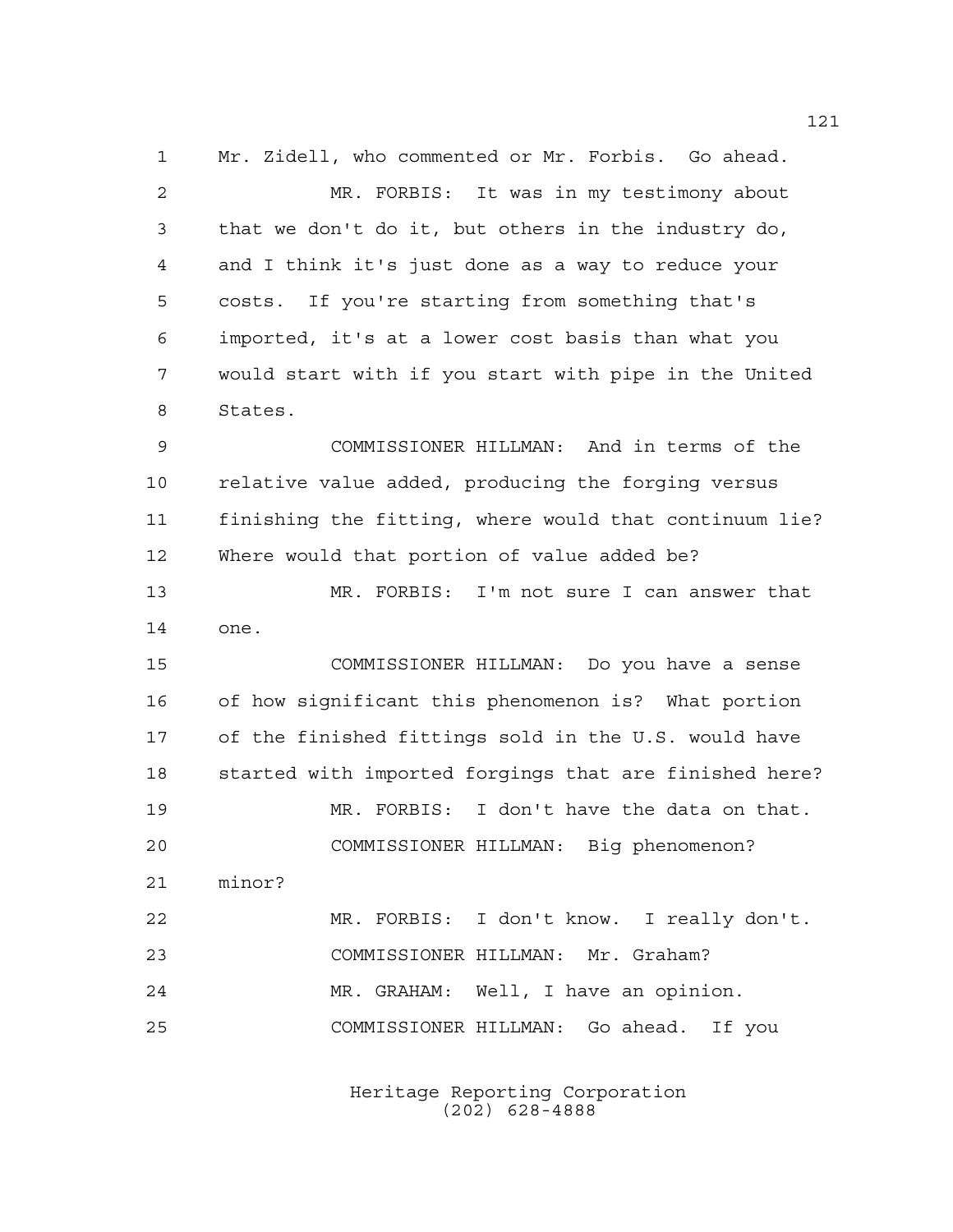Mr. Zidell, who commented or Mr. Forbis. Go ahead.

MR. FORBIS: It was in my testimony about that we don't do it, but others in the industry do, and I think it's just done as a way to reduce your costs. If you're starting from something that's imported, it's at a lower cost basis than what you would start with if you start with pipe in the United States.

COMMISSIONER HILLMAN: And in terms of the relative value added, producing the forging versus finishing the fitting, where would that continuum lie? Where would that portion of value added be?

MR. FORBIS: I'm not sure I can answer that one.

COMMISSIONER HILLMAN: Do you have a sense of how significant this phenomenon is? What portion of the finished fittings sold in the U.S. would have started with imported forgings that are finished here?

MR. FORBIS: I don't have the data on that.

COMMISSIONER HILLMAN: Big phenomenon? minor?

MR. FORBIS: I don't know. I really don't.

COMMISSIONER HILLMAN: Mr. Graham?

MR. GRAHAM: Well, I have an opinion.

COMMISSIONER HILLMAN: Go ahead. If you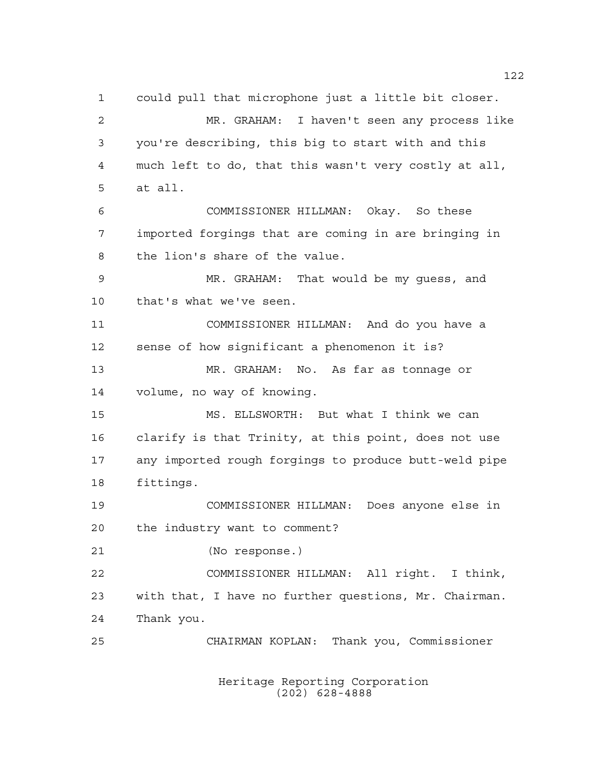could pull that microphone just a little bit closer.

MR. GRAHAM: I haven't seen any process like you're describing, this big to start with and this much left to do, that this wasn't very costly at all, at all.

COMMISSIONER HILLMAN: Okay. So these imported forgings that are coming in are bringing in the lion's share of the value.

MR. GRAHAM: That would be my guess, and that's what we've seen.

COMMISSIONER HILLMAN: And do you have a sense of how significant a phenomenon it is?

MR. GRAHAM: No. As far as tonnage or volume, no way of knowing.

MS. ELLSWORTH: But what I think we can clarify is that Trinity, at this point, does not use any imported rough forgings to produce butt-weld pipe fittings.

COMMISSIONER HILLMAN: Does anyone else in the industry want to comment?

(No response.)

COMMISSIONER HILLMAN: All right. I think, with that, I have no further questions, Mr. Chairman. Thank you.

CHAIRMAN KOPLAN: Thank you, Commissioner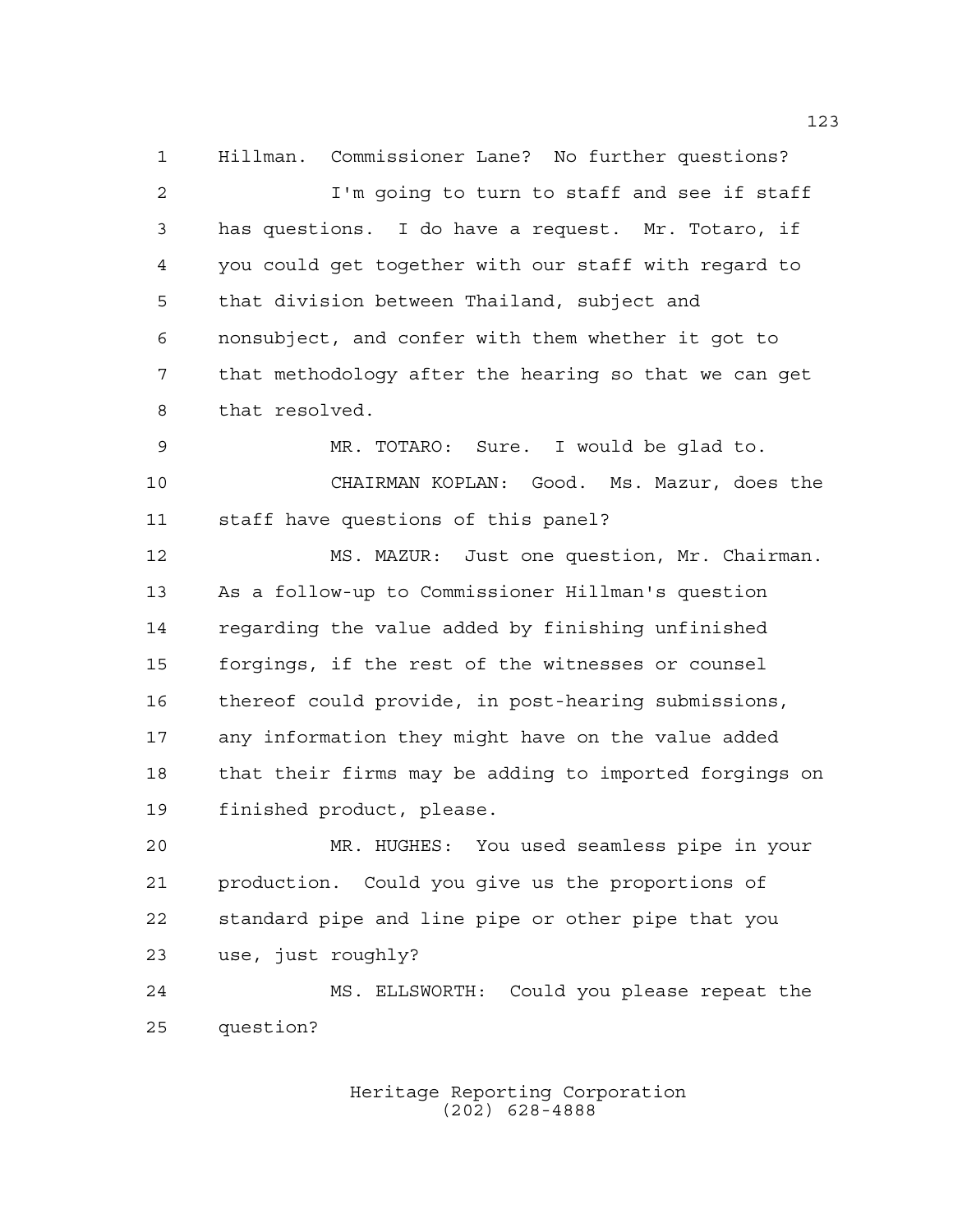Hillman. Commissioner Lane? No further questions?

I'm going to turn to staff and see if staff has questions. I do have a request. Mr. Totaro, if you could get together with our staff with regard to that division between Thailand, subject and nonsubject, and confer with them whether it got to that methodology after the hearing so that we can get that resolved.

MR. TOTARO: Sure. I would be glad to.

CHAIRMAN KOPLAN: Good. Ms. Mazur, does the staff have questions of this panel?

MS. MAZUR: Just one question, Mr. Chairman. As a follow-up to Commissioner Hillman's question regarding the value added by finishing unfinished forgings, if the rest of the witnesses or counsel thereof could provide, in post-hearing submissions, any information they might have on the value added that their firms may be adding to imported forgings on finished product, please.

MR. HUGHES: You used seamless pipe in your production. Could you give us the proportions of standard pipe and line pipe or other pipe that you use, just roughly?

MS. ELLSWORTH: Could you please repeat the question?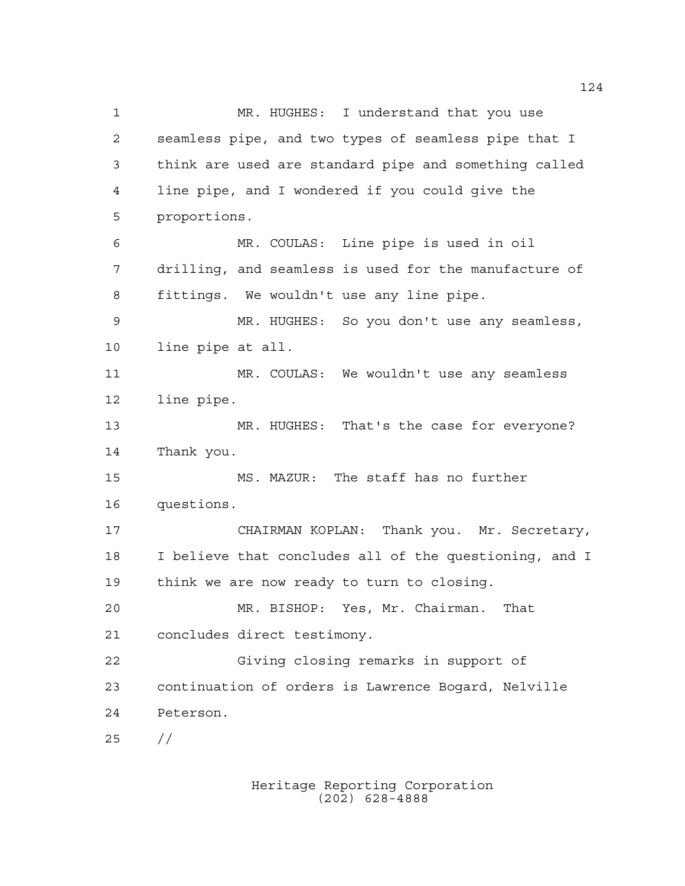MR. HUGHES: I understand that you use seamless pipe, and two types of seamless pipe that I think are used are standard pipe and something called line pipe, and I wondered if you could give the proportions.

MR. COULAS: Line pipe is used in oil drilling, and seamless is used for the manufacture of fittings. We wouldn't use any line pipe.

MR. HUGHES: So you don't use any seamless, line pipe at all.

MR. COULAS: We wouldn't use any seamless line pipe.

MR. HUGHES: That's the case for everyone? Thank you.

MS. MAZUR: The staff has no further questions.

CHAIRMAN KOPLAN: Thank you. Mr. Secretary, I believe that concludes all of the questioning, and I think we are now ready to turn to closing.

MR. BISHOP: Yes, Mr. Chairman. That concludes direct testimony.

Giving closing remarks in support of continuation of orders is Lawrence Bogard, Nelville Peterson.

//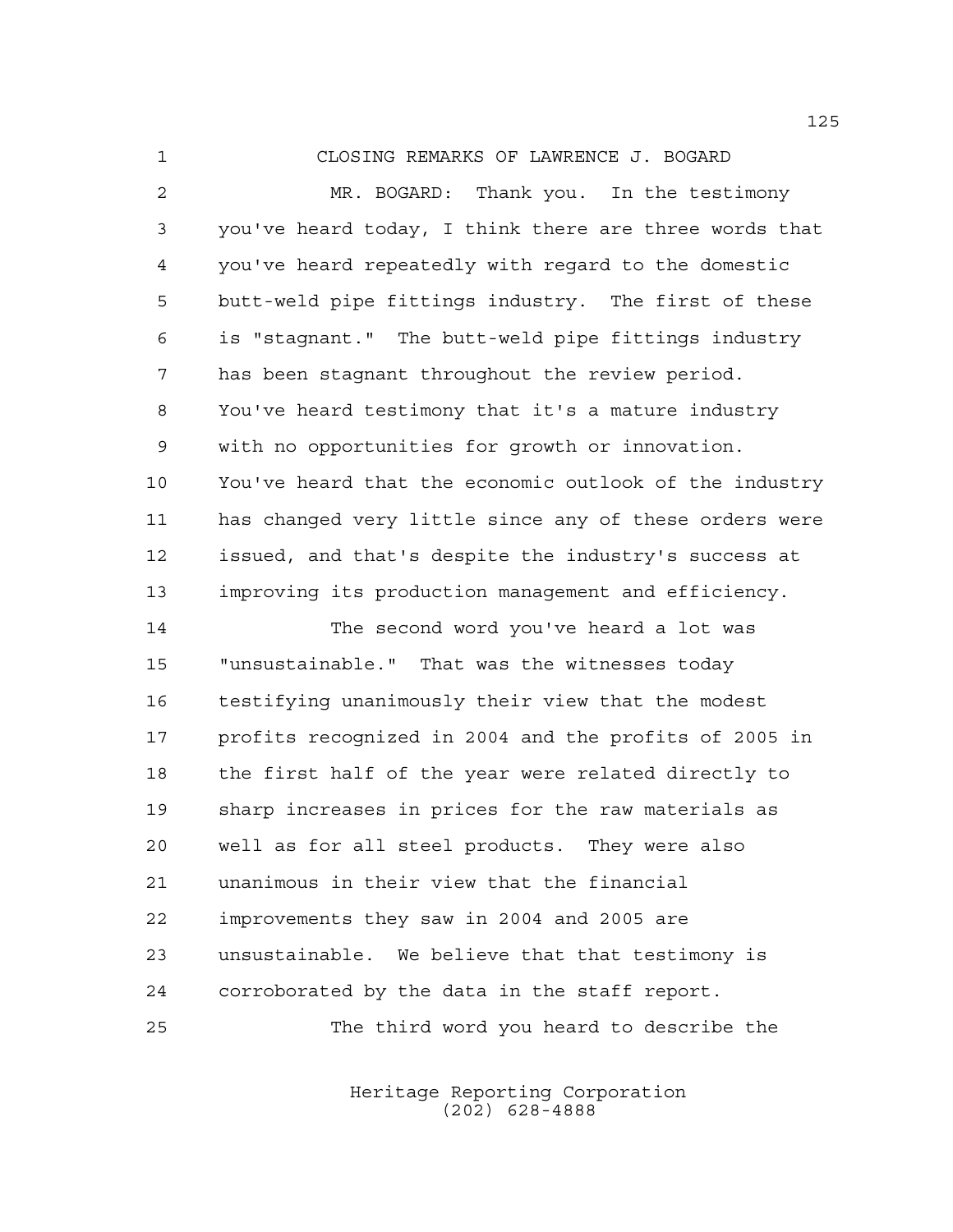## CLOSING REMARKS OF LAWRENCE J. BOGARD

MR. BOGARD: Thank you. In the testimony you've heard today, I think there are three words that you've heard repeatedly with regard to the domestic butt-weld pipe fittings industry. The first of these is "stagnant." The butt-weld pipe fittings industry has been stagnant throughout the review period. You've heard testimony that it's a mature industry with no opportunities for growth or innovation. You've heard that the economic outlook of the industry has changed very little since any of these orders were issued, and that's despite the industry's success at improving its production management and efficiency.

The second word you've heard a lot was "unsustainable." That was the witnesses today testifying unanimously their view that the modest profits recognized in 2004 and the profits of 2005 in the first half of the year were related directly to sharp increases in prices for the raw materials as well as for all steel products. They were also unanimous in their view that the financial improvements they saw in 2004 and 2005 are unsustainable. We believe that that testimony is corroborated by the data in the staff report.

The third word you heard to describe the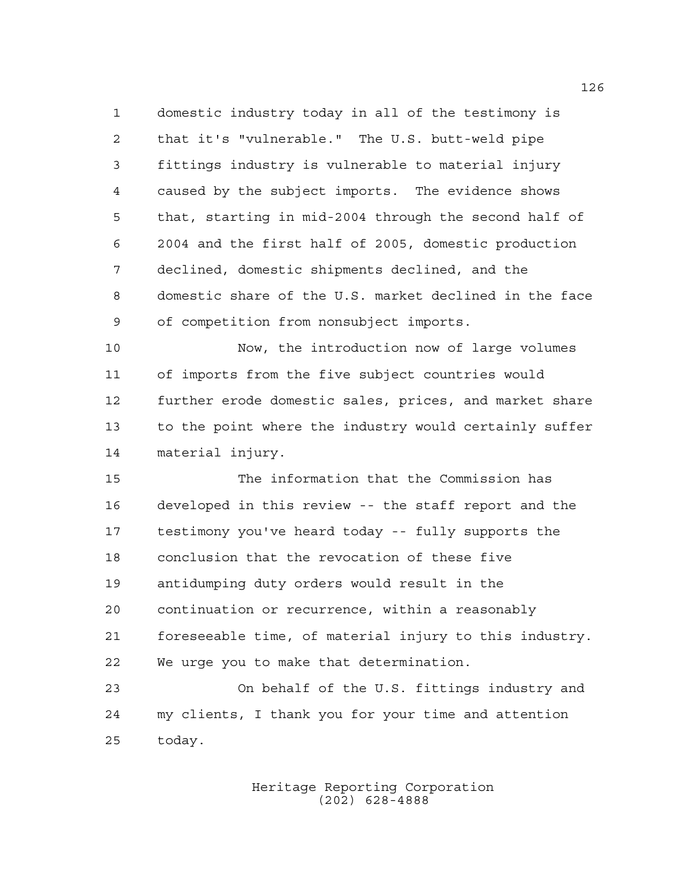domestic industry today in all of the testimony is that it's "vulnerable." The U.S. butt-weld pipe fittings industry is vulnerable to material injury caused by the subject imports. The evidence shows that, starting in mid-2004 through the second half of 2004 and the first half of 2005, domestic production declined, domestic shipments declined, and the domestic share of the U.S. market declined in the face of competition from nonsubject imports.

Now, the introduction now of large volumes of imports from the five subject countries would further erode domestic sales, prices, and market share to the point where the industry would certainly suffer material injury.

The information that the Commission has developed in this review -- the staff report and the testimony you've heard today -- fully supports the conclusion that the revocation of these five antidumping duty orders would result in the continuation or recurrence, within a reasonably foreseeable time, of material injury to this industry. We urge you to make that determination.

On behalf of the U.S. fittings industry and my clients, I thank you for your time and attention today.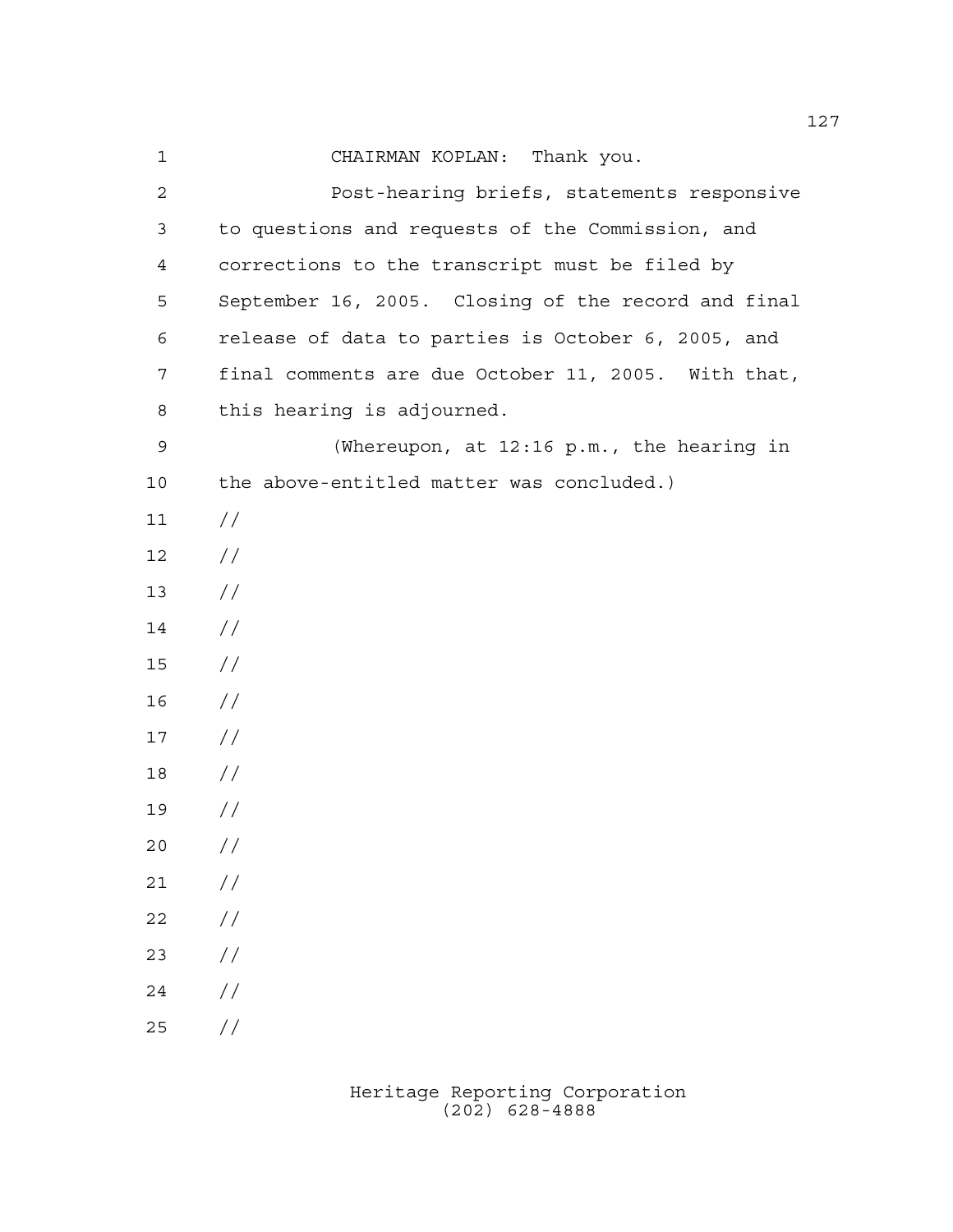CHAIRMAN KOPLAN: Thank you.

Post-hearing briefs, statements responsive to questions and requests of the Commission, and corrections to the transcript must be filed by September 16, 2005. Closing of the record and final release of data to parties is October 6, 2005, and final comments are due October 11, 2005. With that, this hearing is adjourned.

(Whereupon, at 12:16 p.m., the hearing in the above-entitled matter was concluded.)

//

//

//

//

//

//

//

//

//

//

//

//

//

//

//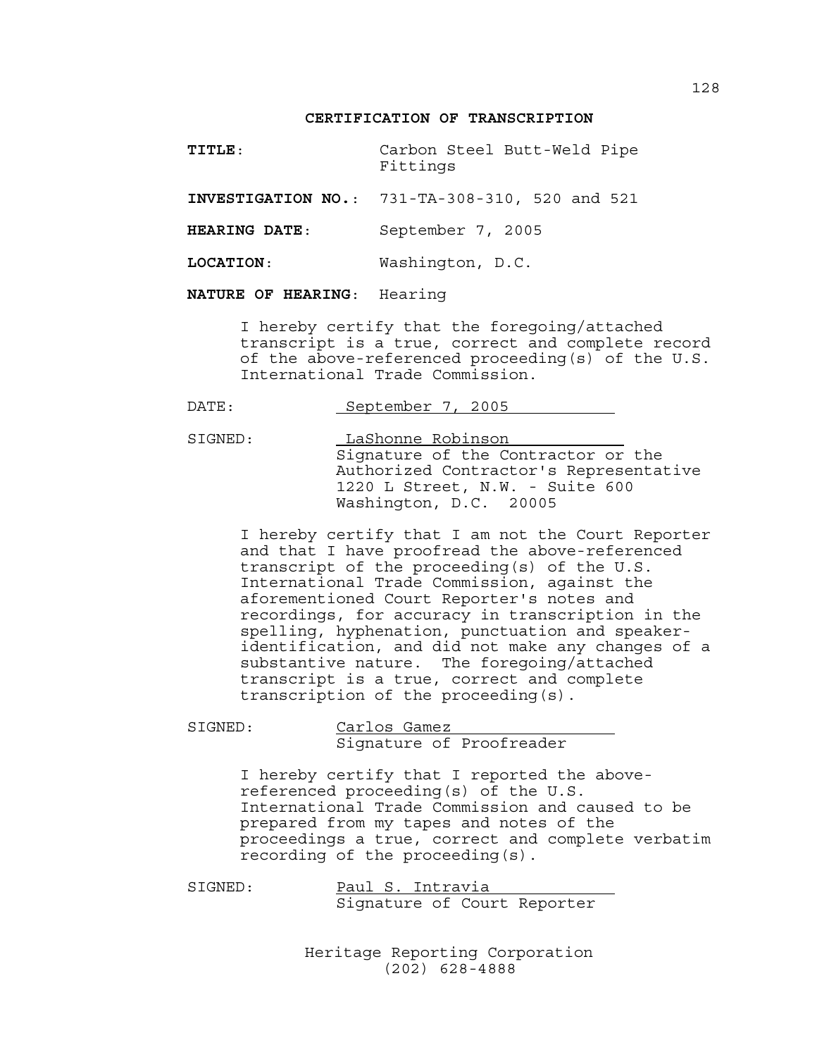**CERTIFICATION OF TRANSCRIPTION**

**TITLE**: Carbon Steel Butt-Weld Pipe Fittings

**INVESTIGATION NO.**: 731-TA-308-310, 520 and 521

**HEARING DATE**: September 7, 2005

**LOCATION**: Washington, D.C.

**NATURE OF HEARING**: Hearing

I hereby certify that the foregoing/attached transcript is a true, correct and complete record of the above-referenced proceeding(s) of the U.S. International Trade Commission.

DATE: September 7, 2005

SIGNED: LaShonne Robinson
Signature of the Contractor or the Authorized Contractor's Representative
1220 L Street, N.W. - Suite 600
Washington, D.C. 20005

I hereby certify that I am not the Court Reporter and that I have proofread the above-referenced transcript of the proceeding(s) of the U.S. International Trade Commission, against the aforementioned Court Reporter's notes and recordings, for accuracy in transcription in the spelling, hyphenation, punctuation and speaker-identification, and did not make any changes of a substantive nature. The foregoing/attached transcript is a true, correct and complete transcription of the proceeding(s).

SIGNED: Carlos Gamez
Signature of Proofreader

I hereby certify that I reported the above-referenced proceeding(s) of the U.S. International Trade Commission and caused to be prepared from my tapes and notes of the proceedings a true, correct and complete verbatim recording of the proceeding(s).

SIGNED: Paul S. Intravia
Signature of Court Reporter